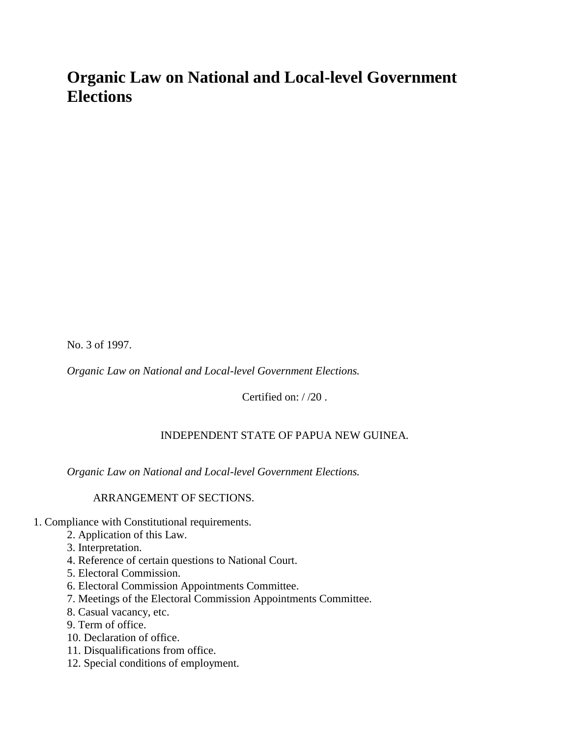# Organic Law on National and Local-level Government Elections

No. 3 of 1997.

*Organic Law on National and Local-level Government Elections.*

Certified on: / /20 .

INDEPENDENT STATE OF PAPUA NEW GUINEA.

*Organic Law on National and Local-level Government Elections.*

ARRANGEMENT OF SECTIONS.

1. Compliance with Constitutional requirements.
2. Application of this Law.
3. Interpretation.
4. Reference of certain questions to National Court.
5. Electoral Commission.
6. Electoral Commission Appointments Committee.
7. Meetings of the Electoral Commission Appointments Committee.
8. Casual vacancy, etc.
9. Term of office.
10. Declaration of office.
11. Disqualifications from office.
12. Special conditions of employment.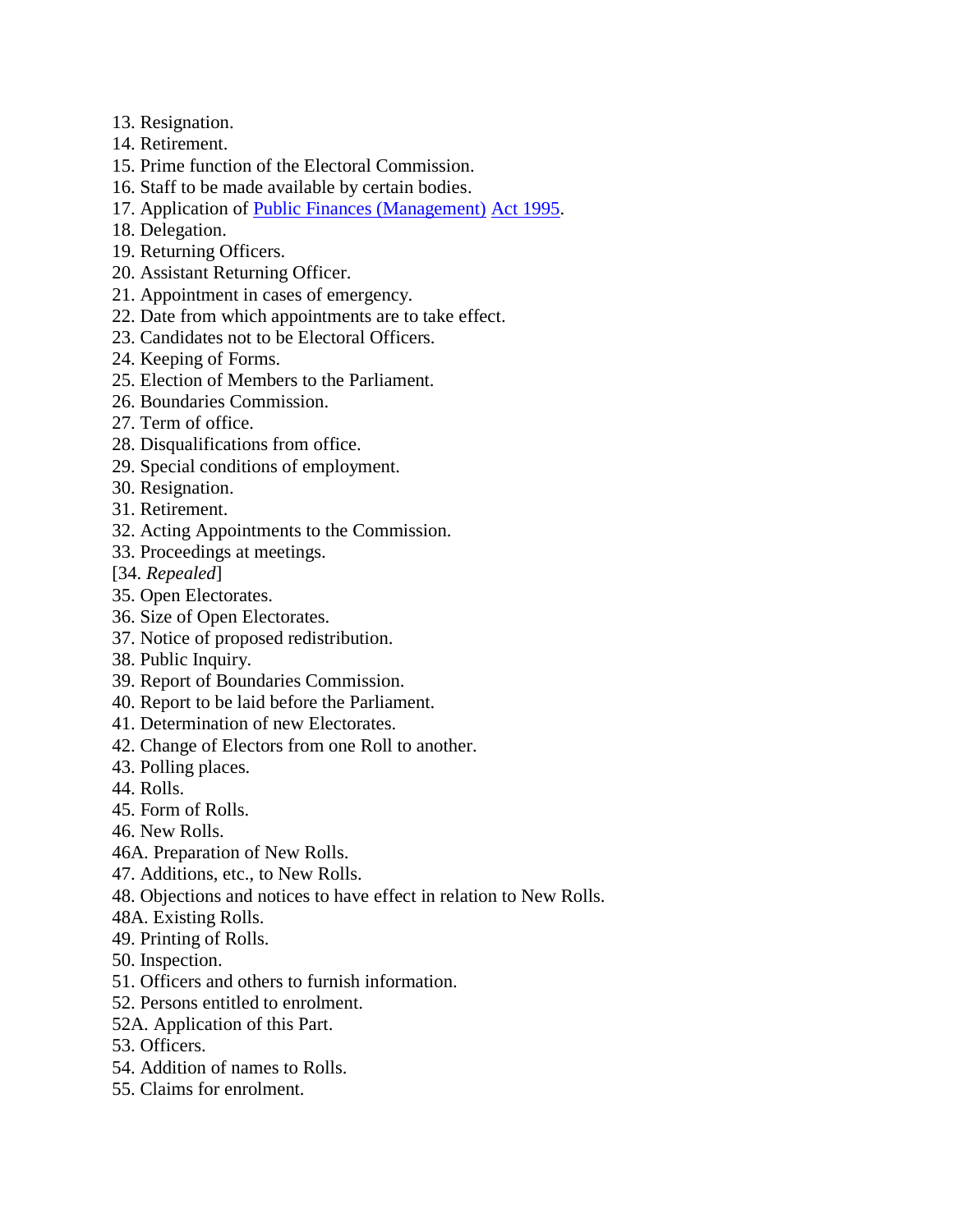13. Resignation.
14. Retirement.
15. Prime function of the Electoral Commission.
16. Staff to be made available by certain bodies.
17. Application of Public Finances (Management) Act 1995.
18. Delegation.
19. Returning Officers.
20. Assistant Returning Officer.
21. Appointment in cases of emergency.
22. Date from which appointments are to take effect.
23. Candidates not to be Electoral Officers.
24. Keeping of Forms.
25. Election of Members to the Parliament.
26. Boundaries Commission.
27. Term of office.
28. Disqualifications from office.
29. Special conditions of employment.
30. Resignation.
31. Retirement.
32. Acting Appointments to the Commission.
33. Proceedings at meetings.
[34. *Repealed*]
35. Open Electorates.
36. Size of Open Electorates.
37. Notice of proposed redistribution.
38. Public Inquiry.
39. Report of Boundaries Commission.
40. Report to be laid before the Parliament.
41. Determination of new Electorates.
42. Change of Electors from one Roll to another.
43. Polling places.
44. Rolls.
45. Form of Rolls.
46. New Rolls.
46A. Preparation of New Rolls.
47. Additions, etc., to New Rolls.
48. Objections and notices to have effect in relation to New Rolls.
48A. Existing Rolls.
49. Printing of Rolls.
50. Inspection.
51. Officers and others to furnish information.
52. Persons entitled to enrolment.
52A. Application of this Part.
53. Officers.
54. Addition of names to Rolls.
55. Claims for enrolment.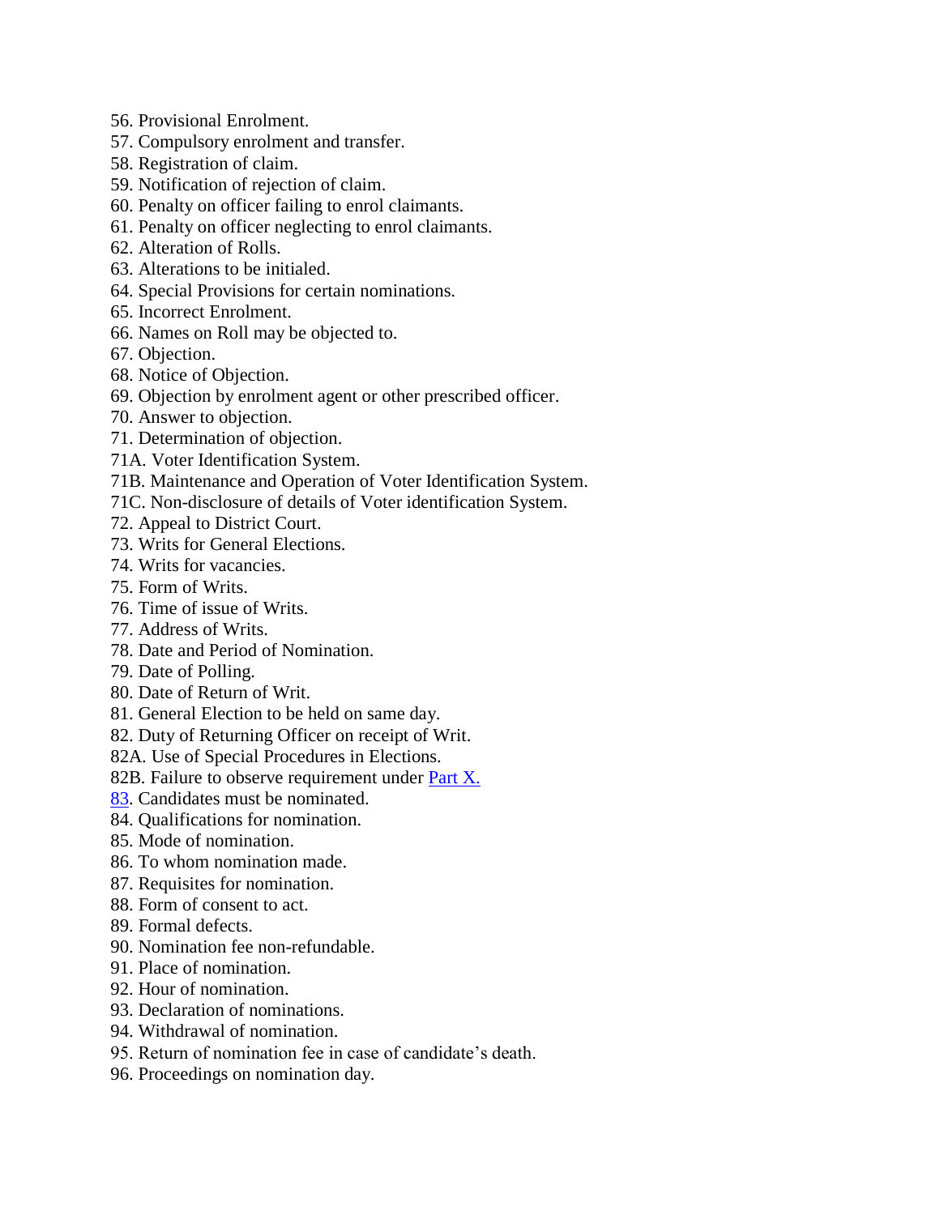56. Provisional Enrolment.
57. Compulsory enrolment and transfer.
58. Registration of claim.
59. Notification of rejection of claim.
60. Penalty on officer failing to enrol claimants.
61. Penalty on officer neglecting to enrol claimants.
62. Alteration of Rolls.
63. Alterations to be initialed.
64. Special Provisions for certain nominations.
65. Incorrect Enrolment.
66. Names on Roll may be objected to.
67. Objection.
68. Notice of Objection.
69. Objection by enrolment agent or other prescribed officer.
70. Answer to objection.
71. Determination of objection.
71A. Voter Identification System.
71B. Maintenance and Operation of Voter Identification System.
71C. Non-disclosure of details of Voter identification System.
72. Appeal to District Court.
73. Writs for General Elections.
74. Writs for vacancies.
75. Form of Writs.
76. Time of issue of Writs.
77. Address of Writs.
78. Date and Period of Nomination.
79. Date of Polling.
80. Date of Return of Writ.
81. General Election to be held on same day.
82. Duty of Returning Officer on receipt of Writ.
82A. Use of Special Procedures in Elections.
82B. Failure to observe requirement under Part X.
83. Candidates must be nominated.
84. Qualifications for nomination.
85. Mode of nomination.
86. To whom nomination made.
87. Requisites for nomination.
88. Form of consent to act.
89. Formal defects.
90. Nomination fee non-refundable.
91. Place of nomination.
92. Hour of nomination.
93. Declaration of nominations.
94. Withdrawal of nomination.
95. Return of nomination fee in case of candidate's death.
96. Proceedings on nomination day.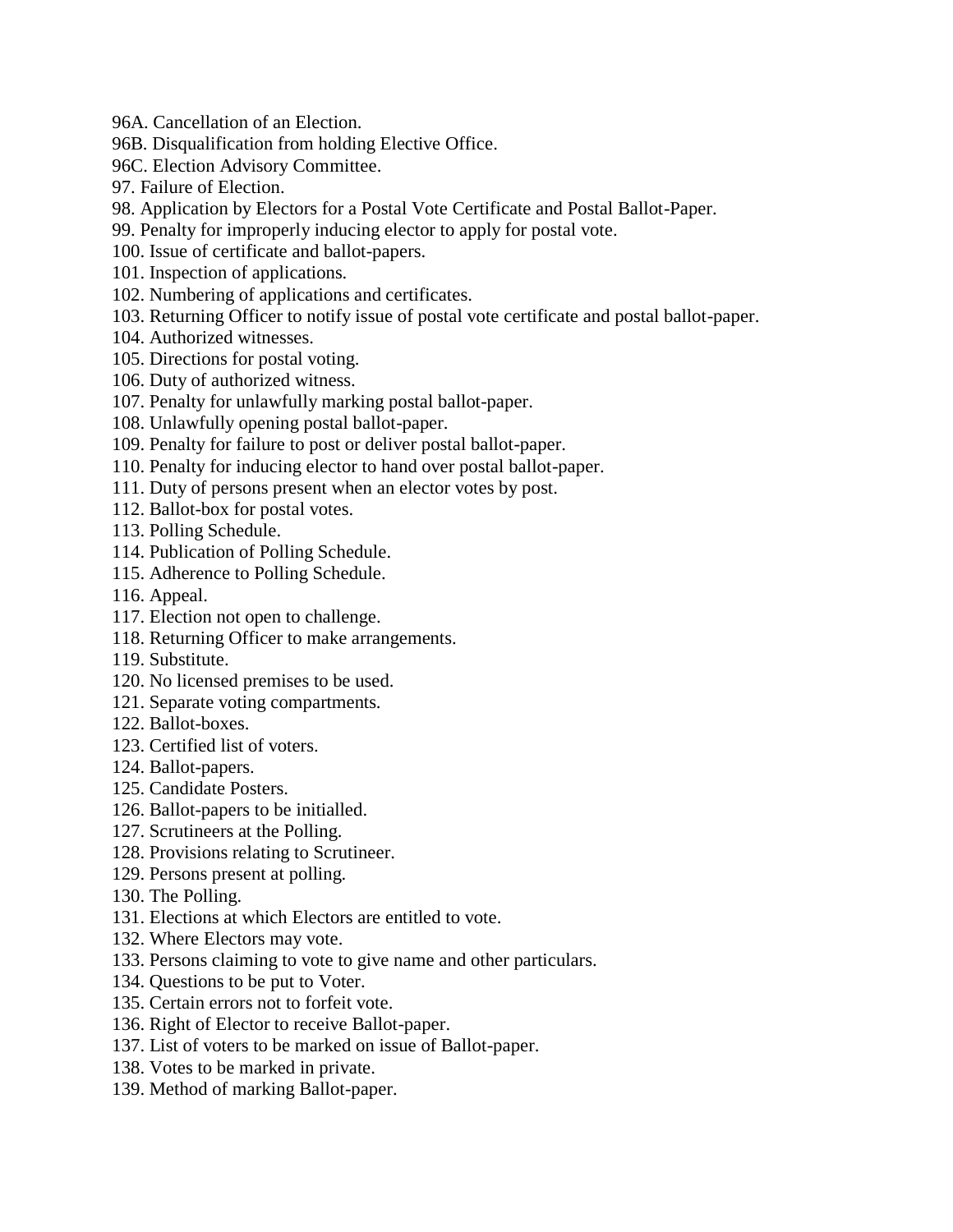96A. Cancellation of an Election.
96B. Disqualification from holding Elective Office.
96C. Election Advisory Committee.
97. Failure of Election.
98. Application by Electors for a Postal Vote Certificate and Postal Ballot-Paper.
99. Penalty for improperly inducing elector to apply for postal vote.
100. Issue of certificate and ballot-papers.
101. Inspection of applications.
102. Numbering of applications and certificates.
103. Returning Officer to notify issue of postal vote certificate and postal ballot-paper.
104. Authorized witnesses.
105. Directions for postal voting.
106. Duty of authorized witness.
107. Penalty for unlawfully marking postal ballot-paper.
108. Unlawfully opening postal ballot-paper.
109. Penalty for failure to post or deliver postal ballot-paper.
110. Penalty for inducing elector to hand over postal ballot-paper.
111. Duty of persons present when an elector votes by post.
112. Ballot-box for postal votes.
113. Polling Schedule.
114. Publication of Polling Schedule.
115. Adherence to Polling Schedule.
116. Appeal.
117. Election not open to challenge.
118. Returning Officer to make arrangements.
119. Substitute.
120. No licensed premises to be used.
121. Separate voting compartments.
122. Ballot-boxes.
123. Certified list of voters.
124. Ballot-papers.
125. Candidate Posters.
126. Ballot-papers to be initialled.
127. Scrutineers at the Polling.
128. Provisions relating to Scrutineer.
129. Persons present at polling.
130. The Polling.
131. Elections at which Electors are entitled to vote.
132. Where Electors may vote.
133. Persons claiming to vote to give name and other particulars.
134. Questions to be put to Voter.
135. Certain errors not to forfeit vote.
136. Right of Elector to receive Ballot-paper.
137. List of voters to be marked on issue of Ballot-paper.
138. Votes to be marked in private.
139. Method of marking Ballot-paper.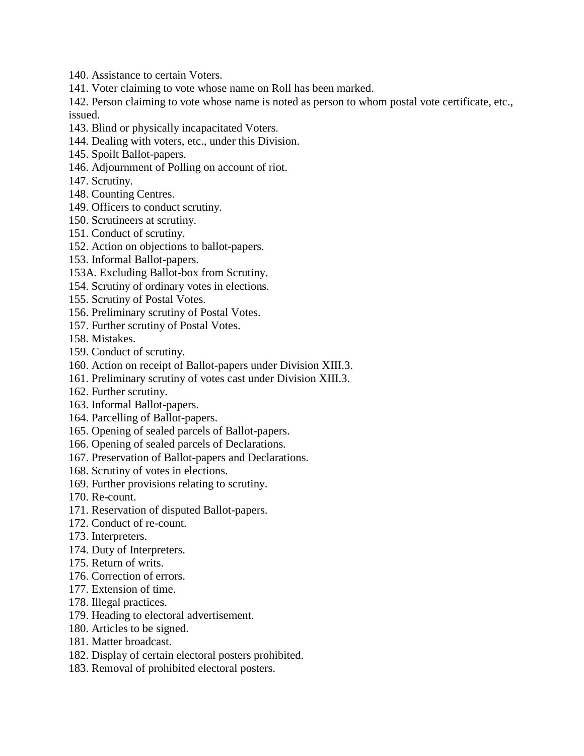140. Assistance to certain Voters.
141. Voter claiming to vote whose name on Roll has been marked.
142. Person claiming to vote whose name is noted as person to whom postal vote certificate, etc., issued.
143. Blind or physically incapacitated Voters.
144. Dealing with voters, etc., under this Division.
145. Spoilt Ballot-papers.
146. Adjournment of Polling on account of riot.
147. Scrutiny.
148. Counting Centres.
149. Officers to conduct scrutiny.
150. Scrutineers at scrutiny.
151. Conduct of scrutiny.
152. Action on objections to ballot-papers.
153. Informal Ballot-papers.
153A. Excluding Ballot-box from Scrutiny.
154. Scrutiny of ordinary votes in elections.
155. Scrutiny of Postal Votes.
156. Preliminary scrutiny of Postal Votes.
157. Further scrutiny of Postal Votes.
158. Mistakes.
159. Conduct of scrutiny.
160. Action on receipt of Ballot-papers under Division XIII.3.
161. Preliminary scrutiny of votes cast under Division XIII.3.
162. Further scrutiny.
163. Informal Ballot-papers.
164. Parcelling of Ballot-papers.
165. Opening of sealed parcels of Ballot-papers.
166. Opening of sealed parcels of Declarations.
167. Preservation of Ballot-papers and Declarations.
168. Scrutiny of votes in elections.
169. Further provisions relating to scrutiny.
170. Re-count.
171. Reservation of disputed Ballot-papers.
172. Conduct of re-count.
173. Interpreters.
174. Duty of Interpreters.
175. Return of writs.
176. Correction of errors.
177. Extension of time.
178. Illegal practices.
179. Heading to electoral advertisement.
180. Articles to be signed.
181. Matter broadcast.
182. Display of certain electoral posters prohibited.
183. Removal of prohibited electoral posters.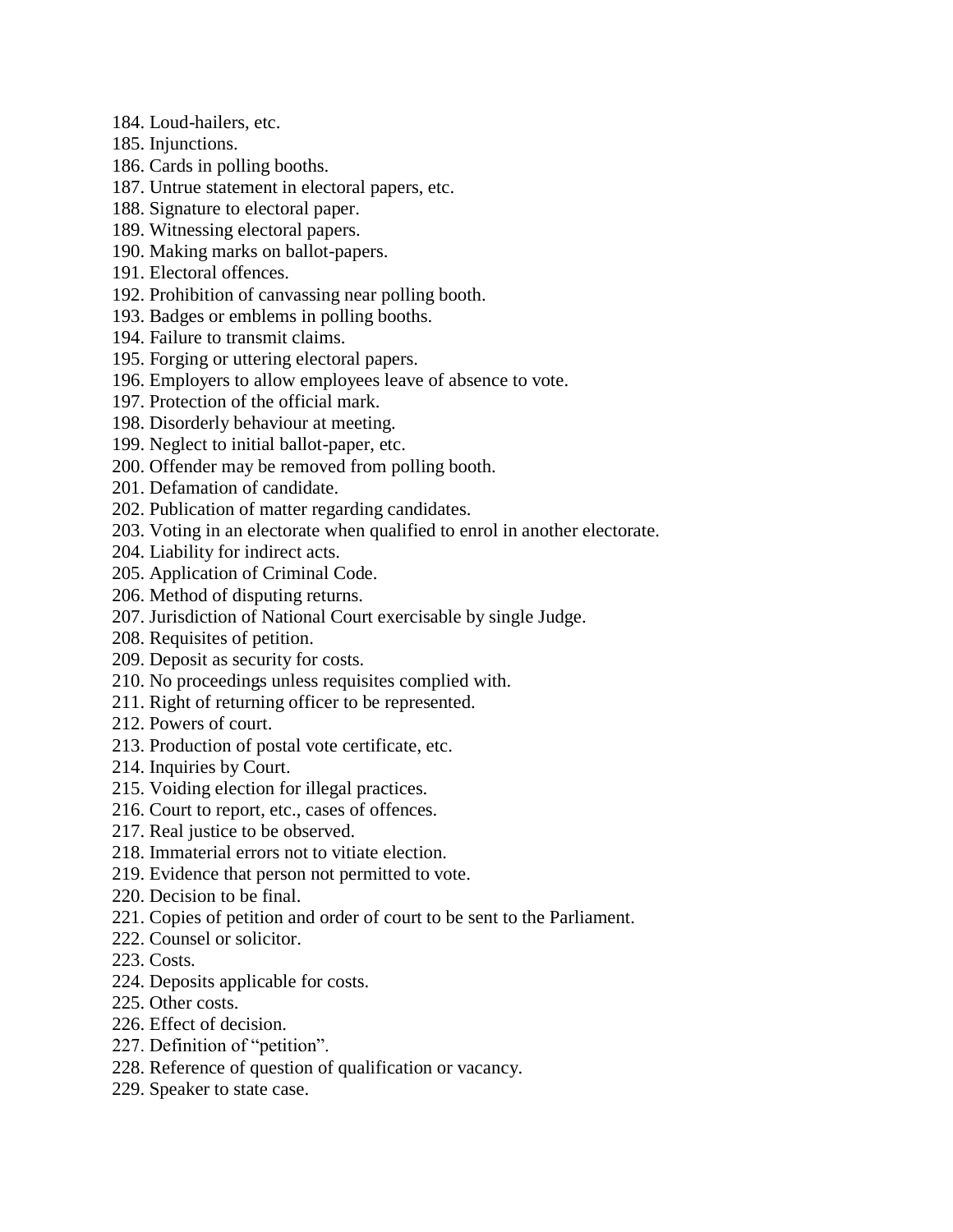184. Loud-hailers, etc.
185. Injunctions.
186. Cards in polling booths.
187. Untrue statement in electoral papers, etc.
188. Signature to electoral paper.
189. Witnessing electoral papers.
190. Making marks on ballot-papers.
191. Electoral offences.
192. Prohibition of canvassing near polling booth.
193. Badges or emblems in polling booths.
194. Failure to transmit claims.
195. Forging or uttering electoral papers.
196. Employers to allow employees leave of absence to vote.
197. Protection of the official mark.
198. Disorderly behaviour at meeting.
199. Neglect to initial ballot-paper, etc.
200. Offender may be removed from polling booth.
201. Defamation of candidate.
202. Publication of matter regarding candidates.
203. Voting in an electorate when qualified to enrol in another electorate.
204. Liability for indirect acts.
205. Application of Criminal Code.
206. Method of disputing returns.
207. Jurisdiction of National Court exercisable by single Judge.
208. Requisites of petition.
209. Deposit as security for costs.
210. No proceedings unless requisites complied with.
211. Right of returning officer to be represented.
212. Powers of court.
213. Production of postal vote certificate, etc.
214. Inquiries by Court.
215. Voiding election for illegal practices.
216. Court to report, etc., cases of offences.
217. Real justice to be observed.
218. Immaterial errors not to vitiate election.
219. Evidence that person not permitted to vote.
220. Decision to be final.
221. Copies of petition and order of court to be sent to the Parliament.
222. Counsel or solicitor.
223. Costs.
224. Deposits applicable for costs.
225. Other costs.
226. Effect of decision.
227. Definition of "petition".
228. Reference of question of qualification or vacancy.
229. Speaker to state case.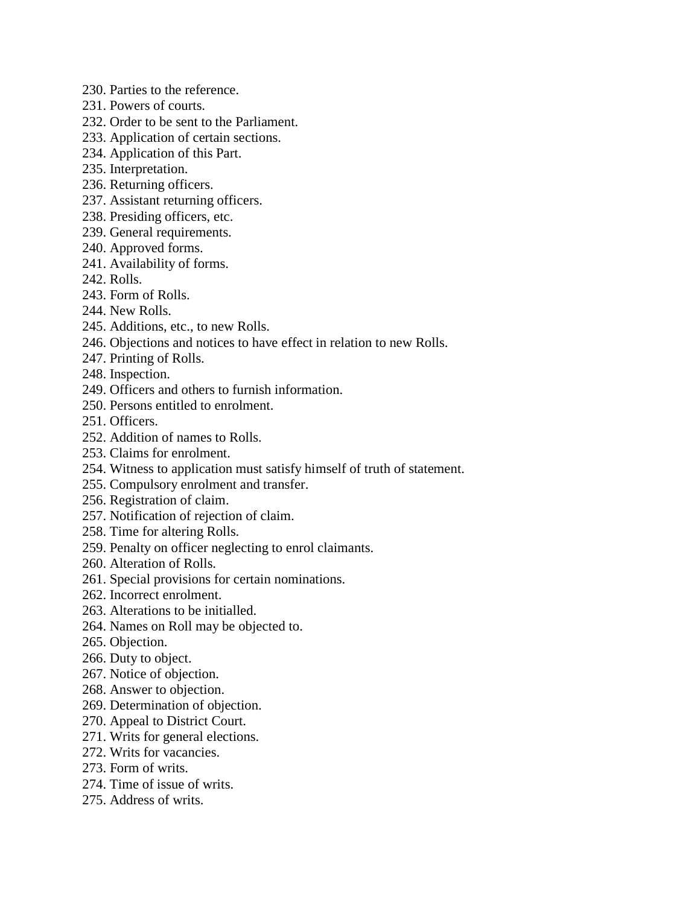230. Parties to the reference.
231. Powers of courts.
232. Order to be sent to the Parliament.
233. Application of certain sections.
234. Application of this Part.
235. Interpretation.
236. Returning officers.
237. Assistant returning officers.
238. Presiding officers, etc.
239. General requirements.
240. Approved forms.
241. Availability of forms.
242. Rolls.
243. Form of Rolls.
244. New Rolls.
245. Additions, etc., to new Rolls.
246. Objections and notices to have effect in relation to new Rolls.
247. Printing of Rolls.
248. Inspection.
249. Officers and others to furnish information.
250. Persons entitled to enrolment.
251. Officers.
252. Addition of names to Rolls.
253. Claims for enrolment.
254. Witness to application must satisfy himself of truth of statement.
255. Compulsory enrolment and transfer.
256. Registration of claim.
257. Notification of rejection of claim.
258. Time for altering Rolls.
259. Penalty on officer neglecting to enrol claimants.
260. Alteration of Rolls.
261. Special provisions for certain nominations.
262. Incorrect enrolment.
263. Alterations to be initialled.
264. Names on Roll may be objected to.
265. Objection.
266. Duty to object.
267. Notice of objection.
268. Answer to objection.
269. Determination of objection.
270. Appeal to District Court.
271. Writs for general elections.
272. Writs for vacancies.
273. Form of writs.
274. Time of issue of writs.
275. Address of writs.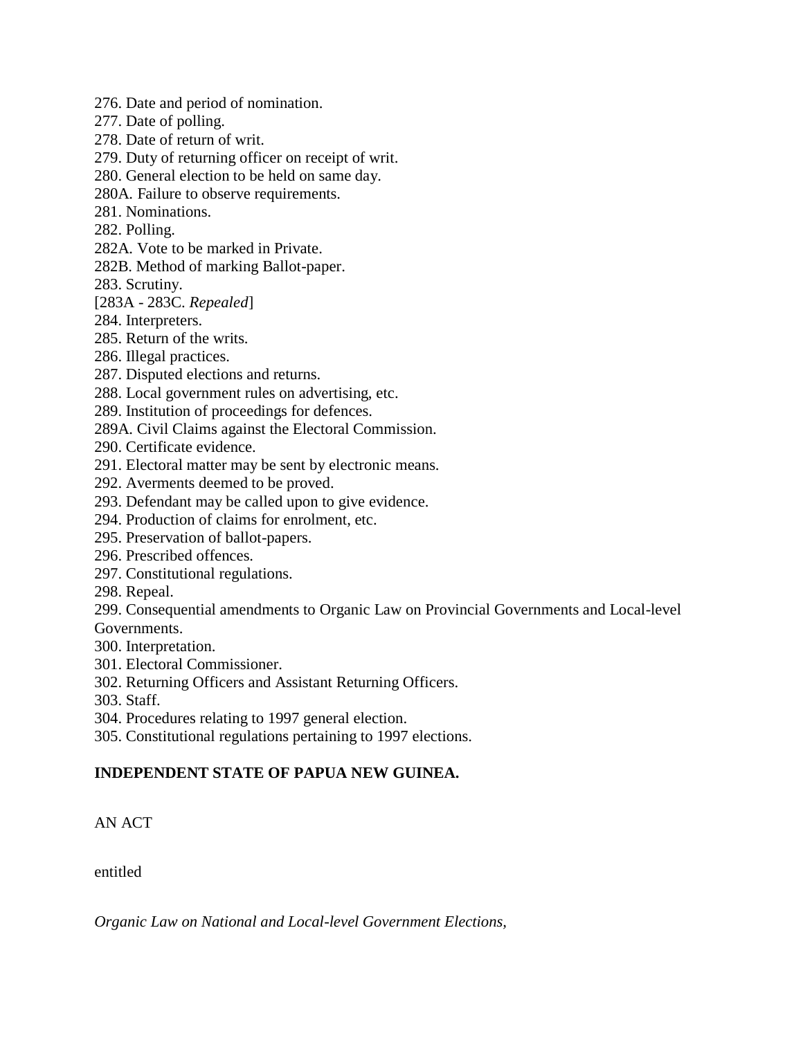276. Date and period of nomination.
277. Date of polling.
278. Date of return of writ.
279. Duty of returning officer on receipt of writ.
280. General election to be held on same day.
280A. Failure to observe requirements.
281. Nominations.
282. Polling.
282A. Vote to be marked in Private.
282B. Method of marking Ballot-paper.
283. Scrutiny.
[283A - 283C. *Repealed*]
284. Interpreters.
285. Return of the writs.
286. Illegal practices.
287. Disputed elections and returns.
288. Local government rules on advertising, etc.
289. Institution of proceedings for defences.
289A. Civil Claims against the Electoral Commission.
290. Certificate evidence.
291. Electoral matter may be sent by electronic means.
292. Averments deemed to be proved.
293. Defendant may be called upon to give evidence.
294. Production of claims for enrolment, etc.
295. Preservation of ballot-papers.
296. Prescribed offences.
297. Constitutional regulations.
298. Repeal.
299. Consequential amendments to Organic Law on Provincial Governments and Local-level Governments.
300. Interpretation.
301. Electoral Commissioner.
302. Returning Officers and Assistant Returning Officers.
303. Staff.
304. Procedures relating to 1997 general election.
305. Constitutional regulations pertaining to 1997 elections.

**INDEPENDENT STATE OF PAPUA NEW GUINEA.**

AN ACT

entitled

*Organic Law on National and Local-level Government Elections,*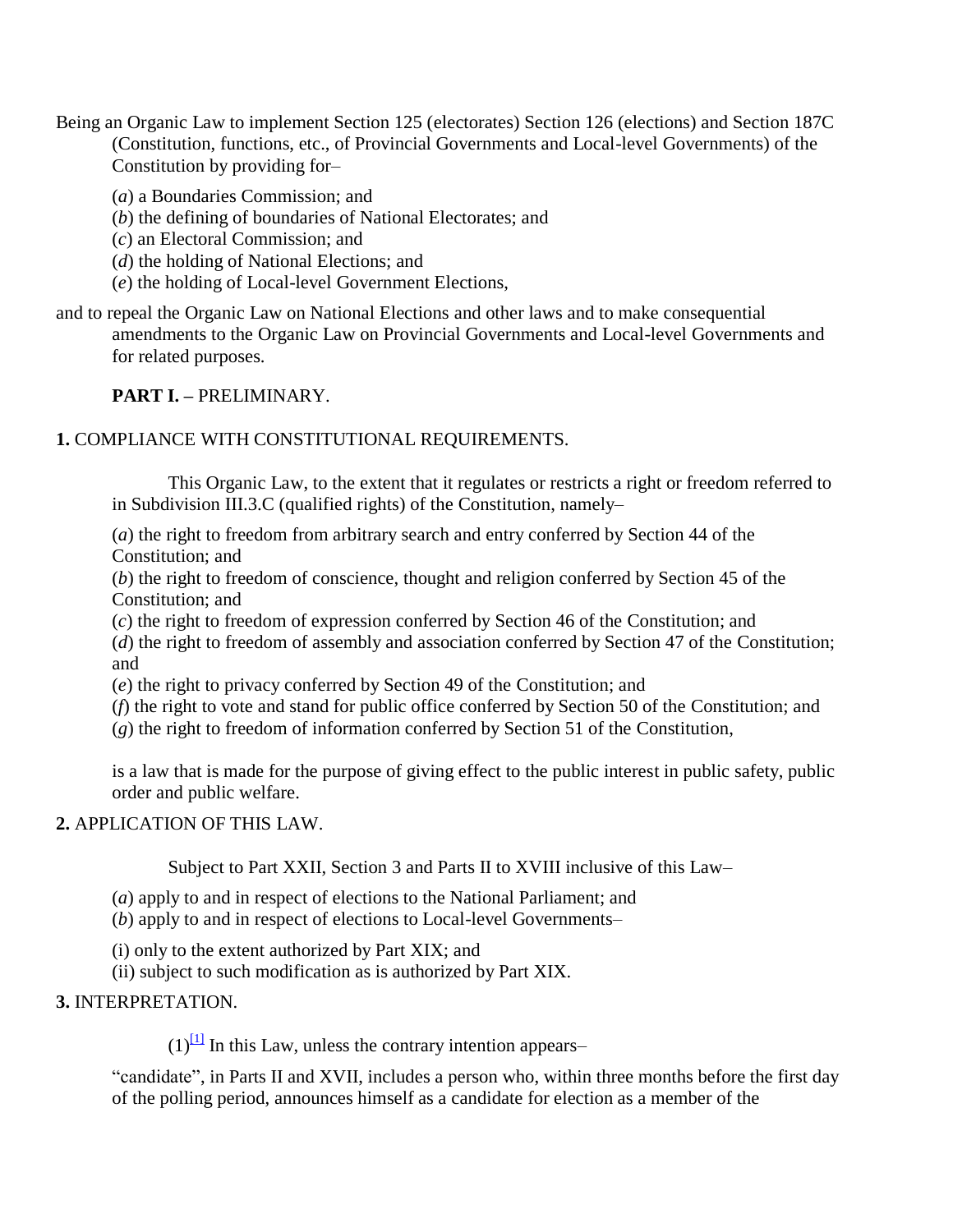Being an Organic Law to implement Section 125 (electorates) Section 126 (elections) and Section 187C (Constitution, functions, etc., of Provincial Governments and Local-level Governments) of the Constitution by providing for–

(*a*) a Boundaries Commission; and
(*b*) the defining of boundaries of National Electorates; and
(*c*) an Electoral Commission; and
(*d*) the holding of National Elections; and
(*e*) the holding of Local-level Government Elections,

and to repeal the Organic Law on National Elections and other laws and to make consequential amendments to the Organic Law on Provincial Governments and Local-level Governments and for related purposes.

**PART I. –** PRELIMINARY.

**1.** COMPLIANCE WITH CONSTITUTIONAL REQUIREMENTS.

This Organic Law, to the extent that it regulates or restricts a right or freedom referred to in Subdivision III.3.C (qualified rights) of the Constitution, namely–

(*a*) the right to freedom from arbitrary search and entry conferred by Section 44 of the Constitution; and
(*b*) the right to freedom of conscience, thought and religion conferred by Section 45 of the Constitution; and
(*c*) the right to freedom of expression conferred by Section 46 of the Constitution; and
(*d*) the right to freedom of assembly and association conferred by Section 47 of the Constitution; and
(*e*) the right to privacy conferred by Section 49 of the Constitution; and
(*f*) the right to vote and stand for public office conferred by Section 50 of the Constitution; and
(*g*) the right to freedom of information conferred by Section 51 of the Constitution,

is a law that is made for the purpose of giving effect to the public interest in public safety, public order and public welfare.

**2.** APPLICATION OF THIS LAW.

Subject to Part XXII, Section 3 and Parts II to XVIII inclusive of this Law–

(*a*) apply to and in respect of elections to the National Parliament; and
(*b*) apply to and in respect of elections to Local-level Governments–

(i) only to the extent authorized by Part XIX; and
(ii) subject to such modification as is authorized by Part XIX.

**3.** INTERPRETATION.

(1)[1] In this Law, unless the contrary intention appears–

"candidate", in Parts II and XVII, includes a person who, within three months before the first day of the polling period, announces himself as a candidate for election as a member of the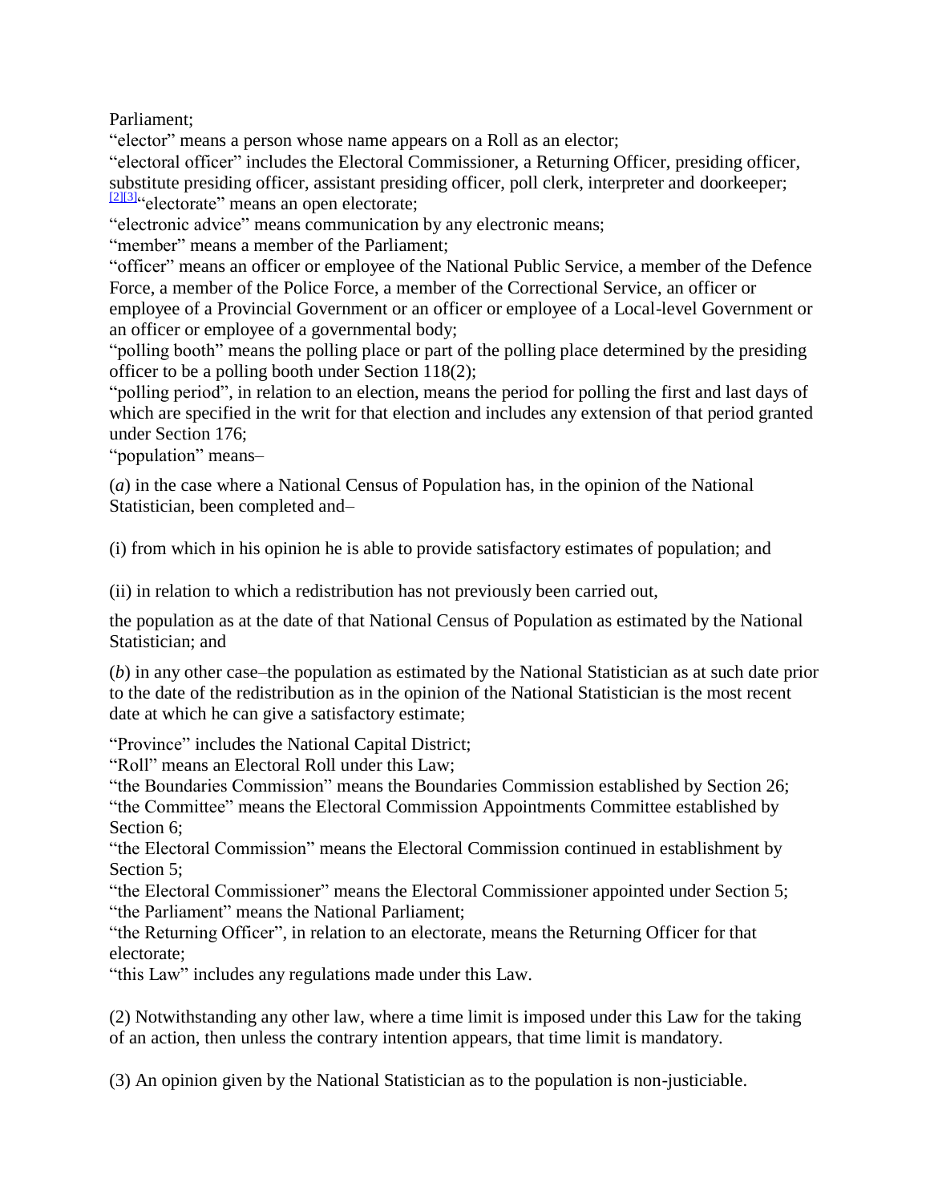Parliament;

"elector" means a person whose name appears on a Roll as an elector;

"electoral officer" includes the Electoral Commissioner, a Returning Officer, presiding officer, substitute presiding officer, assistant presiding officer, poll clerk, interpreter and doorkeeper;

[2][3]"electorate" means an open electorate;

"electronic advice" means communication by any electronic means;

"member" means a member of the Parliament;

"officer" means an officer or employee of the National Public Service, a member of the Defence Force, a member of the Police Force, a member of the Correctional Service, an officer or employee of a Provincial Government or an officer or employee of a Local-level Government or an officer or employee of a governmental body;

"polling booth" means the polling place or part of the polling place determined by the presiding officer to be a polling booth under Section 118(2);

"polling period", in relation to an election, means the period for polling the first and last days of which are specified in the writ for that election and includes any extension of that period granted under Section 176;

"population" means–

(*a*) in the case where a National Census of Population has, in the opinion of the National Statistician, been completed and–

(i) from which in his opinion he is able to provide satisfactory estimates of population; and

(ii) in relation to which a redistribution has not previously been carried out,

the population as at the date of that National Census of Population as estimated by the National Statistician; and

(*b*) in any other case–the population as estimated by the National Statistician as at such date prior to the date of the redistribution as in the opinion of the National Statistician is the most recent date at which he can give a satisfactory estimate;

"Province" includes the National Capital District;

"Roll" means an Electoral Roll under this Law;

"the Boundaries Commission" means the Boundaries Commission established by Section 26;

"the Committee" means the Electoral Commission Appointments Committee established by Section 6;

"the Electoral Commission" means the Electoral Commission continued in establishment by Section 5;

"the Electoral Commissioner" means the Electoral Commissioner appointed under Section 5;

"the Parliament" means the National Parliament;

"the Returning Officer", in relation to an electorate, means the Returning Officer for that electorate;

"this Law" includes any regulations made under this Law.

(2) Notwithstanding any other law, where a time limit is imposed under this Law for the taking of an action, then unless the contrary intention appears, that time limit is mandatory.

(3) An opinion given by the National Statistician as to the population is non-justiciable.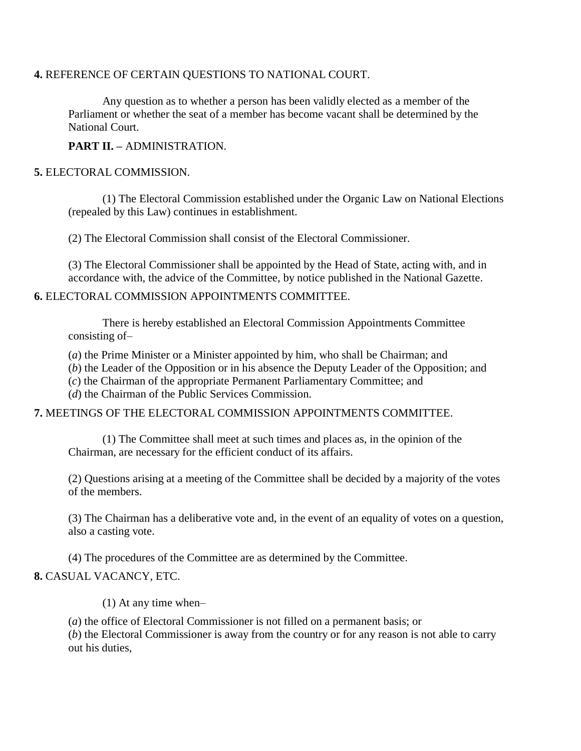**4.** REFERENCE OF CERTAIN QUESTIONS TO NATIONAL COURT.

Any question as to whether a person has been validly elected as a member of the Parliament or whether the seat of a member has become vacant shall be determined by the National Court.

**PART II. –** ADMINISTRATION.

**5.** ELECTORAL COMMISSION.

(1) The Electoral Commission established under the Organic Law on National Elections (repealed by this Law) continues in establishment.

(2) The Electoral Commission shall consist of the Electoral Commissioner.

(3) The Electoral Commissioner shall be appointed by the Head of State, acting with, and in accordance with, the advice of the Committee, by notice published in the National Gazette.

**6.** ELECTORAL COMMISSION APPOINTMENTS COMMITTEE.

There is hereby established an Electoral Commission Appointments Committee consisting of–

(*a*) the Prime Minister or a Minister appointed by him, who shall be Chairman; and
(*b*) the Leader of the Opposition or in his absence the Deputy Leader of the Opposition; and
(*c*) the Chairman of the appropriate Permanent Parliamentary Committee; and
(*d*) the Chairman of the Public Services Commission.

**7.** MEETINGS OF THE ELECTORAL COMMISSION APPOINTMENTS COMMITTEE.

(1) The Committee shall meet at such times and places as, in the opinion of the Chairman, are necessary for the efficient conduct of its affairs.

(2) Questions arising at a meeting of the Committee shall be decided by a majority of the votes of the members.

(3) The Chairman has a deliberative vote and, in the event of an equality of votes on a question, also a casting vote.

(4) The procedures of the Committee are as determined by the Committee.

**8.** CASUAL VACANCY, ETC.

(1) At any time when–

(*a*) the office of Electoral Commissioner is not filled on a permanent basis; or
(*b*) the Electoral Commissioner is away from the country or for any reason is not able to carry out his duties,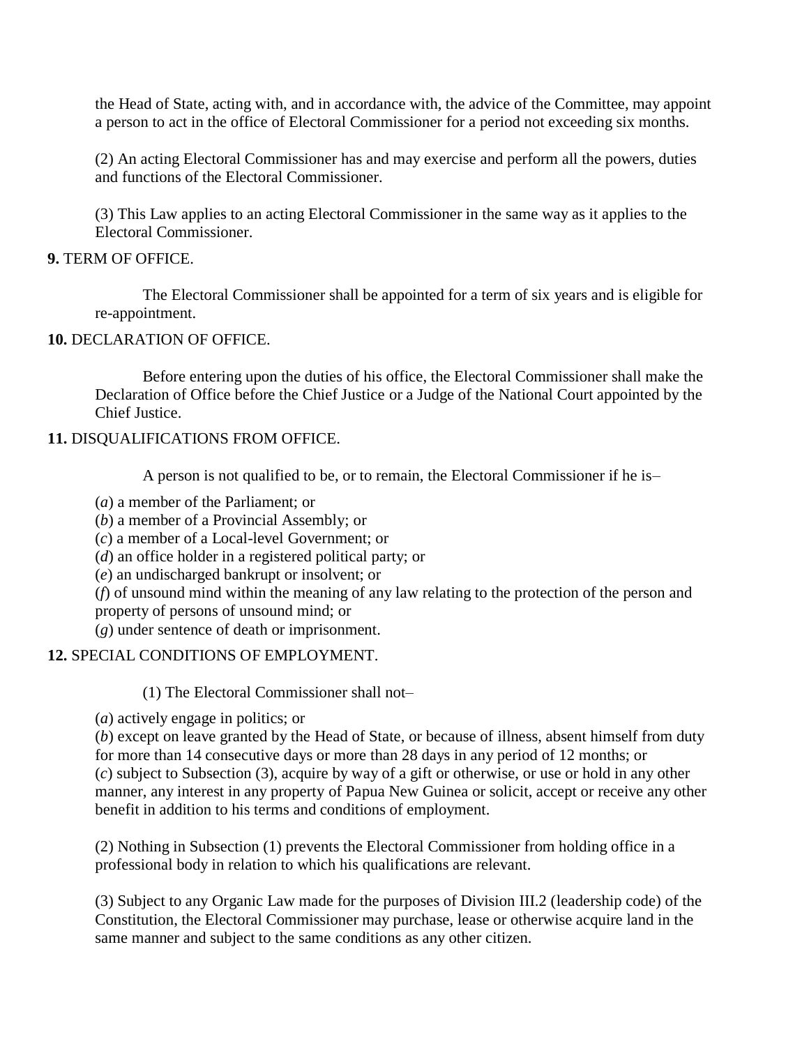the Head of State, acting with, and in accordance with, the advice of the Committee, may appoint a person to act in the office of Electoral Commissioner for a period not exceeding six months.

(2) An acting Electoral Commissioner has and may exercise and perform all the powers, duties and functions of the Electoral Commissioner.

(3) This Law applies to an acting Electoral Commissioner in the same way as it applies to the Electoral Commissioner.

**9.** TERM OF OFFICE.

The Electoral Commissioner shall be appointed for a term of six years and is eligible for re-appointment.

**10.** DECLARATION OF OFFICE.

Before entering upon the duties of his office, the Electoral Commissioner shall make the Declaration of Office before the Chief Justice or a Judge of the National Court appointed by the Chief Justice.

**11.** DISQUALIFICATIONS FROM OFFICE.

A person is not qualified to be, or to remain, the Electoral Commissioner if he is–

(*a*) a member of the Parliament; or
(*b*) a member of a Provincial Assembly; or
(*c*) a member of a Local-level Government; or
(*d*) an office holder in a registered political party; or
(*e*) an undischarged bankrupt or insolvent; or
(*f*) of unsound mind within the meaning of any law relating to the protection of the person and property of persons of unsound mind; or
(*g*) under sentence of death or imprisonment.

**12.** SPECIAL CONDITIONS OF EMPLOYMENT.

(1) The Electoral Commissioner shall not–

(*a*) actively engage in politics; or
(*b*) except on leave granted by the Head of State, or because of illness, absent himself from duty for more than 14 consecutive days or more than 28 days in any period of 12 months; or
(*c*) subject to Subsection (3), acquire by way of a gift or otherwise, or use or hold in any other manner, any interest in any property of Papua New Guinea or solicit, accept or receive any other benefit in addition to his terms and conditions of employment.

(2) Nothing in Subsection (1) prevents the Electoral Commissioner from holding office in a professional body in relation to which his qualifications are relevant.

(3) Subject to any Organic Law made for the purposes of Division III.2 (leadership code) of the Constitution, the Electoral Commissioner may purchase, lease or otherwise acquire land in the same manner and subject to the same conditions as any other citizen.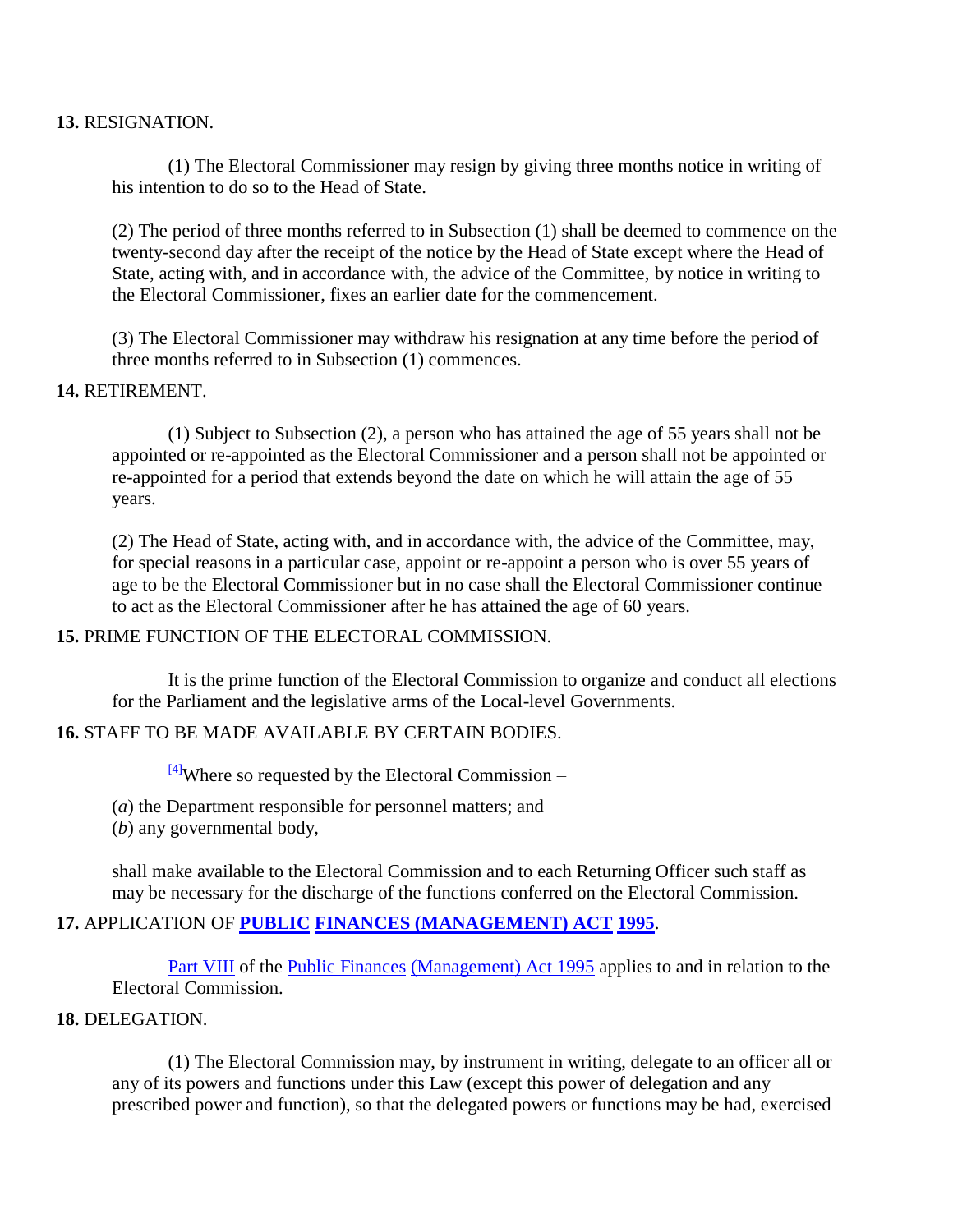**13.** RESIGNATION.

(1) The Electoral Commissioner may resign by giving three months notice in writing of his intention to do so to the Head of State.

(2) The period of three months referred to in Subsection (1) shall be deemed to commence on the twenty-second day after the receipt of the notice by the Head of State except where the Head of State, acting with, and in accordance with, the advice of the Committee, by notice in writing to the Electoral Commissioner, fixes an earlier date for the commencement.

(3) The Electoral Commissioner may withdraw his resignation at any time before the period of three months referred to in Subsection (1) commences.

**14.** RETIREMENT.

(1) Subject to Subsection (2), a person who has attained the age of 55 years shall not be appointed or re-appointed as the Electoral Commissioner and a person shall not be appointed or re-appointed for a period that extends beyond the date on which he will attain the age of 55 years.

(2) The Head of State, acting with, and in accordance with, the advice of the Committee, may, for special reasons in a particular case, appoint or re-appoint a person who is over 55 years of age to be the Electoral Commissioner but in no case shall the Electoral Commissioner continue to act as the Electoral Commissioner after he has attained the age of 60 years.

**15.** PRIME FUNCTION OF THE ELECTORAL COMMISSION.

It is the prime function of the Electoral Commission to organize and conduct all elections for the Parliament and the legislative arms of the Local-level Governments.

**16.** STAFF TO BE MADE AVAILABLE BY CERTAIN BODIES.

[4]Where so requested by the Electoral Commission –

(*a*) the Department responsible for personnel matters; and
(*b*) any governmental body,

shall make available to the Electoral Commission and to each Returning Officer such staff as may be necessary for the discharge of the functions conferred on the Electoral Commission.

**17.** APPLICATION OF **PUBLIC FINANCES (MANAGEMENT) ACT 1995**.

Part VIII of the Public Finances (Management) Act 1995 applies to and in relation to the Electoral Commission.

**18.** DELEGATION.

(1) The Electoral Commission may, by instrument in writing, delegate to an officer all or any of its powers and functions under this Law (except this power of delegation and any prescribed power and function), so that the delegated powers or functions may be had, exercised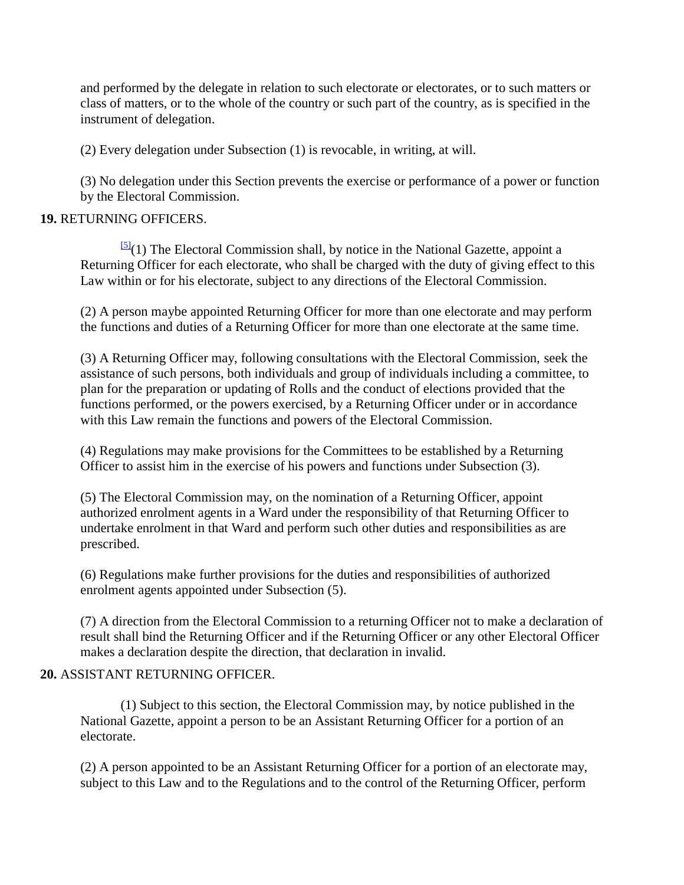and performed by the delegate in relation to such electorate or electorates, or to such matters or class of matters, or to the whole of the country or such part of the country, as is specified in the instrument of delegation.

(2) Every delegation under Subsection (1) is revocable, in writing, at will.

(3) No delegation under this Section prevents the exercise or performance of a power or function by the Electoral Commission.

**19.** RETURNING OFFICERS.

[5](1) The Electoral Commission shall, by notice in the National Gazette, appoint a Returning Officer for each electorate, who shall be charged with the duty of giving effect to this Law within or for his electorate, subject to any directions of the Electoral Commission.

(2) A person maybe appointed Returning Officer for more than one electorate and may perform the functions and duties of a Returning Officer for more than one electorate at the same time.

(3) A Returning Officer may, following consultations with the Electoral Commission, seek the assistance of such persons, both individuals and group of individuals including a committee, to plan for the preparation or updating of Rolls and the conduct of elections provided that the functions performed, or the powers exercised, by a Returning Officer under or in accordance with this Law remain the functions and powers of the Electoral Commission.

(4) Regulations may make provisions for the Committees to be established by a Returning Officer to assist him in the exercise of his powers and functions under Subsection (3).

(5) The Electoral Commission may, on the nomination of a Returning Officer, appoint authorized enrolment agents in a Ward under the responsibility of that Returning Officer to undertake enrolment in that Ward and perform such other duties and responsibilities as are prescribed.

(6) Regulations make further provisions for the duties and responsibilities of authorized enrolment agents appointed under Subsection (5).

(7) A direction from the Electoral Commission to a returning Officer not to make a declaration of result shall bind the Returning Officer and if the Returning Officer or any other Electoral Officer makes a declaration despite the direction, that declaration in invalid.

**20.** ASSISTANT RETURNING OFFICER.

(1) Subject to this section, the Electoral Commission may, by notice published in the National Gazette, appoint a person to be an Assistant Returning Officer for a portion of an electorate.

(2) A person appointed to be an Assistant Returning Officer for a portion of an electorate may, subject to this Law and to the Regulations and to the control of the Returning Officer, perform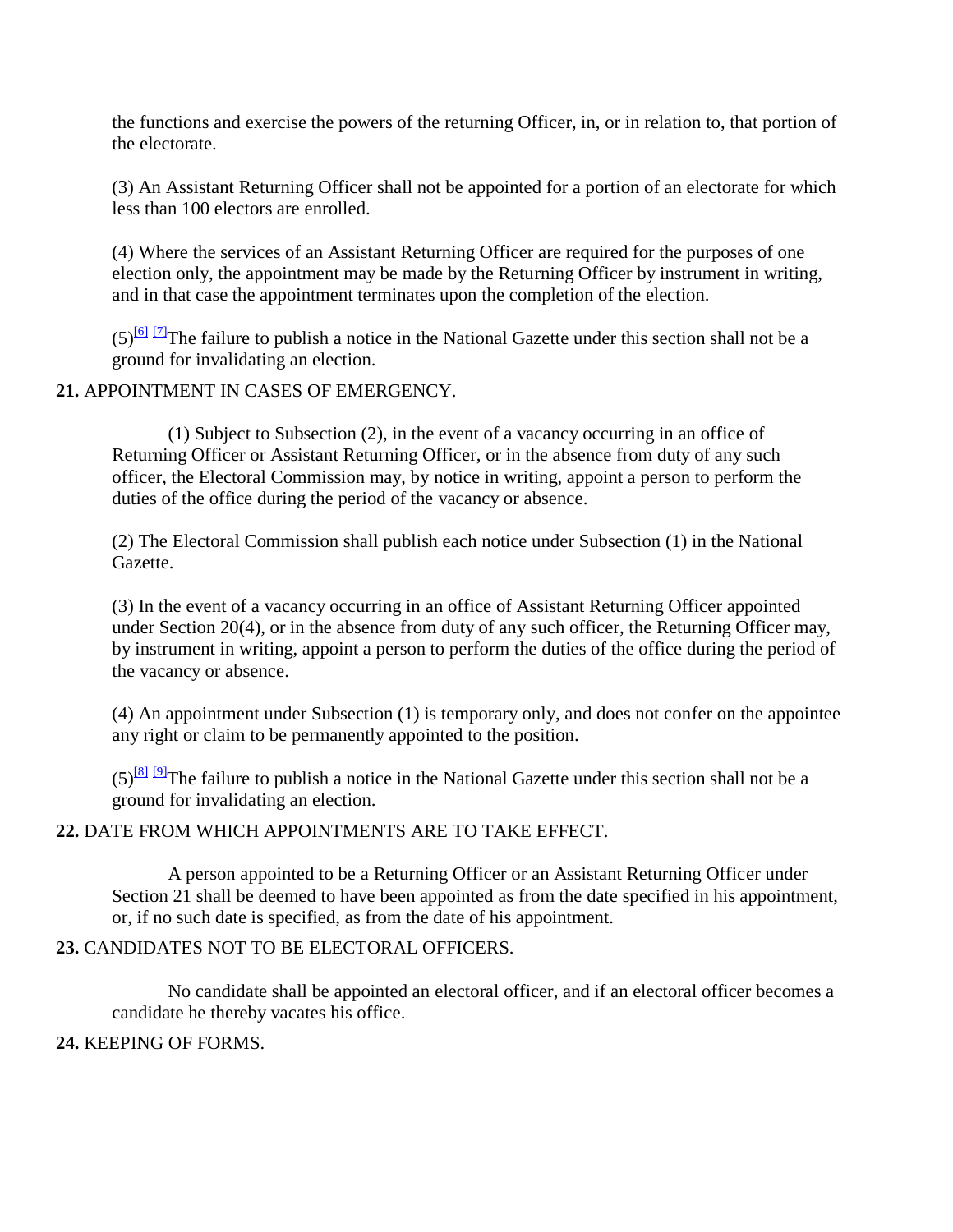the functions and exercise the powers of the returning Officer, in, or in relation to, that portion of the electorate.

(3) An Assistant Returning Officer shall not be appointed for a portion of an electorate for which less than 100 electors are enrolled.

(4) Where the services of an Assistant Returning Officer are required for the purposes of one election only, the appointment may be made by the Returning Officer by instrument in writing, and in that case the appointment terminates upon the completion of the election.

(5)[6] [7]The failure to publish a notice in the National Gazette under this section shall not be a ground for invalidating an election.

**21.** APPOINTMENT IN CASES OF EMERGENCY.

(1) Subject to Subsection (2), in the event of a vacancy occurring in an office of Returning Officer or Assistant Returning Officer, or in the absence from duty of any such officer, the Electoral Commission may, by notice in writing, appoint a person to perform the duties of the office during the period of the vacancy or absence.

(2) The Electoral Commission shall publish each notice under Subsection (1) in the National Gazette.

(3) In the event of a vacancy occurring in an office of Assistant Returning Officer appointed under Section 20(4), or in the absence from duty of any such officer, the Returning Officer may, by instrument in writing, appoint a person to perform the duties of the office during the period of the vacancy or absence.

(4) An appointment under Subsection (1) is temporary only, and does not confer on the appointee any right or claim to be permanently appointed to the position.

(5)[8] [9]The failure to publish a notice in the National Gazette under this section shall not be a ground for invalidating an election.

**22.** DATE FROM WHICH APPOINTMENTS ARE TO TAKE EFFECT.

A person appointed to be a Returning Officer or an Assistant Returning Officer under Section 21 shall be deemed to have been appointed as from the date specified in his appointment, or, if no such date is specified, as from the date of his appointment.

**23.** CANDIDATES NOT TO BE ELECTORAL OFFICERS.

No candidate shall be appointed an electoral officer, and if an electoral officer becomes a candidate he thereby vacates his office.

**24.** KEEPING OF FORMS.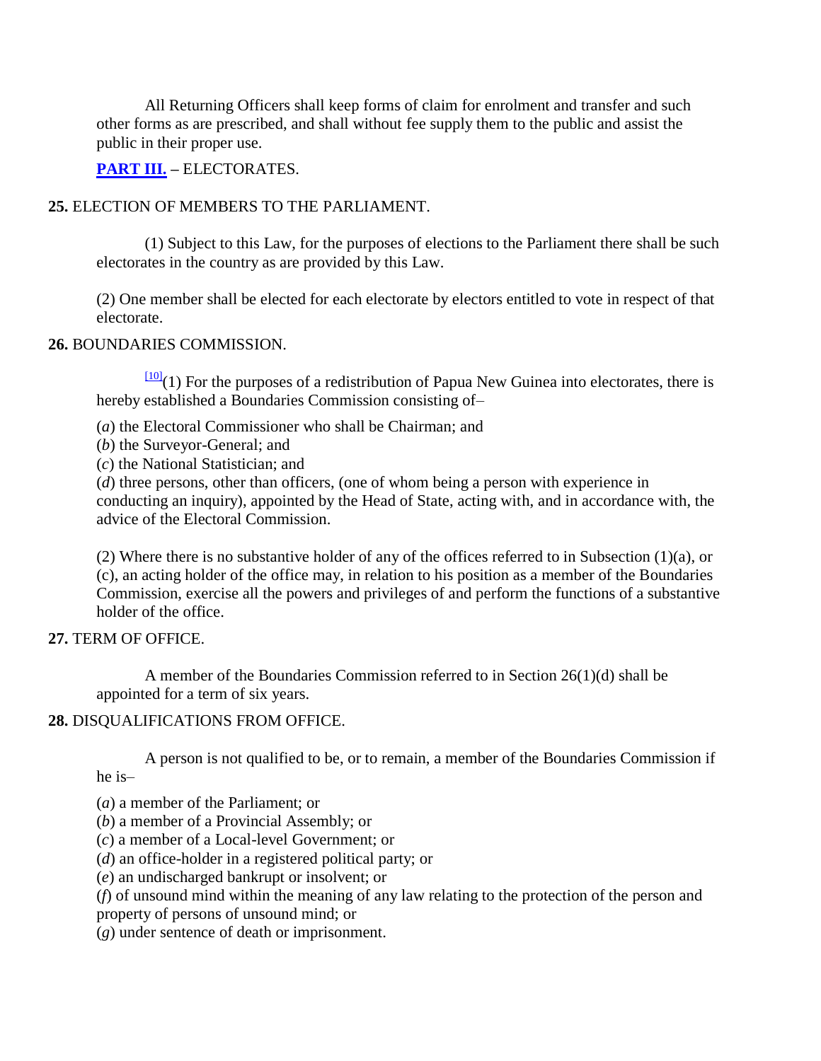All Returning Officers shall keep forms of claim for enrolment and transfer and such other forms as are prescribed, and shall without fee supply them to the public and assist the public in their proper use.

**PART III.** – ELECTORATES.

**25.** ELECTION OF MEMBERS TO THE PARLIAMENT.

(1) Subject to this Law, for the purposes of elections to the Parliament there shall be such electorates in the country as are provided by this Law.

(2) One member shall be elected for each electorate by electors entitled to vote in respect of that electorate.

**26.** BOUNDARIES COMMISSION.

[10](1) For the purposes of a redistribution of Papua New Guinea into electorates, there is hereby established a Boundaries Commission consisting of–

(*a*) the Electoral Commissioner who shall be Chairman; and
(*b*) the Surveyor-General; and
(*c*) the National Statistician; and
(*d*) three persons, other than officers, (one of whom being a person with experience in conducting an inquiry), appointed by the Head of State, acting with, and in accordance with, the advice of the Electoral Commission.

(2) Where there is no substantive holder of any of the offices referred to in Subsection (1)(a), or (c), an acting holder of the office may, in relation to his position as a member of the Boundaries Commission, exercise all the powers and privileges of and perform the functions of a substantive holder of the office.

**27.** TERM OF OFFICE.

A member of the Boundaries Commission referred to in Section 26(1)(d) shall be appointed for a term of six years.

**28.** DISQUALIFICATIONS FROM OFFICE.

A person is not qualified to be, or to remain, a member of the Boundaries Commission if he is–

(*a*) a member of the Parliament; or
(*b*) a member of a Provincial Assembly; or
(*c*) a member of a Local-level Government; or
(*d*) an office-holder in a registered political party; or
(*e*) an undischarged bankrupt or insolvent; or
(*f*) of unsound mind within the meaning of any law relating to the protection of the person and property of persons of unsound mind; or
(*g*) under sentence of death or imprisonment.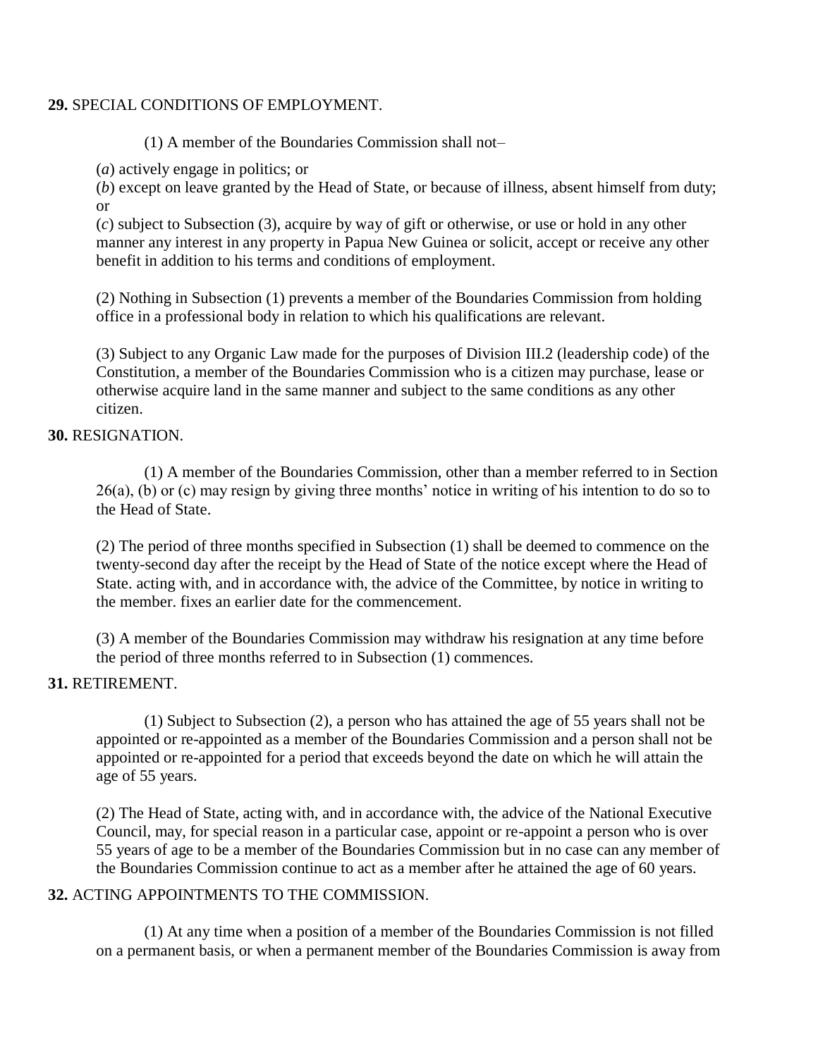**29.** SPECIAL CONDITIONS OF EMPLOYMENT.

(1) A member of the Boundaries Commission shall not–

(*a*) actively engage in politics; or

(*b*) except on leave granted by the Head of State, or because of illness, absent himself from duty; or

(*c*) subject to Subsection (3), acquire by way of gift or otherwise, or use or hold in any other manner any interest in any property in Papua New Guinea or solicit, accept or receive any other benefit in addition to his terms and conditions of employment.

(2) Nothing in Subsection (1) prevents a member of the Boundaries Commission from holding office in a professional body in relation to which his qualifications are relevant.

(3) Subject to any Organic Law made for the purposes of Division III.2 (leadership code) of the Constitution, a member of the Boundaries Commission who is a citizen may purchase, lease or otherwise acquire land in the same manner and subject to the same conditions as any other citizen.

**30.** RESIGNATION.

(1) A member of the Boundaries Commission, other than a member referred to in Section 26(a), (b) or (c) may resign by giving three months' notice in writing of his intention to do so to the Head of State.

(2) The period of three months specified in Subsection (1) shall be deemed to commence on the twenty-second day after the receipt by the Head of State of the notice except where the Head of State. acting with, and in accordance with, the advice of the Committee, by notice in writing to the member. fixes an earlier date for the commencement.

(3) A member of the Boundaries Commission may withdraw his resignation at any time before the period of three months referred to in Subsection (1) commences.

**31.** RETIREMENT.

(1) Subject to Subsection (2), a person who has attained the age of 55 years shall not be appointed or re-appointed as a member of the Boundaries Commission and a person shall not be appointed or re-appointed for a period that exceeds beyond the date on which he will attain the age of 55 years.

(2) The Head of State, acting with, and in accordance with, the advice of the National Executive Council, may, for special reason in a particular case, appoint or re-appoint a person who is over 55 years of age to be a member of the Boundaries Commission but in no case can any member of the Boundaries Commission continue to act as a member after he attained the age of 60 years.

**32.** ACTING APPOINTMENTS TO THE COMMISSION.

(1) At any time when a position of a member of the Boundaries Commission is not filled on a permanent basis, or when a permanent member of the Boundaries Commission is away from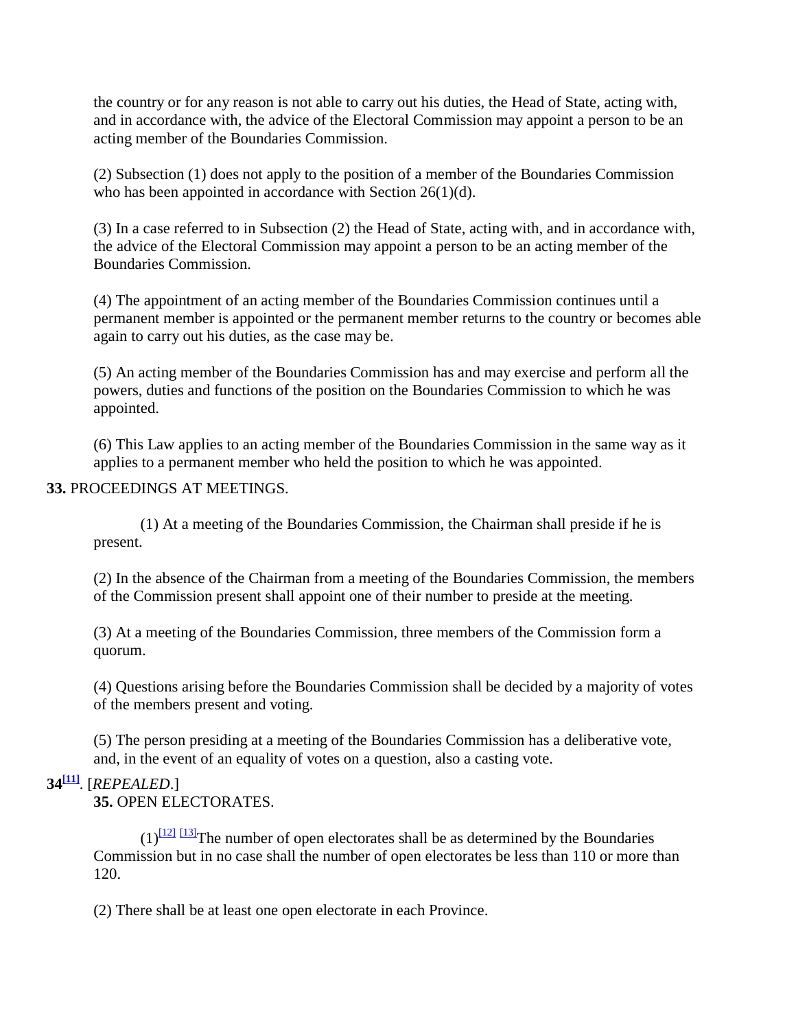the country or for any reason is not able to carry out his duties, the Head of State, acting with, and in accordance with, the advice of the Electoral Commission may appoint a person to be an acting member of the Boundaries Commission.

(2) Subsection (1) does not apply to the position of a member of the Boundaries Commission who has been appointed in accordance with Section 26(1)(d).

(3) In a case referred to in Subsection (2) the Head of State, acting with, and in accordance with, the advice of the Electoral Commission may appoint a person to be an acting member of the Boundaries Commission.

(4) The appointment of an acting member of the Boundaries Commission continues until a permanent member is appointed or the permanent member returns to the country or becomes able again to carry out his duties, as the case may be.

(5) An acting member of the Boundaries Commission has and may exercise and perform all the powers, duties and functions of the position on the Boundaries Commission to which he was appointed.

(6) This Law applies to an acting member of the Boundaries Commission in the same way as it applies to a permanent member who held the position to which he was appointed.

**33.** PROCEEDINGS AT MEETINGS.

(1) At a meeting of the Boundaries Commission, the Chairman shall preside if he is present.

(2) In the absence of the Chairman from a meeting of the Boundaries Commission, the members of the Commission present shall appoint one of their number to preside at the meeting.

(3) At a meeting of the Boundaries Commission, three members of the Commission form a quorum.

(4) Questions arising before the Boundaries Commission shall be decided by a majority of votes of the members present and voting.

(5) The person presiding at a meeting of the Boundaries Commission has a deliberative vote, and, in the event of an equality of votes on a question, also a casting vote.

**34**[11]. [*REPEALED*.]

**35.** OPEN ELECTORATES.

(1)[12] [13]The number of open electorates shall be as determined by the Boundaries Commission but in no case shall the number of open electorates be less than 110 or more than 120.

(2) There shall be at least one open electorate in each Province.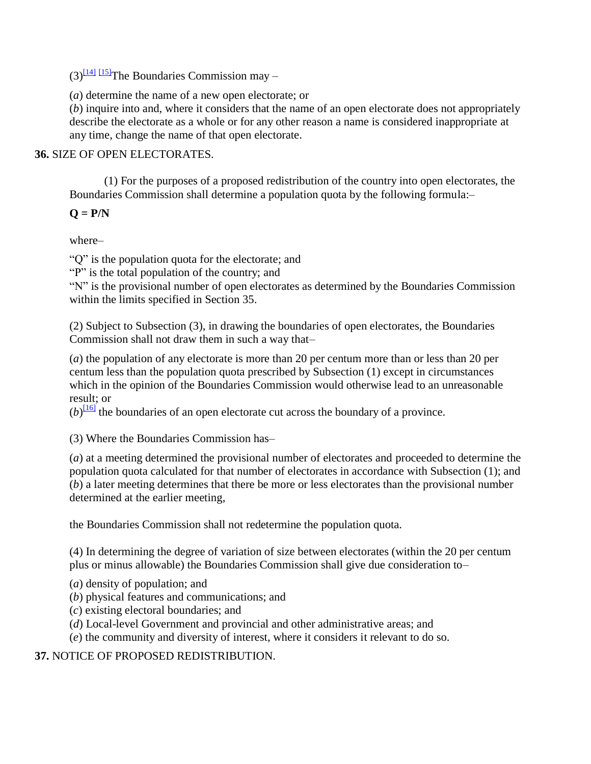(3)[14] [15]The Boundaries Commission may –

(*a*) determine the name of a new open electorate; or
(*b*) inquire into and, where it considers that the name of an open electorate does not appropriately describe the electorate as a whole or for any other reason a name is considered inappropriate at any time, change the name of that open electorate.

**36.** SIZE OF OPEN ELECTORATES.

(1) For the purposes of a proposed redistribution of the country into open electorates, the Boundaries Commission shall determine a population quota by the following formula:–

$$\mathbf{Q = P/N}$$

where–

"Q" is the population quota for the electorate; and
"P" is the total population of the country; and
"N" is the provisional number of open electorates as determined by the Boundaries Commission within the limits specified in Section 35.

(2) Subject to Subsection (3), in drawing the boundaries of open electorates, the Boundaries Commission shall not draw them in such a way that–

(*a*) the population of any electorate is more than 20 per centum more than or less than 20 per centum less than the population quota prescribed by Subsection (1) except in circumstances which in the opinion of the Boundaries Commission would otherwise lead to an unreasonable result; or
(*b*)[16] the boundaries of an open electorate cut across the boundary of a province.

(3) Where the Boundaries Commission has–

(*a*) at a meeting determined the provisional number of electorates and proceeded to determine the population quota calculated for that number of electorates in accordance with Subsection (1); and
(*b*) a later meeting determines that there be more or less electorates than the provisional number determined at the earlier meeting,

the Boundaries Commission shall not redetermine the population quota.

(4) In determining the degree of variation of size between electorates (within the 20 per centum plus or minus allowable) the Boundaries Commission shall give due consideration to–

(*a*) density of population; and
(*b*) physical features and communications; and
(*c*) existing electoral boundaries; and
(*d*) Local-level Government and provincial and other administrative areas; and
(*e*) the community and diversity of interest, where it considers it relevant to do so.

**37.** NOTICE OF PROPOSED REDISTRIBUTION.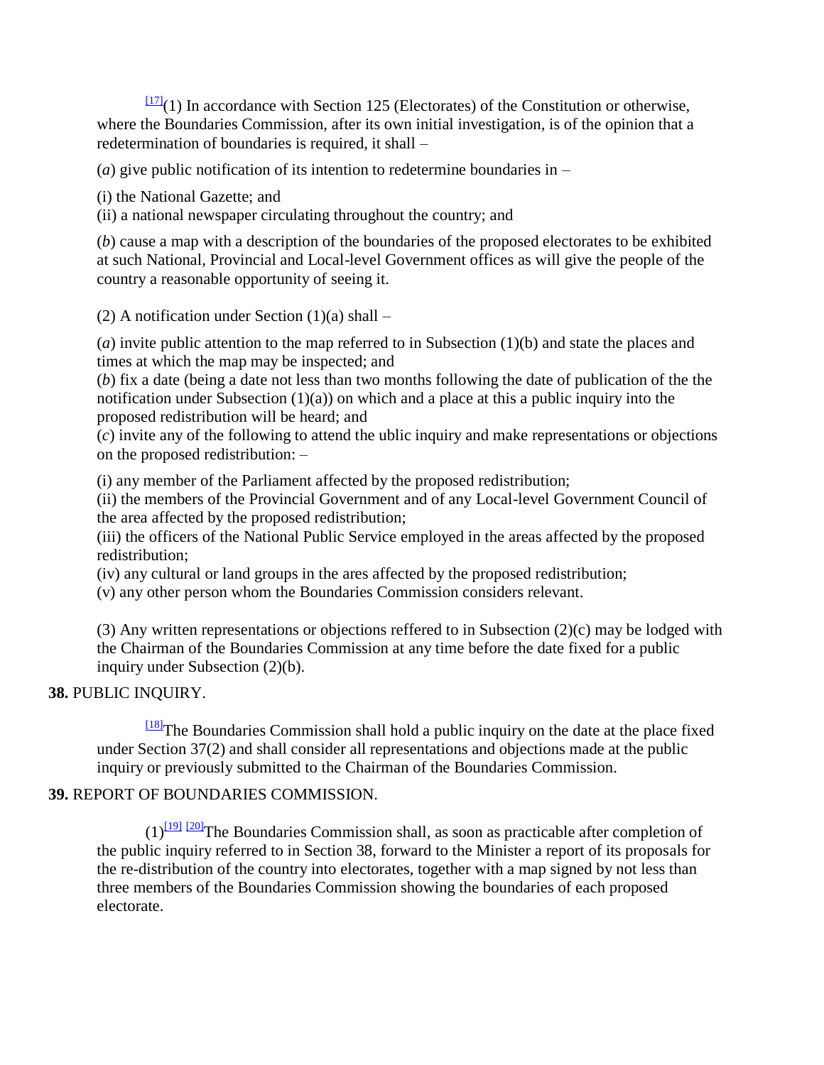[17](1) In accordance with Section 125 (Electorates) of the Constitution or otherwise, where the Boundaries Commission, after its own initial investigation, is of the opinion that a redetermination of boundaries is required, it shall –

(*a*) give public notification of its intention to redetermine boundaries in –

(i) the National Gazette; and
(ii) a national newspaper circulating throughout the country; and

(*b*) cause a map with a description of the boundaries of the proposed electorates to be exhibited at such National, Provincial and Local-level Government offices as will give the people of the country a reasonable opportunity of seeing it.

(2) A notification under Section (1)(a) shall –

(*a*) invite public attention to the map referred to in Subsection (1)(b) and state the places and times at which the map may be inspected; and
(*b*) fix a date (being a date not less than two months following the date of publication of the the notification under Subsection (1)(a)) on which and a place at this a public inquiry into the proposed redistribution will be heard; and
(*c*) invite any of the following to attend the ublic inquiry and make representations or objections on the proposed redistribution: –

(i) any member of the Parliament affected by the proposed redistribution;
(ii) the members of the Provincial Government and of any Local-level Government Council of the area affected by the proposed redistribution;
(iii) the officers of the National Public Service employed in the areas affected by the proposed redistribution;
(iv) any cultural or land groups in the ares affected by the proposed redistribution;
(v) any other person whom the Boundaries Commission considers relevant.

(3) Any written representations or objections reffered to in Subsection (2)(c) may be lodged with the Chairman of the Boundaries Commission at any time before the date fixed for a public inquiry under Subsection (2)(b).

**38.** PUBLIC INQUIRY.

[18]The Boundaries Commission shall hold a public inquiry on the date at the place fixed under Section 37(2) and shall consider all representations and objections made at the public inquiry or previously submitted to the Chairman of the Boundaries Commission.

**39.** REPORT OF BOUNDARIES COMMISSION.

(1)[19] [20]The Boundaries Commission shall, as soon as practicable after completion of the public inquiry referred to in Section 38, forward to the Minister a report of its proposals for the re-distribution of the country into electorates, together with a map signed by not less than three members of the Boundaries Commission showing the boundaries of each proposed electorate.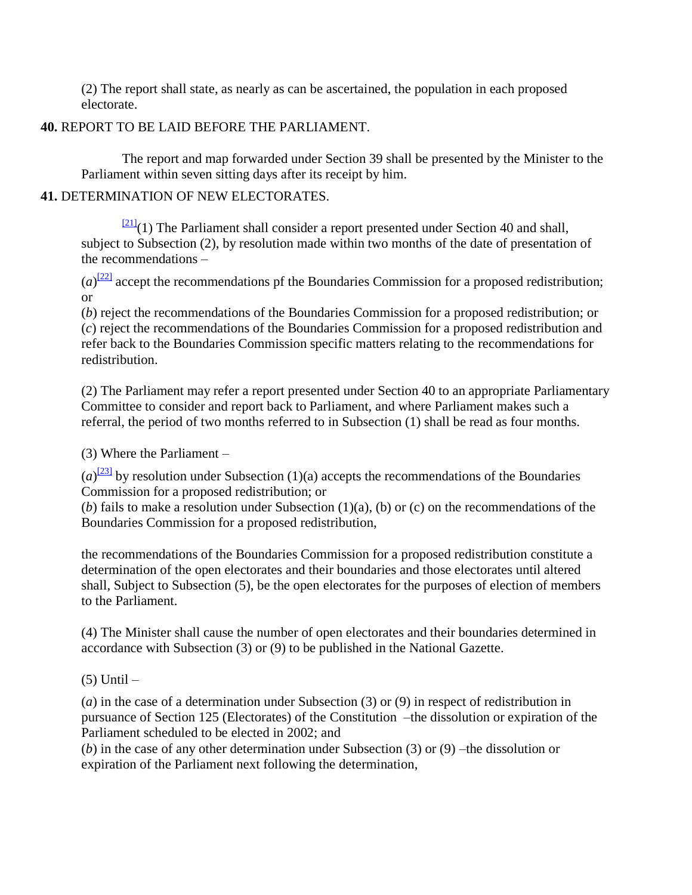(2) The report shall state, as nearly as can be ascertained, the population in each proposed electorate.

**40.** REPORT TO BE LAID BEFORE THE PARLIAMENT.

The report and map forwarded under Section 39 shall be presented by the Minister to the Parliament within seven sitting days after its receipt by him.

**41.** DETERMINATION OF NEW ELECTORATES.

[21](1) The Parliament shall consider a report presented under Section 40 and shall, subject to Subsection (2), by resolution made within two months of the date of presentation of the recommendations –

(*a*)[22] accept the recommendations pf the Boundaries Commission for a proposed redistribution; or
(*b*) reject the recommendations of the Boundaries Commission for a proposed redistribution; or
(*c*) reject the recommendations of the Boundaries Commission for a proposed redistribution and refer back to the Boundaries Commission specific matters relating to the recommendations for redistribution.

(2) The Parliament may refer a report presented under Section 40 to an appropriate Parliamentary Committee to consider and report back to Parliament, and where Parliament makes such a referral, the period of two months referred to in Subsection (1) shall be read as four months.

(3) Where the Parliament –

(*a*)[23] by resolution under Subsection (1)(a) accepts the recommendations of the Boundaries Commission for a proposed redistribution; or
(*b*) fails to make a resolution under Subsection (1)(a), (b) or (c) on the recommendations of the Boundaries Commission for a proposed redistribution,

the recommendations of the Boundaries Commission for a proposed redistribution constitute a determination of the open electorates and their boundaries and those electorates until altered shall, Subject to Subsection (5), be the open electorates for the purposes of election of members to the Parliament.

(4) The Minister shall cause the number of open electorates and their boundaries determined in accordance with Subsection (3) or (9) to be published in the National Gazette.

(5) Until –

(*a*) in the case of a determination under Subsection (3) or (9) in respect of redistribution in pursuance of Section 125 (Electorates) of the Constitution –the dissolution or expiration of the Parliament scheduled to be elected in 2002; and
(*b*) in the case of any other determination under Subsection (3) or (9) –the dissolution or expiration of the Parliament next following the determination,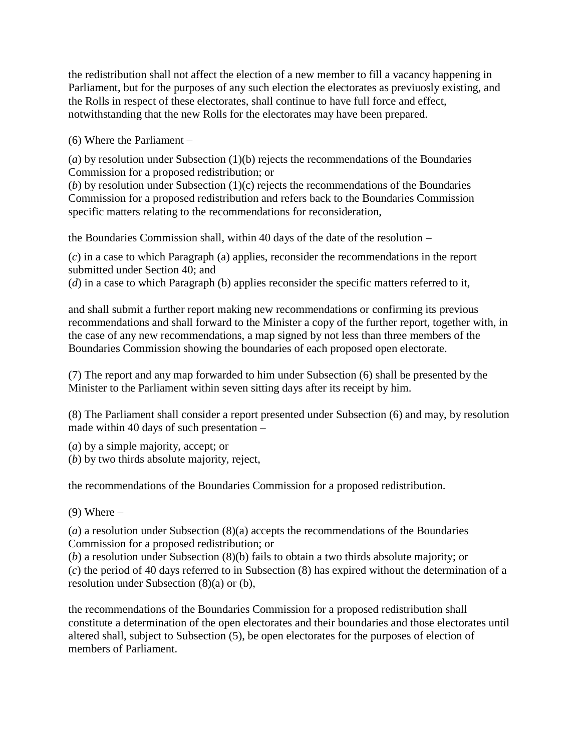the redistribution shall not affect the election of a new member to fill a vacancy happening in Parliament, but for the purposes of any such election the electorates as previuosly existing, and the Rolls in respect of these electorates, shall continue to have full force and effect, notwithstanding that the new Rolls for the electorates may have been prepared.

(6) Where the Parliament –

(*a*) by resolution under Subsection (1)(b) rejects the recommendations of the Boundaries Commission for a proposed redistribution; or
(*b*) by resolution under Subsection (1)(c) rejects the recommendations of the Boundaries Commission for a proposed redistribution and refers back to the Boundaries Commission specific matters relating to the recommendations for reconsideration,

the Boundaries Commission shall, within 40 days of the date of the resolution –

(*c*) in a case to which Paragraph (a) applies, reconsider the recommendations in the report submitted under Section 40; and
(*d*) in a case to which Paragraph (b) applies reconsider the specific matters referred to it,

and shall submit a further report making new recommendations or confirming its previous recommendations and shall forward to the Minister a copy of the further report, together with, in the case of any new recommendations, a map signed by not less than three members of the Boundaries Commission showing the boundaries of each proposed open electorate.

(7) The report and any map forwarded to him under Subsection (6) shall be presented by the Minister to the Parliament within seven sitting days after its receipt by him.

(8) The Parliament shall consider a report presented under Subsection (6) and may, by resolution made within 40 days of such presentation –

(*a*) by a simple majority, accept; or
(*b*) by two thirds absolute majority, reject,

the recommendations of the Boundaries Commission for a proposed redistribution.

(9) Where –

(*a*) a resolution under Subsection (8)(a) accepts the recommendations of the Boundaries Commission for a proposed redistribution; or
(*b*) a resolution under Subsection (8)(b) fails to obtain a two thirds absolute majority; or
(*c*) the period of 40 days referred to in Subsection (8) has expired without the determination of a resolution under Subsection (8)(a) or (b),

the recommendations of the Boundaries Commission for a proposed redistribution shall constitute a determination of the open electorates and their boundaries and those electorates until altered shall, subject to Subsection (5), be open electorates for the purposes of election of members of Parliament.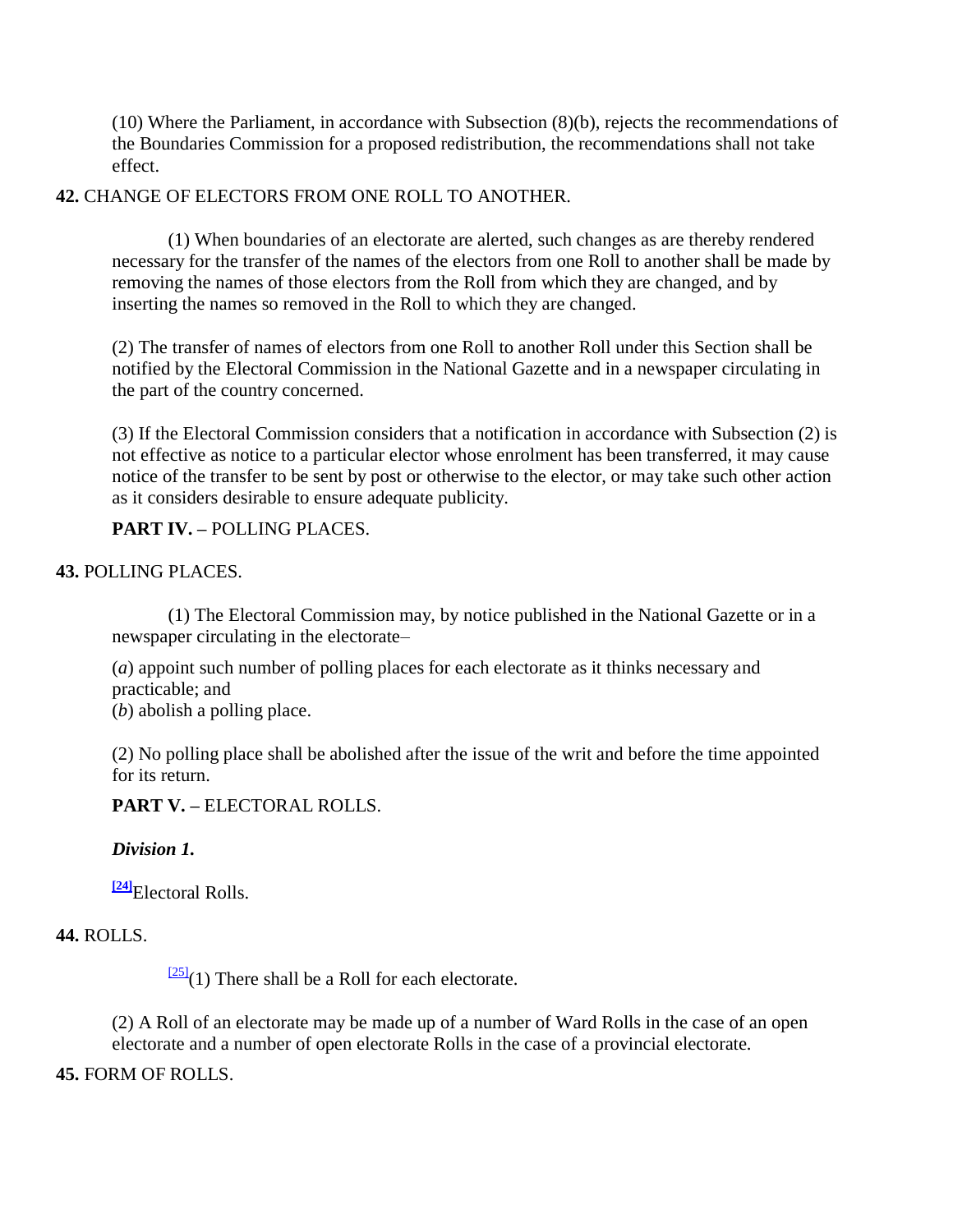(10) Where the Parliament, in accordance with Subsection (8)(b), rejects the recommendations of the Boundaries Commission for a proposed redistribution, the recommendations shall not take effect.

**42.** CHANGE OF ELECTORS FROM ONE ROLL TO ANOTHER.

(1) When boundaries of an electorate are alerted, such changes as are thereby rendered necessary for the transfer of the names of the electors from one Roll to another shall be made by removing the names of those electors from the Roll from which they are changed, and by inserting the names so removed in the Roll to which they are changed.

(2) The transfer of names of electors from one Roll to another Roll under this Section shall be notified by the Electoral Commission in the National Gazette and in a newspaper circulating in the part of the country concerned.

(3) If the Electoral Commission considers that a notification in accordance with Subsection (2) is not effective as notice to a particular elector whose enrolment has been transferred, it may cause notice of the transfer to be sent by post or otherwise to the elector, or may take such other action as it considers desirable to ensure adequate publicity.

**PART IV. –** POLLING PLACES.

**43.** POLLING PLACES.

(1) The Electoral Commission may, by notice published in the National Gazette or in a newspaper circulating in the electorate–

(*a*) appoint such number of polling places for each electorate as it thinks necessary and practicable; and
(*b*) abolish a polling place.

(2) No polling place shall be abolished after the issue of the writ and before the time appointed for its return.

**PART V. –** ELECTORAL ROLLS.

***Division 1.***

[24]Electoral Rolls.

**44.** ROLLS.

[25](1) There shall be a Roll for each electorate.

(2) A Roll of an electorate may be made up of a number of Ward Rolls in the case of an open electorate and a number of open electorate Rolls in the case of a provincial electorate.

**45.** FORM OF ROLLS.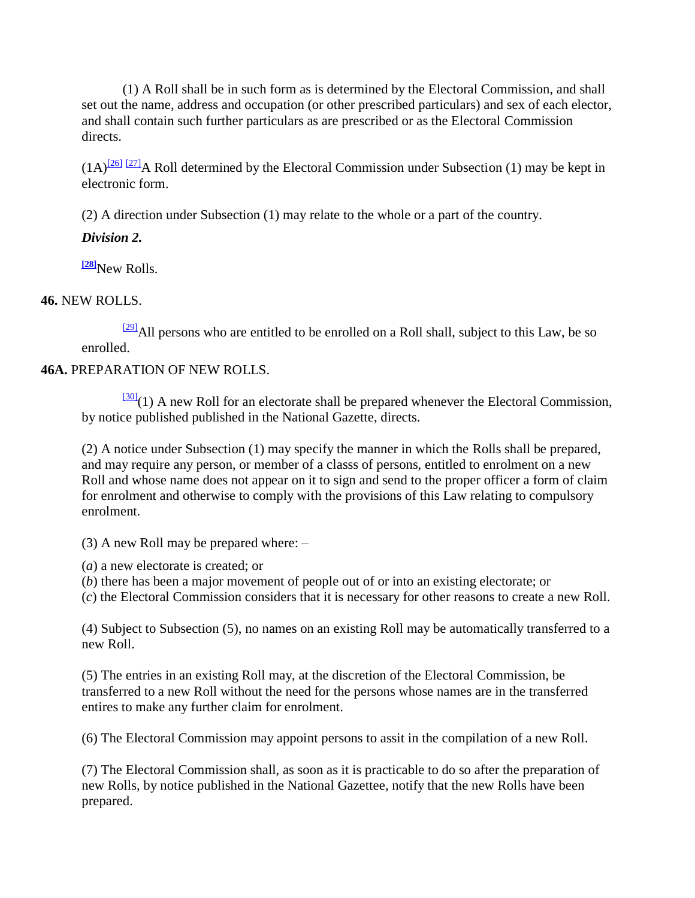(1) A Roll shall be in such form as is determined by the Electoral Commission, and shall set out the name, address and occupation (or other prescribed particulars) and sex of each elector, and shall contain such further particulars as are prescribed or as the Electoral Commission directs.

(1A)[26] [27]A Roll determined by the Electoral Commission under Subsection (1) may be kept in electronic form.

(2) A direction under Subsection (1) may relate to the whole or a part of the country.

***Division 2.***

[28]New Rolls.

**46.** NEW ROLLS.

[29]All persons who are entitled to be enrolled on a Roll shall, subject to this Law, be so enrolled.

**46A.** PREPARATION OF NEW ROLLS.

[30](1) A new Roll for an electorate shall be prepared whenever the Electoral Commission, by notice published published in the National Gazette, directs.

(2) A notice under Subsection (1) may specify the manner in which the Rolls shall be prepared, and may require any person, or member of a classs of persons, entitled to enrolment on a new Roll and whose name does not appear on it to sign and send to the proper officer a form of claim for enrolment and otherwise to comply with the provisions of this Law relating to compulsory enrolment.

(3) A new Roll may be prepared where: –

(*a*) a new electorate is created; or
(*b*) there has been a major movement of people out of or into an existing electorate; or
(*c*) the Electoral Commission considers that it is necessary for other reasons to create a new Roll.

(4) Subject to Subsection (5), no names on an existing Roll may be automatically transferred to a new Roll.

(5) The entries in an existing Roll may, at the discretion of the Electoral Commission, be transferred to a new Roll without the need for the persons whose names are in the transferred entires to make any further claim for enrolment.

(6) The Electoral Commission may appoint persons to assit in the compilation of a new Roll.

(7) The Electoral Commission shall, as soon as it is practicable to do so after the preparation of new Rolls, by notice published in the National Gazettee, notify that the new Rolls have been prepared.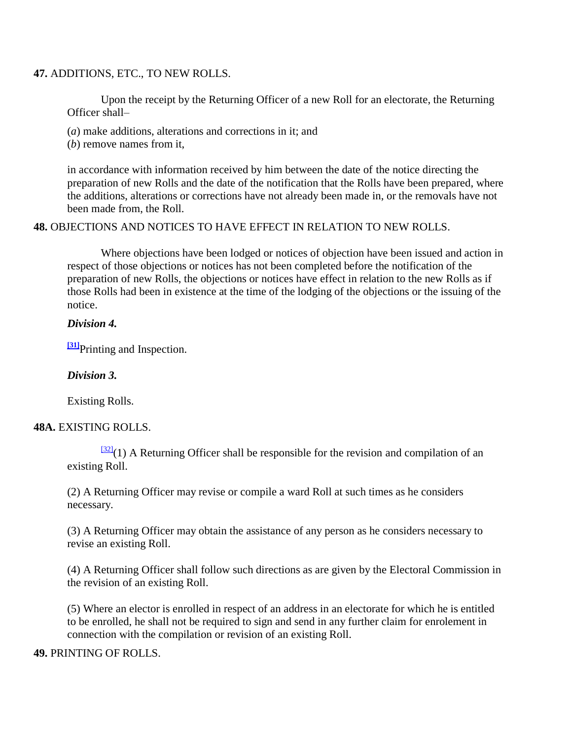**47.** ADDITIONS, ETC., TO NEW ROLLS.

Upon the receipt by the Returning Officer of a new Roll for an electorate, the Returning Officer shall–

(*a*) make additions, alterations and corrections in it; and
(*b*) remove names from it,

in accordance with information received by him between the date of the notice directing the preparation of new Rolls and the date of the notification that the Rolls have been prepared, where the additions, alterations or corrections have not already been made in, or the removals have not been made from, the Roll.

**48.** OBJECTIONS AND NOTICES TO HAVE EFFECT IN RELATION TO NEW ROLLS.

Where objections have been lodged or notices of objection have been issued and action in respect of those objections or notices has not been completed before the notification of the preparation of new Rolls, the objections or notices have effect in relation to the new Rolls as if those Rolls had been in existence at the time of the lodging of the objections or the issuing of the notice.

***Division 4.***

[31]Printing and Inspection.

***Division 3.***

Existing Rolls.

**48A.** EXISTING ROLLS.

[32](1) A Returning Officer shall be responsible for the revision and compilation of an existing Roll.

(2) A Returning Officer may revise or compile a ward Roll at such times as he considers necessary.

(3) A Returning Officer may obtain the assistance of any person as he considers necessary to revise an existing Roll.

(4) A Returning Officer shall follow such directions as are given by the Electoral Commission in the revision of an existing Roll.

(5) Where an elector is enrolled in respect of an address in an electorate for which he is entitled to be enrolled, he shall not be required to sign and send in any further claim for enrolement in connection with the compilation or revision of an existing Roll.

**49.** PRINTING OF ROLLS.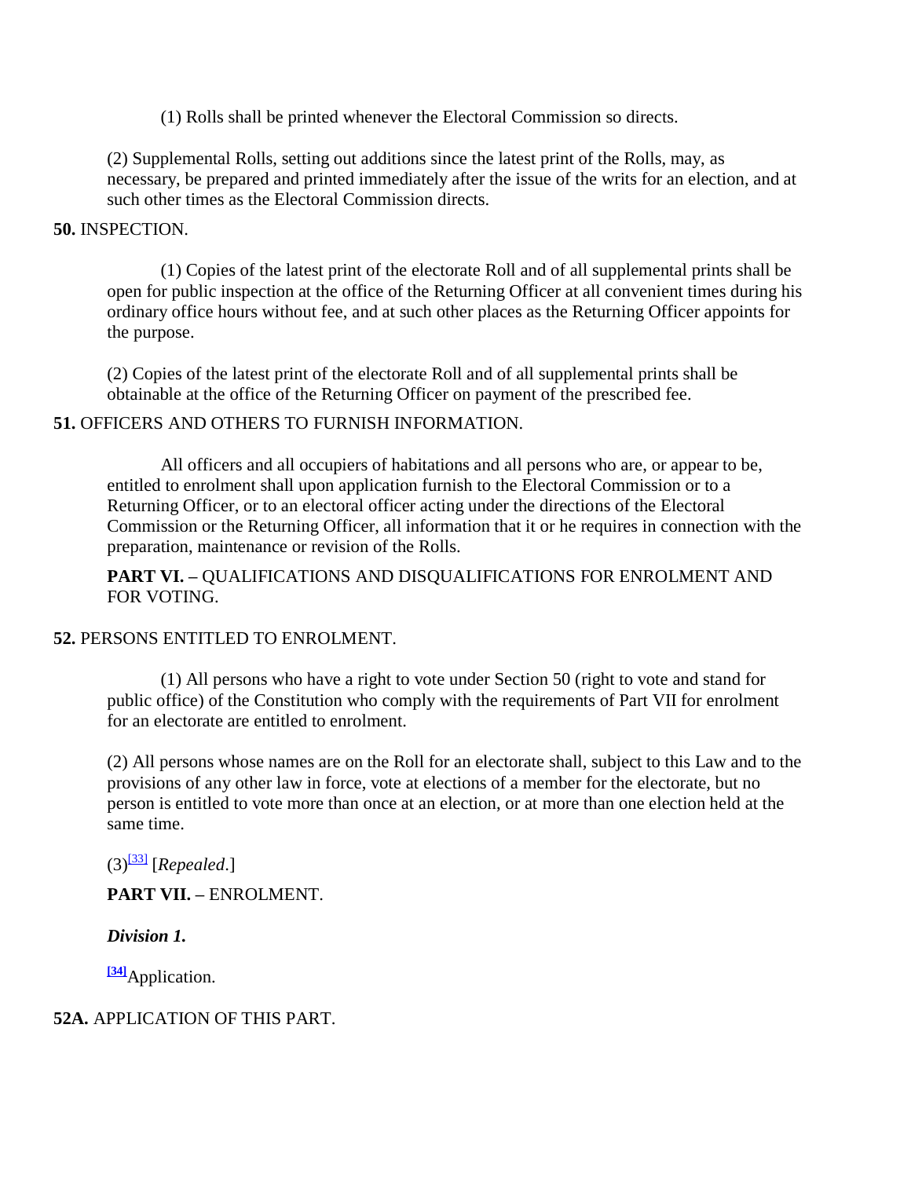(1) Rolls shall be printed whenever the Electoral Commission so directs.

(2) Supplemental Rolls, setting out additions since the latest print of the Rolls, may, as necessary, be prepared and printed immediately after the issue of the writs for an election, and at such other times as the Electoral Commission directs.

**50.** INSPECTION.

(1) Copies of the latest print of the electorate Roll and of all supplemental prints shall be open for public inspection at the office of the Returning Officer at all convenient times during his ordinary office hours without fee, and at such other places as the Returning Officer appoints for the purpose.

(2) Copies of the latest print of the electorate Roll and of all supplemental prints shall be obtainable at the office of the Returning Officer on payment of the prescribed fee.

**51.** OFFICERS AND OTHERS TO FURNISH INFORMATION.

All officers and all occupiers of habitations and all persons who are, or appear to be, entitled to enrolment shall upon application furnish to the Electoral Commission or to a Returning Officer, or to an electoral officer acting under the directions of the Electoral Commission or the Returning Officer, all information that it or he requires in connection with the preparation, maintenance or revision of the Rolls.

**PART VI. –** QUALIFICATIONS AND DISQUALIFICATIONS FOR ENROLMENT AND FOR VOTING.

**52.** PERSONS ENTITLED TO ENROLMENT.

(1) All persons who have a right to vote under Section 50 (right to vote and stand for public office) of the Constitution who comply with the requirements of Part VII for enrolment for an electorate are entitled to enrolment.

(2) All persons whose names are on the Roll for an electorate shall, subject to this Law and to the provisions of any other law in force, vote at elections of a member for the electorate, but no person is entitled to vote more than once at an election, or at more than one election held at the same time.

(3)[33] [*Repealed*.]

**PART VII. –** ENROLMENT.

***Division 1.***

[34]Application.

**52A.** APPLICATION OF THIS PART.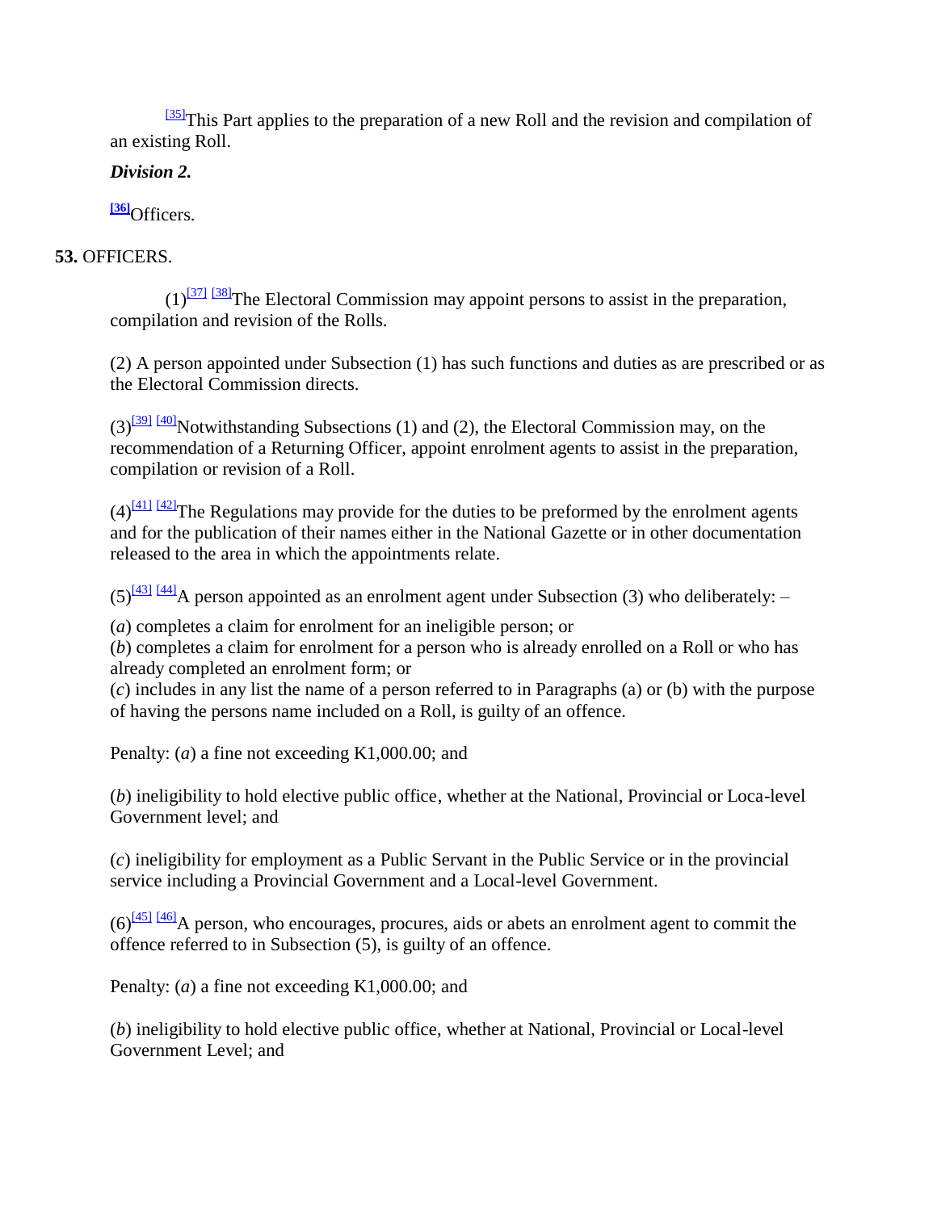[35]This Part applies to the preparation of a new Roll and the revision and compilation of an existing Roll.

***Division 2.***

[36]Officers.

**53.** OFFICERS.

(1)[37] [38]The Electoral Commission may appoint persons to assist in the preparation, compilation and revision of the Rolls.

(2) A person appointed under Subsection (1) has such functions and duties as are prescribed or as the Electoral Commission directs.

(3)[39] [40]Notwithstanding Subsections (1) and (2), the Electoral Commission may, on the recommendation of a Returning Officer, appoint enrolment agents to assist in the preparation, compilation or revision of a Roll.

(4)[41] [42]The Regulations may provide for the duties to be preformed by the enrolment agents and for the publication of their names either in the National Gazette or in other documentation released to the area in which the appointments relate.

(5)[43] [44]A person appointed as an enrolment agent under Subsection (3) who deliberately: –

(*a*) completes a claim for enrolment for an ineligible person; or
(*b*) completes a claim for enrolment for a person who is already enrolled on a Roll or who has already completed an enrolment form; or
(*c*) includes in any list the name of a person referred to in Paragraphs (a) or (b) with the purpose of having the persons name included on a Roll, is guilty of an offence.

Penalty: (*a*) a fine not exceeding K1,000.00; and

(*b*) ineligibility to hold elective public office, whether at the National, Provincial or Loca-level Government level; and

(*c*) ineligibility for employment as a Public Servant in the Public Service or in the provincial service including a Provincial Government and a Local-level Government.

(6)[45] [46]A person, who encourages, procures, aids or abets an enrolment agent to commit the offence referred to in Subsection (5), is guilty of an offence.

Penalty: (*a*) a fine not exceeding K1,000.00; and

(*b*) ineligibility to hold elective public office, whether at National, Provincial or Local-level Government Level; and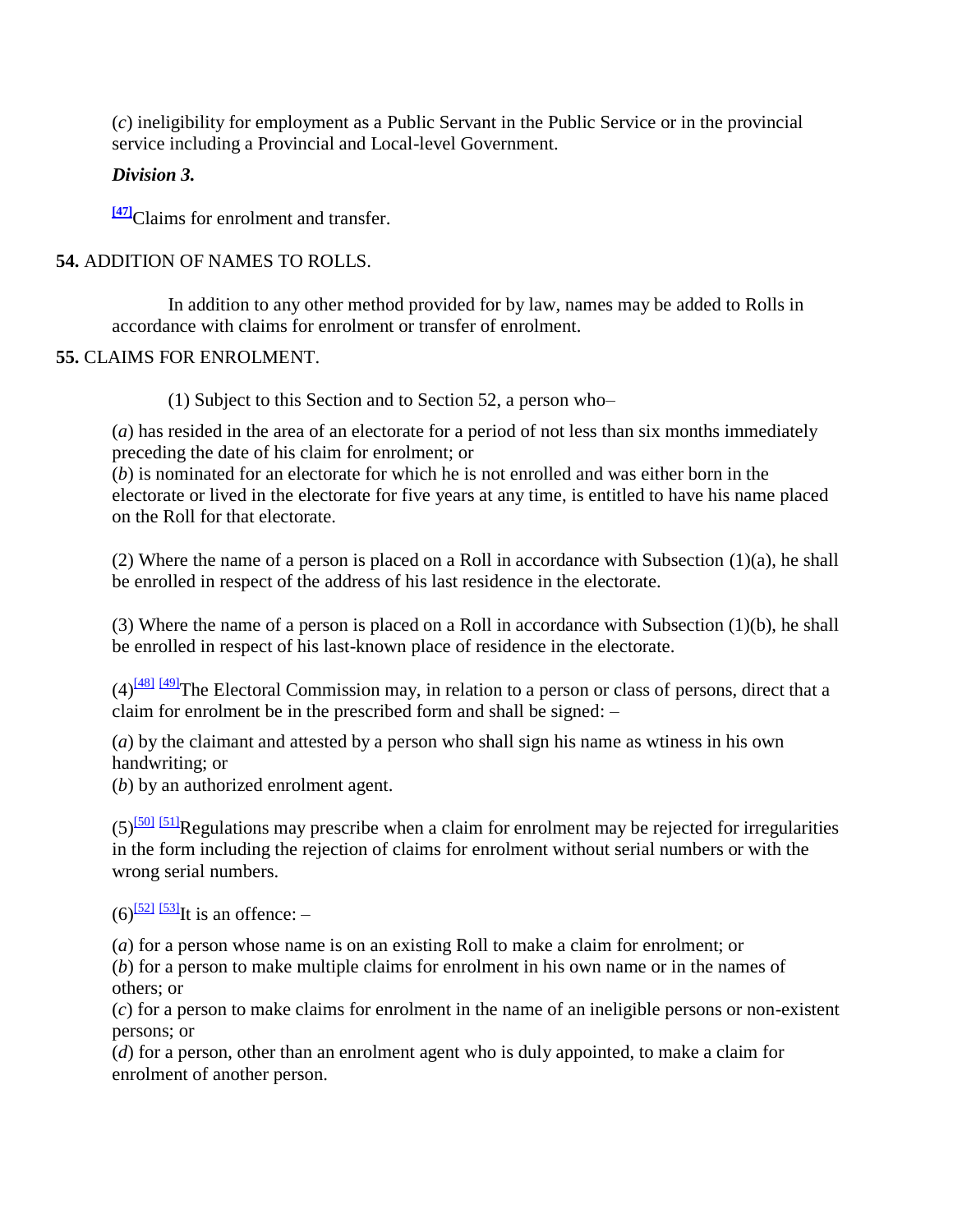(*c*) ineligibility for employment as a Public Servant in the Public Service or in the provincial service including a Provincial and Local-level Government.

***Division 3.***

[47]Claims for enrolment and transfer.

**54.** ADDITION OF NAMES TO ROLLS.

In addition to any other method provided for by law, names may be added to Rolls in accordance with claims for enrolment or transfer of enrolment.

**55.** CLAIMS FOR ENROLMENT.

(1) Subject to this Section and to Section 52, a person who–

(*a*) has resided in the area of an electorate for a period of not less than six months immediately preceding the date of his claim for enrolment; or
(*b*) is nominated for an electorate for which he is not enrolled and was either born in the electorate or lived in the electorate for five years at any time, is entitled to have his name placed on the Roll for that electorate.

(2) Where the name of a person is placed on a Roll in accordance with Subsection (1)(a), he shall be enrolled in respect of the address of his last residence in the electorate.

(3) Where the name of a person is placed on a Roll in accordance with Subsection (1)(b), he shall be enrolled in respect of his last-known place of residence in the electorate.

(4)[48] [49]The Electoral Commission may, in relation to a person or class of persons, direct that a claim for enrolment be in the prescribed form and shall be signed: –

(*a*) by the claimant and attested by a person who shall sign his name as wtiness in his own handwriting; or
(*b*) by an authorized enrolment agent.

(5)[50] [51]Regulations may prescribe when a claim for enrolment may be rejected for irregularities in the form including the rejection of claims for enrolment without serial numbers or with the wrong serial numbers.

(6)[52] [53]It is an offence: –

(*a*) for a person whose name is on an existing Roll to make a claim for enrolment; or
(*b*) for a person to make multiple claims for enrolment in his own name or in the names of others; or
(*c*) for a person to make claims for enrolment in the name of an ineligible persons or non-existent persons; or
(*d*) for a person, other than an enrolment agent who is duly appointed, to make a claim for enrolment of another person.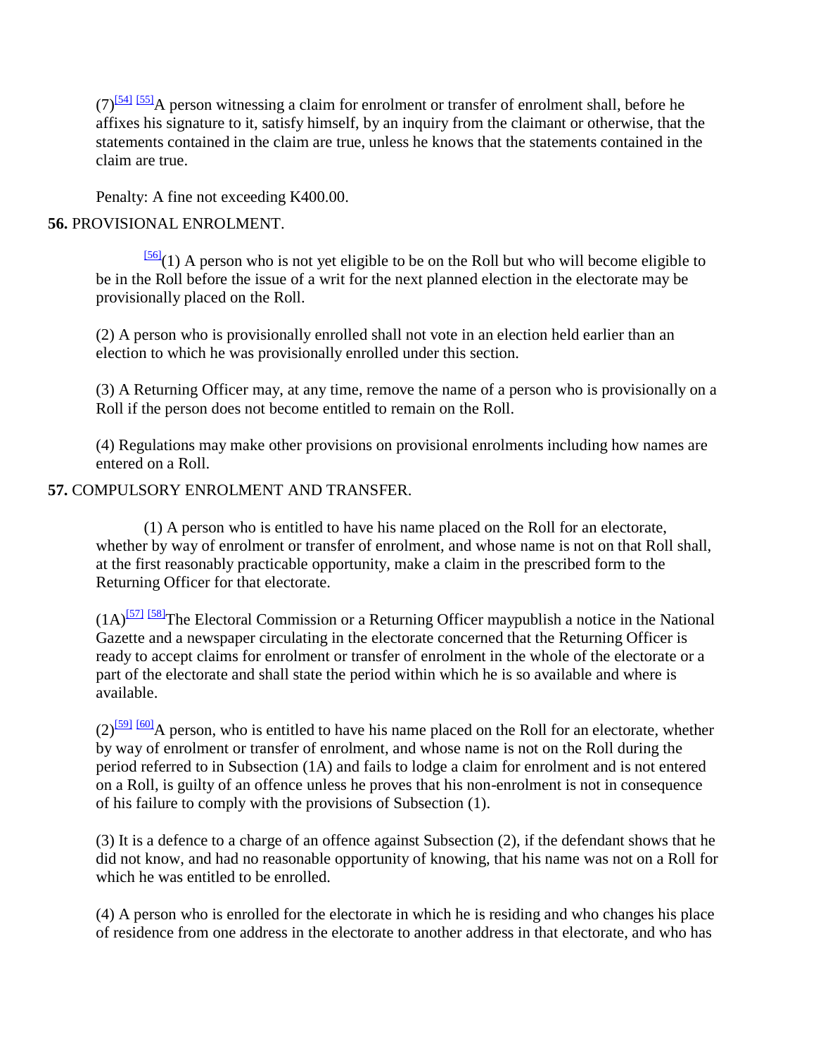(7)[54] [55]A person witnessing a claim for enrolment or transfer of enrolment shall, before he affixes his signature to it, satisfy himself, by an inquiry from the claimant or otherwise, that the statements contained in the claim are true, unless he knows that the statements contained in the claim are true.

Penalty: A fine not exceeding K400.00.

**56.** PROVISIONAL ENROLMENT.

[56](1) A person who is not yet eligible to be on the Roll but who will become eligible to be in the Roll before the issue of a writ for the next planned election in the electorate may be provisionally placed on the Roll.

(2) A person who is provisionally enrolled shall not vote in an election held earlier than an election to which he was provisionally enrolled under this section.

(3) A Returning Officer may, at any time, remove the name of a person who is provisionally on a Roll if the person does not become entitled to remain on the Roll.

(4) Regulations may make other provisions on provisional enrolments including how names are entered on a Roll.

**57.** COMPULSORY ENROLMENT AND TRANSFER.

(1) A person who is entitled to have his name placed on the Roll for an electorate, whether by way of enrolment or transfer of enrolment, and whose name is not on that Roll shall, at the first reasonably practicable opportunity, make a claim in the prescribed form to the Returning Officer for that electorate.

(1A)[57] [58]The Electoral Commission or a Returning Officer maypublish a notice in the National Gazette and a newspaper circulating in the electorate concerned that the Returning Officer is ready to accept claims for enrolment or transfer of enrolment in the whole of the electorate or a part of the electorate and shall state the period within which he is so available and where is available.

(2)[59] [60]A person, who is entitled to have his name placed on the Roll for an electorate, whether by way of enrolment or transfer of enrolment, and whose name is not on the Roll during the period referred to in Subsection (1A) and fails to lodge a claim for enrolment and is not entered on a Roll, is guilty of an offence unless he proves that his non-enrolment is not in consequence of his failure to comply with the provisions of Subsection (1).

(3) It is a defence to a charge of an offence against Subsection (2), if the defendant shows that he did not know, and had no reasonable opportunity of knowing, that his name was not on a Roll for which he was entitled to be enrolled.

(4) A person who is enrolled for the electorate in which he is residing and who changes his place of residence from one address in the electorate to another address in that electorate, and who has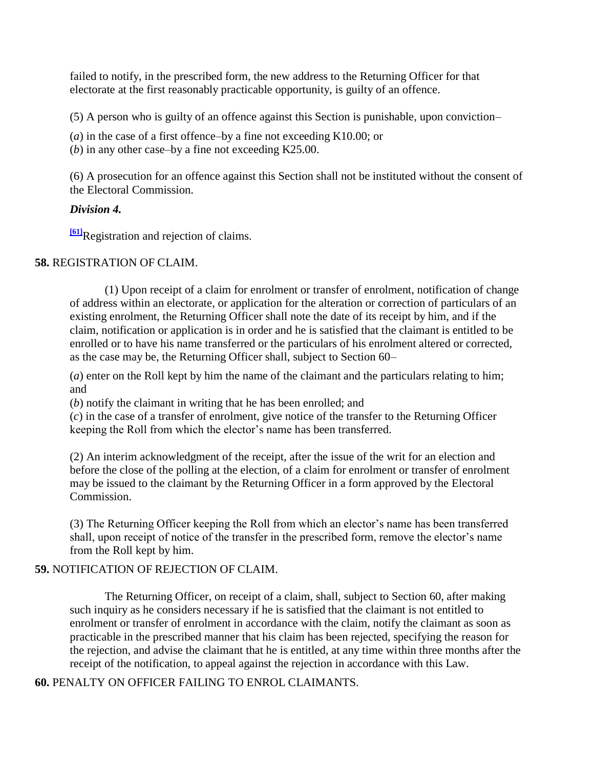failed to notify, in the prescribed form, the new address to the Returning Officer for that electorate at the first reasonably practicable opportunity, is guilty of an offence.

(5) A person who is guilty of an offence against this Section is punishable, upon conviction–

(*a*) in the case of a first offence–by a fine not exceeding K10.00; or
(*b*) in any other case–by a fine not exceeding K25.00.

(6) A prosecution for an offence against this Section shall not be instituted without the consent of the Electoral Commission.

***Division 4.***

[61]Registration and rejection of claims.

**58.** REGISTRATION OF CLAIM.

(1) Upon receipt of a claim for enrolment or transfer of enrolment, notification of change of address within an electorate, or application for the alteration or correction of particulars of an existing enrolment, the Returning Officer shall note the date of its receipt by him, and if the claim, notification or application is in order and he is satisfied that the claimant is entitled to be enrolled or to have his name transferred or the particulars of his enrolment altered or corrected, as the case may be, the Returning Officer shall, subject to Section 60–

(*a*) enter on the Roll kept by him the name of the claimant and the particulars relating to him; and
(*b*) notify the claimant in writing that he has been enrolled; and
(*c*) in the case of a transfer of enrolment, give notice of the transfer to the Returning Officer keeping the Roll from which the elector's name has been transferred.

(2) An interim acknowledgment of the receipt, after the issue of the writ for an election and before the close of the polling at the election, of a claim for enrolment or transfer of enrolment may be issued to the claimant by the Returning Officer in a form approved by the Electoral Commission.

(3) The Returning Officer keeping the Roll from which an elector's name has been transferred shall, upon receipt of notice of the transfer in the prescribed form, remove the elector's name from the Roll kept by him.

**59.** NOTIFICATION OF REJECTION OF CLAIM.

The Returning Officer, on receipt of a claim, shall, subject to Section 60, after making such inquiry as he considers necessary if he is satisfied that the claimant is not entitled to enrolment or transfer of enrolment in accordance with the claim, notify the claimant as soon as practicable in the prescribed manner that his claim has been rejected, specifying the reason for the rejection, and advise the claimant that he is entitled, at any time within three months after the receipt of the notification, to appeal against the rejection in accordance with this Law.

**60.** PENALTY ON OFFICER FAILING TO ENROL CLAIMANTS.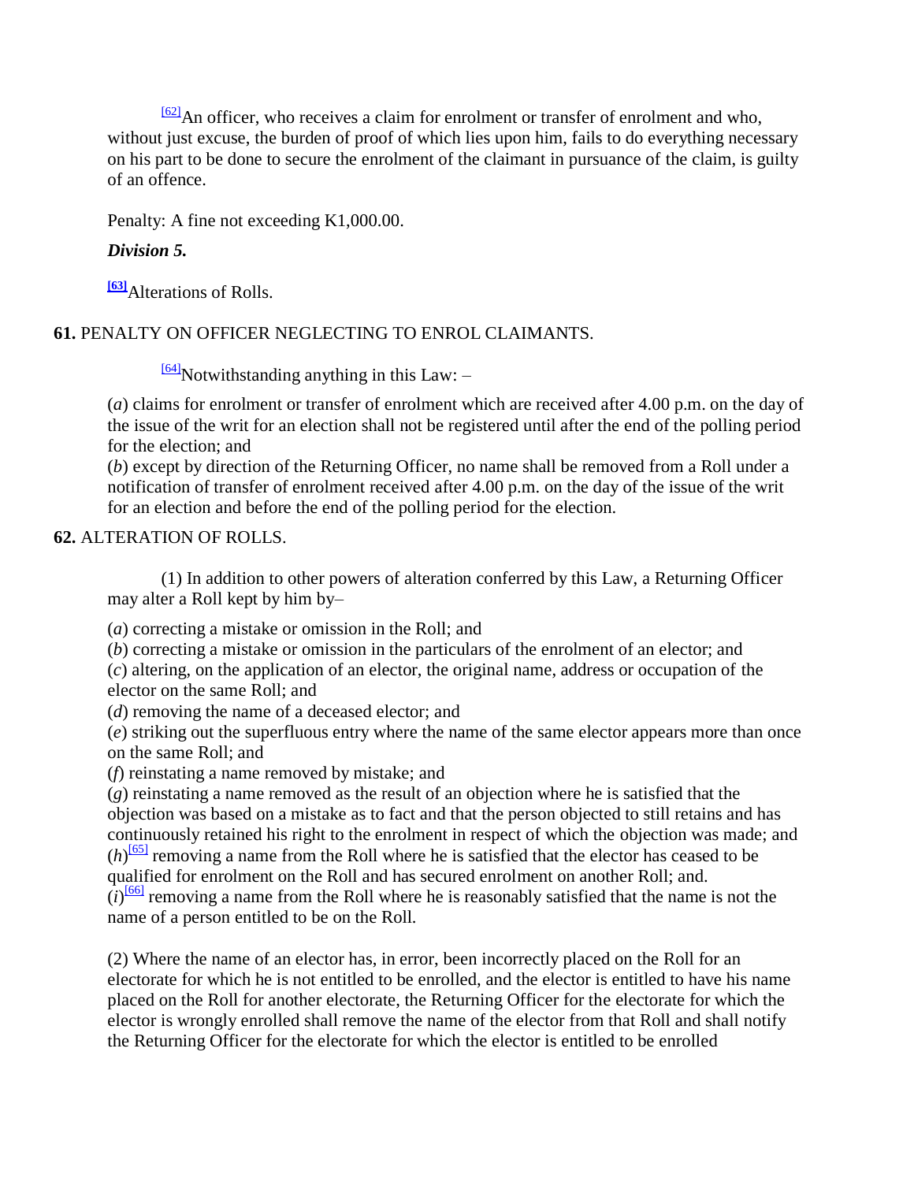[62]An officer, who receives a claim for enrolment or transfer of enrolment and who, without just excuse, the burden of proof of which lies upon him, fails to do everything necessary on his part to be done to secure the enrolment of the claimant in pursuance of the claim, is guilty of an offence.

Penalty: A fine not exceeding K1,000.00.

***Division 5.***

**[63]**Alterations of Rolls.

**61.** PENALTY ON OFFICER NEGLECTING TO ENROL CLAIMANTS.

[64]Notwithstanding anything in this Law: –

(*a*) claims for enrolment or transfer of enrolment which are received after 4.00 p.m. on the day of the issue of the writ for an election shall not be registered until after the end of the polling period for the election; and
(*b*) except by direction of the Returning Officer, no name shall be removed from a Roll under a notification of transfer of enrolment received after 4.00 p.m. on the day of the issue of the writ for an election and before the end of the polling period for the election.

**62.** ALTERATION OF ROLLS.

(1) In addition to other powers of alteration conferred by this Law, a Returning Officer may alter a Roll kept by him by–

(*a*) correcting a mistake or omission in the Roll; and
(*b*) correcting a mistake or omission in the particulars of the enrolment of an elector; and
(*c*) altering, on the application of an elector, the original name, address or occupation of the elector on the same Roll; and
(*d*) removing the name of a deceased elector; and
(*e*) striking out the superfluous entry where the name of the same elector appears more than once on the same Roll; and
(*f*) reinstating a name removed by mistake; and
(*g*) reinstating a name removed as the result of an objection where he is satisfied that the objection was based on a mistake as to fact and that the person objected to still retains and has continuously retained his right to the enrolment in respect of which the objection was made; and
(*h*)[65] removing a name from the Roll where he is satisfied that the elector has ceased to be qualified for enrolment on the Roll and has secured enrolment on another Roll; and.
(*i*)[66] removing a name from the Roll where he is reasonably satisfied that the name is not the name of a person entitled to be on the Roll.

(2) Where the name of an elector has, in error, been incorrectly placed on the Roll for an electorate for which he is not entitled to be enrolled, and the elector is entitled to have his name placed on the Roll for another electorate, the Returning Officer for the electorate for which the elector is wrongly enrolled shall remove the name of the elector from that Roll and shall notify the Returning Officer for the electorate for which the elector is entitled to be enrolled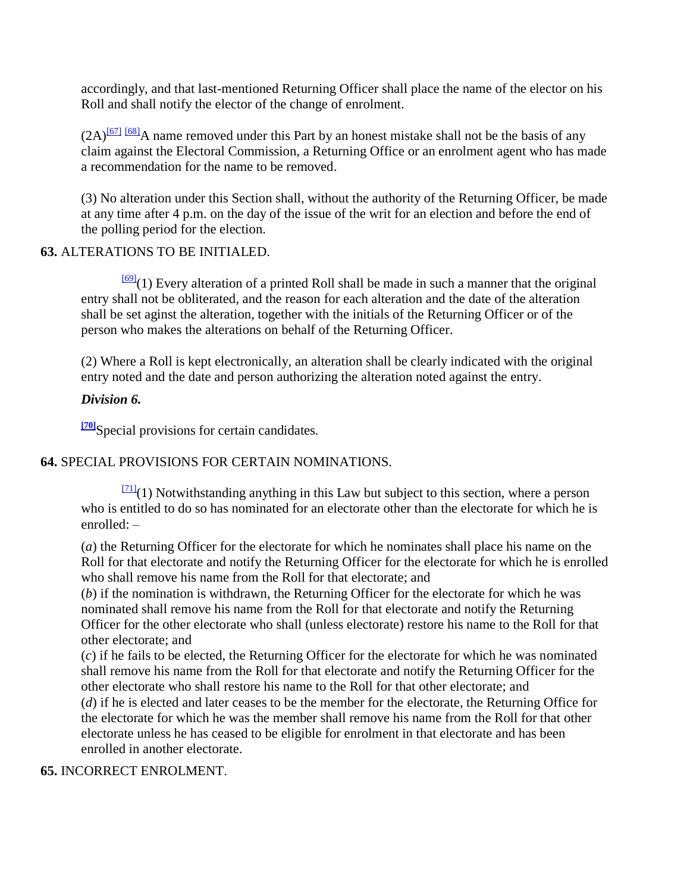accordingly, and that last-mentioned Returning Officer shall place the name of the elector on his Roll and shall notify the elector of the change of enrolment.

(2A)[67] [68]A name removed under this Part by an honest mistake shall not be the basis of any claim against the Electoral Commission, a Returning Office or an enrolment agent who has made a recommendation for the name to be removed.

(3) No alteration under this Section shall, without the authority of the Returning Officer, be made at any time after 4 p.m. on the day of the issue of the writ for an election and before the end of the polling period for the election.

**63.** ALTERATIONS TO BE INITIALED.

[69](1) Every alteration of a printed Roll shall be made in such a manner that the original entry shall not be obliterated, and the reason for each alteration and the date of the alteration shall be set aginst the alteration, together with the initials of the Returning Officer or of the person who makes the alterations on behalf of the Returning Officer.

(2) Where a Roll is kept electronically, an alteration shall be clearly indicated with the original entry noted and the date and person authorizing the alteration noted against the entry.

***Division 6.***

[70]Special provisions for certain candidates.

**64.** SPECIAL PROVISIONS FOR CERTAIN NOMINATIONS.

[71](1) Notwithstanding anything in this Law but subject to this section, where a person who is entitled to do so has nominated for an electorate other than the electorate for which he is enrolled: –

(*a*) the Returning Officer for the electorate for which he nominates shall place his name on the Roll for that electorate and notify the Returning Officer for the electorate for which he is enrolled who shall remove his name from the Roll for that electorate; and

(*b*) if the nomination is withdrawn, the Returning Officer for the electorate for which he was nominated shall remove his name from the Roll for that electorate and notify the Returning Officer for the other electorate who shall (unless electorate) restore his name to the Roll for that other electorate; and

(*c*) if he fails to be elected, the Returning Officer for the electorate for which he was nominated shall remove his name from the Roll for that electorate and notify the Returning Officer for the other electorate who shall restore his name to the Roll for that other electorate; and

(*d*) if he is elected and later ceases to be the member for the electorate, the Returning Office for the electorate for which he was the member shall remove his name from the Roll for that other electorate unless he has ceased to be eligible for enrolment in that electorate and has been enrolled in another electorate.

**65.** INCORRECT ENROLMENT.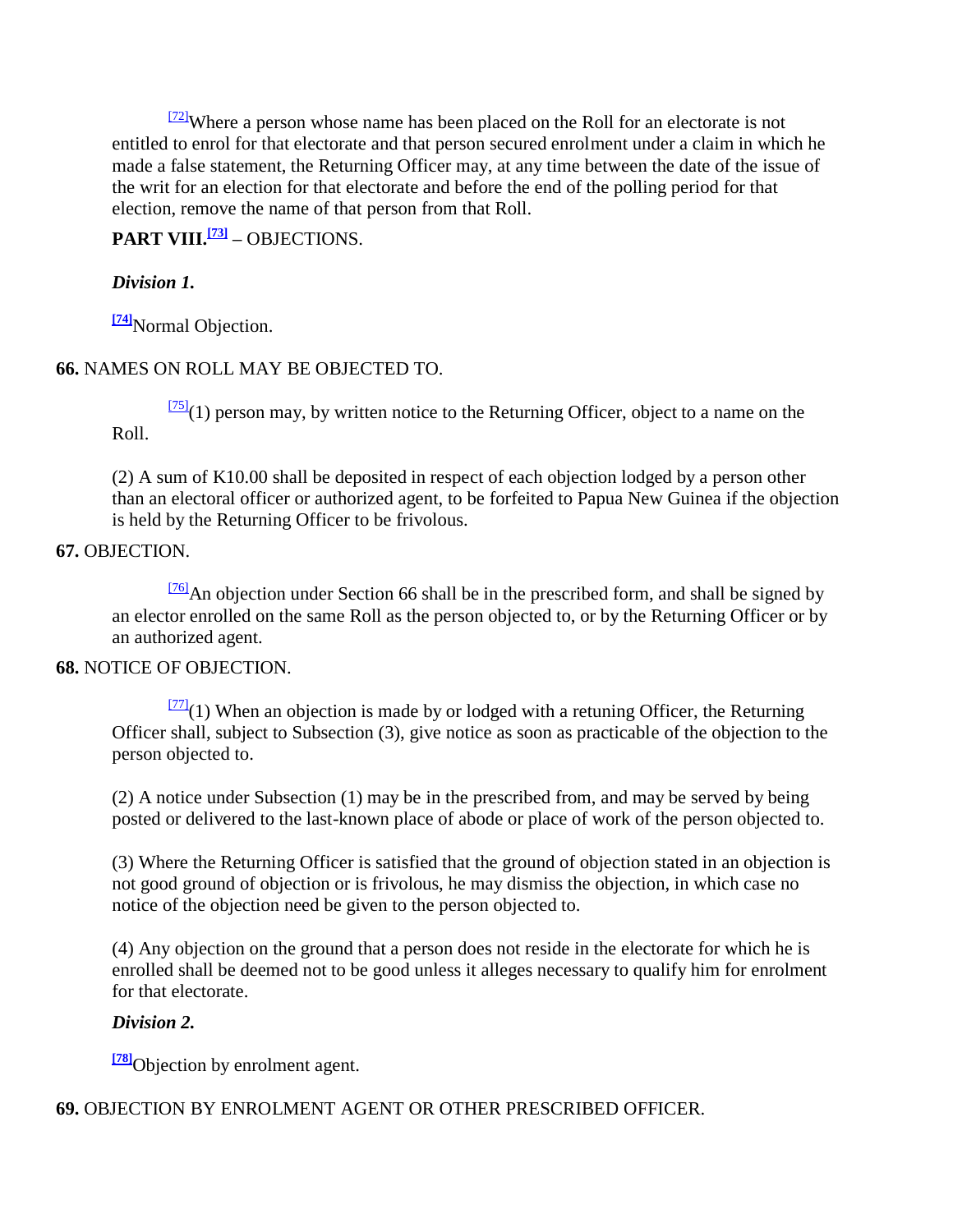[72]Where a person whose name has been placed on the Roll for an electorate is not entitled to enrol for that electorate and that person secured enrolment under a claim in which he made a false statement, the Returning Officer may, at any time between the date of the issue of the writ for an election for that electorate and before the end of the polling period for that election, remove the name of that person from that Roll.

## PART VIII.[73] – OBJECTIONS.

### *Division 1.*

[74]Normal Objection.

**66.** NAMES ON ROLL MAY BE OBJECTED TO.

[75](1) person may, by written notice to the Returning Officer, object to a name on the Roll.

(2) A sum of K10.00 shall be deposited in respect of each objection lodged by a person other than an electoral officer or authorized agent, to be forfeited to Papua New Guinea if the objection is held by the Returning Officer to be frivolous.

**67.** OBJECTION.

[76]An objection under Section 66 shall be in the prescribed form, and shall be signed by an elector enrolled on the same Roll as the person objected to, or by the Returning Officer or by an authorized agent.

**68.** NOTICE OF OBJECTION.

[77](1) When an objection is made by or lodged with a retuning Officer, the Returning Officer shall, subject to Subsection (3), give notice as soon as practicable of the objection to the person objected to.

(2) A notice under Subsection (1) may be in the prescribed from, and may be served by being posted or delivered to the last-known place of abode or place of work of the person objected to.

(3) Where the Returning Officer is satisfied that the ground of objection stated in an objection is not good ground of objection or is frivolous, he may dismiss the objection, in which case no notice of the objection need be given to the person objected to.

(4) Any objection on the ground that a person does not reside in the electorate for which he is enrolled shall be deemed not to be good unless it alleges necessary to qualify him for enrolment for that electorate.

### *Division 2.*

[78]Objection by enrolment agent.

**69.** OBJECTION BY ENROLMENT AGENT OR OTHER PRESCRIBED OFFICER.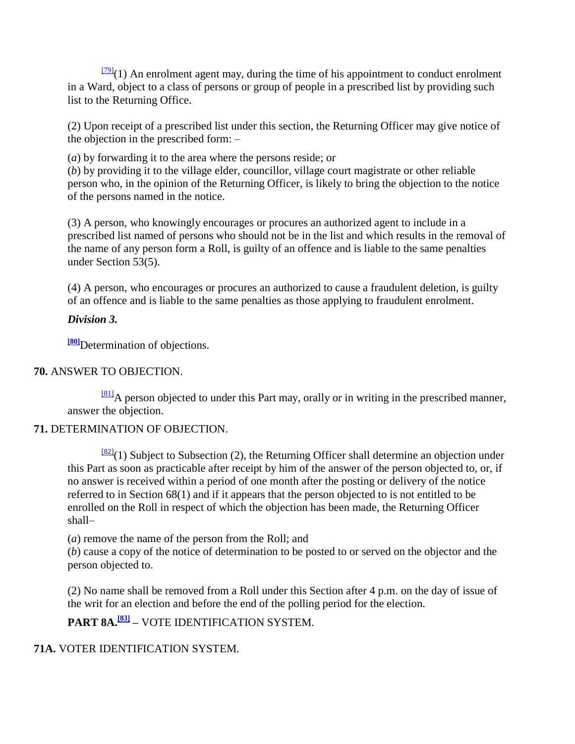[79](1) An enrolment agent may, during the time of his appointment to conduct enrolment in a Ward, object to a class of persons or group of people in a prescribed list by providing such list to the Returning Office.

(2) Upon receipt of a prescribed list under this section, the Returning Officer may give notice of the objection in the prescribed form: –

(*a*) by forwarding it to the area where the persons reside; or
(*b*) by providing it to the village elder, councillor, village court magistrate or other reliable person who, in the opinion of the Returning Officer, is likely to bring the objection to the notice of the persons named in the notice.

(3) A person, who knowingly encourages or procures an authorized agent to include in a prescribed list named of persons who should not be in the list and which results in the removal of the name of any person form a Roll, is guilty of an offence and is liable to the same penalties under Section 53(5).

(4) A person, who encourages or procures an authorized to cause a fraudulent deletion, is guilty of an offence and is liable to the same penalties as those applying to fraudulent enrolment.

***Division 3.***

**[80]**Determination of objections.

**70.** ANSWER TO OBJECTION.

[81]A person objected to under this Part may, orally or in writing in the prescribed manner, answer the objection.

**71.** DETERMINATION OF OBJECTION.

[82](1) Subject to Subsection (2), the Returning Officer shall determine an objection under this Part as soon as practicable after receipt by him of the answer of the person objected to, or, if no answer is received within a period of one month after the posting or delivery of the notice referred to in Section 68(1) and if it appears that the person objected to is not entitled to be enrolled on the Roll in respect of which the objection has been made, the Returning Officer shall–

(*a*) remove the name of the person from the Roll; and
(*b*) cause a copy of the notice of determination to be posted to or served on the objector and the person objected to.

(2) No name shall be removed from a Roll under this Section after 4 p.m. on the day of issue of the writ for an election and before the end of the polling period for the election.

**PART 8A.[83]** – VOTE IDENTIFICATION SYSTEM.

**71A.** VOTER IDENTIFICATION SYSTEM.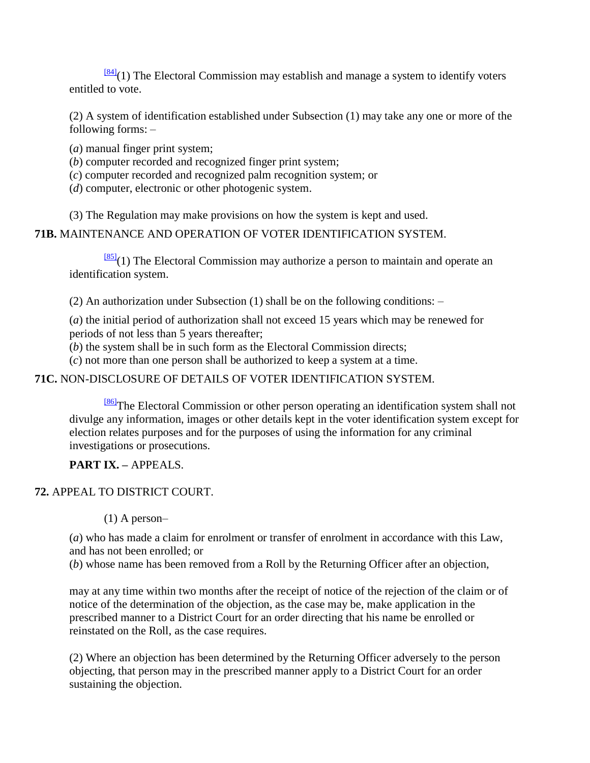[84](1) The Electoral Commission may establish and manage a system to identify voters entitled to vote.

(2) A system of identification established under Subsection (1) may take any one or more of the following forms: –

(*a*) manual finger print system;
(*b*) computer recorded and recognized finger print system;
(*c*) computer recorded and recognized palm recognition system; or
(*d*) computer, electronic or other photogenic system.

(3) The Regulation may make provisions on how the system is kept and used.

**71B.** MAINTENANCE AND OPERATION OF VOTER IDENTIFICATION SYSTEM.

[85](1) The Electoral Commission may authorize a person to maintain and operate an identification system.

(2) An authorization under Subsection (1) shall be on the following conditions: –

(*a*) the initial period of authorization shall not exceed 15 years which may be renewed for periods of not less than 5 years thereafter;
(*b*) the system shall be in such form as the Electoral Commission directs;
(*c*) not more than one person shall be authorized to keep a system at a time.

**71C.** NON-DISCLOSURE OF DETAILS OF VOTER IDENTIFICATION SYSTEM.

[86]The Electoral Commission or other person operating an identification system shall not divulge any information, images or other details kept in the voter identification system except for election relates purposes and for the purposes of using the information for any criminal investigations or prosecutions.

**PART IX. –** APPEALS.

**72.** APPEAL TO DISTRICT COURT.

(1) A person–

(*a*) who has made a claim for enrolment or transfer of enrolment in accordance with this Law, and has not been enrolled; or
(*b*) whose name has been removed from a Roll by the Returning Officer after an objection,

may at any time within two months after the receipt of notice of the rejection of the claim or of notice of the determination of the objection, as the case may be, make application in the prescribed manner to a District Court for an order directing that his name be enrolled or reinstated on the Roll, as the case requires.

(2) Where an objection has been determined by the Returning Officer adversely to the person objecting, that person may in the prescribed manner apply to a District Court for an order sustaining the objection.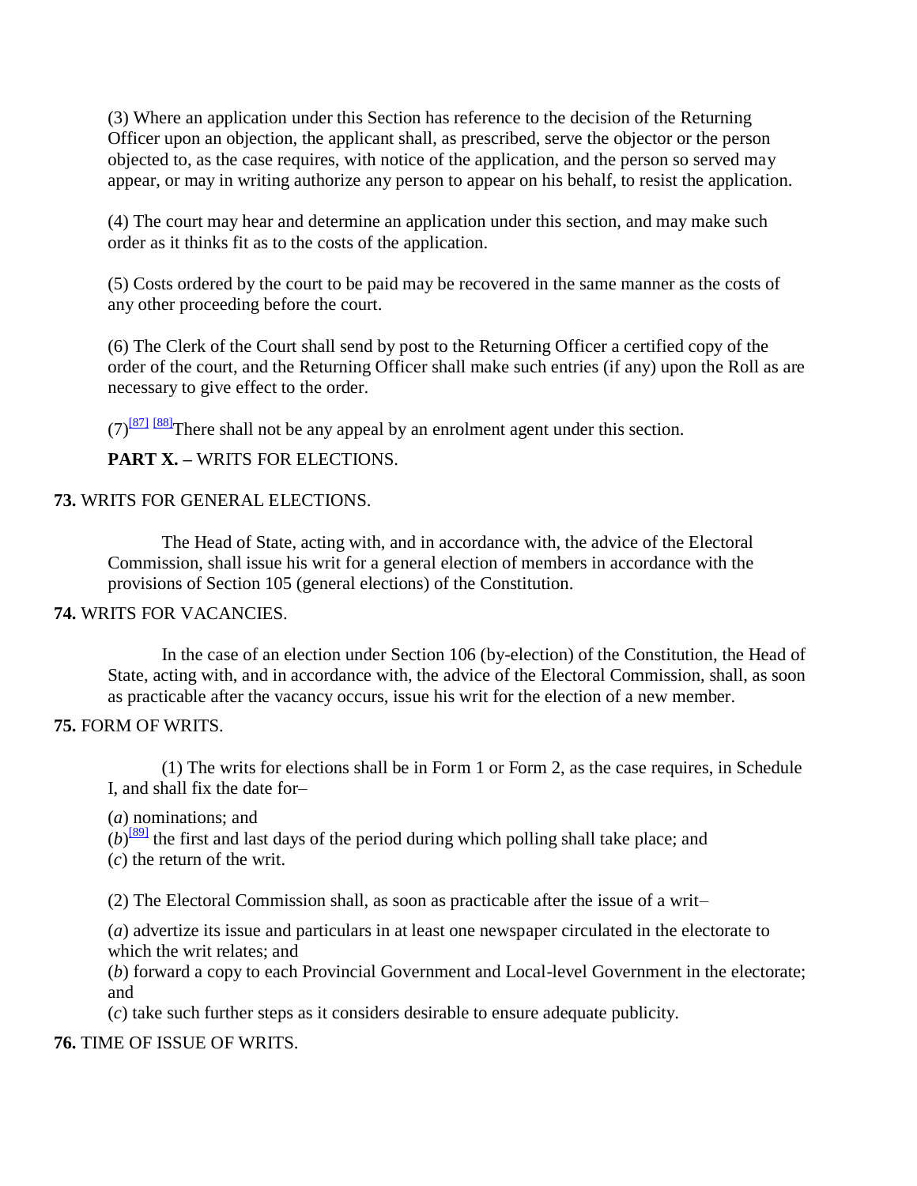(3) Where an application under this Section has reference to the decision of the Returning Officer upon an objection, the applicant shall, as prescribed, serve the objector or the person objected to, as the case requires, with notice of the application, and the person so served may appear, or may in writing authorize any person to appear on his behalf, to resist the application.

(4) The court may hear and determine an application under this section, and may make such order as it thinks fit as to the costs of the application.

(5) Costs ordered by the court to be paid may be recovered in the same manner as the costs of any other proceeding before the court.

(6) The Clerk of the Court shall send by post to the Returning Officer a certified copy of the order of the court, and the Returning Officer shall make such entries (if any) upon the Roll as are necessary to give effect to the order.

(7)[87] [88]There shall not be any appeal by an enrolment agent under this section.

**PART X. –** WRITS FOR ELECTIONS.

**73.** WRITS FOR GENERAL ELECTIONS.

The Head of State, acting with, and in accordance with, the advice of the Electoral Commission, shall issue his writ for a general election of members in accordance with the provisions of Section 105 (general elections) of the Constitution.

**74.** WRITS FOR VACANCIES.

In the case of an election under Section 106 (by-election) of the Constitution, the Head of State, acting with, and in accordance with, the advice of the Electoral Commission, shall, as soon as practicable after the vacancy occurs, issue his writ for the election of a new member.

**75.** FORM OF WRITS.

(1) The writs for elections shall be in Form 1 or Form 2, as the case requires, in Schedule I, and shall fix the date for–

(*a*) nominations; and
(*b*)[89] the first and last days of the period during which polling shall take place; and
(*c*) the return of the writ.

(2) The Electoral Commission shall, as soon as practicable after the issue of a writ–

(*a*) advertize its issue and particulars in at least one newspaper circulated in the electorate to which the writ relates; and
(*b*) forward a copy to each Provincial Government and Local-level Government in the electorate; and
(*c*) take such further steps as it considers desirable to ensure adequate publicity.

**76.** TIME OF ISSUE OF WRITS.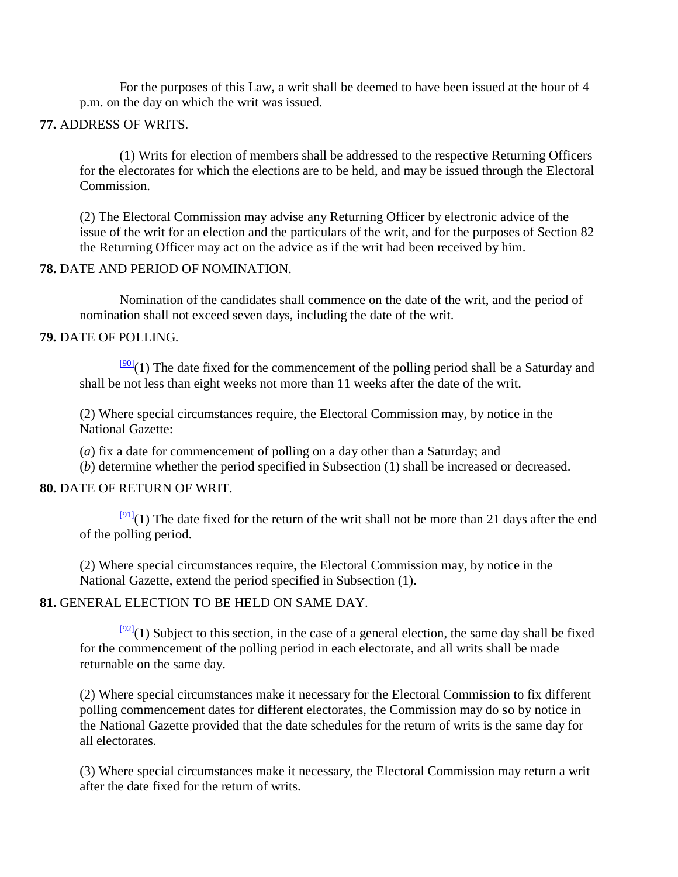For the purposes of this Law, a writ shall be deemed to have been issued at the hour of 4 p.m. on the day on which the writ was issued.

**77.** ADDRESS OF WRITS.

(1) Writs for election of members shall be addressed to the respective Returning Officers for the electorates for which the elections are to be held, and may be issued through the Electoral Commission.

(2) The Electoral Commission may advise any Returning Officer by electronic advice of the issue of the writ for an election and the particulars of the writ, and for the purposes of Section 82 the Returning Officer may act on the advice as if the writ had been received by him.

**78.** DATE AND PERIOD OF NOMINATION.

Nomination of the candidates shall commence on the date of the writ, and the period of nomination shall not exceed seven days, including the date of the writ.

**79.** DATE OF POLLING.

[90](1) The date fixed for the commencement of the polling period shall be a Saturday and shall be not less than eight weeks not more than 11 weeks after the date of the writ.

(2) Where special circumstances require, the Electoral Commission may, by notice in the National Gazette: –

(*a*) fix a date for commencement of polling on a day other than a Saturday; and
(*b*) determine whether the period specified in Subsection (1) shall be increased or decreased.

**80.** DATE OF RETURN OF WRIT.

[91](1) The date fixed for the return of the writ shall not be more than 21 days after the end of the polling period.

(2) Where special circumstances require, the Electoral Commission may, by notice in the National Gazette, extend the period specified in Subsection (1).

**81.** GENERAL ELECTION TO BE HELD ON SAME DAY.

[92](1) Subject to this section, in the case of a general election, the same day shall be fixed for the commencement of the polling period in each electorate, and all writs shall be made returnable on the same day.

(2) Where special circumstances make it necessary for the Electoral Commission to fix different polling commencement dates for different electorates, the Commission may do so by notice in the National Gazette provided that the date schedules for the return of writs is the same day for all electorates.

(3) Where special circumstances make it necessary, the Electoral Commission may return a writ after the date fixed for the return of writs.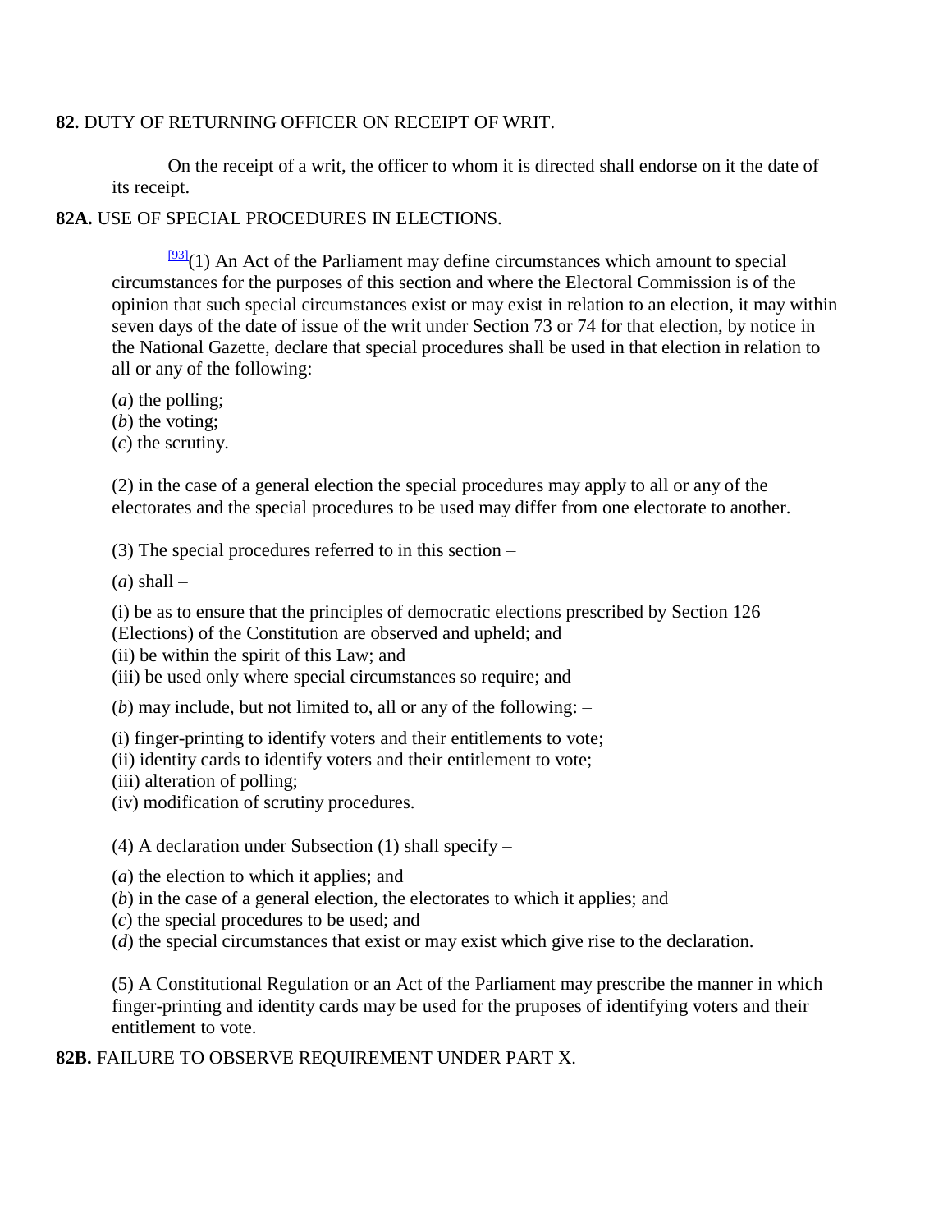**82.** DUTY OF RETURNING OFFICER ON RECEIPT OF WRIT.

On the receipt of a writ, the officer to whom it is directed shall endorse on it the date of its receipt.

**82A.** USE OF SPECIAL PROCEDURES IN ELECTIONS.

[93](1) An Act of the Parliament may define circumstances which amount to special circumstances for the purposes of this section and where the Electoral Commission is of the opinion that such special circumstances exist or may exist in relation to an election, it may within seven days of the date of issue of the writ under Section 73 or 74 for that election, by notice in the National Gazette, declare that special procedures shall be used in that election in relation to all or any of the following: –

(*a*) the polling;
(*b*) the voting;
(*c*) the scrutiny.

(2) in the case of a general election the special procedures may apply to all or any of the electorates and the special procedures to be used may differ from one electorate to another.

(3) The special procedures referred to in this section –

(*a*) shall –

(i) be as to ensure that the principles of democratic elections prescribed by Section 126 (Elections) of the Constitution are observed and upheld; and
(ii) be within the spirit of this Law; and
(iii) be used only where special circumstances so require; and

(*b*) may include, but not limited to, all or any of the following: –

(i) finger-printing to identify voters and their entitlements to vote;
(ii) identity cards to identify voters and their entitlement to vote;
(iii) alteration of polling;
(iv) modification of scrutiny procedures.

(4) A declaration under Subsection (1) shall specify –

(*a*) the election to which it applies; and
(*b*) in the case of a general election, the electorates to which it applies; and
(*c*) the special procedures to be used; and
(*d*) the special circumstances that exist or may exist which give rise to the declaration.

(5) A Constitutional Regulation or an Act of the Parliament may prescribe the manner in which finger-printing and identity cards may be used for the pruposes of identifying voters and their entitlement to vote.

**82B.** FAILURE TO OBSERVE REQUIREMENT UNDER PART X.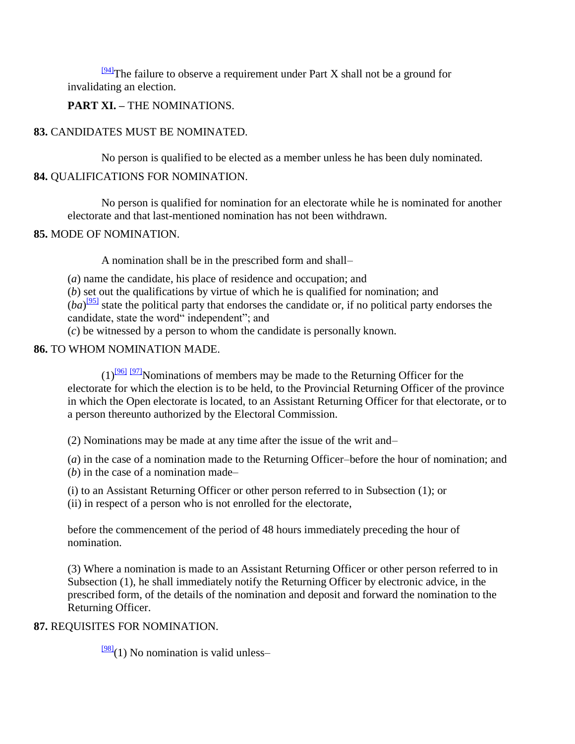[94]The failure to observe a requirement under Part X shall not be a ground for invalidating an election.

**PART XI. –** THE NOMINATIONS.

**83.** CANDIDATES MUST BE NOMINATED.

No person is qualified to be elected as a member unless he has been duly nominated.

**84.** QUALIFICATIONS FOR NOMINATION.

No person is qualified for nomination for an electorate while he is nominated for another electorate and that last-mentioned nomination has not been withdrawn.

**85.** MODE OF NOMINATION.

A nomination shall be in the prescribed form and shall–

(*a*) name the candidate, his place of residence and occupation; and
(*b*) set out the qualifications by virtue of which he is qualified for nomination; and
(*ba*)[95] state the political party that endorses the candidate or, if no political party endorses the candidate, state the word" independent"; and
(*c*) be witnessed by a person to whom the candidate is personally known.

**86.** TO WHOM NOMINATION MADE.

(1)[96] [97]Nominations of members may be made to the Returning Officer for the electorate for which the election is to be held, to the Provincial Returning Officer of the province in which the Open electorate is located, to an Assistant Returning Officer for that electorate, or to a person thereunto authorized by the Electoral Commission.

(2) Nominations may be made at any time after the issue of the writ and–

(*a*) in the case of a nomination made to the Returning Officer–before the hour of nomination; and
(*b*) in the case of a nomination made–

(i) to an Assistant Returning Officer or other person referred to in Subsection (1); or
(ii) in respect of a person who is not enrolled for the electorate,

before the commencement of the period of 48 hours immediately preceding the hour of nomination.

(3) Where a nomination is made to an Assistant Returning Officer or other person referred to in Subsection (1), he shall immediately notify the Returning Officer by electronic advice, in the prescribed form, of the details of the nomination and deposit and forward the nomination to the Returning Officer.

**87.** REQUISITES FOR NOMINATION.

[98](1) No nomination is valid unless–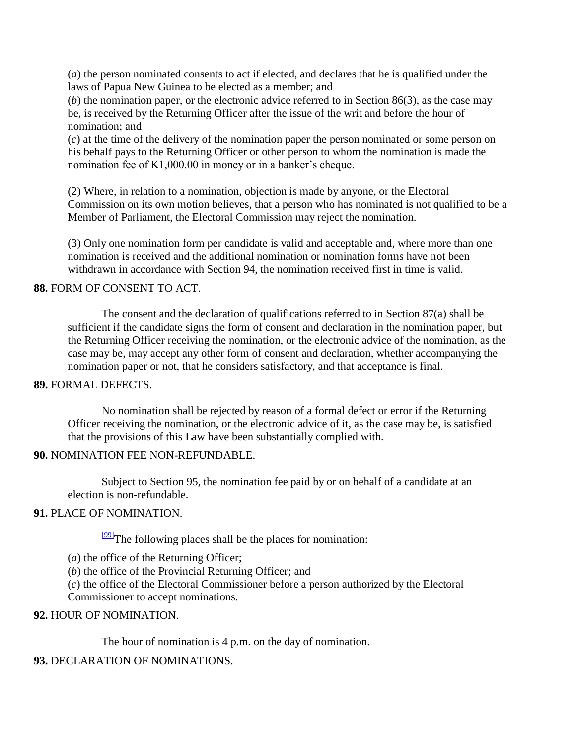(*a*) the person nominated consents to act if elected, and declares that he is qualified under the laws of Papua New Guinea to be elected as a member; and

(*b*) the nomination paper, or the electronic advice referred to in Section 86(3), as the case may be, is received by the Returning Officer after the issue of the writ and before the hour of nomination; and

(*c*) at the time of the delivery of the nomination paper the person nominated or some person on his behalf pays to the Returning Officer or other person to whom the nomination is made the nomination fee of K1,000.00 in money or in a banker's cheque.

(2) Where, in relation to a nomination, objection is made by anyone, or the Electoral Commission on its own motion believes, that a person who has nominated is not qualified to be a Member of Parliament, the Electoral Commission may reject the nomination.

(3) Only one nomination form per candidate is valid and acceptable and, where more than one nomination is received and the additional nomination or nomination forms have not been withdrawn in accordance with Section 94, the nomination received first in time is valid.

**88.** FORM OF CONSENT TO ACT.

The consent and the declaration of qualifications referred to in Section 87(a) shall be sufficient if the candidate signs the form of consent and declaration in the nomination paper, but the Returning Officer receiving the nomination, or the electronic advice of the nomination, as the case may be, may accept any other form of consent and declaration, whether accompanying the nomination paper or not, that he considers satisfactory, and that acceptance is final.

**89.** FORMAL DEFECTS.

No nomination shall be rejected by reason of a formal defect or error if the Returning Officer receiving the nomination, or the electronic advice of it, as the case may be, is satisfied that the provisions of this Law have been substantially complied with.

**90.** NOMINATION FEE NON-REFUNDABLE.

Subject to Section 95, the nomination fee paid by or on behalf of a candidate at an election is non-refundable.

**91.** PLACE OF NOMINATION.

[99]The following places shall be the places for nomination: –

(*a*) the office of the Returning Officer;

(*b*) the office of the Provincial Returning Officer; and

(*c*) the office of the Electoral Commissioner before a person authorized by the Electoral Commissioner to accept nominations.

**92.** HOUR OF NOMINATION.

The hour of nomination is 4 p.m. on the day of nomination.

**93.** DECLARATION OF NOMINATIONS.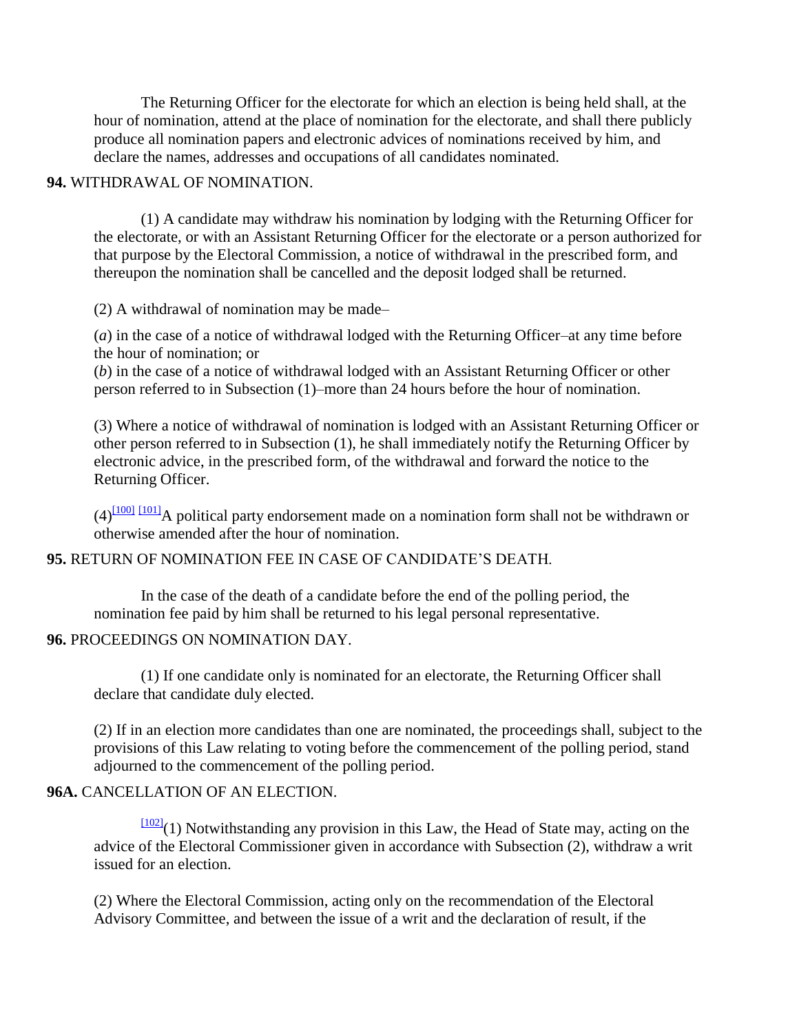The Returning Officer for the electorate for which an election is being held shall, at the hour of nomination, attend at the place of nomination for the electorate, and shall there publicly produce all nomination papers and electronic advices of nominations received by him, and declare the names, addresses and occupations of all candidates nominated.

**94.** WITHDRAWAL OF NOMINATION.

(1) A candidate may withdraw his nomination by lodging with the Returning Officer for the electorate, or with an Assistant Returning Officer for the electorate or a person authorized for that purpose by the Electoral Commission, a notice of withdrawal in the prescribed form, and thereupon the nomination shall be cancelled and the deposit lodged shall be returned.

(2) A withdrawal of nomination may be made–

(*a*) in the case of a notice of withdrawal lodged with the Returning Officer–at any time before the hour of nomination; or
(*b*) in the case of a notice of withdrawal lodged with an Assistant Returning Officer or other person referred to in Subsection (1)–more than 24 hours before the hour of nomination.

(3) Where a notice of withdrawal of nomination is lodged with an Assistant Returning Officer or other person referred to in Subsection (1), he shall immediately notify the Returning Officer by electronic advice, in the prescribed form, of the withdrawal and forward the notice to the Returning Officer.

(4)[100] [101]A political party endorsement made on a nomination form shall not be withdrawn or otherwise amended after the hour of nomination.

**95.** RETURN OF NOMINATION FEE IN CASE OF CANDIDATE'S DEATH.

In the case of the death of a candidate before the end of the polling period, the nomination fee paid by him shall be returned to his legal personal representative.

**96.** PROCEEDINGS ON NOMINATION DAY.

(1) If one candidate only is nominated for an electorate, the Returning Officer shall declare that candidate duly elected.

(2) If in an election more candidates than one are nominated, the proceedings shall, subject to the provisions of this Law relating to voting before the commencement of the polling period, stand adjourned to the commencement of the polling period.

**96A.** CANCELLATION OF AN ELECTION.

[102](1) Notwithstanding any provision in this Law, the Head of State may, acting on the advice of the Electoral Commissioner given in accordance with Subsection (2), withdraw a writ issued for an election.

(2) Where the Electoral Commission, acting only on the recommendation of the Electoral Advisory Committee, and between the issue of a writ and the declaration of result, if the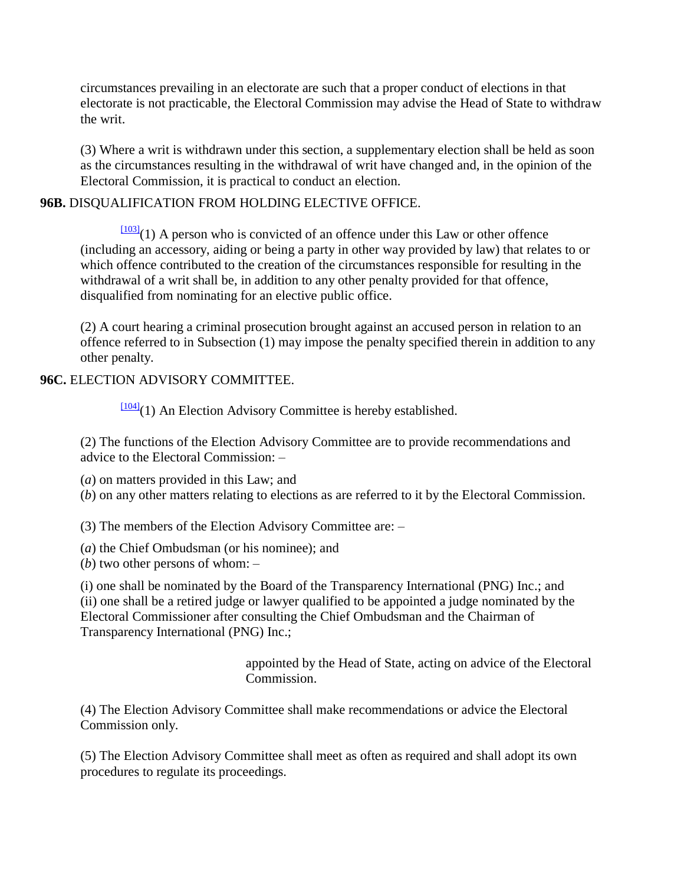circumstances prevailing in an electorate are such that a proper conduct of elections in that electorate is not practicable, the Electoral Commission may advise the Head of State to withdraw the writ.

(3) Where a writ is withdrawn under this section, a supplementary election shall be held as soon as the circumstances resulting in the withdrawal of writ have changed and, in the opinion of the Electoral Commission, it is practical to conduct an election.

**96B.** DISQUALIFICATION FROM HOLDING ELECTIVE OFFICE.

[103](1) A person who is convicted of an offence under this Law or other offence (including an accessory, aiding or being a party in other way provided by law) that relates to or which offence contributed to the creation of the circumstances responsible for resulting in the withdrawal of a writ shall be, in addition to any other penalty provided for that offence, disqualified from nominating for an elective public office.

(2) A court hearing a criminal prosecution brought against an accused person in relation to an offence referred to in Subsection (1) may impose the penalty specified therein in addition to any other penalty.

**96C.** ELECTION ADVISORY COMMITTEE.

[104](1) An Election Advisory Committee is hereby established.

(2) The functions of the Election Advisory Committee are to provide recommendations and advice to the Electoral Commission: –

(*a*) on matters provided in this Law; and
(*b*) on any other matters relating to elections as are referred to it by the Electoral Commission.

(3) The members of the Election Advisory Committee are: –

(*a*) the Chief Ombudsman (or his nominee); and
(*b*) two other persons of whom: –

(i) one shall be nominated by the Board of the Transparency International (PNG) Inc.; and
(ii) one shall be a retired judge or lawyer qualified to be appointed a judge nominated by the Electoral Commissioner after consulting the Chief Ombudsman and the Chairman of Transparency International (PNG) Inc.;

appointed by the Head of State, acting on advice of the Electoral Commission.

(4) The Election Advisory Committee shall make recommendations or advice the Electoral Commission only.

(5) The Election Advisory Committee shall meet as often as required and shall adopt its own procedures to regulate its proceedings.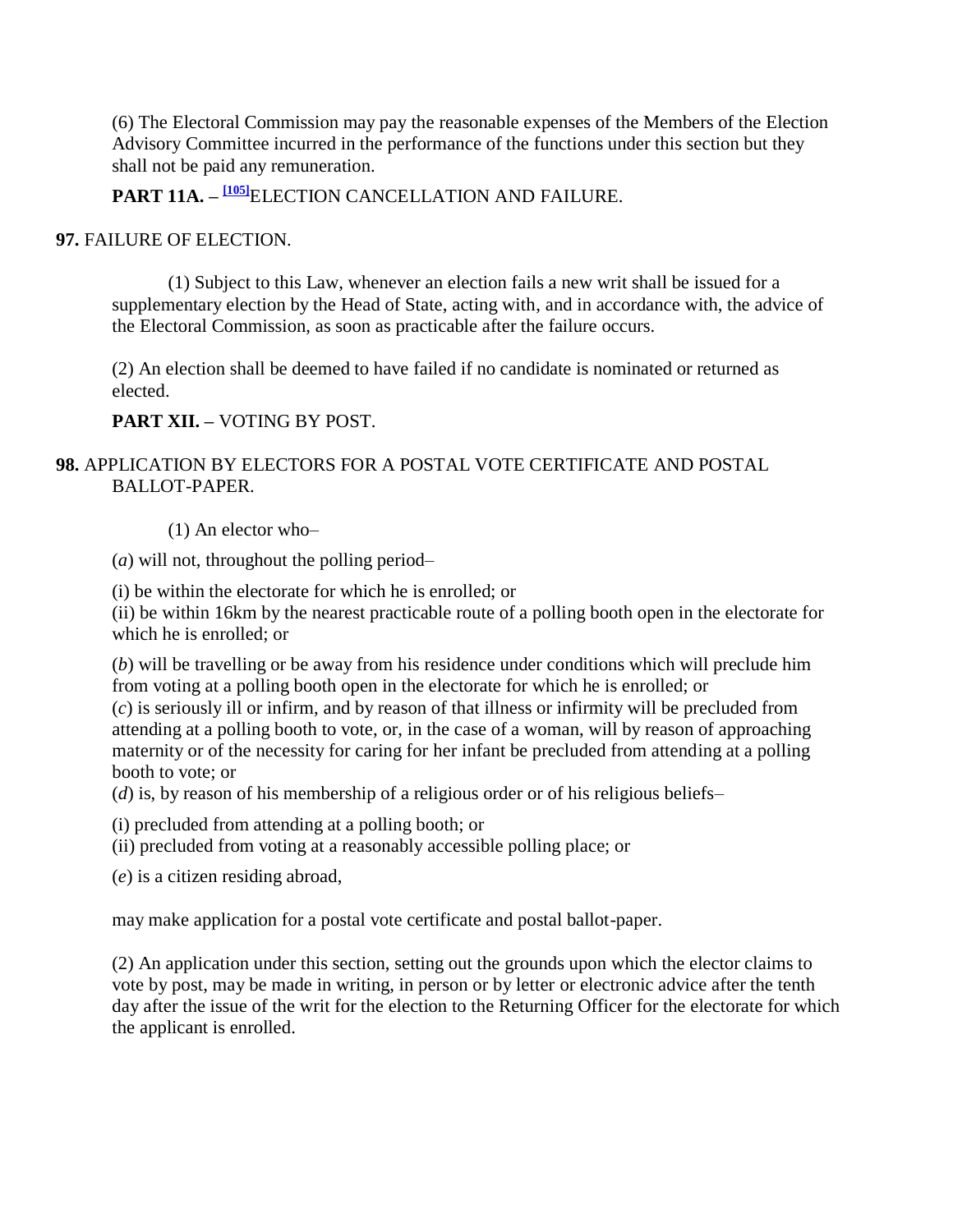(6) The Electoral Commission may pay the reasonable expenses of the Members of the Election Advisory Committee incurred in the performance of the functions under this section but they shall not be paid any remuneration.

**PART 11A. –** [105]ELECTION CANCELLATION AND FAILURE.

**97.** FAILURE OF ELECTION.

(1) Subject to this Law, whenever an election fails a new writ shall be issued for a supplementary election by the Head of State, acting with, and in accordance with, the advice of the Electoral Commission, as soon as practicable after the failure occurs.

(2) An election shall be deemed to have failed if no candidate is nominated or returned as elected.

**PART XII. –** VOTING BY POST.

**98.** APPLICATION BY ELECTORS FOR A POSTAL VOTE CERTIFICATE AND POSTAL BALLOT-PAPER.

(1) An elector who–

(*a*) will not, throughout the polling period–

(i) be within the electorate for which he is enrolled; or
(ii) be within 16km by the nearest practicable route of a polling booth open in the electorate for which he is enrolled; or

(*b*) will be travelling or be away from his residence under conditions which will preclude him from voting at a polling booth open in the electorate for which he is enrolled; or
(*c*) is seriously ill or infirm, and by reason of that illness or infirmity will be precluded from attending at a polling booth to vote, or, in the case of a woman, will by reason of approaching maternity or of the necessity for caring for her infant be precluded from attending at a polling booth to vote; or
(*d*) is, by reason of his membership of a religious order or of his religious beliefs–

(i) precluded from attending at a polling booth; or
(ii) precluded from voting at a reasonably accessible polling place; or

(*e*) is a citizen residing abroad,

may make application for a postal vote certificate and postal ballot-paper.

(2) An application under this section, setting out the grounds upon which the elector claims to vote by post, may be made in writing, in person or by letter or electronic advice after the tenth day after the issue of the writ for the election to the Returning Officer for the electorate for which the applicant is enrolled.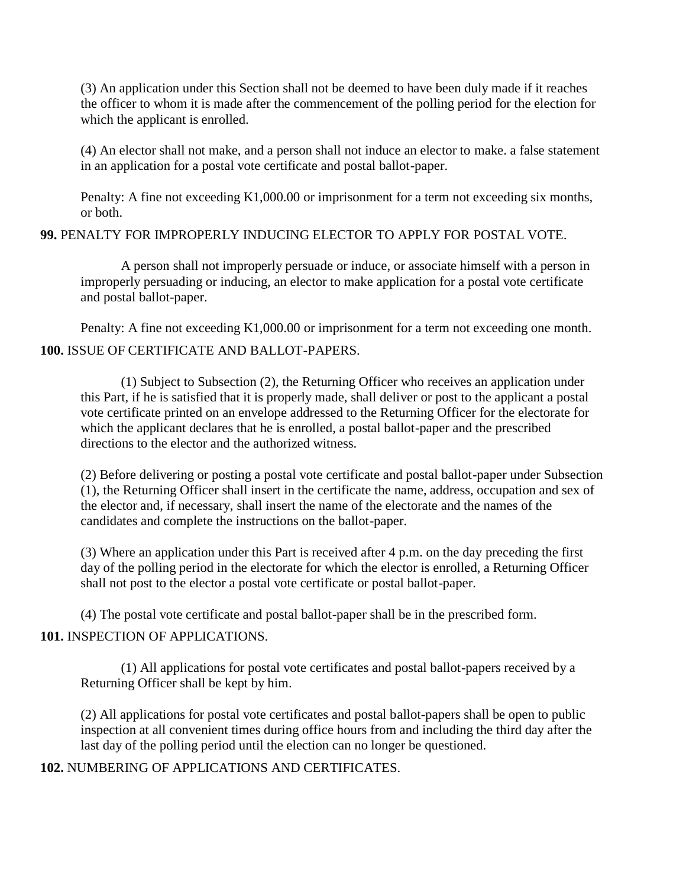(3) An application under this Section shall not be deemed to have been duly made if it reaches the officer to whom it is made after the commencement of the polling period for the election for which the applicant is enrolled.

(4) An elector shall not make, and a person shall not induce an elector to make. a false statement in an application for a postal vote certificate and postal ballot-paper.

Penalty: A fine not exceeding K1,000.00 or imprisonment for a term not exceeding six months, or both.

**99.** PENALTY FOR IMPROPERLY INDUCING ELECTOR TO APPLY FOR POSTAL VOTE.

A person shall not improperly persuade or induce, or associate himself with a person in improperly persuading or inducing, an elector to make application for a postal vote certificate and postal ballot-paper.

Penalty: A fine not exceeding K1,000.00 or imprisonment for a term not exceeding one month.

**100.** ISSUE OF CERTIFICATE AND BALLOT-PAPERS.

(1) Subject to Subsection (2), the Returning Officer who receives an application under this Part, if he is satisfied that it is properly made, shall deliver or post to the applicant a postal vote certificate printed on an envelope addressed to the Returning Officer for the electorate for which the applicant declares that he is enrolled, a postal ballot-paper and the prescribed directions to the elector and the authorized witness.

(2) Before delivering or posting a postal vote certificate and postal ballot-paper under Subsection (1), the Returning Officer shall insert in the certificate the name, address, occupation and sex of the elector and, if necessary, shall insert the name of the electorate and the names of the candidates and complete the instructions on the ballot-paper.

(3) Where an application under this Part is received after 4 p.m. on the day preceding the first day of the polling period in the electorate for which the elector is enrolled, a Returning Officer shall not post to the elector a postal vote certificate or postal ballot-paper.

(4) The postal vote certificate and postal ballot-paper shall be in the prescribed form.

**101.** INSPECTION OF APPLICATIONS.

(1) All applications for postal vote certificates and postal ballot-papers received by a Returning Officer shall be kept by him.

(2) All applications for postal vote certificates and postal ballot-papers shall be open to public inspection at all convenient times during office hours from and including the third day after the last day of the polling period until the election can no longer be questioned.

**102.** NUMBERING OF APPLICATIONS AND CERTIFICATES.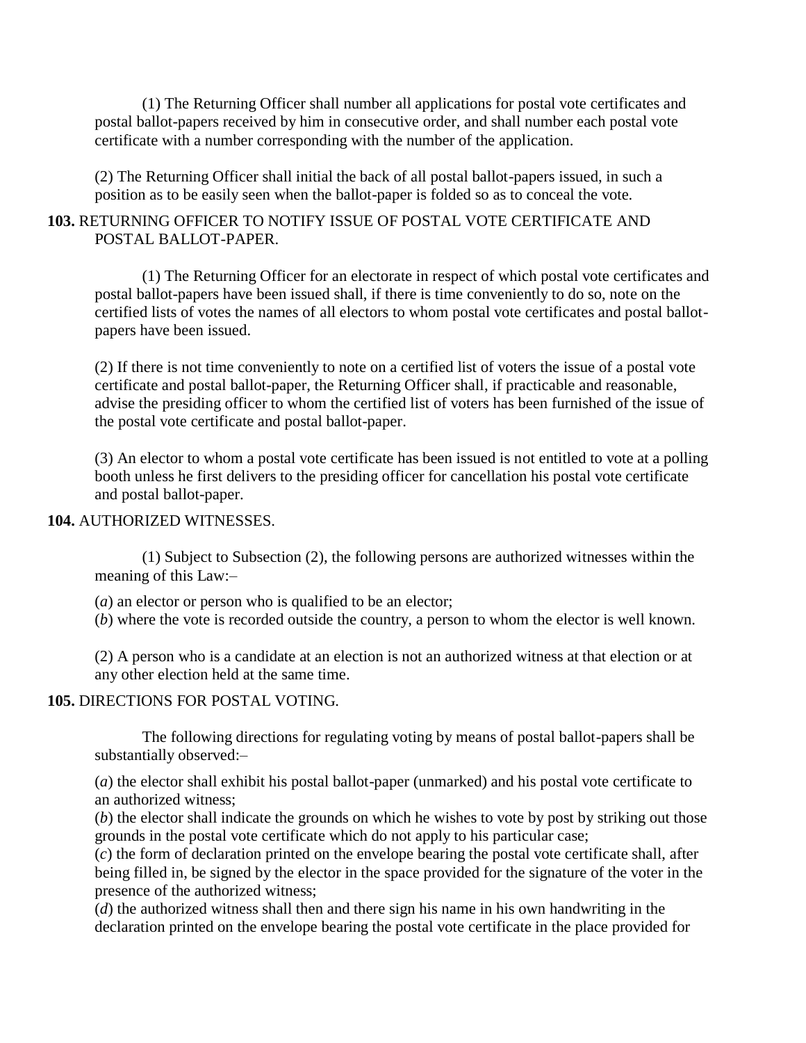(1) The Returning Officer shall number all applications for postal vote certificates and postal ballot-papers received by him in consecutive order, and shall number each postal vote certificate with a number corresponding with the number of the application.

(2) The Returning Officer shall initial the back of all postal ballot-papers issued, in such a position as to be easily seen when the ballot-paper is folded so as to conceal the vote.

**103.** RETURNING OFFICER TO NOTIFY ISSUE OF POSTAL VOTE CERTIFICATE AND POSTAL BALLOT-PAPER.

(1) The Returning Officer for an electorate in respect of which postal vote certificates and postal ballot-papers have been issued shall, if there is time conveniently to do so, note on the certified lists of votes the names of all electors to whom postal vote certificates and postal ballot-papers have been issued.

(2) If there is not time conveniently to note on a certified list of voters the issue of a postal vote certificate and postal ballot-paper, the Returning Officer shall, if practicable and reasonable, advise the presiding officer to whom the certified list of voters has been furnished of the issue of the postal vote certificate and postal ballot-paper.

(3) An elector to whom a postal vote certificate has been issued is not entitled to vote at a polling booth unless he first delivers to the presiding officer for cancellation his postal vote certificate and postal ballot-paper.

**104.** AUTHORIZED WITNESSES.

(1) Subject to Subsection (2), the following persons are authorized witnesses within the meaning of this Law:–

(*a*) an elector or person who is qualified to be an elector;
(*b*) where the vote is recorded outside the country, a person to whom the elector is well known.

(2) A person who is a candidate at an election is not an authorized witness at that election or at any other election held at the same time.

**105.** DIRECTIONS FOR POSTAL VOTING.

The following directions for regulating voting by means of postal ballot-papers shall be substantially observed:–

(*a*) the elector shall exhibit his postal ballot-paper (unmarked) and his postal vote certificate to an authorized witness;
(*b*) the elector shall indicate the grounds on which he wishes to vote by post by striking out those grounds in the postal vote certificate which do not apply to his particular case;
(*c*) the form of declaration printed on the envelope bearing the postal vote certificate shall, after being filled in, be signed by the elector in the space provided for the signature of the voter in the presence of the authorized witness;
(*d*) the authorized witness shall then and there sign his name in his own handwriting in the declaration printed on the envelope bearing the postal vote certificate in the place provided for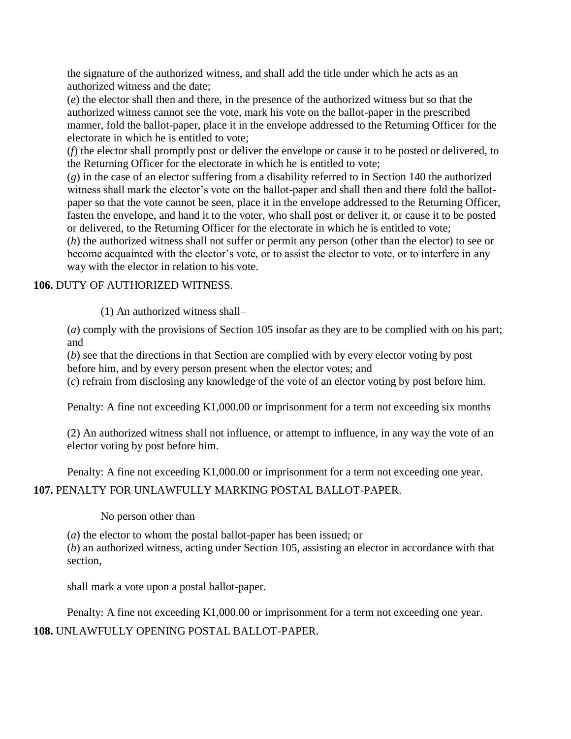the signature of the authorized witness, and shall add the title under which he acts as an authorized witness and the date;

(*e*) the elector shall then and there, in the presence of the authorized witness but so that the authorized witness cannot see the vote, mark his vote on the ballot-paper in the prescribed manner, fold the ballot-paper, place it in the envelope addressed to the Returning Officer for the electorate in which he is entitled to vote;

(*f*) the elector shall promptly post or deliver the envelope or cause it to be posted or delivered, to the Returning Officer for the electorate in which he is entitled to vote;

(*g*) in the case of an elector suffering from a disability referred to in Section 140 the authorized witness shall mark the elector's vote on the ballot-paper and shall then and there fold the ballot-paper so that the vote cannot be seen, place it in the envelope addressed to the Returning Officer, fasten the envelope, and hand it to the voter, who shall post or deliver it, or cause it to be posted or delivered, to the Returning Officer for the electorate in which he is entitled to vote;

(*h*) the authorized witness shall not suffer or permit any person (other than the elector) to see or become acquainted with the elector's vote, or to assist the elector to vote, or to interfere in any way with the elector in relation to his vote.

**106.** DUTY OF AUTHORIZED WITNESS.

(1) An authorized witness shall–

(*a*) comply with the provisions of Section 105 insofar as they are to be complied with on his part; and

(*b*) see that the directions in that Section are complied with by every elector voting by post before him, and by every person present when the elector votes; and

(*c*) refrain from disclosing any knowledge of the vote of an elector voting by post before him.

Penalty: A fine not exceeding K1,000.00 or imprisonment for a term not exceeding six months

(2) An authorized witness shall not influence, or attempt to influence, in any way the vote of an elector voting by post before him.

Penalty: A fine not exceeding K1,000.00 or imprisonment for a term not exceeding one year.

**107.** PENALTY FOR UNLAWFULLY MARKING POSTAL BALLOT-PAPER.

No person other than–

(*a*) the elector to whom the postal ballot-paper has been issued; or

(*b*) an authorized witness, acting under Section 105, assisting an elector in accordance with that section,

shall mark a vote upon a postal ballot-paper.

Penalty: A fine not exceeding K1,000.00 or imprisonment for a term not exceeding one year.

**108.** UNLAWFULLY OPENING POSTAL BALLOT-PAPER.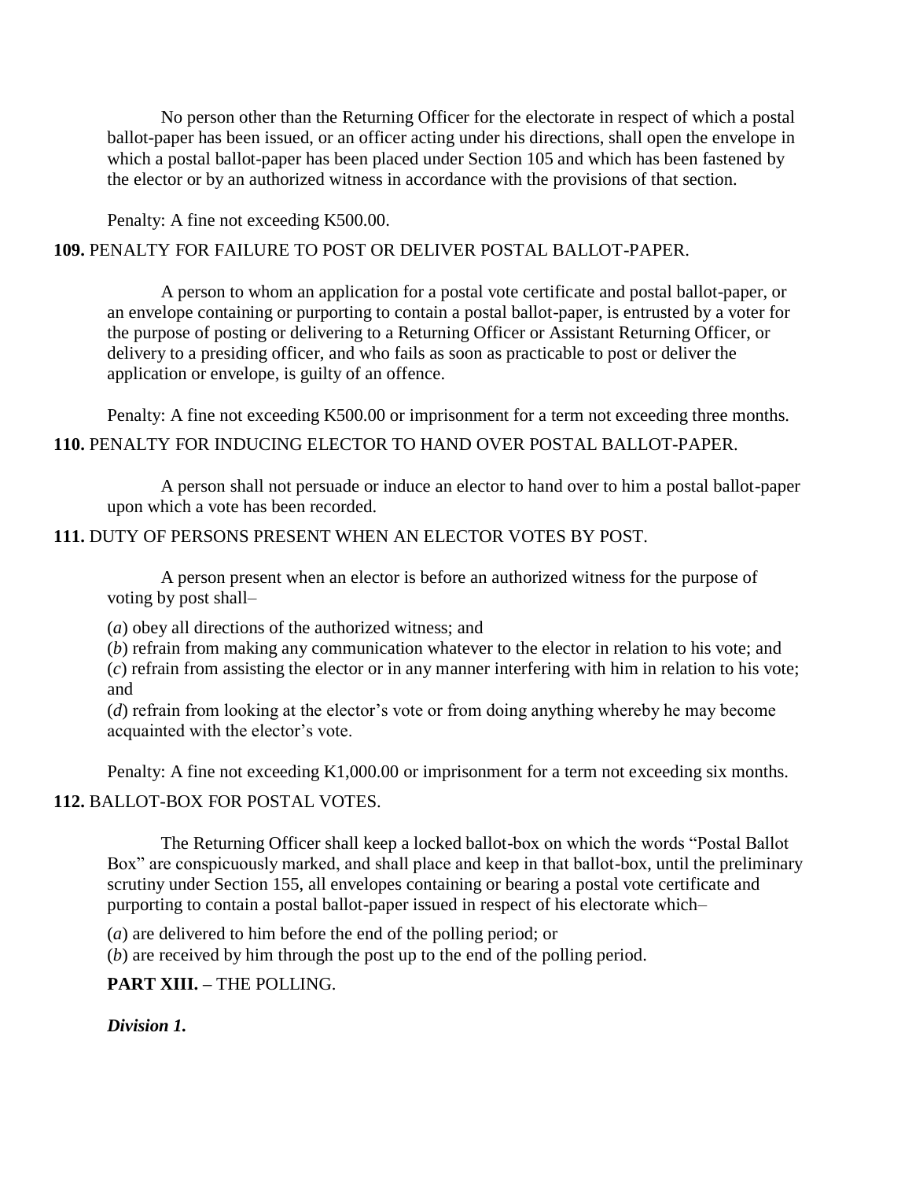No person other than the Returning Officer for the electorate in respect of which a postal ballot-paper has been issued, or an officer acting under his directions, shall open the envelope in which a postal ballot-paper has been placed under Section 105 and which has been fastened by the elector or by an authorized witness in accordance with the provisions of that section.

Penalty: A fine not exceeding K500.00.

**109.** PENALTY FOR FAILURE TO POST OR DELIVER POSTAL BALLOT-PAPER.

A person to whom an application for a postal vote certificate and postal ballot-paper, or an envelope containing or purporting to contain a postal ballot-paper, is entrusted by a voter for the purpose of posting or delivering to a Returning Officer or Assistant Returning Officer, or delivery to a presiding officer, and who fails as soon as practicable to post or deliver the application or envelope, is guilty of an offence.

Penalty: A fine not exceeding K500.00 or imprisonment for a term not exceeding three months.

**110.** PENALTY FOR INDUCING ELECTOR TO HAND OVER POSTAL BALLOT-PAPER.

A person shall not persuade or induce an elector to hand over to him a postal ballot-paper upon which a vote has been recorded.

**111.** DUTY OF PERSONS PRESENT WHEN AN ELECTOR VOTES BY POST.

A person present when an elector is before an authorized witness for the purpose of voting by post shall–

(*a*) obey all directions of the authorized witness; and

(*b*) refrain from making any communication whatever to the elector in relation to his vote; and

(*c*) refrain from assisting the elector or in any manner interfering with him in relation to his vote; and

(*d*) refrain from looking at the elector's vote or from doing anything whereby he may become acquainted with the elector's vote.

Penalty: A fine not exceeding K1,000.00 or imprisonment for a term not exceeding six months.

**112.** BALLOT-BOX FOR POSTAL VOTES.

The Returning Officer shall keep a locked ballot-box on which the words "Postal Ballot Box" are conspicuously marked, and shall place and keep in that ballot-box, until the preliminary scrutiny under Section 155, all envelopes containing or bearing a postal vote certificate and purporting to contain a postal ballot-paper issued in respect of his electorate which–

(*a*) are delivered to him before the end of the polling period; or

(*b*) are received by him through the post up to the end of the polling period.

**PART XIII. –** THE POLLING.

***Division 1.***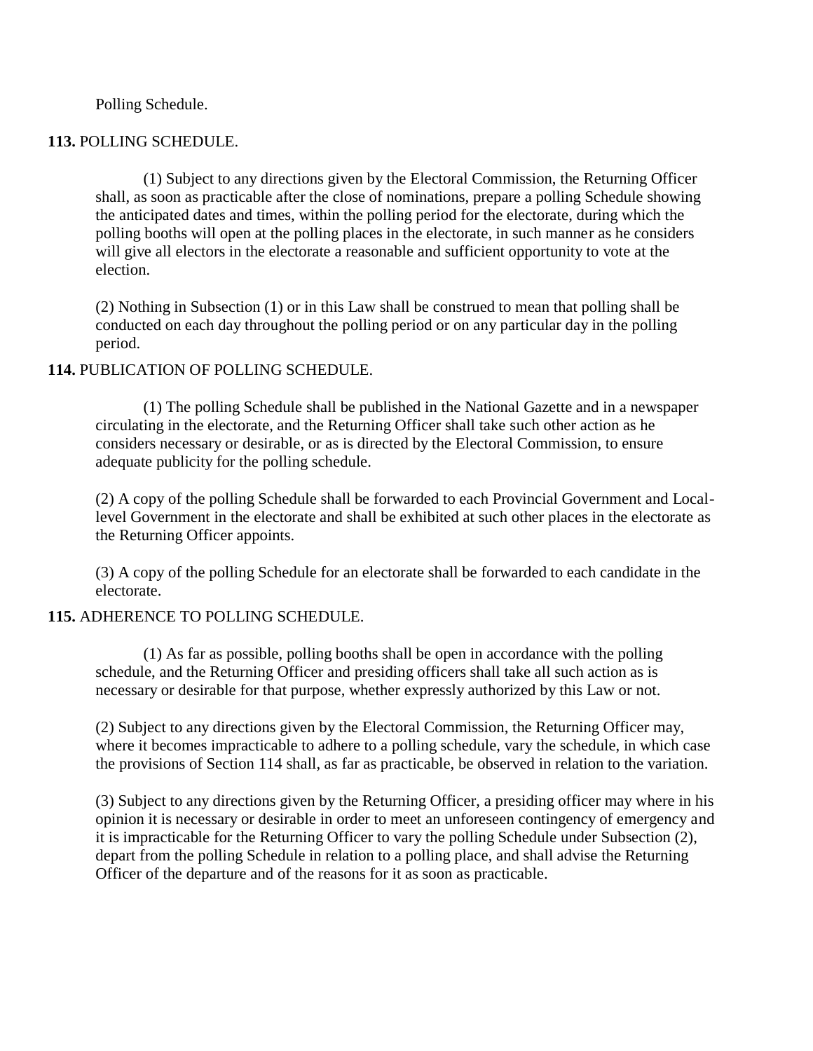Polling Schedule.

**113.** POLLING SCHEDULE.

(1) Subject to any directions given by the Electoral Commission, the Returning Officer shall, as soon as practicable after the close of nominations, prepare a polling Schedule showing the anticipated dates and times, within the polling period for the electorate, during which the polling booths will open at the polling places in the electorate, in such manner as he considers will give all electors in the electorate a reasonable and sufficient opportunity to vote at the election.

(2) Nothing in Subsection (1) or in this Law shall be construed to mean that polling shall be conducted on each day throughout the polling period or on any particular day in the polling period.

**114.** PUBLICATION OF POLLING SCHEDULE.

(1) The polling Schedule shall be published in the National Gazette and in a newspaper circulating in the electorate, and the Returning Officer shall take such other action as he considers necessary or desirable, or as is directed by the Electoral Commission, to ensure adequate publicity for the polling schedule.

(2) A copy of the polling Schedule shall be forwarded to each Provincial Government and Local-level Government in the electorate and shall be exhibited at such other places in the electorate as the Returning Officer appoints.

(3) A copy of the polling Schedule for an electorate shall be forwarded to each candidate in the electorate.

**115.** ADHERENCE TO POLLING SCHEDULE.

(1) As far as possible, polling booths shall be open in accordance with the polling schedule, and the Returning Officer and presiding officers shall take all such action as is necessary or desirable for that purpose, whether expressly authorized by this Law or not.

(2) Subject to any directions given by the Electoral Commission, the Returning Officer may, where it becomes impracticable to adhere to a polling schedule, vary the schedule, in which case the provisions of Section 114 shall, as far as practicable, be observed in relation to the variation.

(3) Subject to any directions given by the Returning Officer, a presiding officer may where in his opinion it is necessary or desirable in order to meet an unforeseen contingency of emergency and it is impracticable for the Returning Officer to vary the polling Schedule under Subsection (2), depart from the polling Schedule in relation to a polling place, and shall advise the Returning Officer of the departure and of the reasons for it as soon as practicable.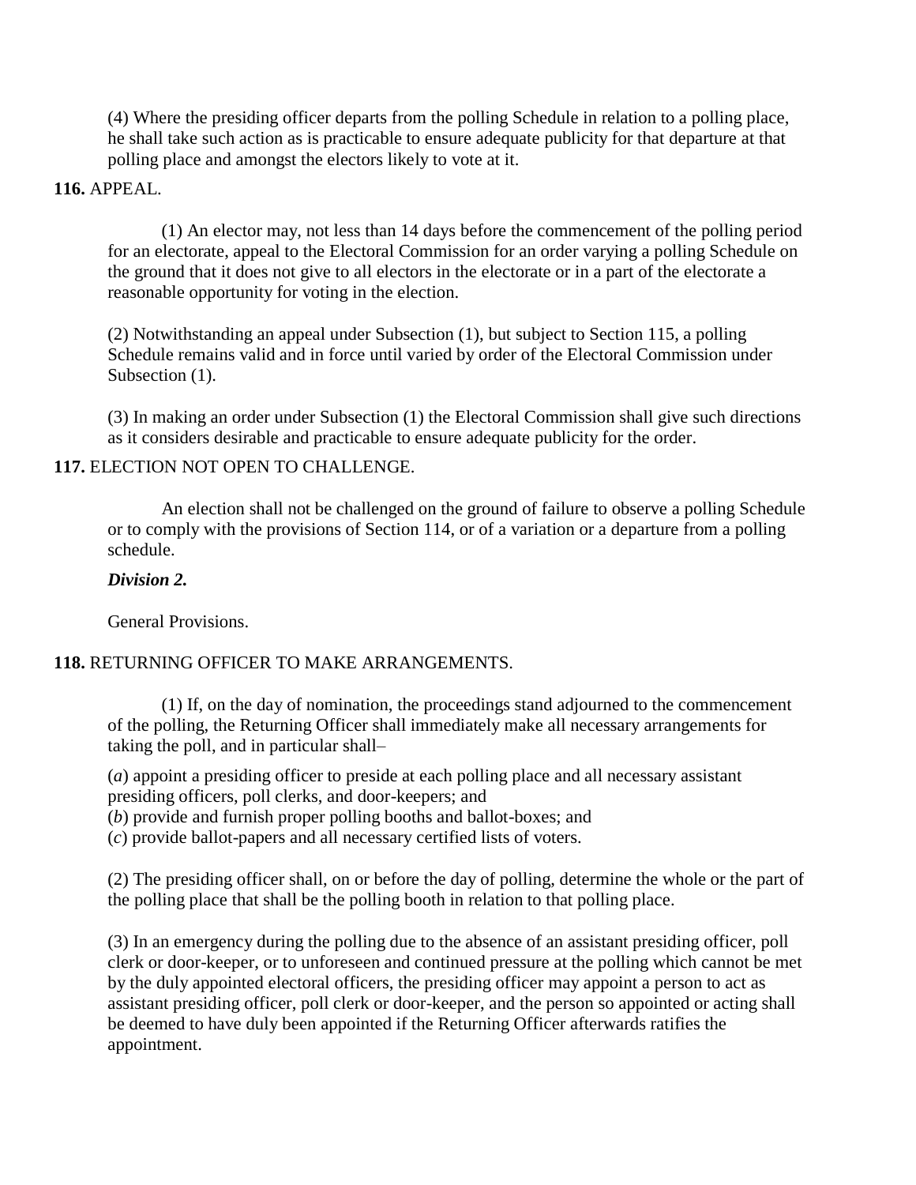(4) Where the presiding officer departs from the polling Schedule in relation to a polling place, he shall take such action as is practicable to ensure adequate publicity for that departure at that polling place and amongst the electors likely to vote at it.

**116.** APPEAL.

(1) An elector may, not less than 14 days before the commencement of the polling period for an electorate, appeal to the Electoral Commission for an order varying a polling Schedule on the ground that it does not give to all electors in the electorate or in a part of the electorate a reasonable opportunity for voting in the election.

(2) Notwithstanding an appeal under Subsection (1), but subject to Section 115, a polling Schedule remains valid and in force until varied by order of the Electoral Commission under Subsection (1).

(3) In making an order under Subsection (1) the Electoral Commission shall give such directions as it considers desirable and practicable to ensure adequate publicity for the order.

**117.** ELECTION NOT OPEN TO CHALLENGE.

An election shall not be challenged on the ground of failure to observe a polling Schedule or to comply with the provisions of Section 114, or of a variation or a departure from a polling schedule.

***Division 2.***

General Provisions.

**118.** RETURNING OFFICER TO MAKE ARRANGEMENTS.

(1) If, on the day of nomination, the proceedings stand adjourned to the commencement of the polling, the Returning Officer shall immediately make all necessary arrangements for taking the poll, and in particular shall–

(*a*) appoint a presiding officer to preside at each polling place and all necessary assistant presiding officers, poll clerks, and door-keepers; and
(*b*) provide and furnish proper polling booths and ballot-boxes; and
(*c*) provide ballot-papers and all necessary certified lists of voters.

(2) The presiding officer shall, on or before the day of polling, determine the whole or the part of the polling place that shall be the polling booth in relation to that polling place.

(3) In an emergency during the polling due to the absence of an assistant presiding officer, poll clerk or door-keeper, or to unforeseen and continued pressure at the polling which cannot be met by the duly appointed electoral officers, the presiding officer may appoint a person to act as assistant presiding officer, poll clerk or door-keeper, and the person so appointed or acting shall be deemed to have duly been appointed if the Returning Officer afterwards ratifies the appointment.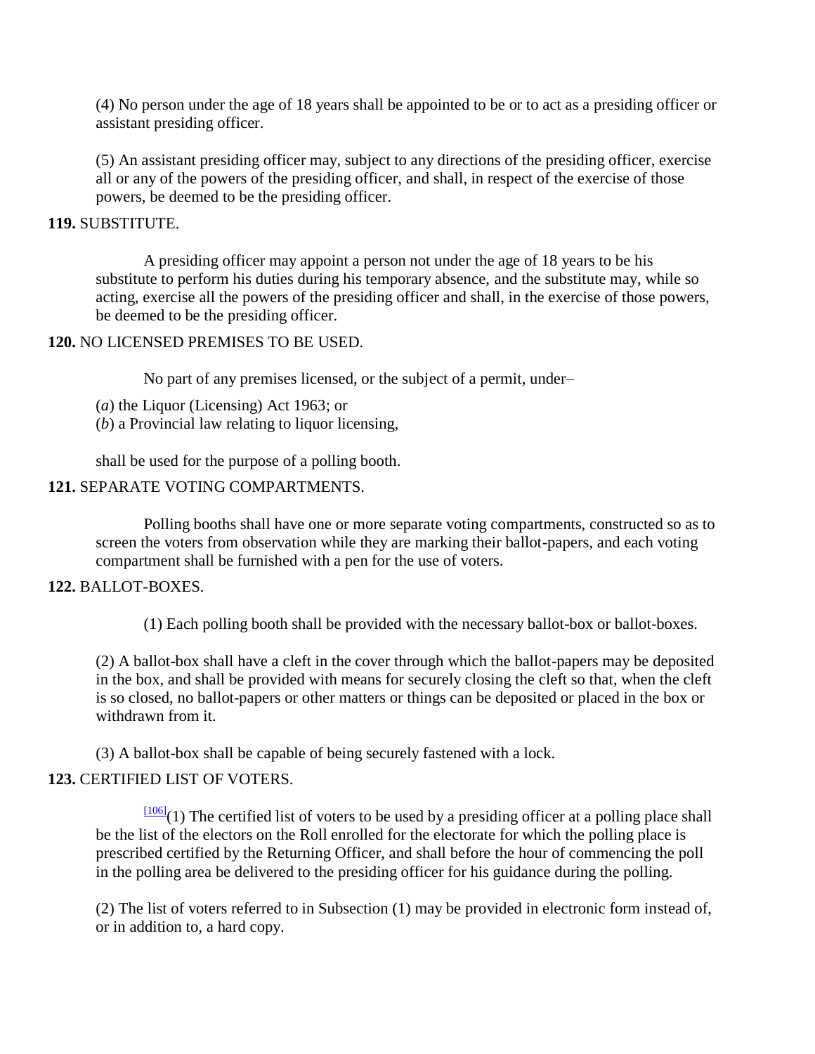(4) No person under the age of 18 years shall be appointed to be or to act as a presiding officer or assistant presiding officer.

(5) An assistant presiding officer may, subject to any directions of the presiding officer, exercise all or any of the powers of the presiding officer, and shall, in respect of the exercise of those powers, be deemed to be the presiding officer.

**119.** SUBSTITUTE.

A presiding officer may appoint a person not under the age of 18 years to be his substitute to perform his duties during his temporary absence, and the substitute may, while so acting, exercise all the powers of the presiding officer and shall, in the exercise of those powers, be deemed to be the presiding officer.

**120.** NO LICENSED PREMISES TO BE USED.

No part of any premises licensed, or the subject of a permit, under–

(*a*) the Liquor (Licensing) Act 1963; or
(*b*) a Provincial law relating to liquor licensing,

shall be used for the purpose of a polling booth.

**121.** SEPARATE VOTING COMPARTMENTS.

Polling booths shall have one or more separate voting compartments, constructed so as to screen the voters from observation while they are marking their ballot-papers, and each voting compartment shall be furnished with a pen for the use of voters.

**122.** BALLOT-BOXES.

(1) Each polling booth shall be provided with the necessary ballot-box or ballot-boxes.

(2) A ballot-box shall have a cleft in the cover through which the ballot-papers may be deposited in the box, and shall be provided with means for securely closing the cleft so that, when the cleft is so closed, no ballot-papers or other matters or things can be deposited or placed in the box or withdrawn from it.

(3) A ballot-box shall be capable of being securely fastened with a lock.

**123.** CERTIFIED LIST OF VOTERS.

[106](1) The certified list of voters to be used by a presiding officer at a polling place shall be the list of the electors on the Roll enrolled for the electorate for which the polling place is prescribed certified by the Returning Officer, and shall before the hour of commencing the poll in the polling area be delivered to the presiding officer for his guidance during the polling.

(2) The list of voters referred to in Subsection (1) may be provided in electronic form instead of, or in addition to, a hard copy.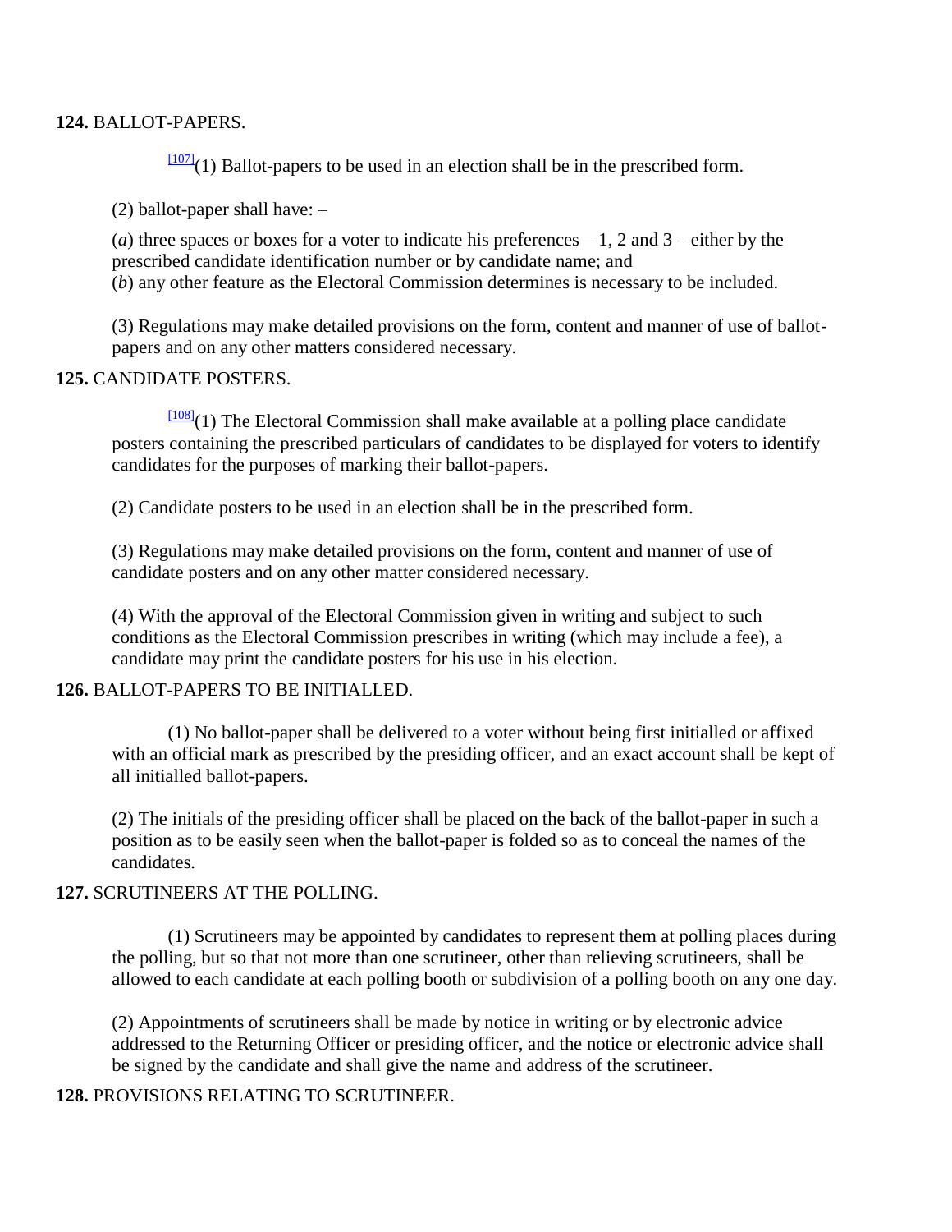**124.** BALLOT-PAPERS.

[107](1) Ballot-papers to be used in an election shall be in the prescribed form.

(2) ballot-paper shall have: –

(*a*) three spaces or boxes for a voter to indicate his preferences – 1, 2 and 3 – either by the prescribed candidate identification number or by candidate name; and
(*b*) any other feature as the Electoral Commission determines is necessary to be included.

(3) Regulations may make detailed provisions on the form, content and manner of use of ballot-papers and on any other matters considered necessary.

**125.** CANDIDATE POSTERS.

[108](1) The Electoral Commission shall make available at a polling place candidate posters containing the prescribed particulars of candidates to be displayed for voters to identify candidates for the purposes of marking their ballot-papers.

(2) Candidate posters to be used in an election shall be in the prescribed form.

(3) Regulations may make detailed provisions on the form, content and manner of use of candidate posters and on any other matter considered necessary.

(4) With the approval of the Electoral Commission given in writing and subject to such conditions as the Electoral Commission prescribes in writing (which may include a fee), a candidate may print the candidate posters for his use in his election.

**126.** BALLOT-PAPERS TO BE INITIALLED.

(1) No ballot-paper shall be delivered to a voter without being first initialled or affixed with an official mark as prescribed by the presiding officer, and an exact account shall be kept of all initialled ballot-papers.

(2) The initials of the presiding officer shall be placed on the back of the ballot-paper in such a position as to be easily seen when the ballot-paper is folded so as to conceal the names of the candidates.

**127.** SCRUTINEERS AT THE POLLING.

(1) Scrutineers may be appointed by candidates to represent them at polling places during the polling, but so that not more than one scrutineer, other than relieving scrutineers, shall be allowed to each candidate at each polling booth or subdivision of a polling booth on any one day.

(2) Appointments of scrutineers shall be made by notice in writing or by electronic advice addressed to the Returning Officer or presiding officer, and the notice or electronic advice shall be signed by the candidate and shall give the name and address of the scrutineer.

**128.** PROVISIONS RELATING TO SCRUTINEER.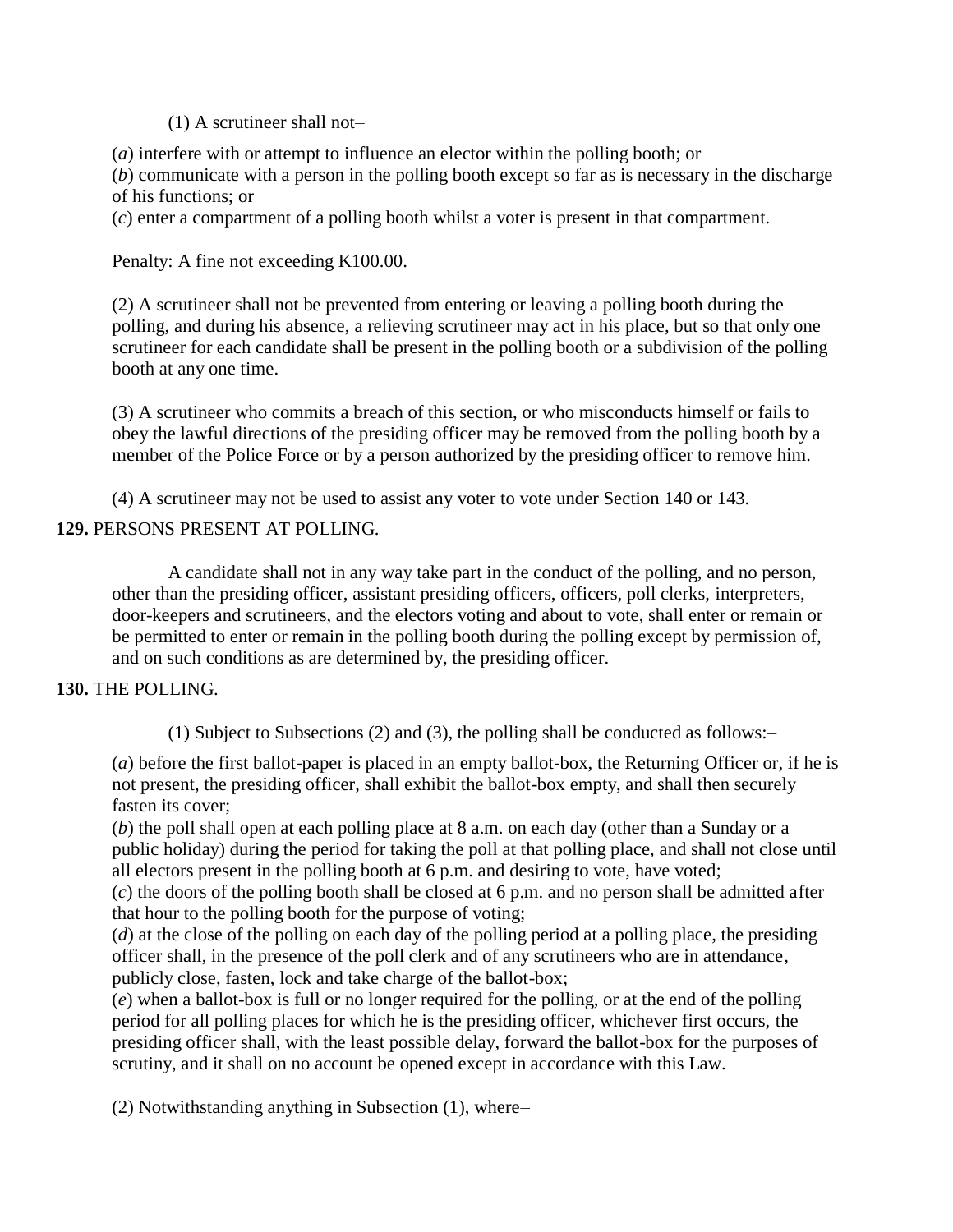(1) A scrutineer shall not–

(*a*) interfere with or attempt to influence an elector within the polling booth; or
(*b*) communicate with a person in the polling booth except so far as is necessary in the discharge of his functions; or
(*c*) enter a compartment of a polling booth whilst a voter is present in that compartment.

Penalty: A fine not exceeding K100.00.

(2) A scrutineer shall not be prevented from entering or leaving a polling booth during the polling, and during his absence, a relieving scrutineer may act in his place, but so that only one scrutineer for each candidate shall be present in the polling booth or a subdivision of the polling booth at any one time.

(3) A scrutineer who commits a breach of this section, or who misconducts himself or fails to obey the lawful directions of the presiding officer may be removed from the polling booth by a member of the Police Force or by a person authorized by the presiding officer to remove him.

(4) A scrutineer may not be used to assist any voter to vote under Section 140 or 143.

**129.** PERSONS PRESENT AT POLLING.

A candidate shall not in any way take part in the conduct of the polling, and no person, other than the presiding officer, assistant presiding officers, officers, poll clerks, interpreters, door-keepers and scrutineers, and the electors voting and about to vote, shall enter or remain or be permitted to enter or remain in the polling booth during the polling except by permission of, and on such conditions as are determined by, the presiding officer.

**130.** THE POLLING.

(1) Subject to Subsections (2) and (3), the polling shall be conducted as follows:–

(*a*) before the first ballot-paper is placed in an empty ballot-box, the Returning Officer or, if he is not present, the presiding officer, shall exhibit the ballot-box empty, and shall then securely fasten its cover;
(*b*) the poll shall open at each polling place at 8 a.m. on each day (other than a Sunday or a public holiday) during the period for taking the poll at that polling place, and shall not close until all electors present in the polling booth at 6 p.m. and desiring to vote, have voted;
(*c*) the doors of the polling booth shall be closed at 6 p.m. and no person shall be admitted after that hour to the polling booth for the purpose of voting;
(*d*) at the close of the polling on each day of the polling period at a polling place, the presiding officer shall, in the presence of the poll clerk and of any scrutineers who are in attendance, publicly close, fasten, lock and take charge of the ballot-box;
(*e*) when a ballot-box is full or no longer required for the polling, or at the end of the polling period for all polling places for which he is the presiding officer, whichever first occurs, the presiding officer shall, with the least possible delay, forward the ballot-box for the purposes of scrutiny, and it shall on no account be opened except in accordance with this Law.

(2) Notwithstanding anything in Subsection (1), where–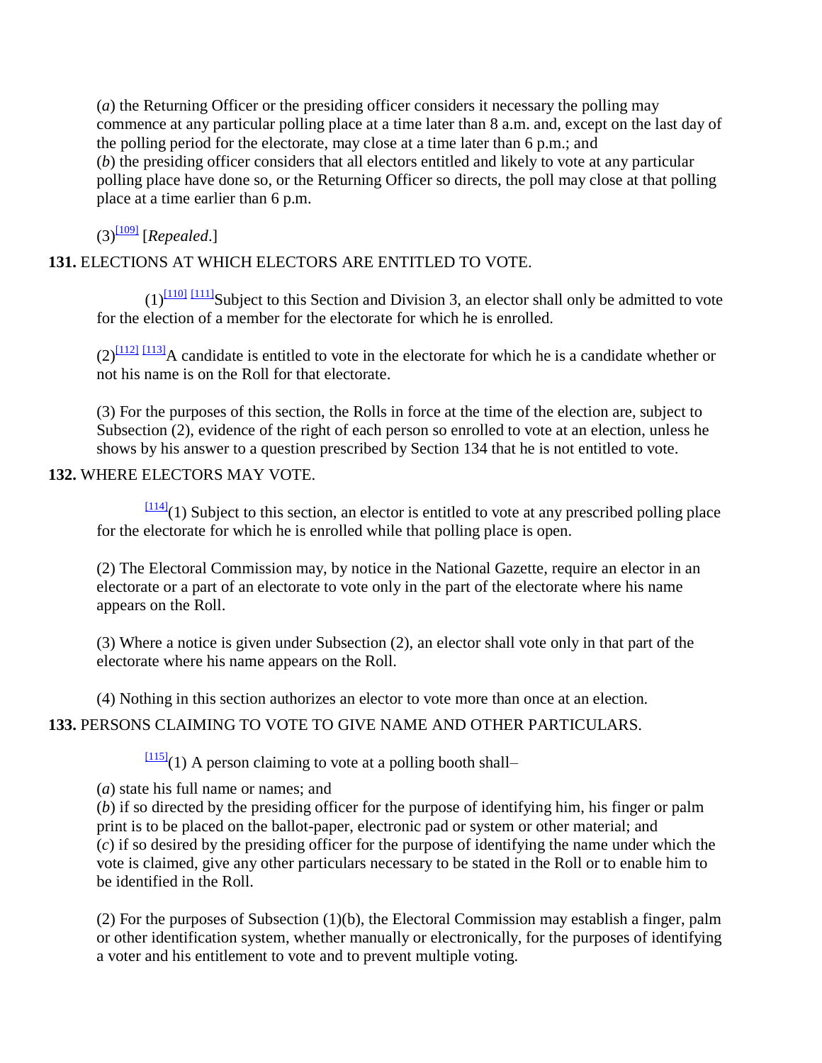(*a*) the Returning Officer or the presiding officer considers it necessary the polling may commence at any particular polling place at a time later than 8 a.m. and, except on the last day of the polling period for the electorate, may close at a time later than 6 p.m.; and
(*b*) the presiding officer considers that all electors entitled and likely to vote at any particular polling place have done so, or the Returning Officer so directs, the poll may close at that polling place at a time earlier than 6 p.m.

(3)[109] [*Repealed*.]

**131.** ELECTIONS AT WHICH ELECTORS ARE ENTITLED TO VOTE.

(1)[110] [111]Subject to this Section and Division 3, an elector shall only be admitted to vote for the election of a member for the electorate for which he is enrolled.

(2)[112] [113]A candidate is entitled to vote in the electorate for which he is a candidate whether or not his name is on the Roll for that electorate.

(3) For the purposes of this section, the Rolls in force at the time of the election are, subject to Subsection (2), evidence of the right of each person so enrolled to vote at an election, unless he shows by his answer to a question prescribed by Section 134 that he is not entitled to vote.

**132.** WHERE ELECTORS MAY VOTE.

[114](1) Subject to this section, an elector is entitled to vote at any prescribed polling place for the electorate for which he is enrolled while that polling place is open.

(2) The Electoral Commission may, by notice in the National Gazette, require an elector in an electorate or a part of an electorate to vote only in the part of the electorate where his name appears on the Roll.

(3) Where a notice is given under Subsection (2), an elector shall vote only in that part of the electorate where his name appears on the Roll.

(4) Nothing in this section authorizes an elector to vote more than once at an election.

**133.** PERSONS CLAIMING TO VOTE TO GIVE NAME AND OTHER PARTICULARS.

[115](1) A person claiming to vote at a polling booth shall–

(*a*) state his full name or names; and
(*b*) if so directed by the presiding officer for the purpose of identifying him, his finger or palm print is to be placed on the ballot-paper, electronic pad or system or other material; and
(*c*) if so desired by the presiding officer for the purpose of identifying the name under which the vote is claimed, give any other particulars necessary to be stated in the Roll or to enable him to be identified in the Roll.

(2) For the purposes of Subsection (1)(b), the Electoral Commission may establish a finger, palm or other identification system, whether manually or electronically, for the purposes of identifying a voter and his entitlement to vote and to prevent multiple voting.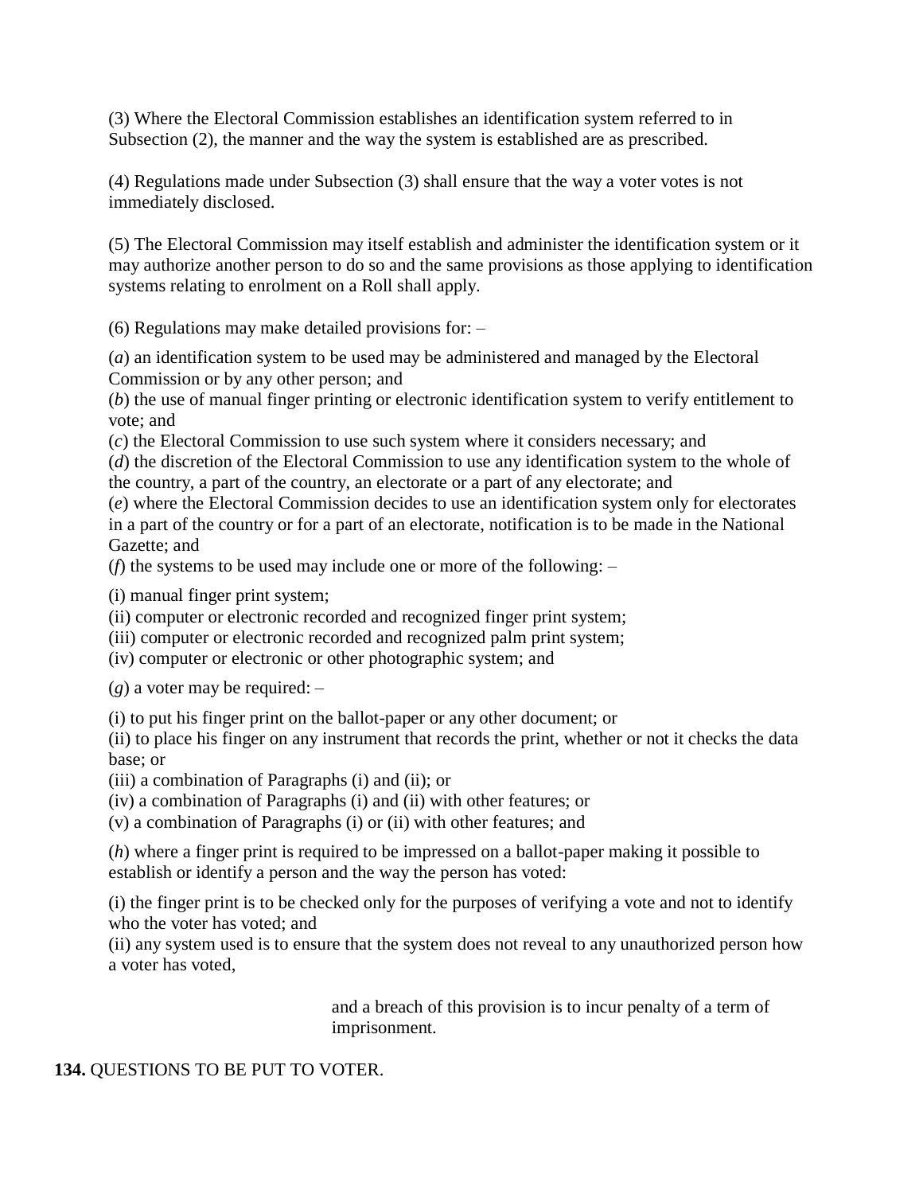(3) Where the Electoral Commission establishes an identification system referred to in Subsection (2), the manner and the way the system is established are as prescribed.

(4) Regulations made under Subsection (3) shall ensure that the way a voter votes is not immediately disclosed.

(5) The Electoral Commission may itself establish and administer the identification system or it may authorize another person to do so and the same provisions as those applying to identification systems relating to enrolment on a Roll shall apply.

(6) Regulations may make detailed provisions for: –

(*a*) an identification system to be used may be administered and managed by the Electoral Commission or by any other person; and
(*b*) the use of manual finger printing or electronic identification system to verify entitlement to vote; and
(*c*) the Electoral Commission to use such system where it considers necessary; and
(*d*) the discretion of the Electoral Commission to use any identification system to the whole of the country, a part of the country, an electorate or a part of any electorate; and
(*e*) where the Electoral Commission decides to use an identification system only for electorates in a part of the country or for a part of an electorate, notification is to be made in the National Gazette; and
(*f*) the systems to be used may include one or more of the following: –

(i) manual finger print system;
(ii) computer or electronic recorded and recognized finger print system;
(iii) computer or electronic recorded and recognized palm print system;
(iv) computer or electronic or other photographic system; and

(*g*) a voter may be required: –

(i) to put his finger print on the ballot-paper or any other document; or
(ii) to place his finger on any instrument that records the print, whether or not it checks the data base; or
(iii) a combination of Paragraphs (i) and (ii); or
(iv) a combination of Paragraphs (i) and (ii) with other features; or
(v) a combination of Paragraphs (i) or (ii) with other features; and

(*h*) where a finger print is required to be impressed on a ballot-paper making it possible to establish or identify a person and the way the person has voted:

(i) the finger print is to be checked only for the purposes of verifying a vote and not to identify who the voter has voted; and
(ii) any system used is to ensure that the system does not reveal to any unauthorized person how a voter has voted,

and a breach of this provision is to incur penalty of a term of imprisonment.

**134.** QUESTIONS TO BE PUT TO VOTER.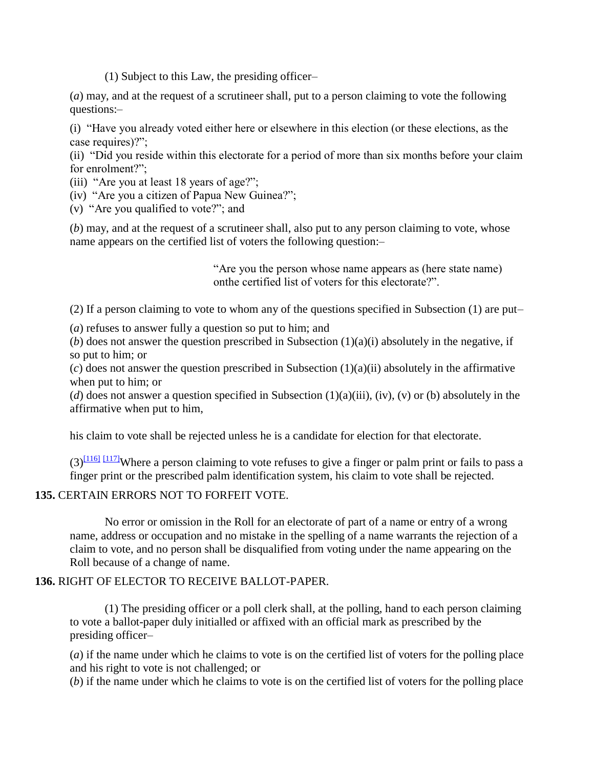(1) Subject to this Law, the presiding officer–

(*a*) may, and at the request of a scrutineer shall, put to a person claiming to vote the following questions:–

(i) "Have you already voted either here or elsewhere in this election (or these elections, as the case requires)?";
(ii) "Did you reside within this electorate for a period of more than six months before your claim for enrolment?";
(iii) "Are you at least 18 years of age?";
(iv) "Are you a citizen of Papua New Guinea?";
(v) "Are you qualified to vote?"; and

(*b*) may, and at the request of a scrutineer shall, also put to any person claiming to vote, whose name appears on the certified list of voters the following question:–

> "Are you the person whose name appears as (here state name) onthe certified list of voters for this electorate?".

(2) If a person claiming to vote to whom any of the questions specified in Subsection (1) are put–

(*a*) refuses to answer fully a question so put to him; and
(*b*) does not answer the question prescribed in Subsection (1)(a)(i) absolutely in the negative, if so put to him; or
(*c*) does not answer the question prescribed in Subsection (1)(a)(ii) absolutely in the affirmative when put to him; or
(*d*) does not answer a question specified in Subsection (1)(a)(iii), (iv), (v) or (b) absolutely in the affirmative when put to him,

his claim to vote shall be rejected unless he is a candidate for election for that electorate.

(3)[116] [117]Where a person claiming to vote refuses to give a finger or palm print or fails to pass a finger print or the prescribed palm identification system, his claim to vote shall be rejected.

**135.** CERTAIN ERRORS NOT TO FORFEIT VOTE.

No error or omission in the Roll for an electorate of part of a name or entry of a wrong name, address or occupation and no mistake in the spelling of a name warrants the rejection of a claim to vote, and no person shall be disqualified from voting under the name appearing on the Roll because of a change of name.

**136.** RIGHT OF ELECTOR TO RECEIVE BALLOT-PAPER.

(1) The presiding officer or a poll clerk shall, at the polling, hand to each person claiming to vote a ballot-paper duly initialled or affixed with an official mark as prescribed by the presiding officer–

(*a*) if the name under which he claims to vote is on the certified list of voters for the polling place and his right to vote is not challenged; or
(*b*) if the name under which he claims to vote is on the certified list of voters for the polling place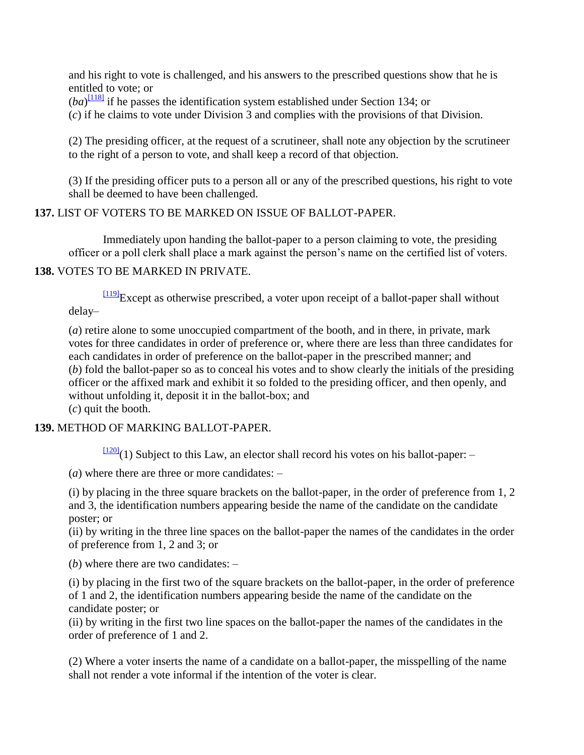and his right to vote is challenged, and his answers to the prescribed questions show that he is entitled to vote; or

(*ba*)[118] if he passes the identification system established under Section 134; or

(*c*) if he claims to vote under Division 3 and complies with the provisions of that Division.

(2) The presiding officer, at the request of a scrutineer, shall note any objection by the scrutineer to the right of a person to vote, and shall keep a record of that objection.

(3) If the presiding officer puts to a person all or any of the prescribed questions, his right to vote shall be deemed to have been challenged.

**137.** LIST OF VOTERS TO BE MARKED ON ISSUE OF BALLOT-PAPER.

Immediately upon handing the ballot-paper to a person claiming to vote, the presiding officer or a poll clerk shall place a mark against the person's name on the certified list of voters.

**138.** VOTES TO BE MARKED IN PRIVATE.

[119]Except as otherwise prescribed, a voter upon receipt of a ballot-paper shall without delay–

(*a*) retire alone to some unoccupied compartment of the booth, and in there, in private, mark votes for three candidates in order of preference or, where there are less than three candidates for each candidates in order of preference on the ballot-paper in the prescribed manner; and

(*b*) fold the ballot-paper so as to conceal his votes and to show clearly the initials of the presiding officer or the affixed mark and exhibit it so folded to the presiding officer, and then openly, and without unfolding it, deposit it in the ballot-box; and

(*c*) quit the booth.

**139.** METHOD OF MARKING BALLOT-PAPER.

[120](1) Subject to this Law, an elector shall record his votes on his ballot-paper: –

(*a*) where there are three or more candidates: –

(i) by placing in the three square brackets on the ballot-paper, in the order of preference from 1, 2 and 3, the identification numbers appearing beside the name of the candidate on the candidate poster; or

(ii) by writing in the three line spaces on the ballot-paper the names of the candidates in the order of preference from 1, 2 and 3; or

(*b*) where there are two candidates: –

(i) by placing in the first two of the square brackets on the ballot-paper, in the order of preference of 1 and 2, the identification numbers appearing beside the name of the candidate on the candidate poster; or

(ii) by writing in the first two line spaces on the ballot-paper the names of the candidates in the order of preference of 1 and 2.

(2) Where a voter inserts the name of a candidate on a ballot-paper, the misspelling of the name shall not render a vote informal if the intention of the voter is clear.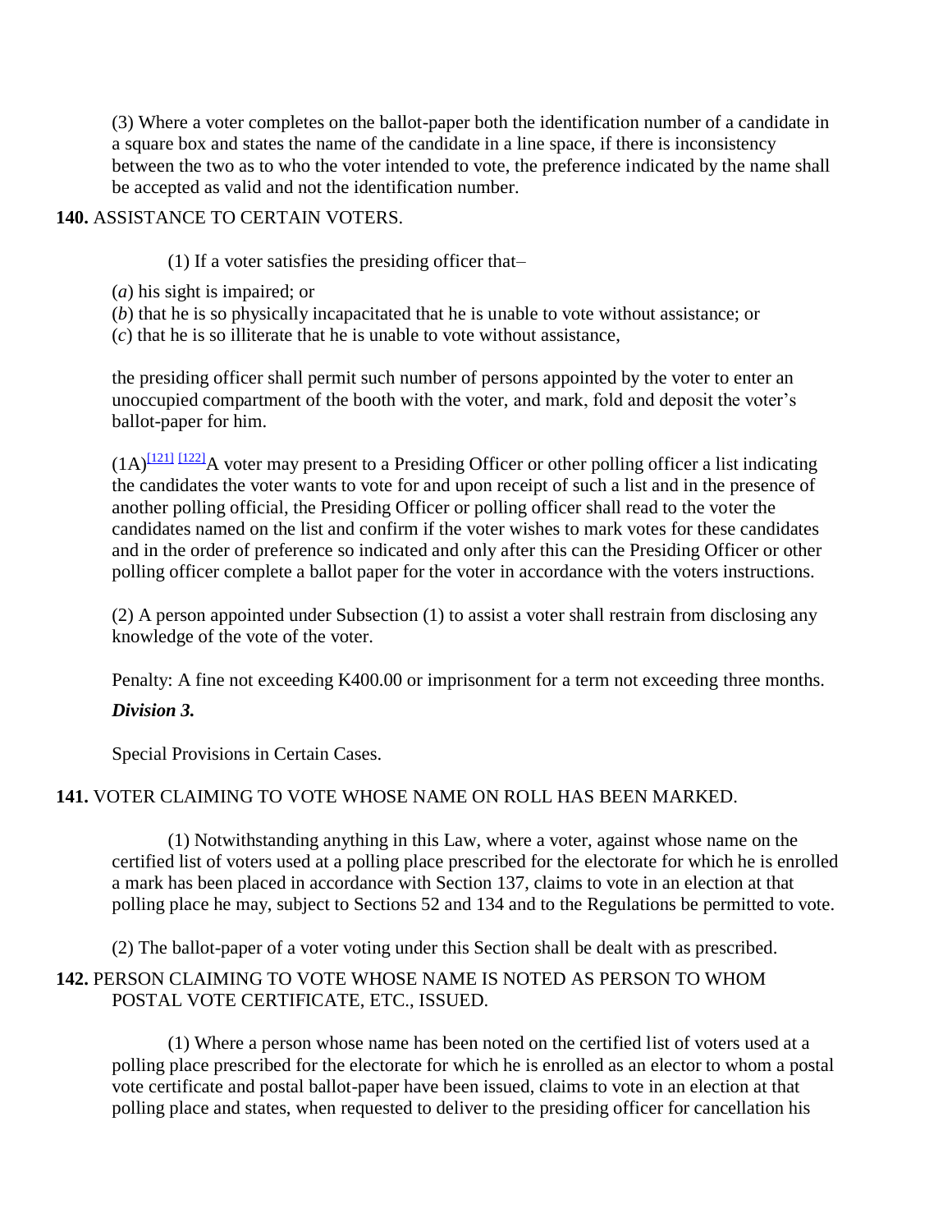(3) Where a voter completes on the ballot-paper both the identification number of a candidate in a square box and states the name of the candidate in a line space, if there is inconsistency between the two as to who the voter intended to vote, the preference indicated by the name shall be accepted as valid and not the identification number.

**140.** ASSISTANCE TO CERTAIN VOTERS.

(1) If a voter satisfies the presiding officer that–

(*a*) his sight is impaired; or
(*b*) that he is so physically incapacitated that he is unable to vote without assistance; or
(*c*) that he is so illiterate that he is unable to vote without assistance,

the presiding officer shall permit such number of persons appointed by the voter to enter an unoccupied compartment of the booth with the voter, and mark, fold and deposit the voter's ballot-paper for him.

(1A)[121] [122]A voter may present to a Presiding Officer or other polling officer a list indicating the candidates the voter wants to vote for and upon receipt of such a list and in the presence of another polling official, the Presiding Officer or polling officer shall read to the voter the candidates named on the list and confirm if the voter wishes to mark votes for these candidates and in the order of preference so indicated and only after this can the Presiding Officer or other polling officer complete a ballot paper for the voter in accordance with the voters instructions.

(2) A person appointed under Subsection (1) to assist a voter shall restrain from disclosing any knowledge of the vote of the voter.

Penalty: A fine not exceeding K400.00 or imprisonment for a term not exceeding three months.

***Division 3.***

Special Provisions in Certain Cases.

**141.** VOTER CLAIMING TO VOTE WHOSE NAME ON ROLL HAS BEEN MARKED.

(1) Notwithstanding anything in this Law, where a voter, against whose name on the certified list of voters used at a polling place prescribed for the electorate for which he is enrolled a mark has been placed in accordance with Section 137, claims to vote in an election at that polling place he may, subject to Sections 52 and 134 and to the Regulations be permitted to vote.

(2) The ballot-paper of a voter voting under this Section shall be dealt with as prescribed.

**142.** PERSON CLAIMING TO VOTE WHOSE NAME IS NOTED AS PERSON TO WHOM POSTAL VOTE CERTIFICATE, ETC., ISSUED.

(1) Where a person whose name has been noted on the certified list of voters used at a polling place prescribed for the electorate for which he is enrolled as an elector to whom a postal vote certificate and postal ballot-paper have been issued, claims to vote in an election at that polling place and states, when requested to deliver to the presiding officer for cancellation his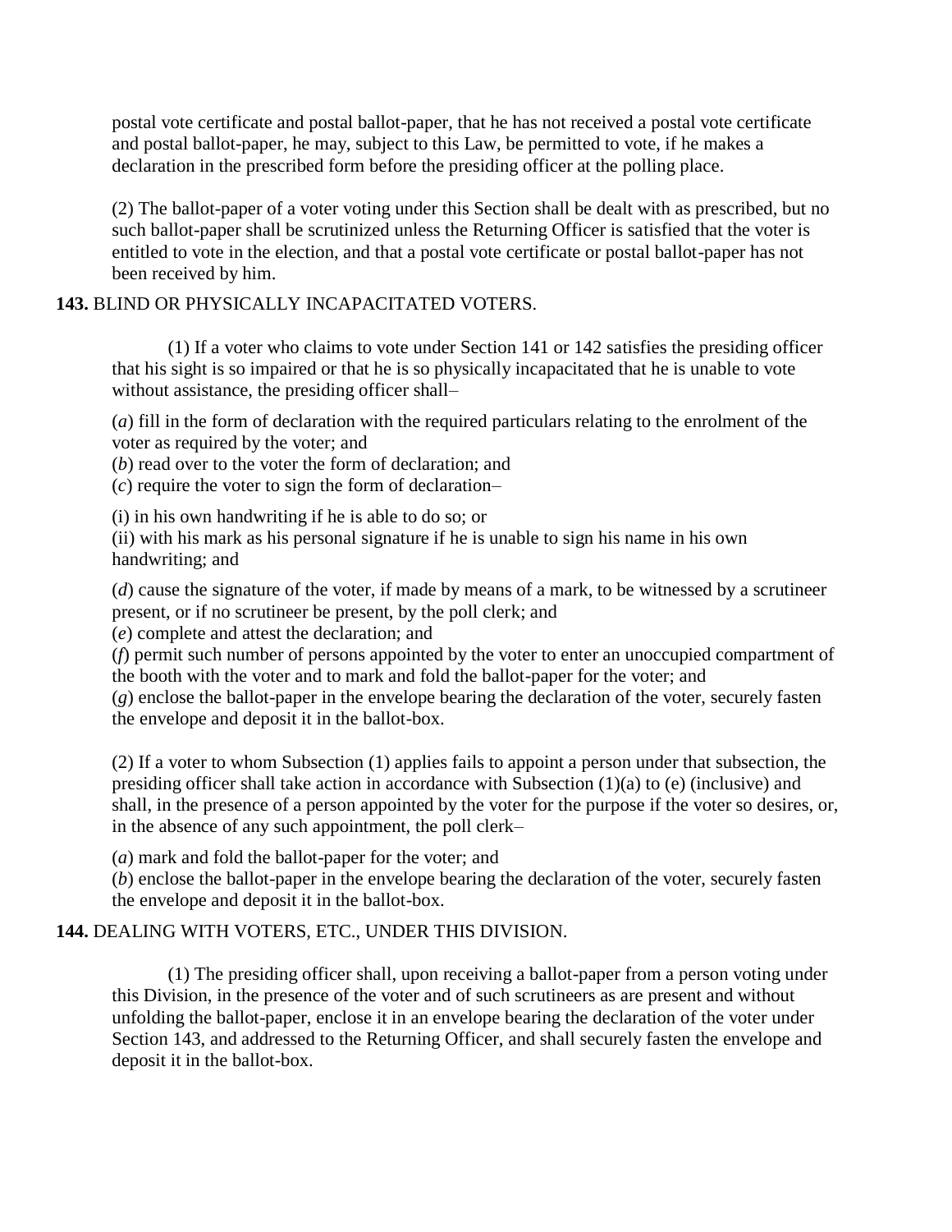postal vote certificate and postal ballot-paper, that he has not received a postal vote certificate and postal ballot-paper, he may, subject to this Law, be permitted to vote, if he makes a declaration in the prescribed form before the presiding officer at the polling place.

(2) The ballot-paper of a voter voting under this Section shall be dealt with as prescribed, but no such ballot-paper shall be scrutinized unless the Returning Officer is satisfied that the voter is entitled to vote in the election, and that a postal vote certificate or postal ballot-paper has not been received by him.

**143.** BLIND OR PHYSICALLY INCAPACITATED VOTERS.

(1) If a voter who claims to vote under Section 141 or 142 satisfies the presiding officer that his sight is so impaired or that he is so physically incapacitated that he is unable to vote without assistance, the presiding officer shall–

(*a*) fill in the form of declaration with the required particulars relating to the enrolment of the voter as required by the voter; and
(*b*) read over to the voter the form of declaration; and
(*c*) require the voter to sign the form of declaration–

(i) in his own handwriting if he is able to do so; or
(ii) with his mark as his personal signature if he is unable to sign his name in his own handwriting; and

(*d*) cause the signature of the voter, if made by means of a mark, to be witnessed by a scrutineer present, or if no scrutineer be present, by the poll clerk; and
(*e*) complete and attest the declaration; and
(*f*) permit such number of persons appointed by the voter to enter an unoccupied compartment of the booth with the voter and to mark and fold the ballot-paper for the voter; and
(*g*) enclose the ballot-paper in the envelope bearing the declaration of the voter, securely fasten the envelope and deposit it in the ballot-box.

(2) If a voter to whom Subsection (1) applies fails to appoint a person under that subsection, the presiding officer shall take action in accordance with Subsection (1)(a) to (e) (inclusive) and shall, in the presence of a person appointed by the voter for the purpose if the voter so desires, or, in the absence of any such appointment, the poll clerk–

(*a*) mark and fold the ballot-paper for the voter; and
(*b*) enclose the ballot-paper in the envelope bearing the declaration of the voter, securely fasten the envelope and deposit it in the ballot-box.

**144.** DEALING WITH VOTERS, ETC., UNDER THIS DIVISION.

(1) The presiding officer shall, upon receiving a ballot-paper from a person voting under this Division, in the presence of the voter and of such scrutineers as are present and without unfolding the ballot-paper, enclose it in an envelope bearing the declaration of the voter under Section 143, and addressed to the Returning Officer, and shall securely fasten the envelope and deposit it in the ballot-box.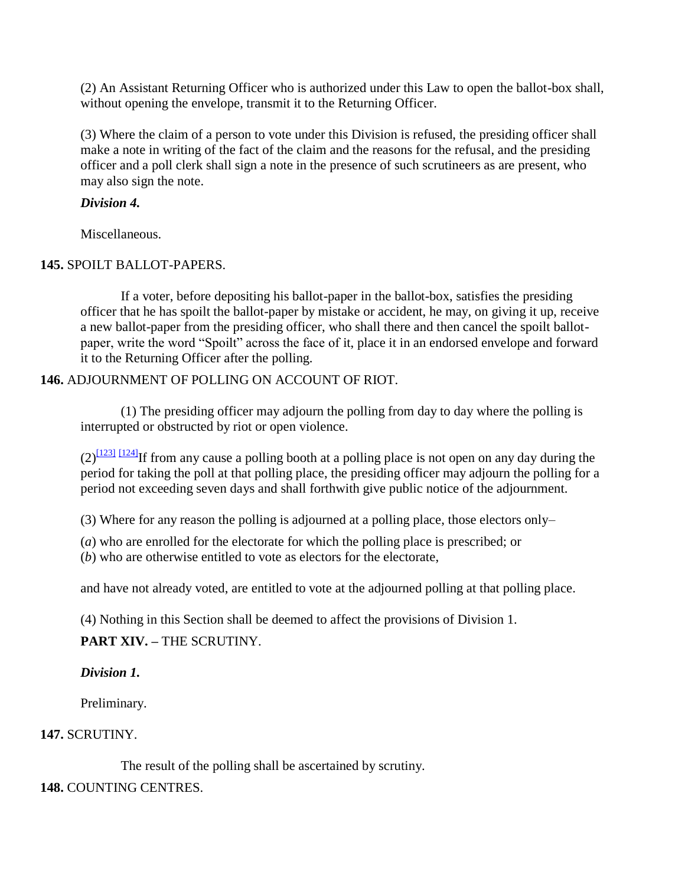(2) An Assistant Returning Officer who is authorized under this Law to open the ballot-box shall, without opening the envelope, transmit it to the Returning Officer.

(3) Where the claim of a person to vote under this Division is refused, the presiding officer shall make a note in writing of the fact of the claim and the reasons for the refusal, and the presiding officer and a poll clerk shall sign a note in the presence of such scrutineers as are present, who may also sign the note.

***Division 4.***

Miscellaneous.

**145.** SPOILT BALLOT-PAPERS.

If a voter, before depositing his ballot-paper in the ballot-box, satisfies the presiding officer that he has spoilt the ballot-paper by mistake or accident, he may, on giving it up, receive a new ballot-paper from the presiding officer, who shall there and then cancel the spoilt ballot-paper, write the word “Spoilt” across the face of it, place it in an endorsed envelope and forward it to the Returning Officer after the polling.

**146.** ADJOURNMENT OF POLLING ON ACCOUNT OF RIOT.

(1) The presiding officer may adjourn the polling from day to day where the polling is interrupted or obstructed by riot or open violence.

(2)[123] [124]If from any cause a polling booth at a polling place is not open on any day during the period for taking the poll at that polling place, the presiding officer may adjourn the polling for a period not exceeding seven days and shall forthwith give public notice of the adjournment.

(3) Where for any reason the polling is adjourned at a polling place, those electors only–

(*a*) who are enrolled for the electorate for which the polling place is prescribed; or
(*b*) who are otherwise entitled to vote as electors for the electorate,

and have not already voted, are entitled to vote at the adjourned polling at that polling place.

(4) Nothing in this Section shall be deemed to affect the provisions of Division 1.

**PART XIV. –** THE SCRUTINY.

***Division 1.***

Preliminary.

**147.** SCRUTINY.

The result of the polling shall be ascertained by scrutiny.

**148.** COUNTING CENTRES.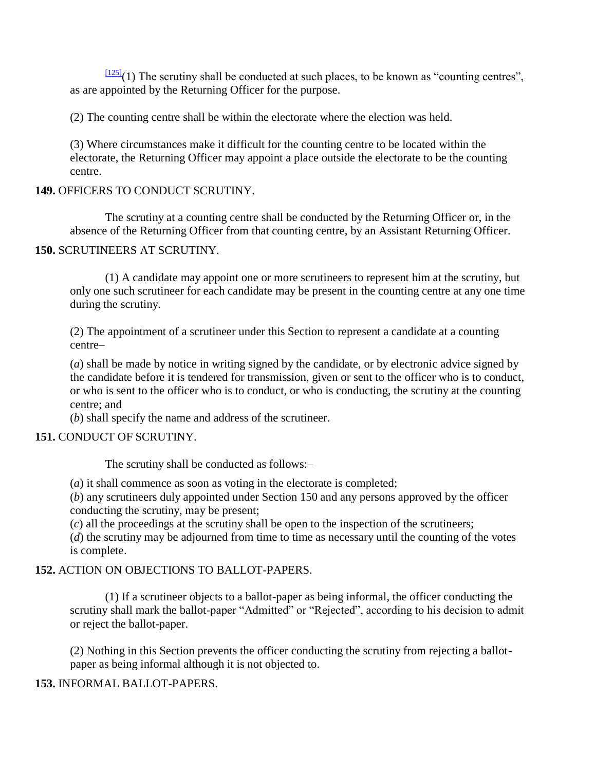[125](1) The scrutiny shall be conducted at such places, to be known as "counting centres", as are appointed by the Returning Officer for the purpose.

(2) The counting centre shall be within the electorate where the election was held.

(3) Where circumstances make it difficult for the counting centre to be located within the electorate, the Returning Officer may appoint a place outside the electorate to be the counting centre.

**149.** OFFICERS TO CONDUCT SCRUTINY.

The scrutiny at a counting centre shall be conducted by the Returning Officer or, in the absence of the Returning Officer from that counting centre, by an Assistant Returning Officer.

**150.** SCRUTINEERS AT SCRUTINY.

(1) A candidate may appoint one or more scrutineers to represent him at the scrutiny, but only one such scrutineer for each candidate may be present in the counting centre at any one time during the scrutiny.

(2) The appointment of a scrutineer under this Section to represent a candidate at a counting centre–

(*a*) shall be made by notice in writing signed by the candidate, or by electronic advice signed by the candidate before it is tendered for transmission, given or sent to the officer who is to conduct, or who is sent to the officer who is to conduct, or who is conducting, the scrutiny at the counting centre; and

(*b*) shall specify the name and address of the scrutineer.

**151.** CONDUCT OF SCRUTINY.

The scrutiny shall be conducted as follows:–

(*a*) it shall commence as soon as voting in the electorate is completed;

(*b*) any scrutineers duly appointed under Section 150 and any persons approved by the officer conducting the scrutiny, may be present;

(*c*) all the proceedings at the scrutiny shall be open to the inspection of the scrutineers;

(*d*) the scrutiny may be adjourned from time to time as necessary until the counting of the votes is complete.

**152.** ACTION ON OBJECTIONS TO BALLOT-PAPERS.

(1) If a scrutineer objects to a ballot-paper as being informal, the officer conducting the scrutiny shall mark the ballot-paper "Admitted" or "Rejected", according to his decision to admit or reject the ballot-paper.

(2) Nothing in this Section prevents the officer conducting the scrutiny from rejecting a ballot-paper as being informal although it is not objected to.

**153.** INFORMAL BALLOT-PAPERS.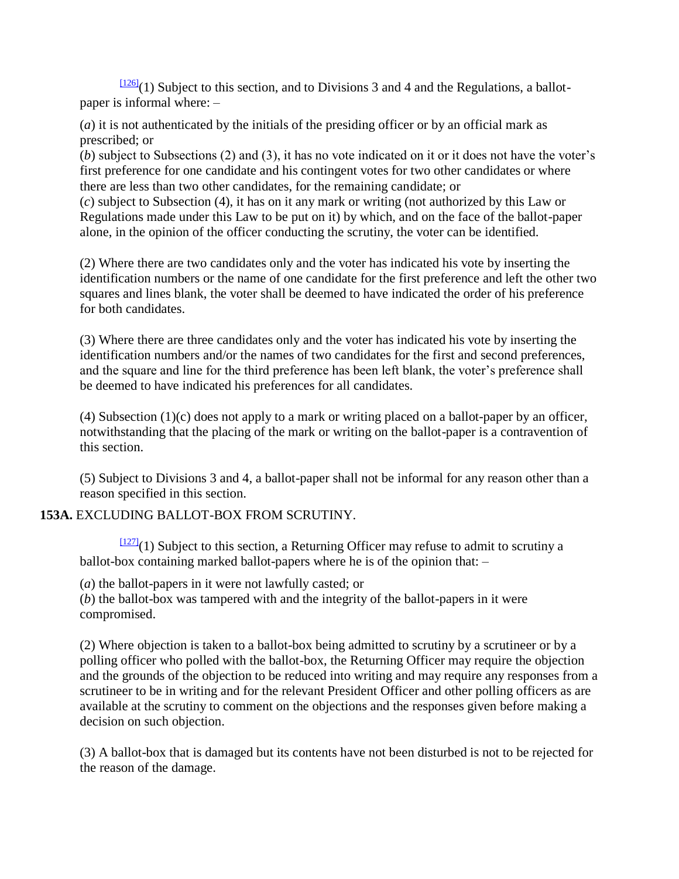[126](1) Subject to this section, and to Divisions 3 and 4 and the Regulations, a ballot-paper is informal where: –

(*a*) it is not authenticated by the initials of the presiding officer or by an official mark as prescribed; or
(*b*) subject to Subsections (2) and (3), it has no vote indicated on it or it does not have the voter's first preference for one candidate and his contingent votes for two other candidates or where there are less than two other candidates, for the remaining candidate; or
(*c*) subject to Subsection (4), it has on it any mark or writing (not authorized by this Law or Regulations made under this Law to be put on it) by which, and on the face of the ballot-paper alone, in the opinion of the officer conducting the scrutiny, the voter can be identified.

(2) Where there are two candidates only and the voter has indicated his vote by inserting the identification numbers or the name of one candidate for the first preference and left the other two squares and lines blank, the voter shall be deemed to have indicated the order of his preference for both candidates.

(3) Where there are three candidates only and the voter has indicated his vote by inserting the identification numbers and/or the names of two candidates for the first and second preferences, and the square and line for the third preference has been left blank, the voter's preference shall be deemed to have indicated his preferences for all candidates.

(4) Subsection (1)(c) does not apply to a mark or writing placed on a ballot-paper by an officer, notwithstanding that the placing of the mark or writing on the ballot-paper is a contravention of this section.

(5) Subject to Divisions 3 and 4, a ballot-paper shall not be informal for any reason other than a reason specified in this section.

**153A.** EXCLUDING BALLOT-BOX FROM SCRUTINY.

[127](1) Subject to this section, a Returning Officer may refuse to admit to scrutiny a ballot-box containing marked ballot-papers where he is of the opinion that: –

(*a*) the ballot-papers in it were not lawfully casted; or
(*b*) the ballot-box was tampered with and the integrity of the ballot-papers in it were compromised.

(2) Where objection is taken to a ballot-box being admitted to scrutiny by a scrutineer or by a polling officer who polled with the ballot-box, the Returning Officer may require the objection and the grounds of the objection to be reduced into writing and may require any responses from a scrutineer to be in writing and for the relevant President Officer and other polling officers as are available at the scrutiny to comment on the objections and the responses given before making a decision on such objection.

(3) A ballot-box that is damaged but its contents have not been disturbed is not to be rejected for the reason of the damage.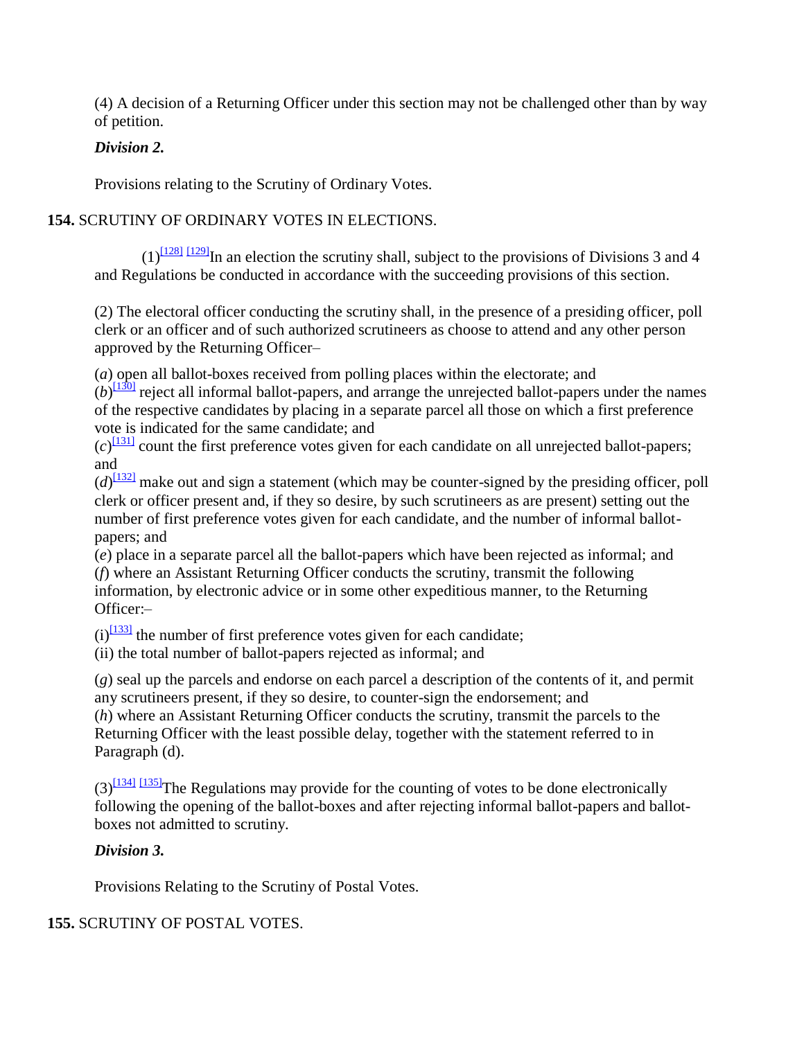(4) A decision of a Returning Officer under this section may not be challenged other than by way of petition.

***Division 2.***

Provisions relating to the Scrutiny of Ordinary Votes.

**154.** SCRUTINY OF ORDINARY VOTES IN ELECTIONS.

(1)[128] [129]In an election the scrutiny shall, subject to the provisions of Divisions 3 and 4 and Regulations be conducted in accordance with the succeeding provisions of this section.

(2) The electoral officer conducting the scrutiny shall, in the presence of a presiding officer, poll clerk or an officer and of such authorized scrutineers as choose to attend and any other person approved by the Returning Officer–

(*a*) open all ballot-boxes received from polling places within the electorate; and
(*b*)[130] reject all informal ballot-papers, and arrange the unrejected ballot-papers under the names of the respective candidates by placing in a separate parcel all those on which a first preference vote is indicated for the same candidate; and
(*c*)[131] count the first preference votes given for each candidate on all unrejected ballot-papers; and
(*d*)[132] make out and sign a statement (which may be counter-signed by the presiding officer, poll clerk or officer present and, if they so desire, by such scrutineers as are present) setting out the number of first preference votes given for each candidate, and the number of informal ballot-papers; and
(*e*) place in a separate parcel all the ballot-papers which have been rejected as informal; and
(*f*) where an Assistant Returning Officer conducts the scrutiny, transmit the following information, by electronic advice or in some other expeditious manner, to the Returning Officer:–

(i)[133] the number of first preference votes given for each candidate;
(ii) the total number of ballot-papers rejected as informal; and

(*g*) seal up the parcels and endorse on each parcel a description of the contents of it, and permit any scrutineers present, if they so desire, to counter-sign the endorsement; and
(*h*) where an Assistant Returning Officer conducts the scrutiny, transmit the parcels to the Returning Officer with the least possible delay, together with the statement referred to in Paragraph (d).

(3)[134] [135]The Regulations may provide for the counting of votes to be done electronically following the opening of the ballot-boxes and after rejecting informal ballot-papers and ballot-boxes not admitted to scrutiny.

***Division 3.***

Provisions Relating to the Scrutiny of Postal Votes.

**155.** SCRUTINY OF POSTAL VOTES.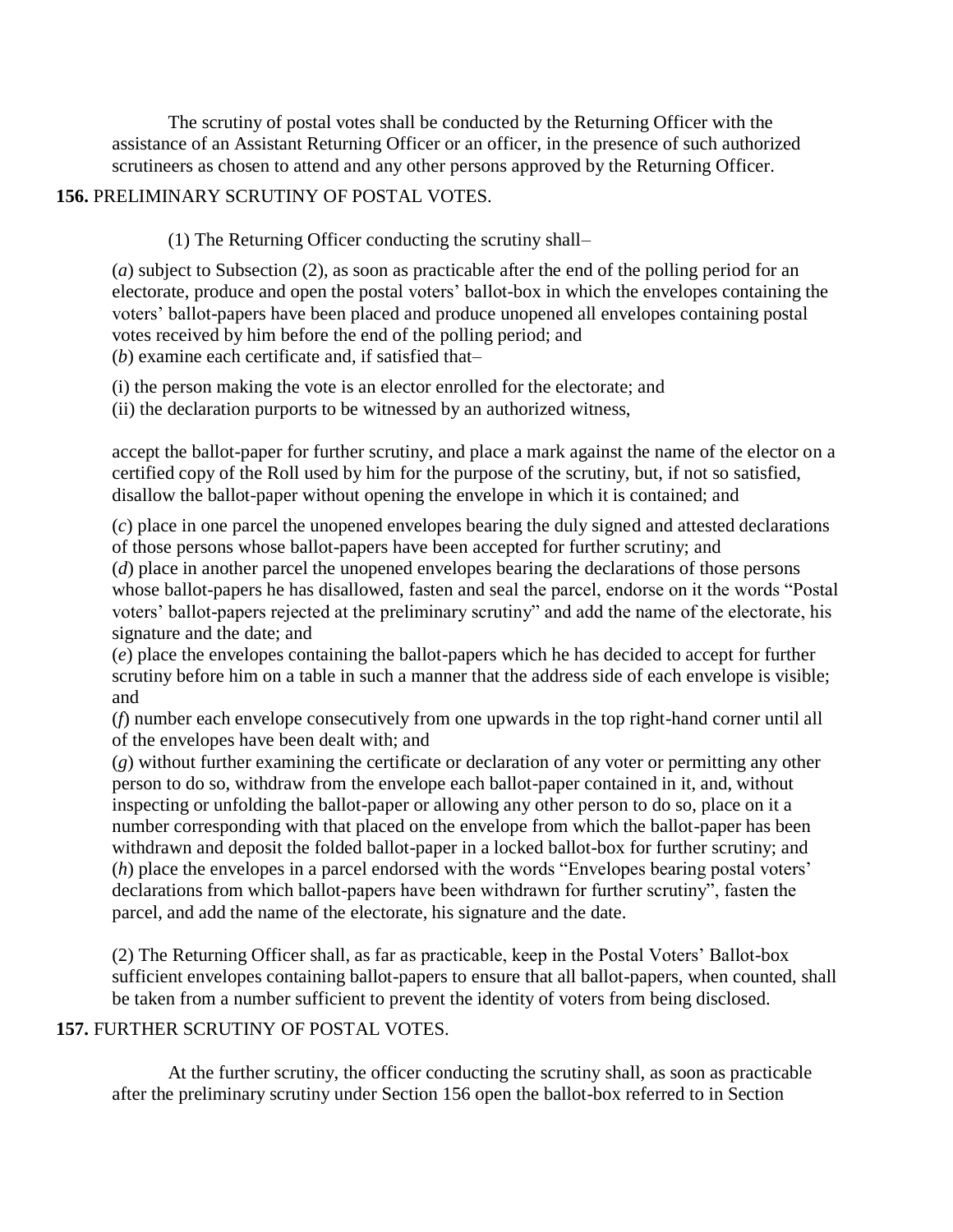The scrutiny of postal votes shall be conducted by the Returning Officer with the assistance of an Assistant Returning Officer or an officer, in the presence of such authorized scrutineers as chosen to attend and any other persons approved by the Returning Officer.

**156.** PRELIMINARY SCRUTINY OF POSTAL VOTES.

(1) The Returning Officer conducting the scrutiny shall–

(*a*) subject to Subsection (2), as soon as practicable after the end of the polling period for an electorate, produce and open the postal voters' ballot-box in which the envelopes containing the voters' ballot-papers have been placed and produce unopened all envelopes containing postal votes received by him before the end of the polling period; and

(*b*) examine each certificate and, if satisfied that–

(i) the person making the vote is an elector enrolled for the electorate; and

(ii) the declaration purports to be witnessed by an authorized witness,

accept the ballot-paper for further scrutiny, and place a mark against the name of the elector on a certified copy of the Roll used by him for the purpose of the scrutiny, but, if not so satisfied, disallow the ballot-paper without opening the envelope in which it is contained; and

(*c*) place in one parcel the unopened envelopes bearing the duly signed and attested declarations of those persons whose ballot-papers have been accepted for further scrutiny; and

(*d*) place in another parcel the unopened envelopes bearing the declarations of those persons whose ballot-papers he has disallowed, fasten and seal the parcel, endorse on it the words "Postal voters' ballot-papers rejected at the preliminary scrutiny" and add the name of the electorate, his signature and the date; and

(*e*) place the envelopes containing the ballot-papers which he has decided to accept for further scrutiny before him on a table in such a manner that the address side of each envelope is visible; and

(*f*) number each envelope consecutively from one upwards in the top right-hand corner until all of the envelopes have been dealt with; and

(*g*) without further examining the certificate or declaration of any voter or permitting any other person to do so, withdraw from the envelope each ballot-paper contained in it, and, without inspecting or unfolding the ballot-paper or allowing any other person to do so, place on it a number corresponding with that placed on the envelope from which the ballot-paper has been withdrawn and deposit the folded ballot-paper in a locked ballot-box for further scrutiny; and

(*h*) place the envelopes in a parcel endorsed with the words "Envelopes bearing postal voters' declarations from which ballot-papers have been withdrawn for further scrutiny", fasten the parcel, and add the name of the electorate, his signature and the date.

(2) The Returning Officer shall, as far as practicable, keep in the Postal Voters' Ballot-box sufficient envelopes containing ballot-papers to ensure that all ballot-papers, when counted, shall be taken from a number sufficient to prevent the identity of voters from being disclosed.

**157.** FURTHER SCRUTINY OF POSTAL VOTES.

At the further scrutiny, the officer conducting the scrutiny shall, as soon as practicable after the preliminary scrutiny under Section 156 open the ballot-box referred to in Section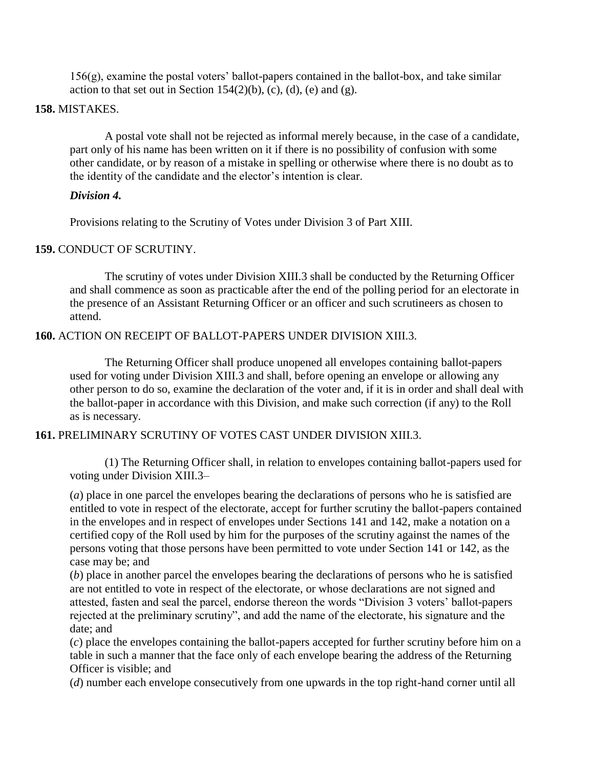156(g), examine the postal voters' ballot-papers contained in the ballot-box, and take similar action to that set out in Section 154(2)(b), (c), (d), (e) and (g).

**158.** MISTAKES.

A postal vote shall not be rejected as informal merely because, in the case of a candidate, part only of his name has been written on it if there is no possibility of confusion with some other candidate, or by reason of a mistake in spelling or otherwise where there is no doubt as to the identity of the candidate and the elector's intention is clear.

***Division 4.***

Provisions relating to the Scrutiny of Votes under Division 3 of Part XIII.

**159.** CONDUCT OF SCRUTINY.

The scrutiny of votes under Division XIII.3 shall be conducted by the Returning Officer and shall commence as soon as practicable after the end of the polling period for an electorate in the presence of an Assistant Returning Officer or an officer and such scrutineers as chosen to attend.

**160.** ACTION ON RECEIPT OF BALLOT-PAPERS UNDER DIVISION XIII.3.

The Returning Officer shall produce unopened all envelopes containing ballot-papers used for voting under Division XIII.3 and shall, before opening an envelope or allowing any other person to do so, examine the declaration of the voter and, if it is in order and shall deal with the ballot-paper in accordance with this Division, and make such correction (if any) to the Roll as is necessary.

**161.** PRELIMINARY SCRUTINY OF VOTES CAST UNDER DIVISION XIII.3.

(1) The Returning Officer shall, in relation to envelopes containing ballot-papers used for voting under Division XIII.3–

(*a*) place in one parcel the envelopes bearing the declarations of persons who he is satisfied are entitled to vote in respect of the electorate, accept for further scrutiny the ballot-papers contained in the envelopes and in respect of envelopes under Sections 141 and 142, make a notation on a certified copy of the Roll used by him for the purposes of the scrutiny against the names of the persons voting that those persons have been permitted to vote under Section 141 or 142, as the case may be; and

(*b*) place in another parcel the envelopes bearing the declarations of persons who he is satisfied are not entitled to vote in respect of the electorate, or whose declarations are not signed and attested, fasten and seal the parcel, endorse thereon the words "Division 3 voters' ballot-papers rejected at the preliminary scrutiny", and add the name of the electorate, his signature and the date; and

(*c*) place the envelopes containing the ballot-papers accepted for further scrutiny before him on a table in such a manner that the face only of each envelope bearing the address of the Returning Officer is visible; and

(*d*) number each envelope consecutively from one upwards in the top right-hand corner until all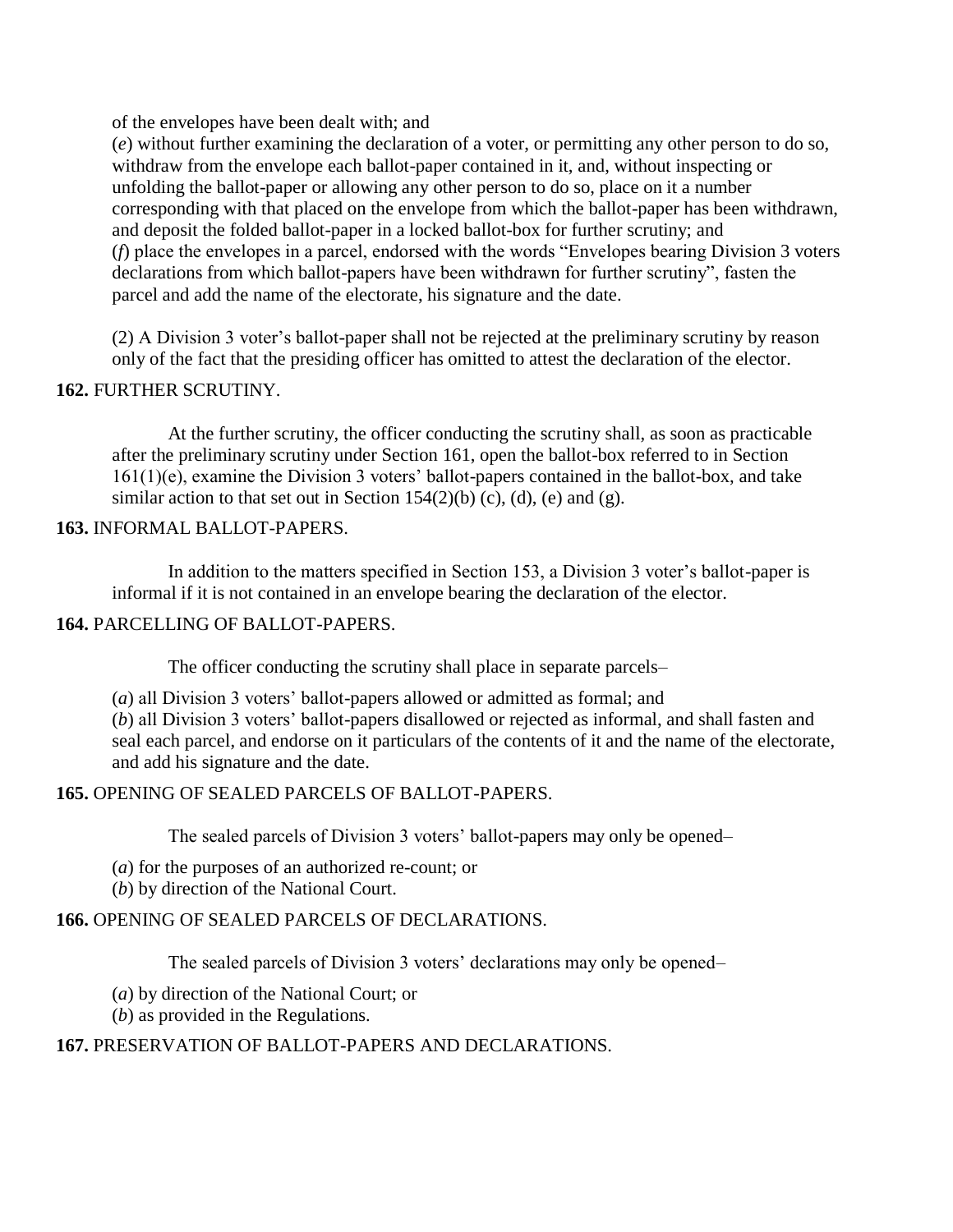of the envelopes have been dealt with; and

(*e*) without further examining the declaration of a voter, or permitting any other person to do so, withdraw from the envelope each ballot-paper contained in it, and, without inspecting or unfolding the ballot-paper or allowing any other person to do so, place on it a number corresponding with that placed on the envelope from which the ballot-paper has been withdrawn, and deposit the folded ballot-paper in a locked ballot-box for further scrutiny; and

(*f*) place the envelopes in a parcel, endorsed with the words "Envelopes bearing Division 3 voters declarations from which ballot-papers have been withdrawn for further scrutiny", fasten the parcel and add the name of the electorate, his signature and the date.

(2) A Division 3 voter's ballot-paper shall not be rejected at the preliminary scrutiny by reason only of the fact that the presiding officer has omitted to attest the declaration of the elector.

**162.** FURTHER SCRUTINY.

At the further scrutiny, the officer conducting the scrutiny shall, as soon as practicable after the preliminary scrutiny under Section 161, open the ballot-box referred to in Section 161(1)(e), examine the Division 3 voters' ballot-papers contained in the ballot-box, and take similar action to that set out in Section 154(2)(b) (c), (d), (e) and (g).

**163.** INFORMAL BALLOT-PAPERS.

In addition to the matters specified in Section 153, a Division 3 voter's ballot-paper is informal if it is not contained in an envelope bearing the declaration of the elector.

**164.** PARCELLING OF BALLOT-PAPERS.

The officer conducting the scrutiny shall place in separate parcels–

(*a*) all Division 3 voters' ballot-papers allowed or admitted as formal; and

(*b*) all Division 3 voters' ballot-papers disallowed or rejected as informal, and shall fasten and seal each parcel, and endorse on it particulars of the contents of it and the name of the electorate, and add his signature and the date.

**165.** OPENING OF SEALED PARCELS OF BALLOT-PAPERS.

The sealed parcels of Division 3 voters' ballot-papers may only be opened–

(*a*) for the purposes of an authorized re-count; or

(*b*) by direction of the National Court.

**166.** OPENING OF SEALED PARCELS OF DECLARATIONS.

The sealed parcels of Division 3 voters' declarations may only be opened–

(*a*) by direction of the National Court; or

(*b*) as provided in the Regulations.

**167.** PRESERVATION OF BALLOT-PAPERS AND DECLARATIONS.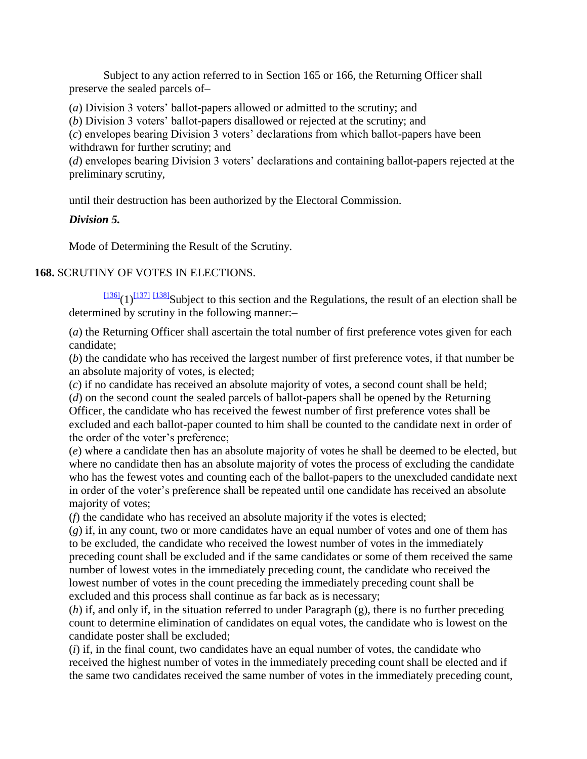Subject to any action referred to in Section 165 or 166, the Returning Officer shall preserve the sealed parcels of–

(*a*) Division 3 voters' ballot-papers allowed or admitted to the scrutiny; and

(*b*) Division 3 voters' ballot-papers disallowed or rejected at the scrutiny; and

(*c*) envelopes bearing Division 3 voters' declarations from which ballot-papers have been withdrawn for further scrutiny; and

(*d*) envelopes bearing Division 3 voters' declarations and containing ballot-papers rejected at the preliminary scrutiny,

until their destruction has been authorized by the Electoral Commission.

***Division 5.***

Mode of Determining the Result of the Scrutiny.

**168.** SCRUTINY OF VOTES IN ELECTIONS.

[136](1)[137] [138]Subject to this section and the Regulations, the result of an election shall be determined by scrutiny in the following manner:–

(*a*) the Returning Officer shall ascertain the total number of first preference votes given for each candidate;

(*b*) the candidate who has received the largest number of first preference votes, if that number be an absolute majority of votes, is elected;

(*c*) if no candidate has received an absolute majority of votes, a second count shall be held;

(*d*) on the second count the sealed parcels of ballot-papers shall be opened by the Returning Officer, the candidate who has received the fewest number of first preference votes shall be excluded and each ballot-paper counted to him shall be counted to the candidate next in order of the order of the voter's preference;

(*e*) where a candidate then has an absolute majority of votes he shall be deemed to be elected, but where no candidate then has an absolute majority of votes the process of excluding the candidate who has the fewest votes and counting each of the ballot-papers to the unexcluded candidate next in order of the voter's preference shall be repeated until one candidate has received an absolute majority of votes;

(*f*) the candidate who has received an absolute majority if the votes is elected;

(*g*) if, in any count, two or more candidates have an equal number of votes and one of them has to be excluded, the candidate who received the lowest number of votes in the immediately preceding count shall be excluded and if the same candidates or some of them received the same number of lowest votes in the immediately preceding count, the candidate who received the lowest number of votes in the count preceding the immediately preceding count shall be excluded and this process shall continue as far back as is necessary;

(*h*) if, and only if, in the situation referred to under Paragraph (g), there is no further preceding count to determine elimination of candidates on equal votes, the candidate who is lowest on the candidate poster shall be excluded;

(*i*) if, in the final count, two candidates have an equal number of votes, the candidate who received the highest number of votes in the immediately preceding count shall be elected and if the same two candidates received the same number of votes in the immediately preceding count,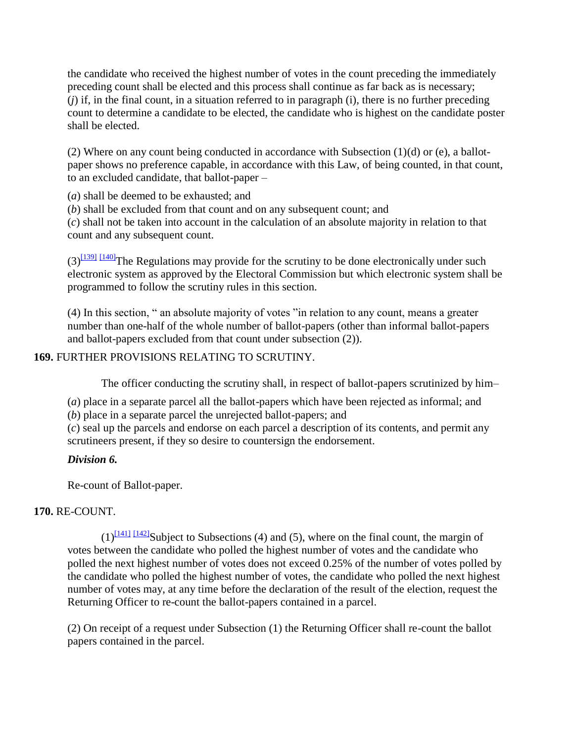the candidate who received the highest number of votes in the count preceding the immediately preceding count shall be elected and this process shall continue as far back as is necessary;
(*j*) if, in the final count, in a situation referred to in paragraph (i), there is no further preceding count to determine a candidate to be elected, the candidate who is highest on the candidate poster shall be elected.

(2) Where on any count being conducted in accordance with Subsection (1)(d) or (e), a ballot-paper shows no preference capable, in accordance with this Law, of being counted, in that count, to an excluded candidate, that ballot-paper –

(*a*) shall be deemed to be exhausted; and
(*b*) shall be excluded from that count and on any subsequent count; and
(*c*) shall not be taken into account in the calculation of an absolute majority in relation to that count and any subsequent count.

(3)[139] [140]The Regulations may provide for the scrutiny to be done electronically under such electronic system as approved by the Electoral Commission but which electronic system shall be programmed to follow the scrutiny rules in this section.

(4) In this section, " an absolute majority of votes "in relation to any count, means a greater number than one-half of the whole number of ballot-papers (other than informal ballot-papers and ballot-papers excluded from that count under subsection (2)).

**169.** FURTHER PROVISIONS RELATING TO SCRUTINY.

The officer conducting the scrutiny shall, in respect of ballot-papers scrutinized by him–

(*a*) place in a separate parcel all the ballot-papers which have been rejected as informal; and
(*b*) place in a separate parcel the unrejected ballot-papers; and
(*c*) seal up the parcels and endorse on each parcel a description of its contents, and permit any scrutineers present, if they so desire to countersign the endorsement.

***Division 6.***

Re-count of Ballot-paper.

**170.** RE-COUNT.

(1)[141] [142]Subject to Subsections (4) and (5), where on the final count, the margin of votes between the candidate who polled the highest number of votes and the candidate who polled the next highest number of votes does not exceed 0.25% of the number of votes polled by the candidate who polled the highest number of votes, the candidate who polled the next highest number of votes may, at any time before the declaration of the result of the election, request the Returning Officer to re-count the ballot-papers contained in a parcel.

(2) On receipt of a request under Subsection (1) the Returning Officer shall re-count the ballot papers contained in the parcel.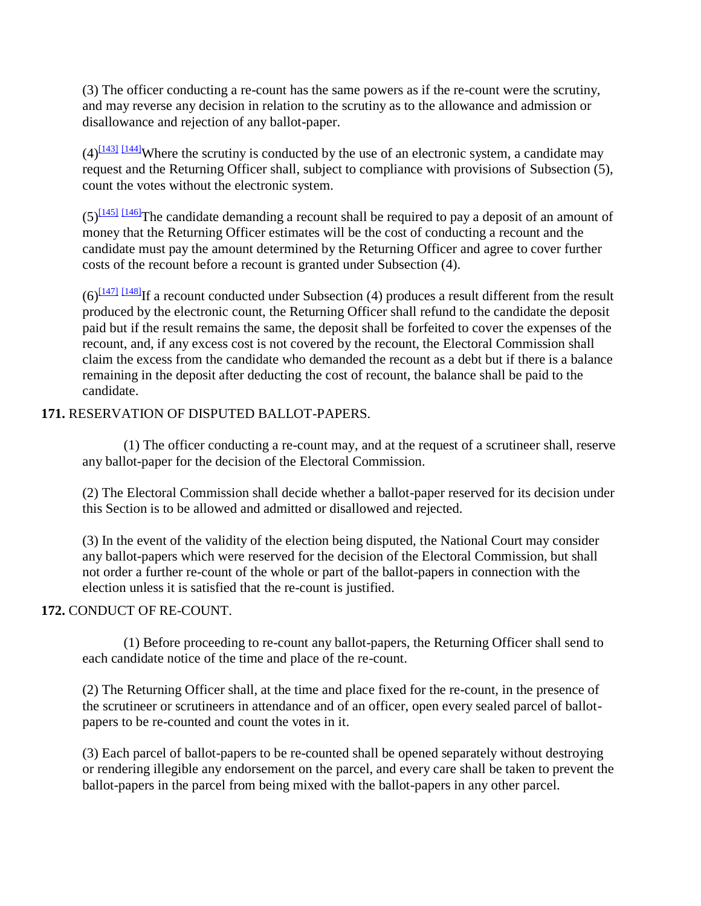(3) The officer conducting a re-count has the same powers as if the re-count were the scrutiny, and may reverse any decision in relation to the scrutiny as to the allowance and admission or disallowance and rejection of any ballot-paper.

(4)[143] [144]Where the scrutiny is conducted by the use of an electronic system, a candidate may request and the Returning Officer shall, subject to compliance with provisions of Subsection (5), count the votes without the electronic system.

(5)[145] [146]The candidate demanding a recount shall be required to pay a deposit of an amount of money that the Returning Officer estimates will be the cost of conducting a recount and the candidate must pay the amount determined by the Returning Officer and agree to cover further costs of the recount before a recount is granted under Subsection (4).

(6)[147] [148]If a recount conducted under Subsection (4) produces a result different from the result produced by the electronic count, the Returning Officer shall refund to the candidate the deposit paid but if the result remains the same, the deposit shall be forfeited to cover the expenses of the recount, and, if any excess cost is not covered by the recount, the Electoral Commission shall claim the excess from the candidate who demanded the recount as a debt but if there is a balance remaining in the deposit after deducting the cost of recount, the balance shall be paid to the candidate.

**171.** RESERVATION OF DISPUTED BALLOT-PAPERS.

(1) The officer conducting a re-count may, and at the request of a scrutineer shall, reserve any ballot-paper for the decision of the Electoral Commission.

(2) The Electoral Commission shall decide whether a ballot-paper reserved for its decision under this Section is to be allowed and admitted or disallowed and rejected.

(3) In the event of the validity of the election being disputed, the National Court may consider any ballot-papers which were reserved for the decision of the Electoral Commission, but shall not order a further re-count of the whole or part of the ballot-papers in connection with the election unless it is satisfied that the re-count is justified.

**172.** CONDUCT OF RE-COUNT.

(1) Before proceeding to re-count any ballot-papers, the Returning Officer shall send to each candidate notice of the time and place of the re-count.

(2) The Returning Officer shall, at the time and place fixed for the re-count, in the presence of the scrutineer or scrutineers in attendance and of an officer, open every sealed parcel of ballot-papers to be re-counted and count the votes in it.

(3) Each parcel of ballot-papers to be re-counted shall be opened separately without destroying or rendering illegible any endorsement on the parcel, and every care shall be taken to prevent the ballot-papers in the parcel from being mixed with the ballot-papers in any other parcel.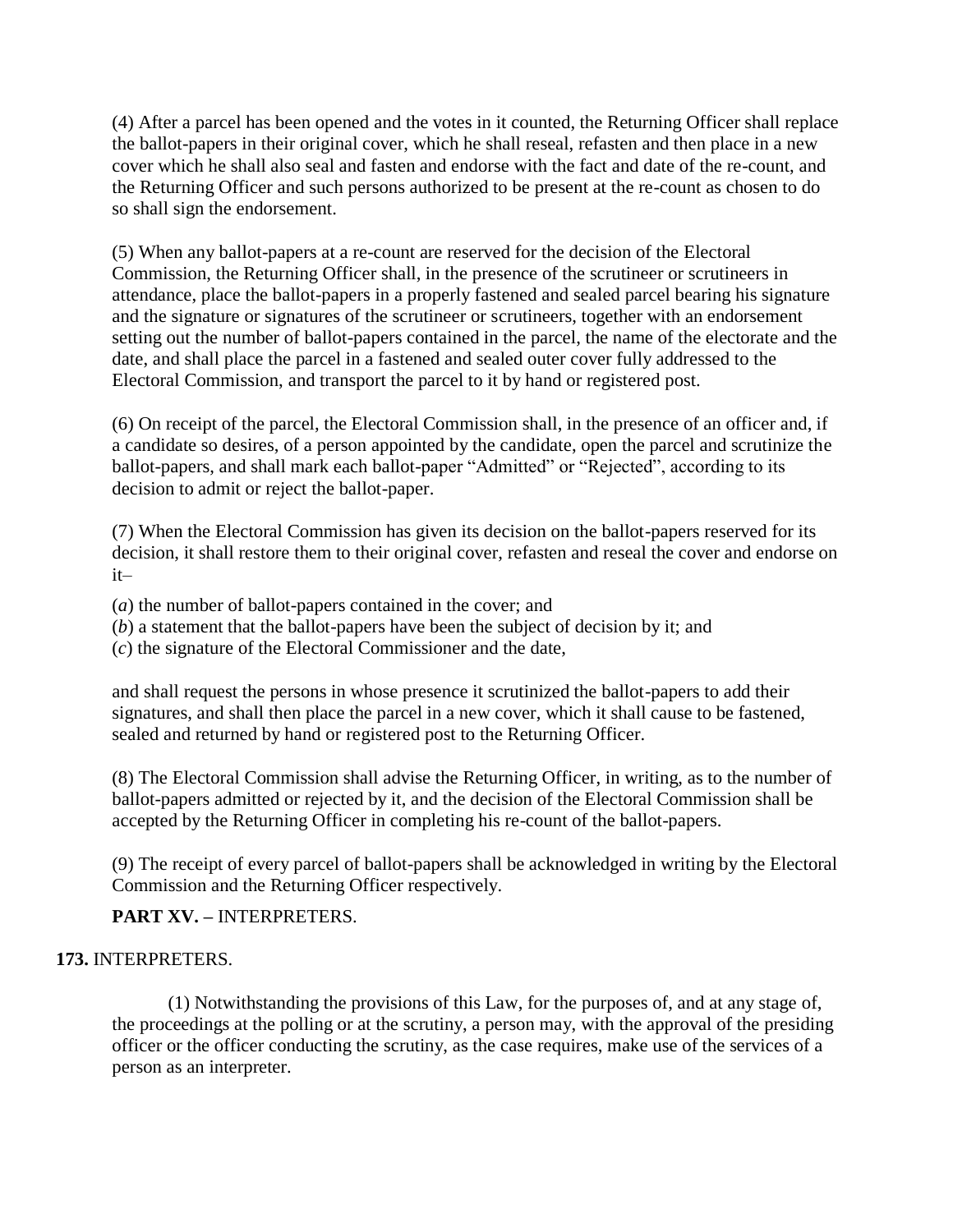(4) After a parcel has been opened and the votes in it counted, the Returning Officer shall replace the ballot-papers in their original cover, which he shall reseal, refasten and then place in a new cover which he shall also seal and fasten and endorse with the fact and date of the re-count, and the Returning Officer and such persons authorized to be present at the re-count as chosen to do so shall sign the endorsement.

(5) When any ballot-papers at a re-count are reserved for the decision of the Electoral Commission, the Returning Officer shall, in the presence of the scrutineer or scrutineers in attendance, place the ballot-papers in a properly fastened and sealed parcel bearing his signature and the signature or signatures of the scrutineer or scrutineers, together with an endorsement setting out the number of ballot-papers contained in the parcel, the name of the electorate and the date, and shall place the parcel in a fastened and sealed outer cover fully addressed to the Electoral Commission, and transport the parcel to it by hand or registered post.

(6) On receipt of the parcel, the Electoral Commission shall, in the presence of an officer and, if a candidate so desires, of a person appointed by the candidate, open the parcel and scrutinize the ballot-papers, and shall mark each ballot-paper "Admitted" or "Rejected", according to its decision to admit or reject the ballot-paper.

(7) When the Electoral Commission has given its decision on the ballot-papers reserved for its decision, it shall restore them to their original cover, refasten and reseal the cover and endorse on it–

(*a*) the number of ballot-papers contained in the cover; and
(*b*) a statement that the ballot-papers have been the subject of decision by it; and
(*c*) the signature of the Electoral Commissioner and the date,

and shall request the persons in whose presence it scrutinized the ballot-papers to add their signatures, and shall then place the parcel in a new cover, which it shall cause to be fastened, sealed and returned by hand or registered post to the Returning Officer.

(8) The Electoral Commission shall advise the Returning Officer, in writing, as to the number of ballot-papers admitted or rejected by it, and the decision of the Electoral Commission shall be accepted by the Returning Officer in completing his re-count of the ballot-papers.

(9) The receipt of every parcel of ballot-papers shall be acknowledged in writing by the Electoral Commission and the Returning Officer respectively.

## **PART XV. –** INTERPRETERS.

### **173.** INTERPRETERS.

(1) Notwithstanding the provisions of this Law, for the purposes of, and at any stage of, the proceedings at the polling or at the scrutiny, a person may, with the approval of the presiding officer or the officer conducting the scrutiny, as the case requires, make use of the services of a person as an interpreter.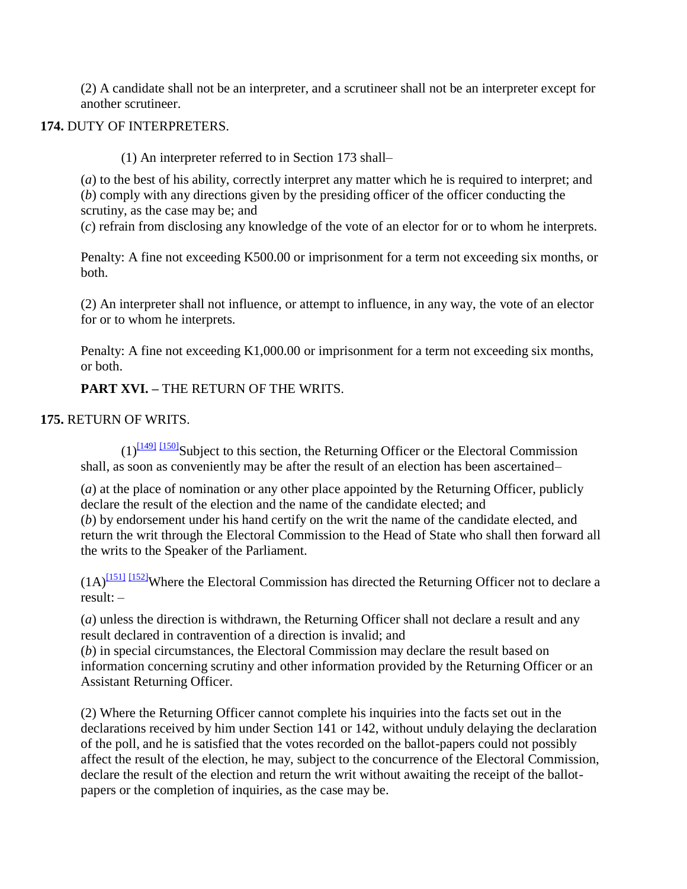(2) A candidate shall not be an interpreter, and a scrutineer shall not be an interpreter except for another scrutineer.

**174.** DUTY OF INTERPRETERS.

(1) An interpreter referred to in Section 173 shall–

(*a*) to the best of his ability, correctly interpret any matter which he is required to interpret; and
(*b*) comply with any directions given by the presiding officer of the officer conducting the scrutiny, as the case may be; and
(*c*) refrain from disclosing any knowledge of the vote of an elector for or to whom he interprets.

Penalty: A fine not exceeding K500.00 or imprisonment for a term not exceeding six months, or both.

(2) An interpreter shall not influence, or attempt to influence, in any way, the vote of an elector for or to whom he interprets.

Penalty: A fine not exceeding K1,000.00 or imprisonment for a term not exceeding six months, or both.

**PART XVI. –** THE RETURN OF THE WRITS.

**175.** RETURN OF WRITS.

(1)[149] [150]Subject to this section, the Returning Officer or the Electoral Commission shall, as soon as conveniently may be after the result of an election has been ascertained–

(*a*) at the place of nomination or any other place appointed by the Returning Officer, publicly declare the result of the election and the name of the candidate elected; and
(*b*) by endorsement under his hand certify on the writ the name of the candidate elected, and return the writ through the Electoral Commission to the Head of State who shall then forward all the writs to the Speaker of the Parliament.

(1A)[151] [152]Where the Electoral Commission has directed the Returning Officer not to declare a result: –

(*a*) unless the direction is withdrawn, the Returning Officer shall not declare a result and any result declared in contravention of a direction is invalid; and
(*b*) in special circumstances, the Electoral Commission may declare the result based on information concerning scrutiny and other information provided by the Returning Officer or an Assistant Returning Officer.

(2) Where the Returning Officer cannot complete his inquiries into the facts set out in the declarations received by him under Section 141 or 142, without unduly delaying the declaration of the poll, and he is satisfied that the votes recorded on the ballot-papers could not possibly affect the result of the election, he may, subject to the concurrence of the Electoral Commission, declare the result of the election and return the writ without awaiting the receipt of the ballot-papers or the completion of inquiries, as the case may be.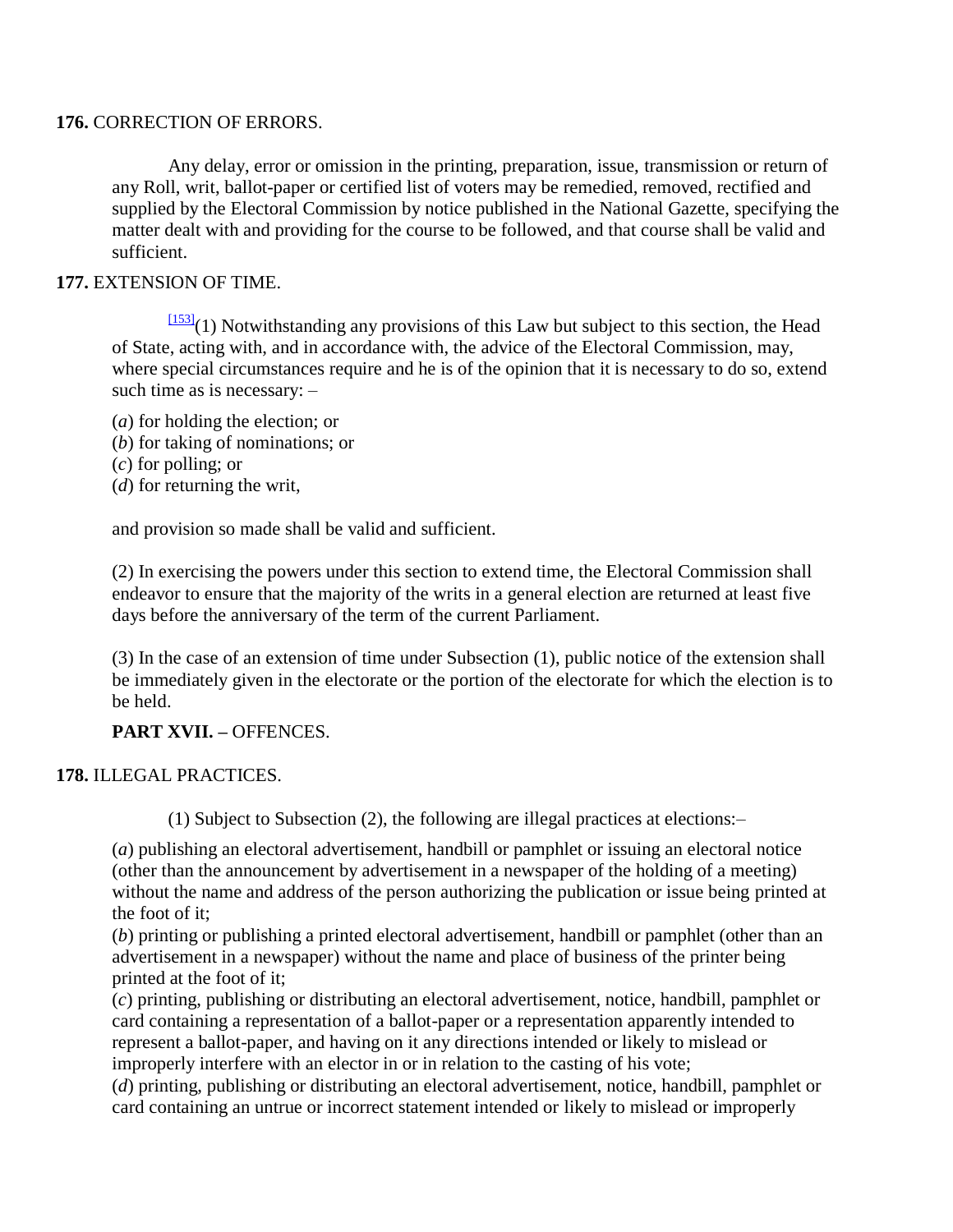**176.** CORRECTION OF ERRORS.

Any delay, error or omission in the printing, preparation, issue, transmission or return of any Roll, writ, ballot-paper or certified list of voters may be remedied, removed, rectified and supplied by the Electoral Commission by notice published in the National Gazette, specifying the matter dealt with and providing for the course to be followed, and that course shall be valid and sufficient.

**177.** EXTENSION OF TIME.

[153](1) Notwithstanding any provisions of this Law but subject to this section, the Head of State, acting with, and in accordance with, the advice of the Electoral Commission, may, where special circumstances require and he is of the opinion that it is necessary to do so, extend such time as is necessary: –

(*a*) for holding the election; or
(*b*) for taking of nominations; or
(*c*) for polling; or
(*d*) for returning the writ,

and provision so made shall be valid and sufficient.

(2) In exercising the powers under this section to extend time, the Electoral Commission shall endeavor to ensure that the majority of the writs in a general election are returned at least five days before the anniversary of the term of the current Parliament.

(3) In the case of an extension of time under Subsection (1), public notice of the extension shall be immediately given in the electorate or the portion of the electorate for which the election is to be held.

**PART XVII. –** OFFENCES.

**178.** ILLEGAL PRACTICES.

(1) Subject to Subsection (2), the following are illegal practices at elections:–

(*a*) publishing an electoral advertisement, handbill or pamphlet or issuing an electoral notice (other than the announcement by advertisement in a newspaper of the holding of a meeting) without the name and address of the person authorizing the publication or issue being printed at the foot of it;
(*b*) printing or publishing a printed electoral advertisement, handbill or pamphlet (other than an advertisement in a newspaper) without the name and place of business of the printer being printed at the foot of it;
(*c*) printing, publishing or distributing an electoral advertisement, notice, handbill, pamphlet or card containing a representation of a ballot-paper or a representation apparently intended to represent a ballot-paper, and having on it any directions intended or likely to mislead or improperly interfere with an elector in or in relation to the casting of his vote;
(*d*) printing, publishing or distributing an electoral advertisement, notice, handbill, pamphlet or card containing an untrue or incorrect statement intended or likely to mislead or improperly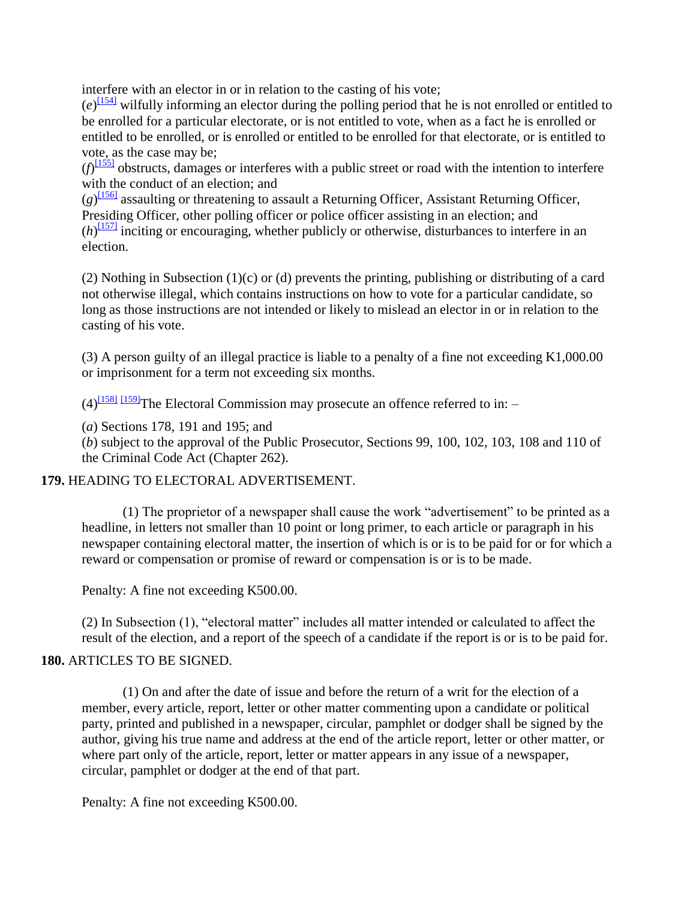interfere with an elector in or in relation to the casting of his vote;

(*e*)[154] wilfully informing an elector during the polling period that he is not enrolled or entitled to be enrolled for a particular electorate, or is not entitled to vote, when as a fact he is enrolled or entitled to be enrolled, or is enrolled or entitled to be enrolled for that electorate, or is entitled to vote, as the case may be;

(*f*)[155] obstructs, damages or interferes with a public street or road with the intention to interfere with the conduct of an election; and

(*g*)[156] assaulting or threatening to assault a Returning Officer, Assistant Returning Officer, Presiding Officer, other polling officer or police officer assisting in an election; and

(*h*)[157] inciting or encouraging, whether publicly or otherwise, disturbances to interfere in an election.

(2) Nothing in Subsection (1)(c) or (d) prevents the printing, publishing or distributing of a card not otherwise illegal, which contains instructions on how to vote for a particular candidate, so long as those instructions are not intended or likely to mislead an elector in or in relation to the casting of his vote.

(3) A person guilty of an illegal practice is liable to a penalty of a fine not exceeding K1,000.00 or imprisonment for a term not exceeding six months.

(4)[158] [159]The Electoral Commission may prosecute an offence referred to in: –

(*a*) Sections 178, 191 and 195; and

(*b*) subject to the approval of the Public Prosecutor, Sections 99, 100, 102, 103, 108 and 110 of the Criminal Code Act (Chapter 262).

**179.** HEADING TO ELECTORAL ADVERTISEMENT.

(1) The proprietor of a newspaper shall cause the work "advertisement" to be printed as a headline, in letters not smaller than 10 point or long primer, to each article or paragraph in his newspaper containing electoral matter, the insertion of which is or is to be paid for or for which a reward or compensation or promise of reward or compensation is or is to be made.

Penalty: A fine not exceeding K500.00.

(2) In Subsection (1), "electoral matter" includes all matter intended or calculated to affect the result of the election, and a report of the speech of a candidate if the report is or is to be paid for.

**180.** ARTICLES TO BE SIGNED.

(1) On and after the date of issue and before the return of a writ for the election of a member, every article, report, letter or other matter commenting upon a candidate or political party, printed and published in a newspaper, circular, pamphlet or dodger shall be signed by the author, giving his true name and address at the end of the article report, letter or other matter, or where part only of the article, report, letter or matter appears in any issue of a newspaper, circular, pamphlet or dodger at the end of that part.

Penalty: A fine not exceeding K500.00.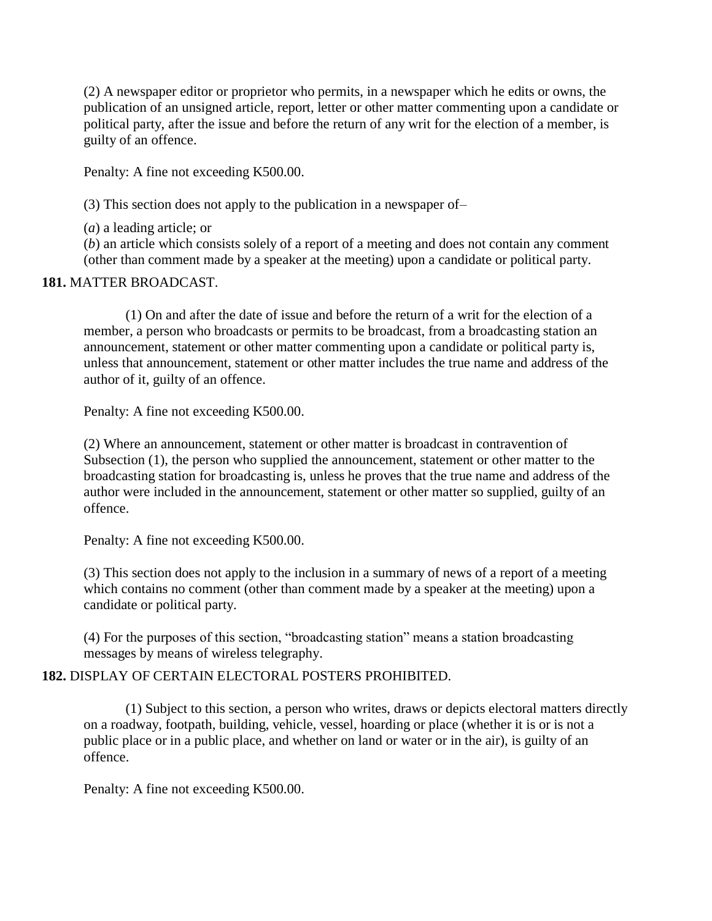(2) A newspaper editor or proprietor who permits, in a newspaper which he edits or owns, the publication of an unsigned article, report, letter or other matter commenting upon a candidate or political party, after the issue and before the return of any writ for the election of a member, is guilty of an offence.

Penalty: A fine not exceeding K500.00.

(3) This section does not apply to the publication in a newspaper of–

(*a*) a leading article; or

(*b*) an article which consists solely of a report of a meeting and does not contain any comment (other than comment made by a speaker at the meeting) upon a candidate or political party.

**181.** MATTER BROADCAST.

(1) On and after the date of issue and before the return of a writ for the election of a member, a person who broadcasts or permits to be broadcast, from a broadcasting station an announcement, statement or other matter commenting upon a candidate or political party is, unless that announcement, statement or other matter includes the true name and address of the author of it, guilty of an offence.

Penalty: A fine not exceeding K500.00.

(2) Where an announcement, statement or other matter is broadcast in contravention of Subsection (1), the person who supplied the announcement, statement or other matter to the broadcasting station for broadcasting is, unless he proves that the true name and address of the author were included in the announcement, statement or other matter so supplied, guilty of an offence.

Penalty: A fine not exceeding K500.00.

(3) This section does not apply to the inclusion in a summary of news of a report of a meeting which contains no comment (other than comment made by a speaker at the meeting) upon a candidate or political party.

(4) For the purposes of this section, "broadcasting station" means a station broadcasting messages by means of wireless telegraphy.

**182.** DISPLAY OF CERTAIN ELECTORAL POSTERS PROHIBITED.

(1) Subject to this section, a person who writes, draws or depicts electoral matters directly on a roadway, footpath, building, vehicle, vessel, hoarding or place (whether it is or is not a public place or in a public place, and whether on land or water or in the air), is guilty of an offence.

Penalty: A fine not exceeding K500.00.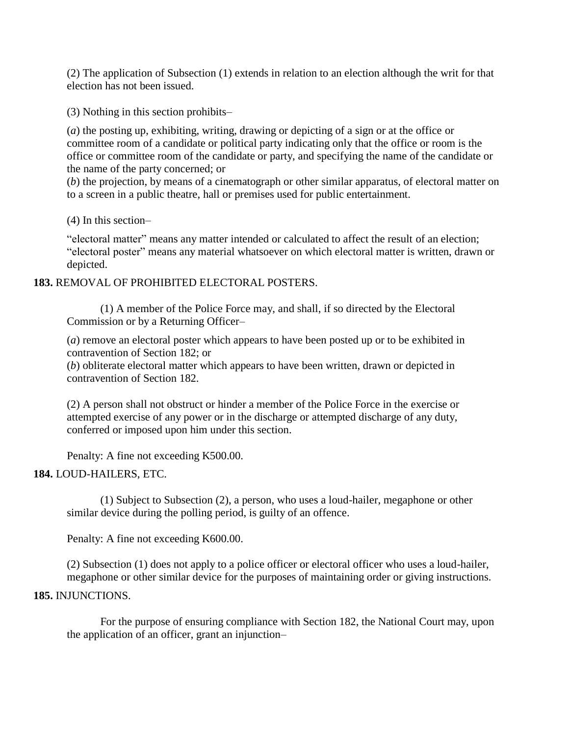(2) The application of Subsection (1) extends in relation to an election although the writ for that election has not been issued.

(3) Nothing in this section prohibits–

(*a*) the posting up, exhibiting, writing, drawing or depicting of a sign or at the office or committee room of a candidate or political party indicating only that the office or room is the office or committee room of the candidate or party, and specifying the name of the candidate or the name of the party concerned; or

(*b*) the projection, by means of a cinematograph or other similar apparatus, of electoral matter on to a screen in a public theatre, hall or premises used for public entertainment.

(4) In this section–

"electoral matter" means any matter intended or calculated to affect the result of an election;

"electoral poster" means any material whatsoever on which electoral matter is written, drawn or depicted.

**183.** REMOVAL OF PROHIBITED ELECTORAL POSTERS.

(1) A member of the Police Force may, and shall, if so directed by the Electoral Commission or by a Returning Officer–

(*a*) remove an electoral poster which appears to have been posted up or to be exhibited in contravention of Section 182; or

(*b*) obliterate electoral matter which appears to have been written, drawn or depicted in contravention of Section 182.

(2) A person shall not obstruct or hinder a member of the Police Force in the exercise or attempted exercise of any power or in the discharge or attempted discharge of any duty, conferred or imposed upon him under this section.

Penalty: A fine not exceeding K500.00.

**184.** LOUD-HAILERS, ETC.

(1) Subject to Subsection (2), a person, who uses a loud-hailer, megaphone or other similar device during the polling period, is guilty of an offence.

Penalty: A fine not exceeding K600.00.

(2) Subsection (1) does not apply to a police officer or electoral officer who uses a loud-hailer, megaphone or other similar device for the purposes of maintaining order or giving instructions.

**185.** INJUNCTIONS.

For the purpose of ensuring compliance with Section 182, the National Court may, upon the application of an officer, grant an injunction–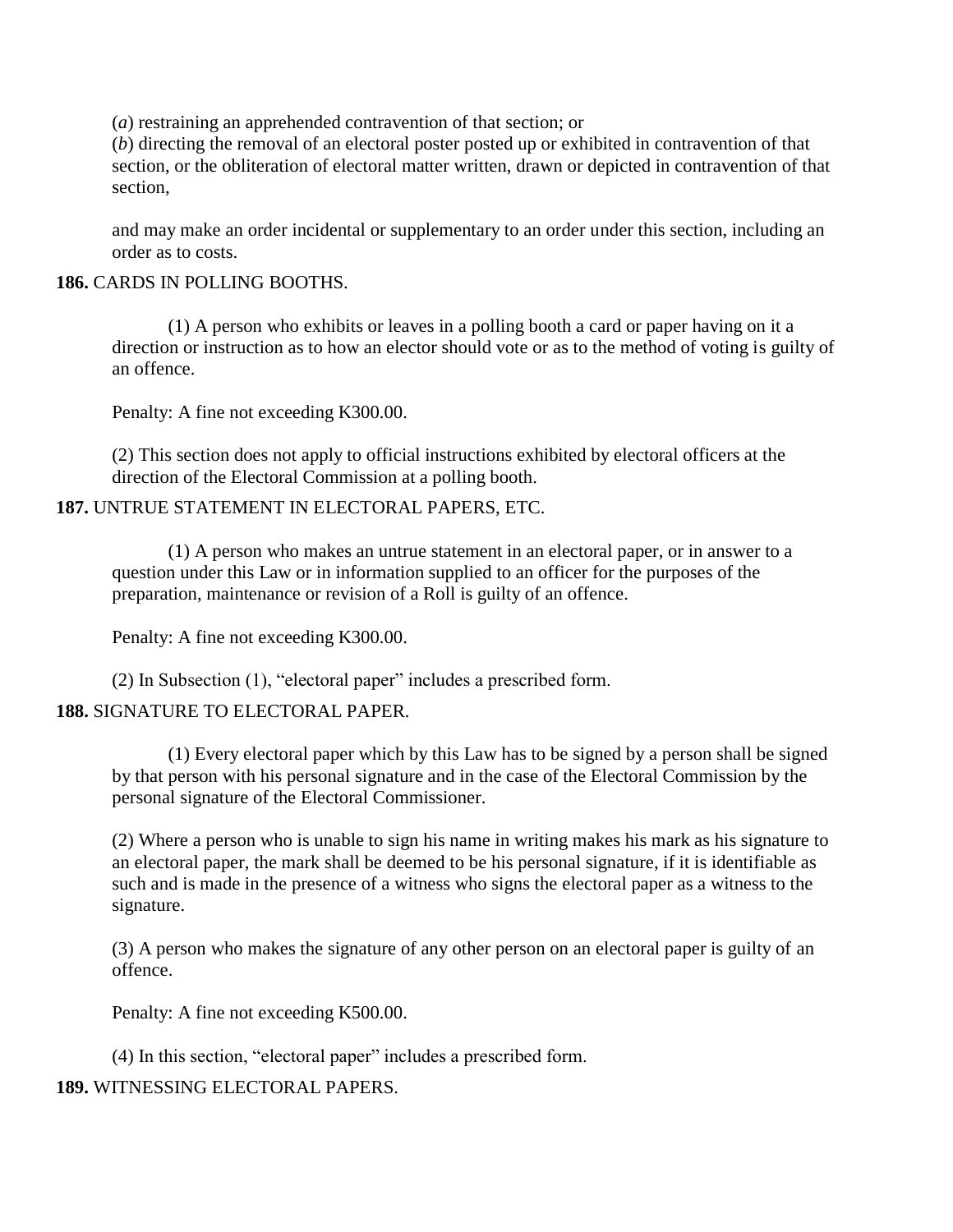(*a*) restraining an apprehended contravention of that section; or

(*b*) directing the removal of an electoral poster posted up or exhibited in contravention of that section, or the obliteration of electoral matter written, drawn or depicted in contravention of that section,

and may make an order incidental or supplementary to an order under this section, including an order as to costs.

**186.** CARDS IN POLLING BOOTHS.

(1) A person who exhibits or leaves in a polling booth a card or paper having on it a direction or instruction as to how an elector should vote or as to the method of voting is guilty of an offence.

Penalty: A fine not exceeding K300.00.

(2) This section does not apply to official instructions exhibited by electoral officers at the direction of the Electoral Commission at a polling booth.

**187.** UNTRUE STATEMENT IN ELECTORAL PAPERS, ETC.

(1) A person who makes an untrue statement in an electoral paper, or in answer to a question under this Law or in information supplied to an officer for the purposes of the preparation, maintenance or revision of a Roll is guilty of an offence.

Penalty: A fine not exceeding K300.00.

(2) In Subsection (1), "electoral paper" includes a prescribed form.

**188.** SIGNATURE TO ELECTORAL PAPER.

(1) Every electoral paper which by this Law has to be signed by a person shall be signed by that person with his personal signature and in the case of the Electoral Commission by the personal signature of the Electoral Commissioner.

(2) Where a person who is unable to sign his name in writing makes his mark as his signature to an electoral paper, the mark shall be deemed to be his personal signature, if it is identifiable as such and is made in the presence of a witness who signs the electoral paper as a witness to the signature.

(3) A person who makes the signature of any other person on an electoral paper is guilty of an offence.

Penalty: A fine not exceeding K500.00.

(4) In this section, "electoral paper" includes a prescribed form.

**189.** WITNESSING ELECTORAL PAPERS.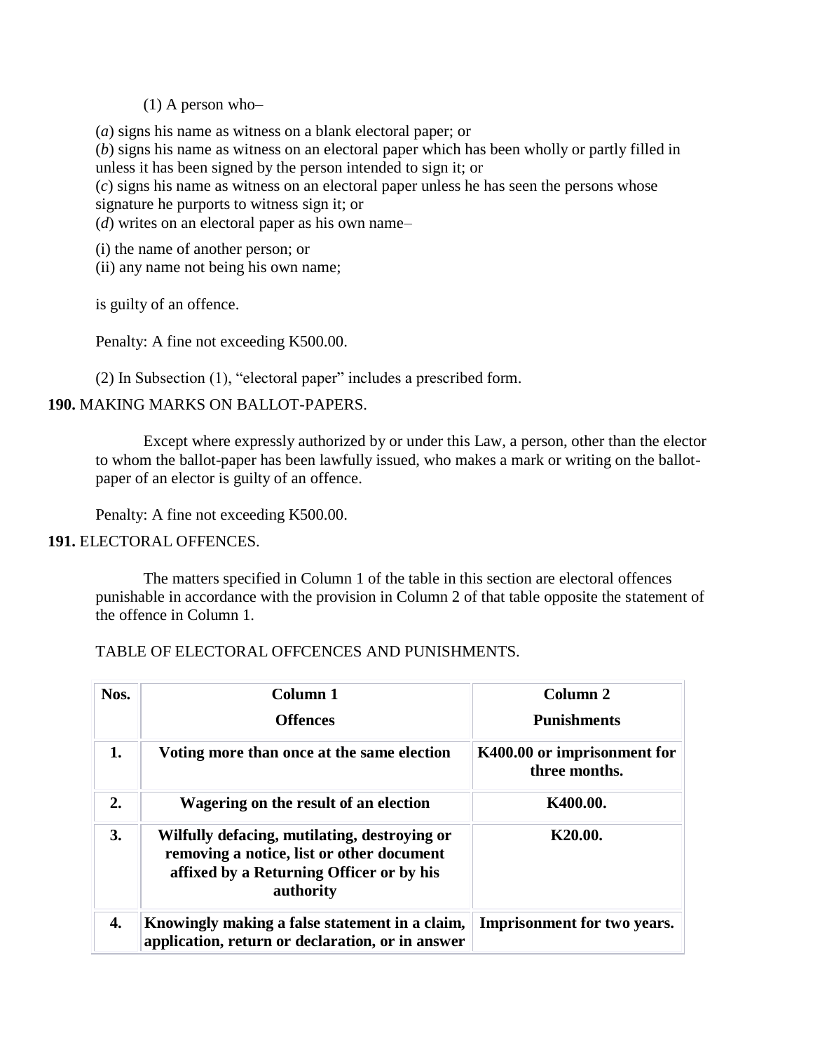(1) A person who–

(*a*) signs his name as witness on a blank electoral paper; or
(*b*) signs his name as witness on an electoral paper which has been wholly or partly filled in unless it has been signed by the person intended to sign it; or
(*c*) signs his name as witness on an electoral paper unless he has seen the persons whose signature he purports to witness sign it; or
(*d*) writes on an electoral paper as his own name–

(i) the name of another person; or
(ii) any name not being his own name;

is guilty of an offence.

Penalty: A fine not exceeding K500.00.

(2) In Subsection (1), "electoral paper" includes a prescribed form.

**190.** MAKING MARKS ON BALLOT-PAPERS.

Except where expressly authorized by or under this Law, a person, other than the elector to whom the ballot-paper has been lawfully issued, who makes a mark or writing on the ballot-paper of an elector is guilty of an offence.

Penalty: A fine not exceeding K500.00.

**191.** ELECTORAL OFFENCES.

The matters specified in Column 1 of the table in this section are electoral offences punishable in accordance with the provision in Column 2 of that table opposite the statement of the offence in Column 1.

TABLE OF ELECTORAL OFFCENCES AND PUNISHMENTS.

| Nos. | Column 1<br>Offences | Column 2<br>Punishments |
|---|---|---|
| **1.** | **Voting more than once at the same election** | **K400.00 or imprisonment for three months.** |
| **2.** | **Wagering on the result of an election** | **K400.00.** |
| **3.** | **Wilfully defacing, mutilating, destroying or removing a notice, list or other document affixed by a Returning Officer or by his authority** | **K20.00.** |
| **4.** | **Knowingly making a false statement in a claim, application, return or declaration, or in answer** | **Imprisonment for two years.** |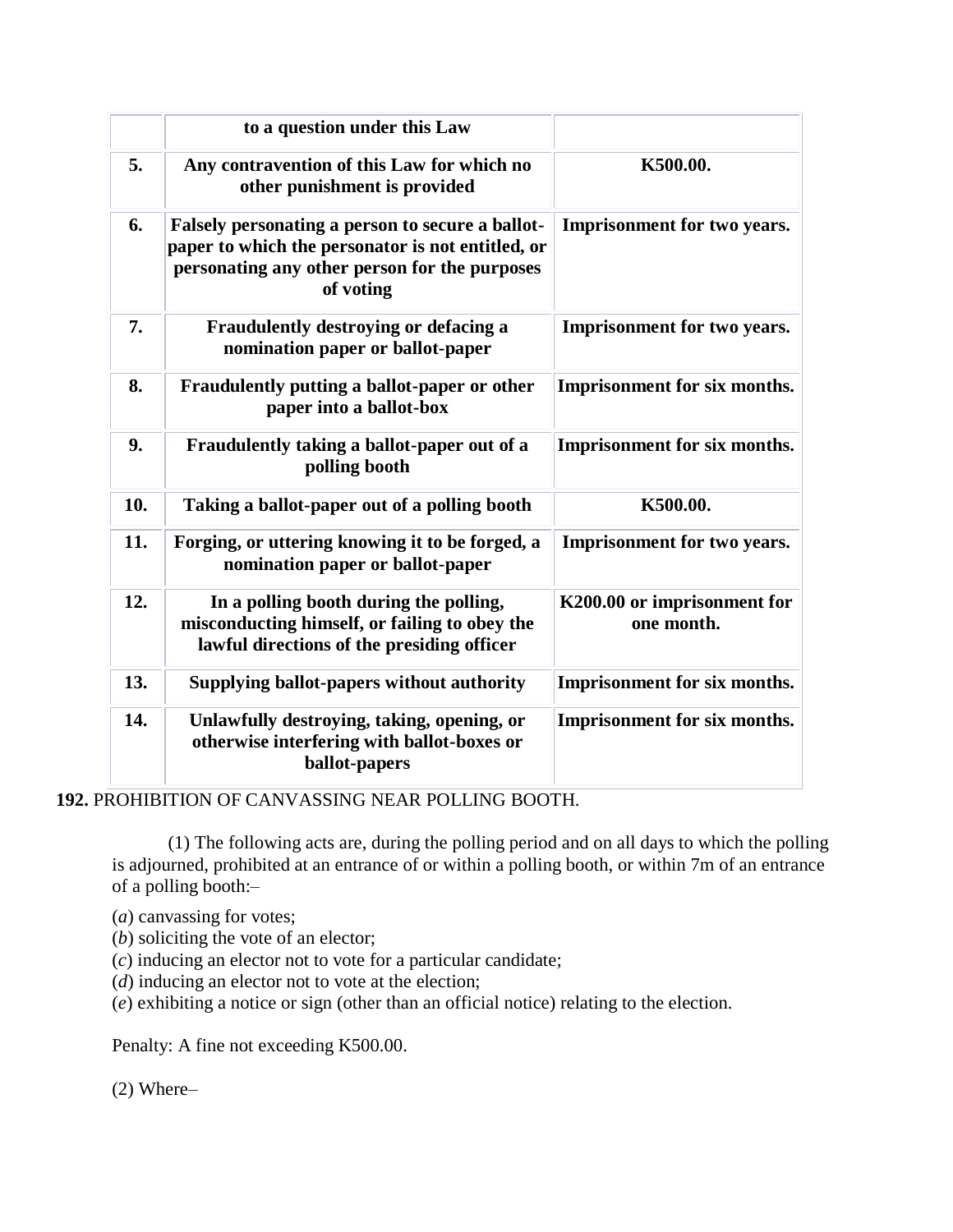| | | |
|---|---|---|
| | **to a question under this Law** | |
| **5.** | **Any contravention of this Law for which no other punishment is provided** | **K500.00.** |
| **6.** | **Falsely personating a person to secure a ballot-paper to which the personator is not entitled, or personating any other person for the purposes of voting** | **Imprisonment for two years.** |
| **7.** | **Fraudulently destroying or defacing a nomination paper or ballot-paper** | **Imprisonment for two years.** |
| **8.** | **Fraudulently putting a ballot-paper or other paper into a ballot-box** | **Imprisonment for six months.** |
| **9.** | **Fraudulently taking a ballot-paper out of a polling booth** | **Imprisonment for six months.** |
| **10.** | **Taking a ballot-paper out of a polling booth** | **K500.00.** |
| **11.** | **Forging, or uttering knowing it to be forged, a nomination paper or ballot-paper** | **Imprisonment for two years.** |
| **12.** | **In a polling booth during the polling, misconducting himself, or failing to obey the lawful directions of the presiding officer** | **K200.00 or imprisonment for one month.** |
| **13.** | **Supplying ballot-papers without authority** | **Imprisonment for six months.** |
| **14.** | **Unlawfully destroying, taking, opening, or otherwise interfering with ballot-boxes or ballot-papers** | **Imprisonment for six months.** |

**192.** PROHIBITION OF CANVASSING NEAR POLLING BOOTH.

(1) The following acts are, during the polling period and on all days to which the polling is adjourned, prohibited at an entrance of or within a polling booth, or within 7m of an entrance of a polling booth:–

(*a*) canvassing for votes;
(*b*) soliciting the vote of an elector;
(*c*) inducing an elector not to vote for a particular candidate;
(*d*) inducing an elector not to vote at the election;
(*e*) exhibiting a notice or sign (other than an official notice) relating to the election.

Penalty: A fine not exceeding K500.00.

(2) Where–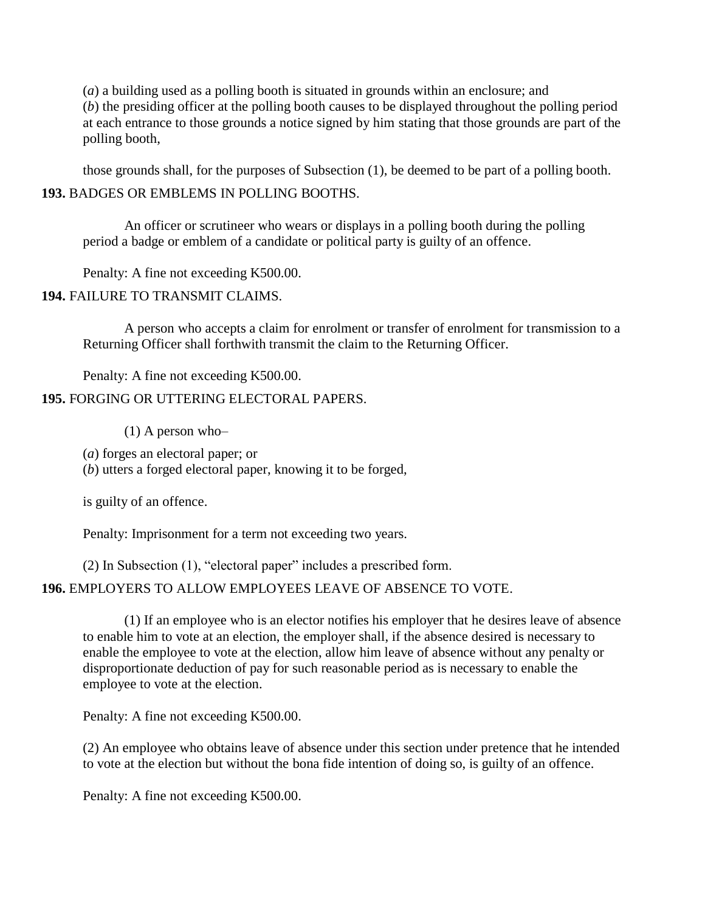(*a*) a building used as a polling booth is situated in grounds within an enclosure; and
(*b*) the presiding officer at the polling booth causes to be displayed throughout the polling period at each entrance to those grounds a notice signed by him stating that those grounds are part of the polling booth,

those grounds shall, for the purposes of Subsection (1), be deemed to be part of a polling booth.

**193.** BADGES OR EMBLEMS IN POLLING BOOTHS.

An officer or scrutineer who wears or displays in a polling booth during the polling period a badge or emblem of a candidate or political party is guilty of an offence.

Penalty: A fine not exceeding K500.00.

**194.** FAILURE TO TRANSMIT CLAIMS.

A person who accepts a claim for enrolment or transfer of enrolment for transmission to a Returning Officer shall forthwith transmit the claim to the Returning Officer.

Penalty: A fine not exceeding K500.00.

**195.** FORGING OR UTTERING ELECTORAL PAPERS.

(1) A person who–

(*a*) forges an electoral paper; or
(*b*) utters a forged electoral paper, knowing it to be forged,

is guilty of an offence.

Penalty: Imprisonment for a term not exceeding two years.

(2) In Subsection (1), "electoral paper" includes a prescribed form.

**196.** EMPLOYERS TO ALLOW EMPLOYEES LEAVE OF ABSENCE TO VOTE.

(1) If an employee who is an elector notifies his employer that he desires leave of absence to enable him to vote at an election, the employer shall, if the absence desired is necessary to enable the employee to vote at the election, allow him leave of absence without any penalty or disproportionate deduction of pay for such reasonable period as is necessary to enable the employee to vote at the election.

Penalty: A fine not exceeding K500.00.

(2) An employee who obtains leave of absence under this section under pretence that he intended to vote at the election but without the bona fide intention of doing so, is guilty of an offence.

Penalty: A fine not exceeding K500.00.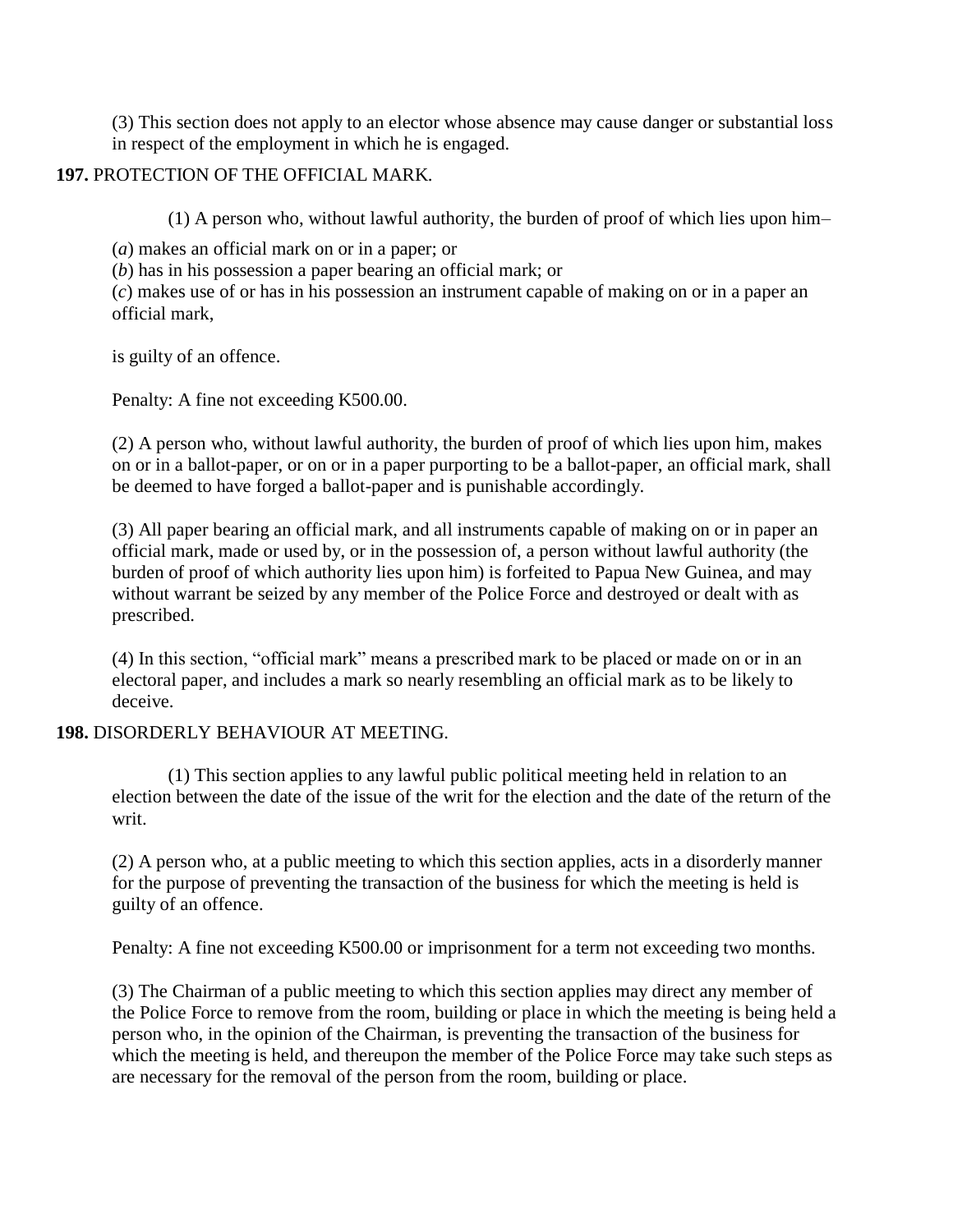(3) This section does not apply to an elector whose absence may cause danger or substantial loss in respect of the employment in which he is engaged.

**197.** PROTECTION OF THE OFFICIAL MARK.

(1) A person who, without lawful authority, the burden of proof of which lies upon him–

(*a*) makes an official mark on or in a paper; or

(*b*) has in his possession a paper bearing an official mark; or

(*c*) makes use of or has in his possession an instrument capable of making on or in a paper an official mark,

is guilty of an offence.

Penalty: A fine not exceeding K500.00.

(2) A person who, without lawful authority, the burden of proof of which lies upon him, makes on or in a ballot-paper, or on or in a paper purporting to be a ballot-paper, an official mark, shall be deemed to have forged a ballot-paper and is punishable accordingly.

(3) All paper bearing an official mark, and all instruments capable of making on or in paper an official mark, made or used by, or in the possession of, a person without lawful authority (the burden of proof of which authority lies upon him) is forfeited to Papua New Guinea, and may without warrant be seized by any member of the Police Force and destroyed or dealt with as prescribed.

(4) In this section, "official mark" means a prescribed mark to be placed or made on or in an electoral paper, and includes a mark so nearly resembling an official mark as to be likely to deceive.

**198.** DISORDERLY BEHAVIOUR AT MEETING.

(1) This section applies to any lawful public political meeting held in relation to an election between the date of the issue of the writ for the election and the date of the return of the writ.

(2) A person who, at a public meeting to which this section applies, acts in a disorderly manner for the purpose of preventing the transaction of the business for which the meeting is held is guilty of an offence.

Penalty: A fine not exceeding K500.00 or imprisonment for a term not exceeding two months.

(3) The Chairman of a public meeting to which this section applies may direct any member of the Police Force to remove from the room, building or place in which the meeting is being held a person who, in the opinion of the Chairman, is preventing the transaction of the business for which the meeting is held, and thereupon the member of the Police Force may take such steps as are necessary for the removal of the person from the room, building or place.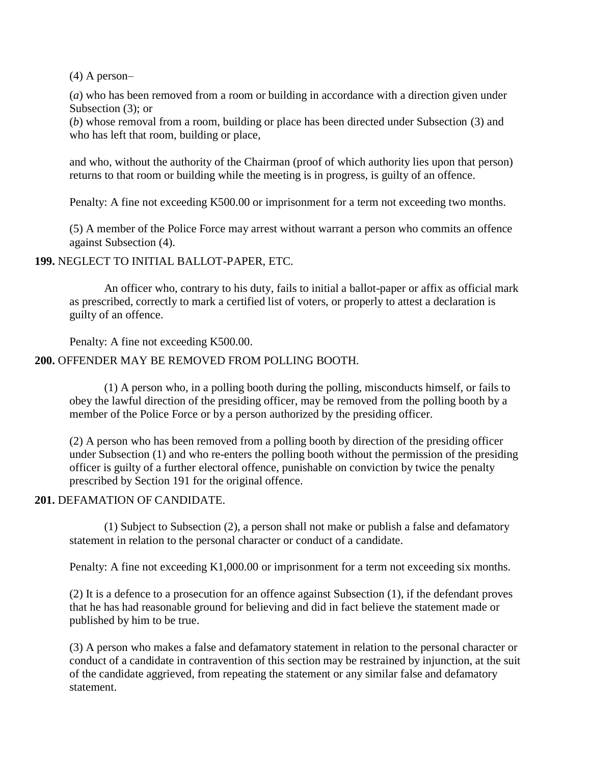(4) A person–

(*a*) who has been removed from a room or building in accordance with a direction given under Subsection (3); or
(*b*) whose removal from a room, building or place has been directed under Subsection (3) and who has left that room, building or place,

and who, without the authority of the Chairman (proof of which authority lies upon that person) returns to that room or building while the meeting is in progress, is guilty of an offence.

Penalty: A fine not exceeding K500.00 or imprisonment for a term not exceeding two months.

(5) A member of the Police Force may arrest without warrant a person who commits an offence against Subsection (4).

**199.** NEGLECT TO INITIAL BALLOT-PAPER, ETC.

An officer who, contrary to his duty, fails to initial a ballot-paper or affix as official mark as prescribed, correctly to mark a certified list of voters, or properly to attest a declaration is guilty of an offence.

Penalty: A fine not exceeding K500.00.

**200.** OFFENDER MAY BE REMOVED FROM POLLING BOOTH.

(1) A person who, in a polling booth during the polling, misconducts himself, or fails to obey the lawful direction of the presiding officer, may be removed from the polling booth by a member of the Police Force or by a person authorized by the presiding officer.

(2) A person who has been removed from a polling booth by direction of the presiding officer under Subsection (1) and who re-enters the polling booth without the permission of the presiding officer is guilty of a further electoral offence, punishable on conviction by twice the penalty prescribed by Section 191 for the original offence.

**201.** DEFAMATION OF CANDIDATE.

(1) Subject to Subsection (2), a person shall not make or publish a false and defamatory statement in relation to the personal character or conduct of a candidate.

Penalty: A fine not exceeding K1,000.00 or imprisonment for a term not exceeding six months.

(2) It is a defence to a prosecution for an offence against Subsection (1), if the defendant proves that he has had reasonable ground for believing and did in fact believe the statement made or published by him to be true.

(3) A person who makes a false and defamatory statement in relation to the personal character or conduct of a candidate in contravention of this section may be restrained by injunction, at the suit of the candidate aggrieved, from repeating the statement or any similar false and defamatory statement.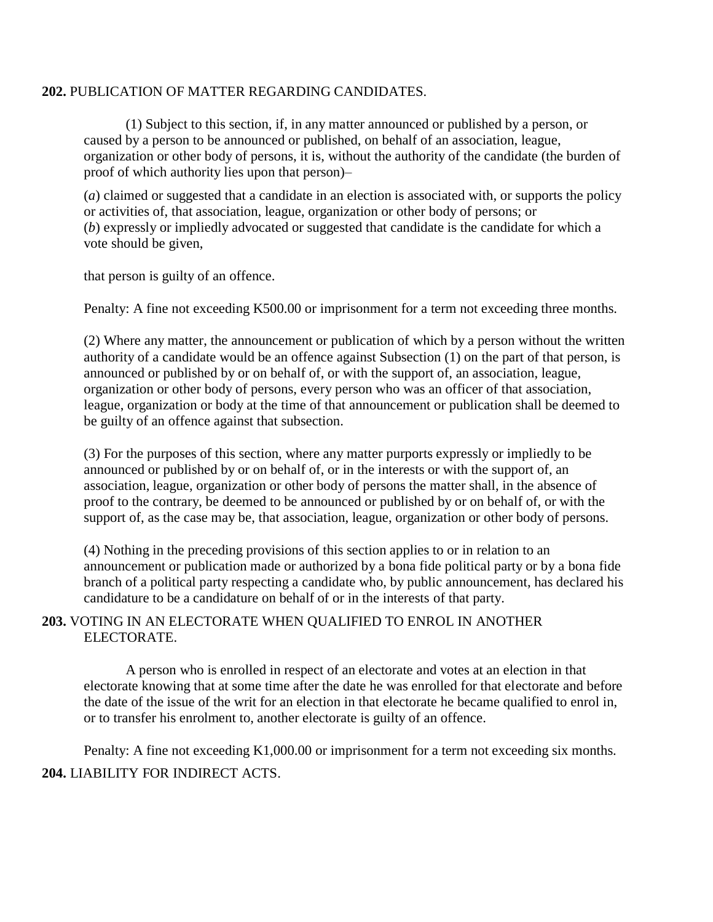**202.** PUBLICATION OF MATTER REGARDING CANDIDATES.

(1) Subject to this section, if, in any matter announced or published by a person, or caused by a person to be announced or published, on behalf of an association, league, organization or other body of persons, it is, without the authority of the candidate (the burden of proof of which authority lies upon that person)–

(*a*) claimed or suggested that a candidate in an election is associated with, or supports the policy or activities of, that association, league, organization or other body of persons; or
(*b*) expressly or impliedly advocated or suggested that candidate is the candidate for which a vote should be given,

that person is guilty of an offence.

Penalty: A fine not exceeding K500.00 or imprisonment for a term not exceeding three months.

(2) Where any matter, the announcement or publication of which by a person without the written authority of a candidate would be an offence against Subsection (1) on the part of that person, is announced or published by or on behalf of, or with the support of, an association, league, organization or other body of persons, every person who was an officer of that association, league, organization or body at the time of that announcement or publication shall be deemed to be guilty of an offence against that subsection.

(3) For the purposes of this section, where any matter purports expressly or impliedly to be announced or published by or on behalf of, or in the interests or with the support of, an association, league, organization or other body of persons the matter shall, in the absence of proof to the contrary, be deemed to be announced or published by or on behalf of, or with the support of, as the case may be, that association, league, organization or other body of persons.

(4) Nothing in the preceding provisions of this section applies to or in relation to an announcement or publication made or authorized by a bona fide political party or by a bona fide branch of a political party respecting a candidate who, by public announcement, has declared his candidature to be a candidature on behalf of or in the interests of that party.

**203.** VOTING IN AN ELECTORATE WHEN QUALIFIED TO ENROL IN ANOTHER ELECTORATE.

A person who is enrolled in respect of an electorate and votes at an election in that electorate knowing that at some time after the date he was enrolled for that electorate and before the date of the issue of the writ for an election in that electorate he became qualified to enrol in, or to transfer his enrolment to, another electorate is guilty of an offence.

Penalty: A fine not exceeding K1,000.00 or imprisonment for a term not exceeding six months.

**204.** LIABILITY FOR INDIRECT ACTS.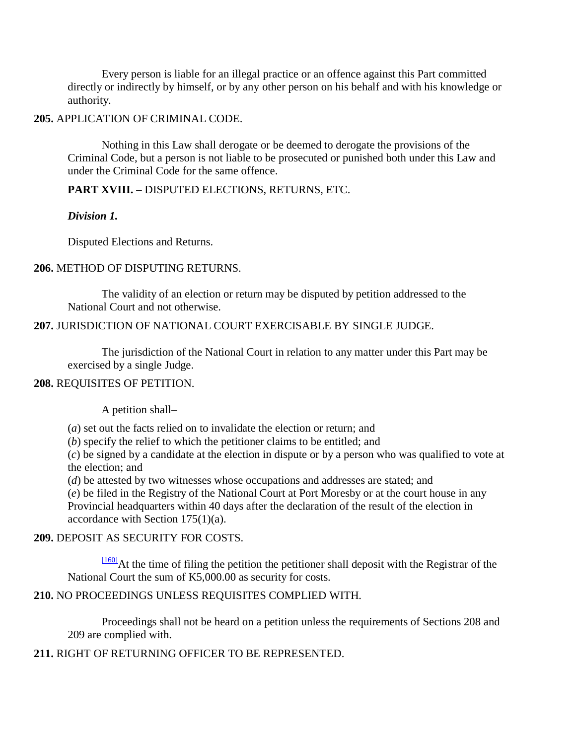Every person is liable for an illegal practice or an offence against this Part committed directly or indirectly by himself, or by any other person on his behalf and with his knowledge or authority.

**205.** APPLICATION OF CRIMINAL CODE.

Nothing in this Law shall derogate or be deemed to derogate the provisions of the Criminal Code, but a person is not liable to be prosecuted or punished both under this Law and under the Criminal Code for the same offence.

**PART XVIII. –** DISPUTED ELECTIONS, RETURNS, ETC.

***Division 1.***

Disputed Elections and Returns.

**206.** METHOD OF DISPUTING RETURNS.

The validity of an election or return may be disputed by petition addressed to the National Court and not otherwise.

**207.** JURISDICTION OF NATIONAL COURT EXERCISABLE BY SINGLE JUDGE.

The jurisdiction of the National Court in relation to any matter under this Part may be exercised by a single Judge.

**208.** REQUISITES OF PETITION.

A petition shall–

(*a*) set out the facts relied on to invalidate the election or return; and

(*b*) specify the relief to which the petitioner claims to be entitled; and

(*c*) be signed by a candidate at the election in dispute or by a person who was qualified to vote at the election; and

(*d*) be attested by two witnesses whose occupations and addresses are stated; and

(*e*) be filed in the Registry of the National Court at Port Moresby or at the court house in any Provincial headquarters within 40 days after the declaration of the result of the election in accordance with Section 175(1)(a).

**209.** DEPOSIT AS SECURITY FOR COSTS.

[160]At the time of filing the petition the petitioner shall deposit with the Registrar of the National Court the sum of K5,000.00 as security for costs.

**210.** NO PROCEEDINGS UNLESS REQUISITES COMPLIED WITH.

Proceedings shall not be heard on a petition unless the requirements of Sections 208 and 209 are complied with.

**211.** RIGHT OF RETURNING OFFICER TO BE REPRESENTED.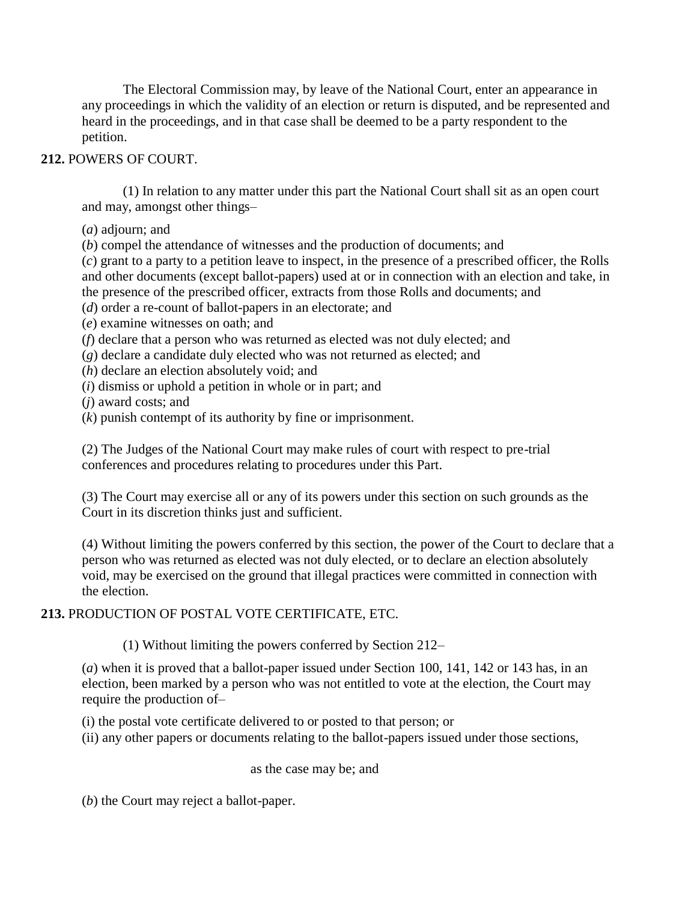The Electoral Commission may, by leave of the National Court, enter an appearance in any proceedings in which the validity of an election or return is disputed, and be represented and heard in the proceedings, and in that case shall be deemed to be a party respondent to the petition.

**212.** POWERS OF COURT.

(1) In relation to any matter under this part the National Court shall sit as an open court and may, amongst other things–

(*a*) adjourn; and
(*b*) compel the attendance of witnesses and the production of documents; and
(*c*) grant to a party to a petition leave to inspect, in the presence of a prescribed officer, the Rolls and other documents (except ballot-papers) used at or in connection with an election and take, in the presence of the prescribed officer, extracts from those Rolls and documents; and
(*d*) order a re-count of ballot-papers in an electorate; and
(*e*) examine witnesses on oath; and
(*f*) declare that a person who was returned as elected was not duly elected; and
(*g*) declare a candidate duly elected who was not returned as elected; and
(*h*) declare an election absolutely void; and
(*i*) dismiss or uphold a petition in whole or in part; and
(*j*) award costs; and
(*k*) punish contempt of its authority by fine or imprisonment.

(2) The Judges of the National Court may make rules of court with respect to pre-trial conferences and procedures relating to procedures under this Part.

(3) The Court may exercise all or any of its powers under this section on such grounds as the Court in its discretion thinks just and sufficient.

(4) Without limiting the powers conferred by this section, the power of the Court to declare that a person who was returned as elected was not duly elected, or to declare an election absolutely void, may be exercised on the ground that illegal practices were committed in connection with the election.

**213.** PRODUCTION OF POSTAL VOTE CERTIFICATE, ETC.

(1) Without limiting the powers conferred by Section 212–

(*a*) when it is proved that a ballot-paper issued under Section 100, 141, 142 or 143 has, in an election, been marked by a person who was not entitled to vote at the election, the Court may require the production of–

(i) the postal vote certificate delivered to or posted to that person; or
(ii) any other papers or documents relating to the ballot-papers issued under those sections,

as the case may be; and

(*b*) the Court may reject a ballot-paper.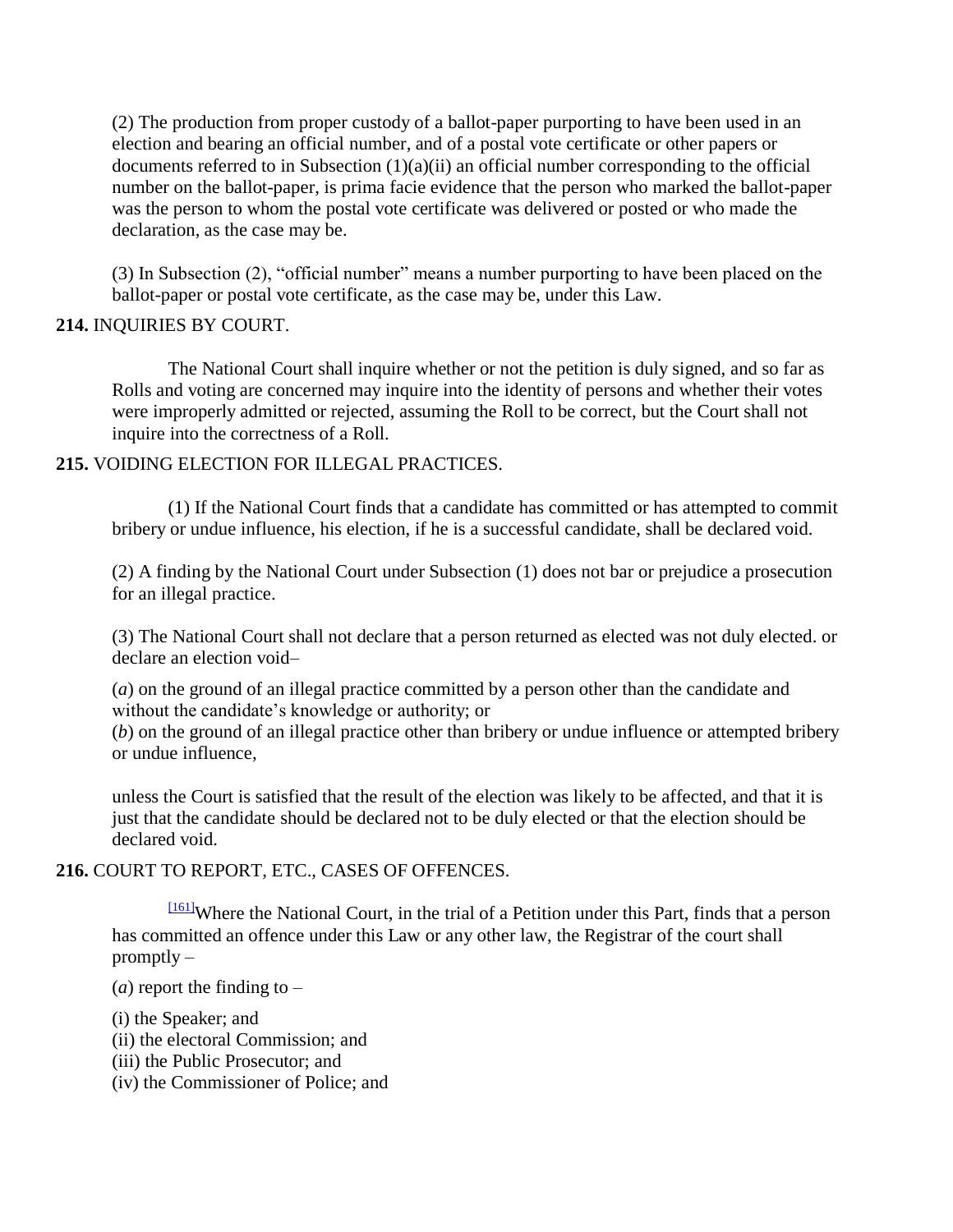(2) The production from proper custody of a ballot-paper purporting to have been used in an election and bearing an official number, and of a postal vote certificate or other papers or documents referred to in Subsection (1)(a)(ii) an official number corresponding to the official number on the ballot-paper, is prima facie evidence that the person who marked the ballot-paper was the person to whom the postal vote certificate was delivered or posted or who made the declaration, as the case may be.

(3) In Subsection (2), "official number" means a number purporting to have been placed on the ballot-paper or postal vote certificate, as the case may be, under this Law.

**214.** INQUIRIES BY COURT.

The National Court shall inquire whether or not the petition is duly signed, and so far as Rolls and voting are concerned may inquire into the identity of persons and whether their votes were improperly admitted or rejected, assuming the Roll to be correct, but the Court shall not inquire into the correctness of a Roll.

**215.** VOIDING ELECTION FOR ILLEGAL PRACTICES.

(1) If the National Court finds that a candidate has committed or has attempted to commit bribery or undue influence, his election, if he is a successful candidate, shall be declared void.

(2) A finding by the National Court under Subsection (1) does not bar or prejudice a prosecution for an illegal practice.

(3) The National Court shall not declare that a person returned as elected was not duly elected. or declare an election void–

(*a*) on the ground of an illegal practice committed by a person other than the candidate and without the candidate's knowledge or authority; or
(*b*) on the ground of an illegal practice other than bribery or undue influence or attempted bribery or undue influence,

unless the Court is satisfied that the result of the election was likely to be affected, and that it is just that the candidate should be declared not to be duly elected or that the election should be declared void.

**216.** COURT TO REPORT, ETC., CASES OF OFFENCES.

[161]Where the National Court, in the trial of a Petition under this Part, finds that a person has committed an offence under this Law or any other law, the Registrar of the court shall promptly –

(*a*) report the finding to –

(i) the Speaker; and
(ii) the electoral Commission; and
(iii) the Public Prosecutor; and
(iv) the Commissioner of Police; and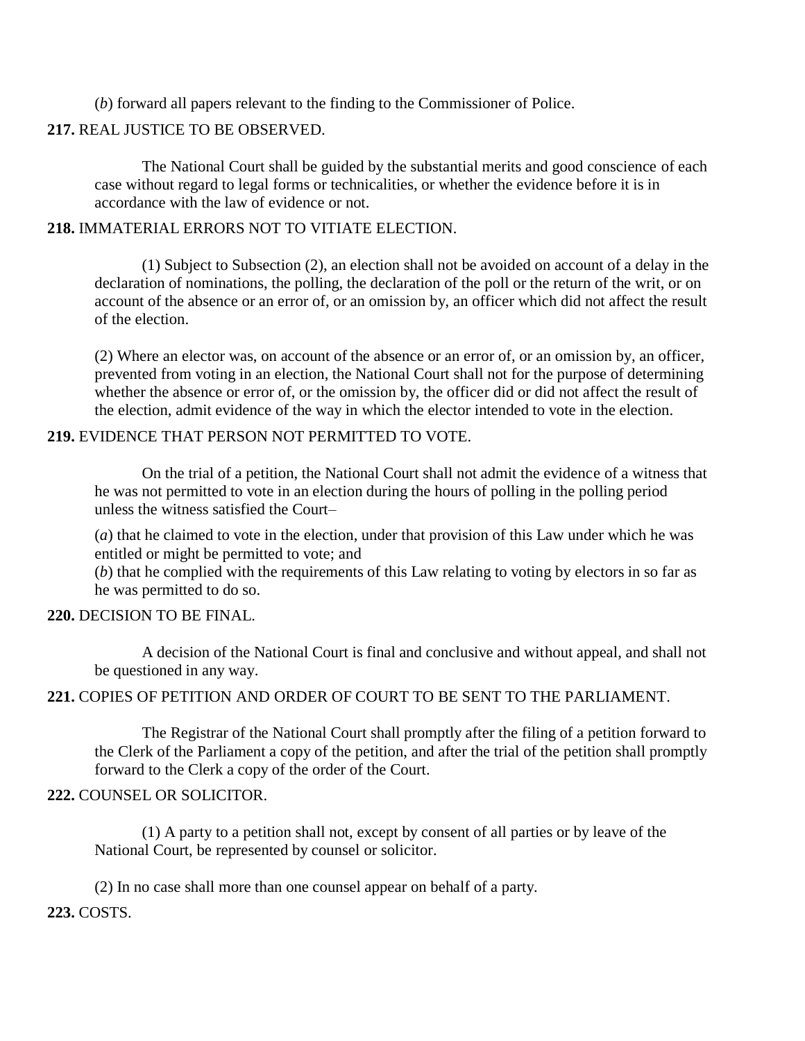(*b*) forward all papers relevant to the finding to the Commissioner of Police.

**217.** REAL JUSTICE TO BE OBSERVED.

The National Court shall be guided by the substantial merits and good conscience of each case without regard to legal forms or technicalities, or whether the evidence before it is in accordance with the law of evidence or not.

**218.** IMMATERIAL ERRORS NOT TO VITIATE ELECTION.

(1) Subject to Subsection (2), an election shall not be avoided on account of a delay in the declaration of nominations, the polling, the declaration of the poll or the return of the writ, or on account of the absence or an error of, or an omission by, an officer which did not affect the result of the election.

(2) Where an elector was, on account of the absence or an error of, or an omission by, an officer, prevented from voting in an election, the National Court shall not for the purpose of determining whether the absence or error of, or the omission by, the officer did or did not affect the result of the election, admit evidence of the way in which the elector intended to vote in the election.

**219.** EVIDENCE THAT PERSON NOT PERMITTED TO VOTE.

On the trial of a petition, the National Court shall not admit the evidence of a witness that he was not permitted to vote in an election during the hours of polling in the polling period unless the witness satisfied the Court–

(*a*) that he claimed to vote in the election, under that provision of this Law under which he was entitled or might be permitted to vote; and

(*b*) that he complied with the requirements of this Law relating to voting by electors in so far as he was permitted to do so.

**220.** DECISION TO BE FINAL.

A decision of the National Court is final and conclusive and without appeal, and shall not be questioned in any way.

**221.** COPIES OF PETITION AND ORDER OF COURT TO BE SENT TO THE PARLIAMENT.

The Registrar of the National Court shall promptly after the filing of a petition forward to the Clerk of the Parliament a copy of the petition, and after the trial of the petition shall promptly forward to the Clerk a copy of the order of the Court.

**222.** COUNSEL OR SOLICITOR.

(1) A party to a petition shall not, except by consent of all parties or by leave of the National Court, be represented by counsel or solicitor.

(2) In no case shall more than one counsel appear on behalf of a party.

**223.** COSTS.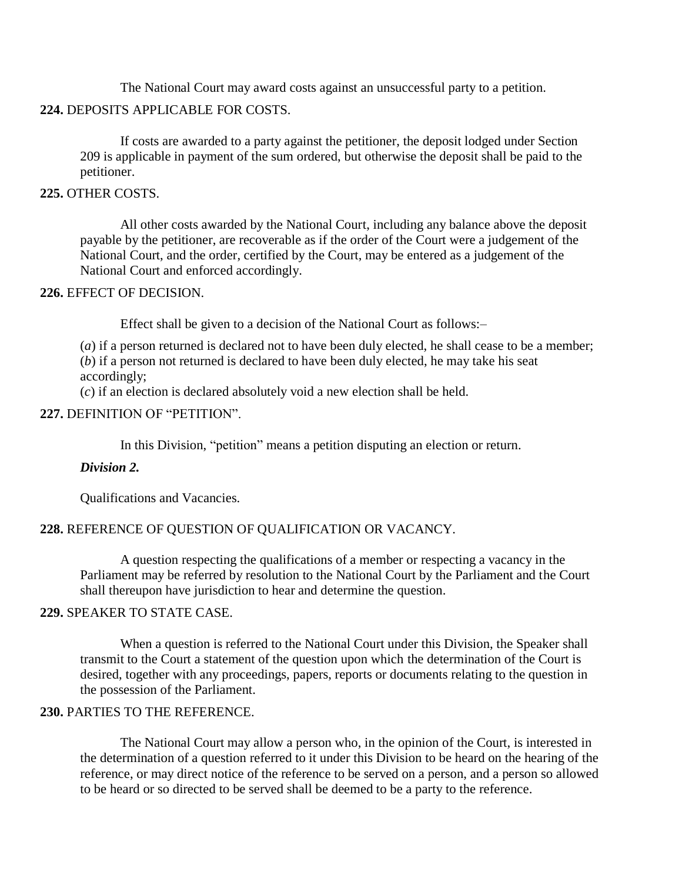The National Court may award costs against an unsuccessful party to a petition.

**224.** DEPOSITS APPLICABLE FOR COSTS.

If costs are awarded to a party against the petitioner, the deposit lodged under Section 209 is applicable in payment of the sum ordered, but otherwise the deposit shall be paid to the petitioner.

**225.** OTHER COSTS.

All other costs awarded by the National Court, including any balance above the deposit payable by the petitioner, are recoverable as if the order of the Court were a judgement of the National Court, and the order, certified by the Court, may be entered as a judgement of the National Court and enforced accordingly.

**226.** EFFECT OF DECISION.

Effect shall be given to a decision of the National Court as follows:–

(*a*) if a person returned is declared not to have been duly elected, he shall cease to be a member;
(*b*) if a person not returned is declared to have been duly elected, he may take his seat accordingly;
(*c*) if an election is declared absolutely void a new election shall be held.

**227.** DEFINITION OF "PETITION".

In this Division, "petition" means a petition disputing an election or return.

***Division 2.***

Qualifications and Vacancies.

**228.** REFERENCE OF QUESTION OF QUALIFICATION OR VACANCY.

A question respecting the qualifications of a member or respecting a vacancy in the Parliament may be referred by resolution to the National Court by the Parliament and the Court shall thereupon have jurisdiction to hear and determine the question.

**229.** SPEAKER TO STATE CASE.

When a question is referred to the National Court under this Division, the Speaker shall transmit to the Court a statement of the question upon which the determination of the Court is desired, together with any proceedings, papers, reports or documents relating to the question in the possession of the Parliament.

**230.** PARTIES TO THE REFERENCE.

The National Court may allow a person who, in the opinion of the Court, is interested in the determination of a question referred to it under this Division to be heard on the hearing of the reference, or may direct notice of the reference to be served on a person, and a person so allowed to be heard or so directed to be served shall be deemed to be a party to the reference.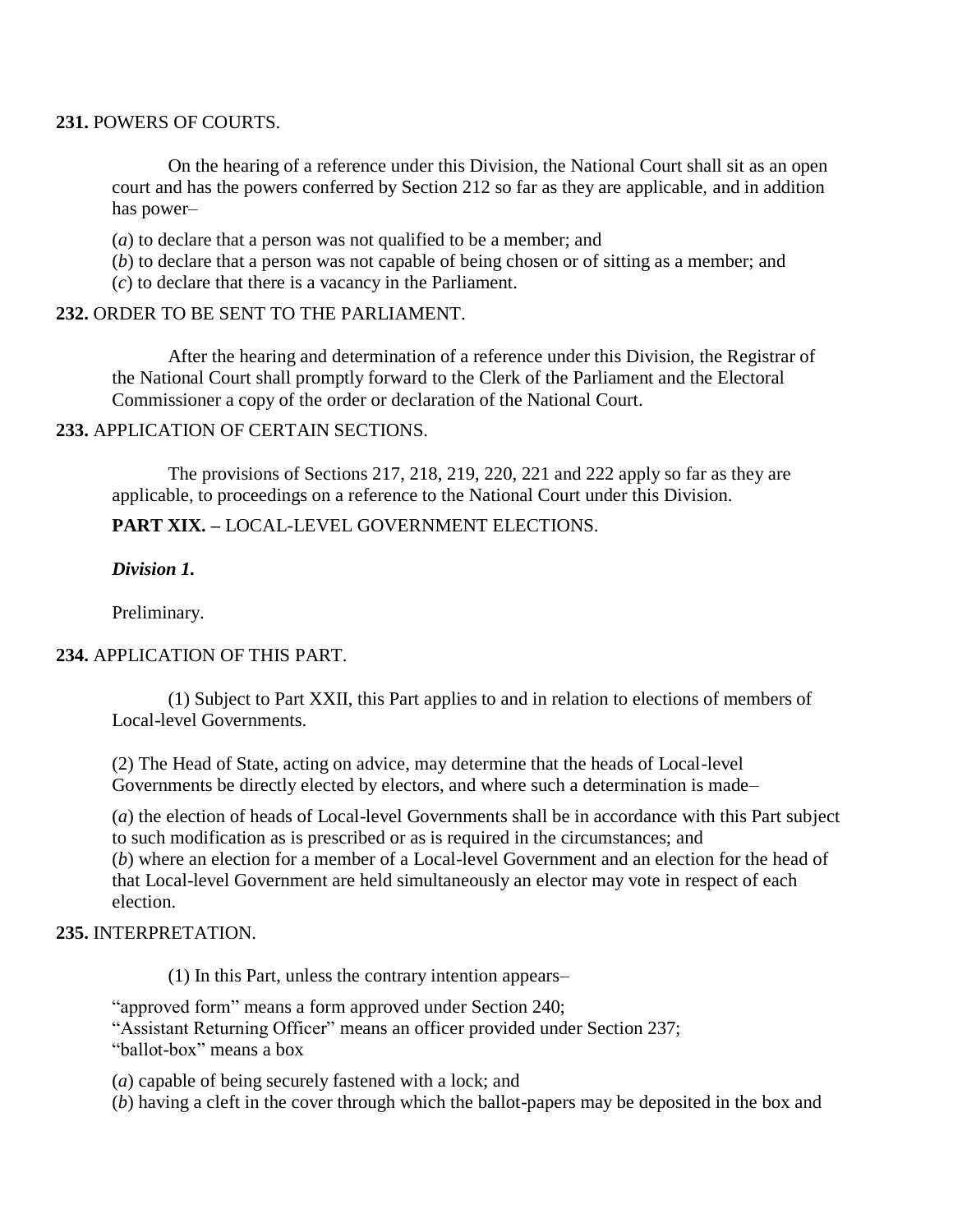**231.** POWERS OF COURTS.

On the hearing of a reference under this Division, the National Court shall sit as an open court and has the powers conferred by Section 212 so far as they are applicable, and in addition has power–

(*a*) to declare that a person was not qualified to be a member; and
(*b*) to declare that a person was not capable of being chosen or of sitting as a member; and
(*c*) to declare that there is a vacancy in the Parliament.

**232.** ORDER TO BE SENT TO THE PARLIAMENT.

After the hearing and determination of a reference under this Division, the Registrar of the National Court shall promptly forward to the Clerk of the Parliament and the Electoral Commissioner a copy of the order or declaration of the National Court.

**233.** APPLICATION OF CERTAIN SECTIONS.

The provisions of Sections 217, 218, 219, 220, 221 and 222 apply so far as they are applicable, to proceedings on a reference to the National Court under this Division.

**PART XIX. –** LOCAL-LEVEL GOVERNMENT ELECTIONS.

***Division 1.***

Preliminary.

**234.** APPLICATION OF THIS PART.

(1) Subject to Part XXII, this Part applies to and in relation to elections of members of Local-level Governments.

(2) The Head of State, acting on advice, may determine that the heads of Local-level Governments be directly elected by electors, and where such a determination is made–

(*a*) the election of heads of Local-level Governments shall be in accordance with this Part subject to such modification as is prescribed or as is required in the circumstances; and
(*b*) where an election for a member of a Local-level Government and an election for the head of that Local-level Government are held simultaneously an elector may vote in respect of each election.

**235.** INTERPRETATION.

(1) In this Part, unless the contrary intention appears–

"approved form" means a form approved under Section 240;
"Assistant Returning Officer" means an officer provided under Section 237;
"ballot-box" means a box

(*a*) capable of being securely fastened with a lock; and
(*b*) having a cleft in the cover through which the ballot-papers may be deposited in the box and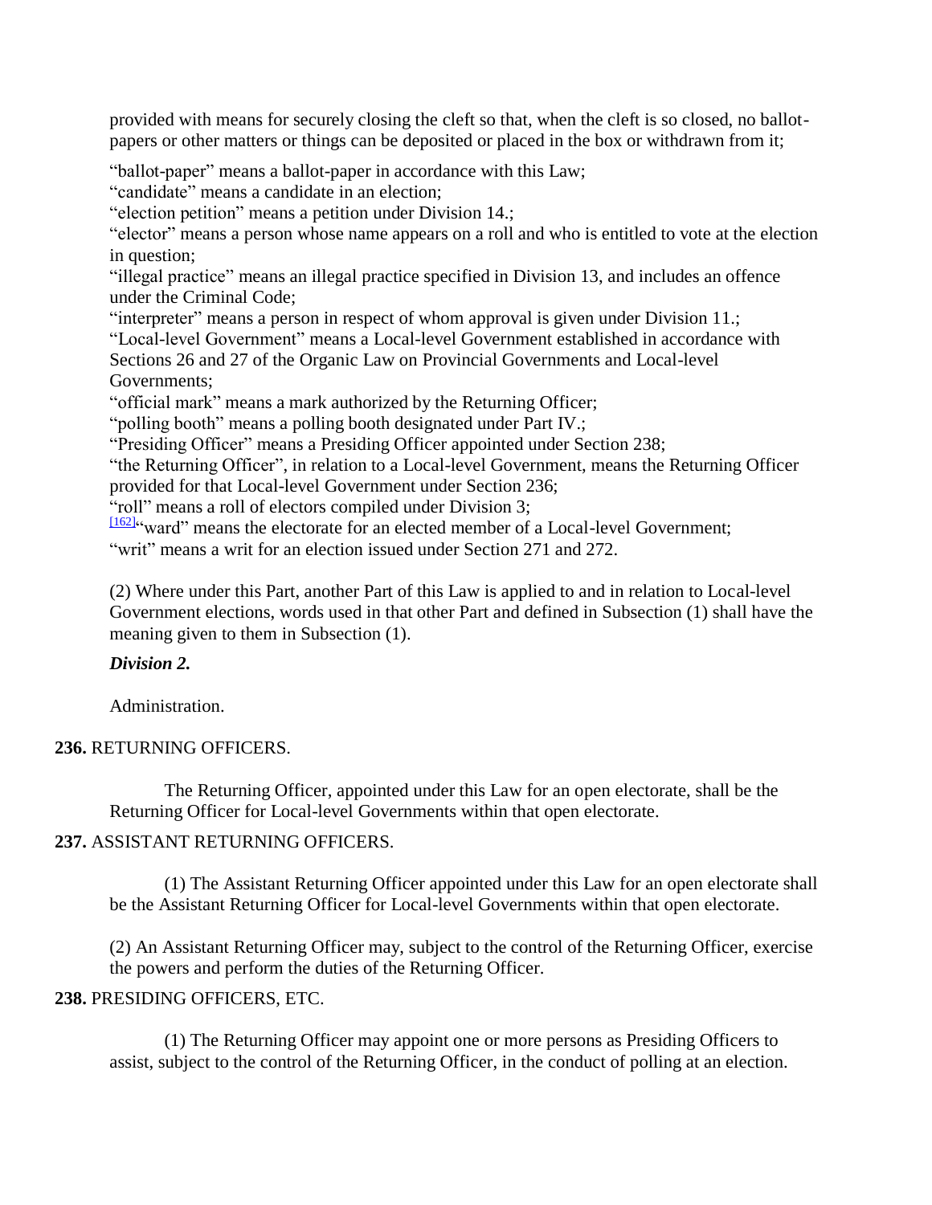provided with means for securely closing the cleft so that, when the cleft is so closed, no ballot-papers or other matters or things can be deposited or placed in the box or withdrawn from it;

"ballot-paper" means a ballot-paper in accordance with this Law;

"candidate" means a candidate in an election;

"election petition" means a petition under Division 14.;

"elector" means a person whose name appears on a roll and who is entitled to vote at the election in question;

"illegal practice" means an illegal practice specified in Division 13, and includes an offence under the Criminal Code;

"interpreter" means a person in respect of whom approval is given under Division 11.;

"Local-level Government" means a Local-level Government established in accordance with Sections 26 and 27 of the Organic Law on Provincial Governments and Local-level Governments;

"official mark" means a mark authorized by the Returning Officer;

"polling booth" means a polling booth designated under Part IV.;

"Presiding Officer" means a Presiding Officer appointed under Section 238;

"the Returning Officer", in relation to a Local-level Government, means the Returning Officer provided for that Local-level Government under Section 236;

"roll" means a roll of electors compiled under Division 3;

[162]"ward" means the electorate for an elected member of a Local-level Government;

"writ" means a writ for an election issued under Section 271 and 272.

(2) Where under this Part, another Part of this Law is applied to and in relation to Local-level Government elections, words used in that other Part and defined in Subsection (1) shall have the meaning given to them in Subsection (1).

***Division 2.***

Administration.

**236.** RETURNING OFFICERS.

The Returning Officer, appointed under this Law for an open electorate, shall be the Returning Officer for Local-level Governments within that open electorate.

**237.** ASSISTANT RETURNING OFFICERS.

(1) The Assistant Returning Officer appointed under this Law for an open electorate shall be the Assistant Returning Officer for Local-level Governments within that open electorate.

(2) An Assistant Returning Officer may, subject to the control of the Returning Officer, exercise the powers and perform the duties of the Returning Officer.

**238.** PRESIDING OFFICERS, ETC.

(1) The Returning Officer may appoint one or more persons as Presiding Officers to assist, subject to the control of the Returning Officer, in the conduct of polling at an election.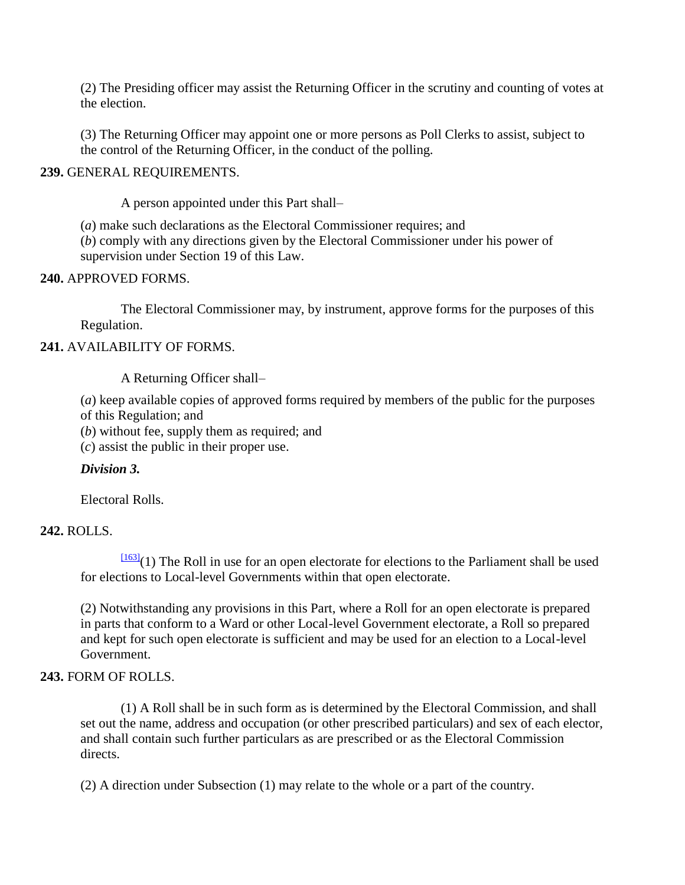(2) The Presiding officer may assist the Returning Officer in the scrutiny and counting of votes at the election.

(3) The Returning Officer may appoint one or more persons as Poll Clerks to assist, subject to the control of the Returning Officer, in the conduct of the polling.

**239.** GENERAL REQUIREMENTS.

A person appointed under this Part shall–

(*a*) make such declarations as the Electoral Commissioner requires; and
(*b*) comply with any directions given by the Electoral Commissioner under his power of supervision under Section 19 of this Law.

**240.** APPROVED FORMS.

The Electoral Commissioner may, by instrument, approve forms for the purposes of this Regulation.

**241.** AVAILABILITY OF FORMS.

A Returning Officer shall–

(*a*) keep available copies of approved forms required by members of the public for the purposes of this Regulation; and
(*b*) without fee, supply them as required; and
(*c*) assist the public in their proper use.

***Division 3.***

Electoral Rolls.

**242.** ROLLS.

[163](1) The Roll in use for an open electorate for elections to the Parliament shall be used for elections to Local-level Governments within that open electorate.

(2) Notwithstanding any provisions in this Part, where a Roll for an open electorate is prepared in parts that conform to a Ward or other Local-level Government electorate, a Roll so prepared and kept for such open electorate is sufficient and may be used for an election to a Local-level Government.

**243.** FORM OF ROLLS.

(1) A Roll shall be in such form as is determined by the Electoral Commission, and shall set out the name, address and occupation (or other prescribed particulars) and sex of each elector, and shall contain such further particulars as are prescribed or as the Electoral Commission directs.

(2) A direction under Subsection (1) may relate to the whole or a part of the country.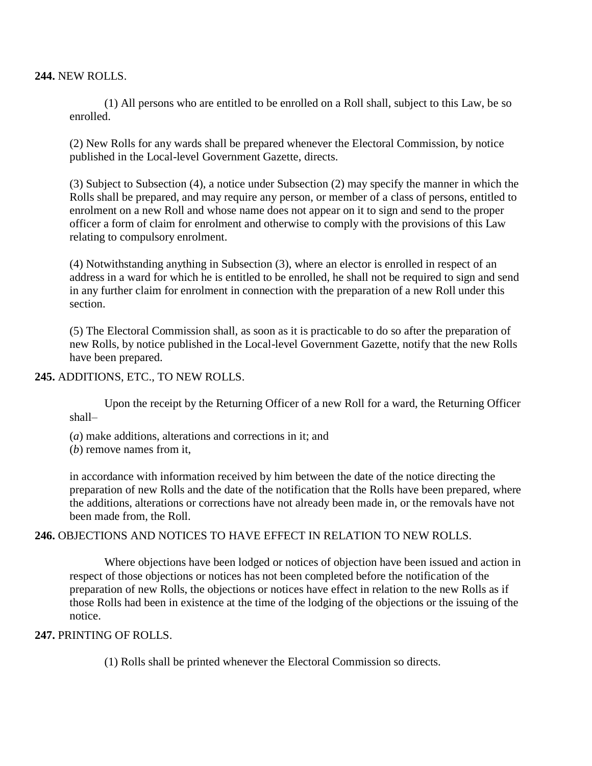**244.** NEW ROLLS.

(1) All persons who are entitled to be enrolled on a Roll shall, subject to this Law, be so enrolled.

(2) New Rolls for any wards shall be prepared whenever the Electoral Commission, by notice published in the Local-level Government Gazette, directs.

(3) Subject to Subsection (4), a notice under Subsection (2) may specify the manner in which the Rolls shall be prepared, and may require any person, or member of a class of persons, entitled to enrolment on a new Roll and whose name does not appear on it to sign and send to the proper officer a form of claim for enrolment and otherwise to comply with the provisions of this Law relating to compulsory enrolment.

(4) Notwithstanding anything in Subsection (3), where an elector is enrolled in respect of an address in a ward for which he is entitled to be enrolled, he shall not be required to sign and send in any further claim for enrolment in connection with the preparation of a new Roll under this section.

(5) The Electoral Commission shall, as soon as it is practicable to do so after the preparation of new Rolls, by notice published in the Local-level Government Gazette, notify that the new Rolls have been prepared.

**245.** ADDITIONS, ETC., TO NEW ROLLS.

Upon the receipt by the Returning Officer of a new Roll for a ward, the Returning Officer shall–

(*a*) make additions, alterations and corrections in it; and
(*b*) remove names from it,

in accordance with information received by him between the date of the notice directing the preparation of new Rolls and the date of the notification that the Rolls have been prepared, where the additions, alterations or corrections have not already been made in, or the removals have not been made from, the Roll.

**246.** OBJECTIONS AND NOTICES TO HAVE EFFECT IN RELATION TO NEW ROLLS.

Where objections have been lodged or notices of objection have been issued and action in respect of those objections or notices has not been completed before the notification of the preparation of new Rolls, the objections or notices have effect in relation to the new Rolls as if those Rolls had been in existence at the time of the lodging of the objections or the issuing of the notice.

**247.** PRINTING OF ROLLS.

(1) Rolls shall be printed whenever the Electoral Commission so directs.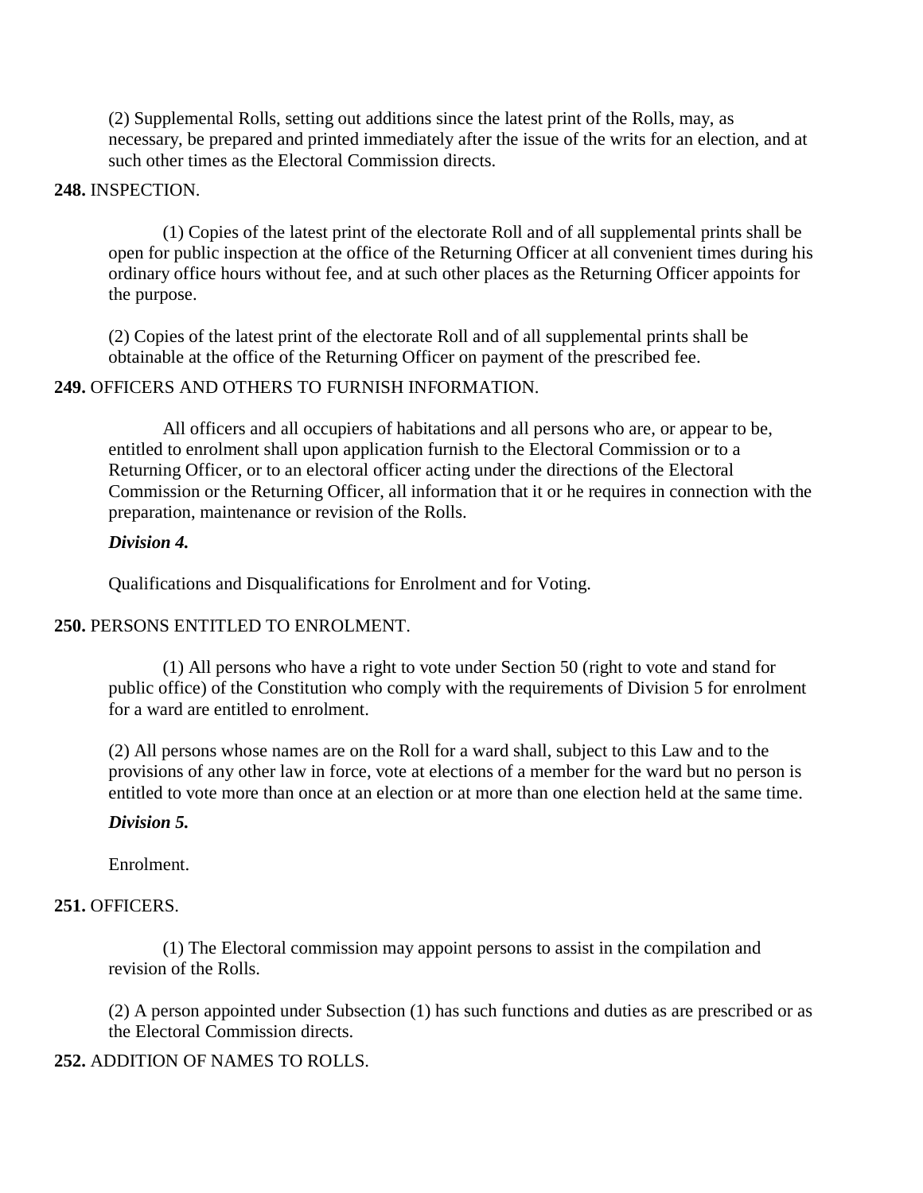(2) Supplemental Rolls, setting out additions since the latest print of the Rolls, may, as necessary, be prepared and printed immediately after the issue of the writs for an election, and at such other times as the Electoral Commission directs.

**248.** INSPECTION.

(1) Copies of the latest print of the electorate Roll and of all supplemental prints shall be open for public inspection at the office of the Returning Officer at all convenient times during his ordinary office hours without fee, and at such other places as the Returning Officer appoints for the purpose.

(2) Copies of the latest print of the electorate Roll and of all supplemental prints shall be obtainable at the office of the Returning Officer on payment of the prescribed fee.

**249.** OFFICERS AND OTHERS TO FURNISH INFORMATION.

All officers and all occupiers of habitations and all persons who are, or appear to be, entitled to enrolment shall upon application furnish to the Electoral Commission or to a Returning Officer, or to an electoral officer acting under the directions of the Electoral Commission or the Returning Officer, all information that it or he requires in connection with the preparation, maintenance or revision of the Rolls.

***Division 4.***

Qualifications and Disqualifications for Enrolment and for Voting.

**250.** PERSONS ENTITLED TO ENROLMENT.

(1) All persons who have a right to vote under Section 50 (right to vote and stand for public office) of the Constitution who comply with the requirements of Division 5 for enrolment for a ward are entitled to enrolment.

(2) All persons whose names are on the Roll for a ward shall, subject to this Law and to the provisions of any other law in force, vote at elections of a member for the ward but no person is entitled to vote more than once at an election or at more than one election held at the same time.

***Division 5.***

Enrolment.

**251.** OFFICERS.

(1) The Electoral commission may appoint persons to assist in the compilation and revision of the Rolls.

(2) A person appointed under Subsection (1) has such functions and duties as are prescribed or as the Electoral Commission directs.

**252.** ADDITION OF NAMES TO ROLLS.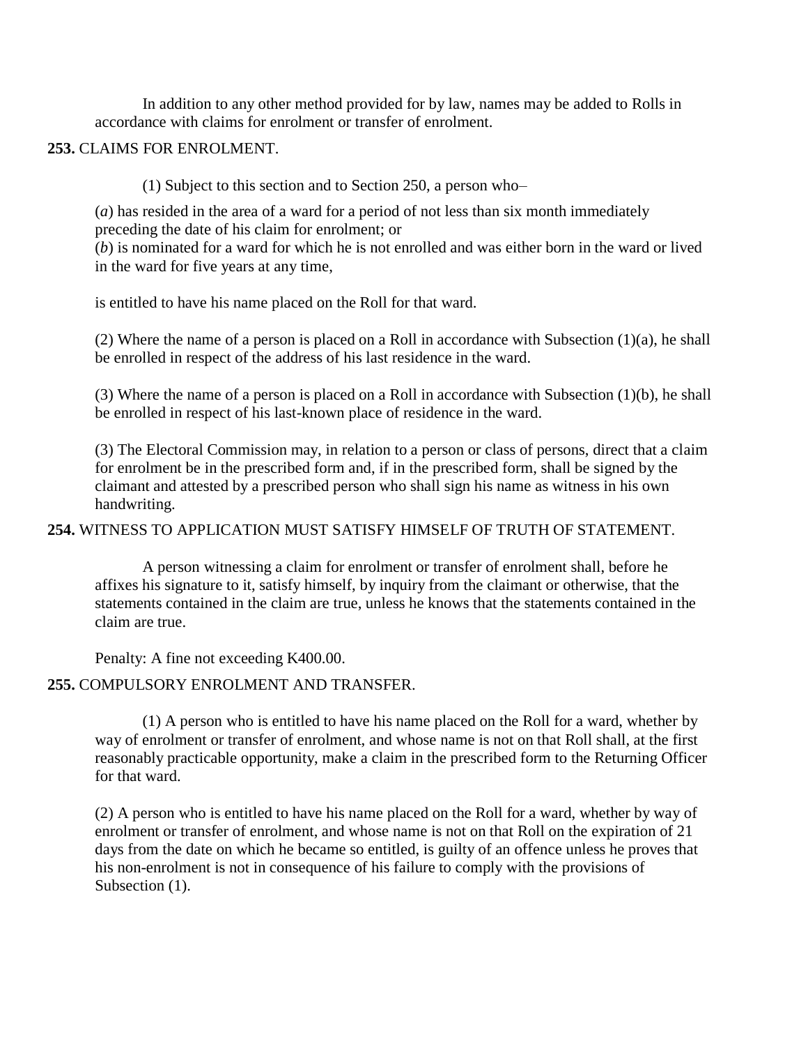In addition to any other method provided for by law, names may be added to Rolls in accordance with claims for enrolment or transfer of enrolment.

**253.** CLAIMS FOR ENROLMENT.

(1) Subject to this section and to Section 250, a person who–

(*a*) has resided in the area of a ward for a period of not less than six month immediately preceding the date of his claim for enrolment; or
(*b*) is nominated for a ward for which he is not enrolled and was either born in the ward or lived in the ward for five years at any time,

is entitled to have his name placed on the Roll for that ward.

(2) Where the name of a person is placed on a Roll in accordance with Subsection (1)(a), he shall be enrolled in respect of the address of his last residence in the ward.

(3) Where the name of a person is placed on a Roll in accordance with Subsection (1)(b), he shall be enrolled in respect of his last-known place of residence in the ward.

(3) The Electoral Commission may, in relation to a person or class of persons, direct that a claim for enrolment be in the prescribed form and, if in the prescribed form, shall be signed by the claimant and attested by a prescribed person who shall sign his name as witness in his own handwriting.

**254.** WITNESS TO APPLICATION MUST SATISFY HIMSELF OF TRUTH OF STATEMENT.

A person witnessing a claim for enrolment or transfer of enrolment shall, before he affixes his signature to it, satisfy himself, by inquiry from the claimant or otherwise, that the statements contained in the claim are true, unless he knows that the statements contained in the claim are true.

Penalty: A fine not exceeding K400.00.

**255.** COMPULSORY ENROLMENT AND TRANSFER.

(1) A person who is entitled to have his name placed on the Roll for a ward, whether by way of enrolment or transfer of enrolment, and whose name is not on that Roll shall, at the first reasonably practicable opportunity, make a claim in the prescribed form to the Returning Officer for that ward.

(2) A person who is entitled to have his name placed on the Roll for a ward, whether by way of enrolment or transfer of enrolment, and whose name is not on that Roll on the expiration of 21 days from the date on which he became so entitled, is guilty of an offence unless he proves that his non-enrolment is not in consequence of his failure to comply with the provisions of Subsection (1).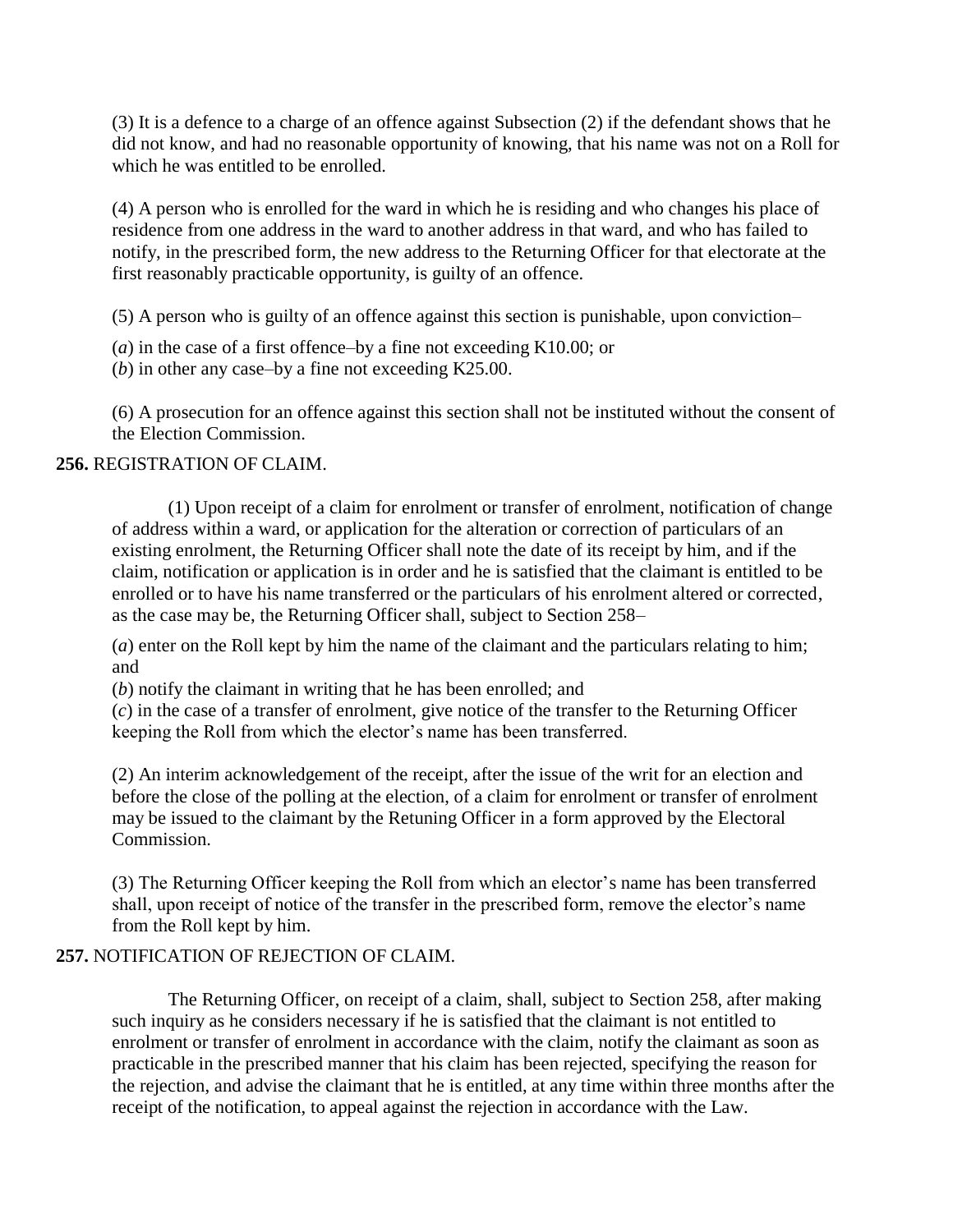(3) It is a defence to a charge of an offence against Subsection (2) if the defendant shows that he did not know, and had no reasonable opportunity of knowing, that his name was not on a Roll for which he was entitled to be enrolled.

(4) A person who is enrolled for the ward in which he is residing and who changes his place of residence from one address in the ward to another address in that ward, and who has failed to notify, in the prescribed form, the new address to the Returning Officer for that electorate at the first reasonably practicable opportunity, is guilty of an offence.

(5) A person who is guilty of an offence against this section is punishable, upon conviction–

(*a*) in the case of a first offence–by a fine not exceeding K10.00; or
(*b*) in other any case–by a fine not exceeding K25.00.

(6) A prosecution for an offence against this section shall not be instituted without the consent of the Election Commission.

**256.** REGISTRATION OF CLAIM.

(1) Upon receipt of a claim for enrolment or transfer of enrolment, notification of change of address within a ward, or application for the alteration or correction of particulars of an existing enrolment, the Returning Officer shall note the date of its receipt by him, and if the claim, notification or application is in order and he is satisfied that the claimant is entitled to be enrolled or to have his name transferred or the particulars of his enrolment altered or corrected, as the case may be, the Returning Officer shall, subject to Section 258–

(*a*) enter on the Roll kept by him the name of the claimant and the particulars relating to him; and
(*b*) notify the claimant in writing that he has been enrolled; and
(*c*) in the case of a transfer of enrolment, give notice of the transfer to the Returning Officer keeping the Roll from which the elector's name has been transferred.

(2) An interim acknowledgement of the receipt, after the issue of the writ for an election and before the close of the polling at the election, of a claim for enrolment or transfer of enrolment may be issued to the claimant by the Retuning Officer in a form approved by the Electoral Commission.

(3) The Returning Officer keeping the Roll from which an elector's name has been transferred shall, upon receipt of notice of the transfer in the prescribed form, remove the elector's name from the Roll kept by him.

**257.** NOTIFICATION OF REJECTION OF CLAIM.

The Returning Officer, on receipt of a claim, shall, subject to Section 258, after making such inquiry as he considers necessary if he is satisfied that the claimant is not entitled to enrolment or transfer of enrolment in accordance with the claim, notify the claimant as soon as practicable in the prescribed manner that his claim has been rejected, specifying the reason for the rejection, and advise the claimant that he is entitled, at any time within three months after the receipt of the notification, to appeal against the rejection in accordance with the Law.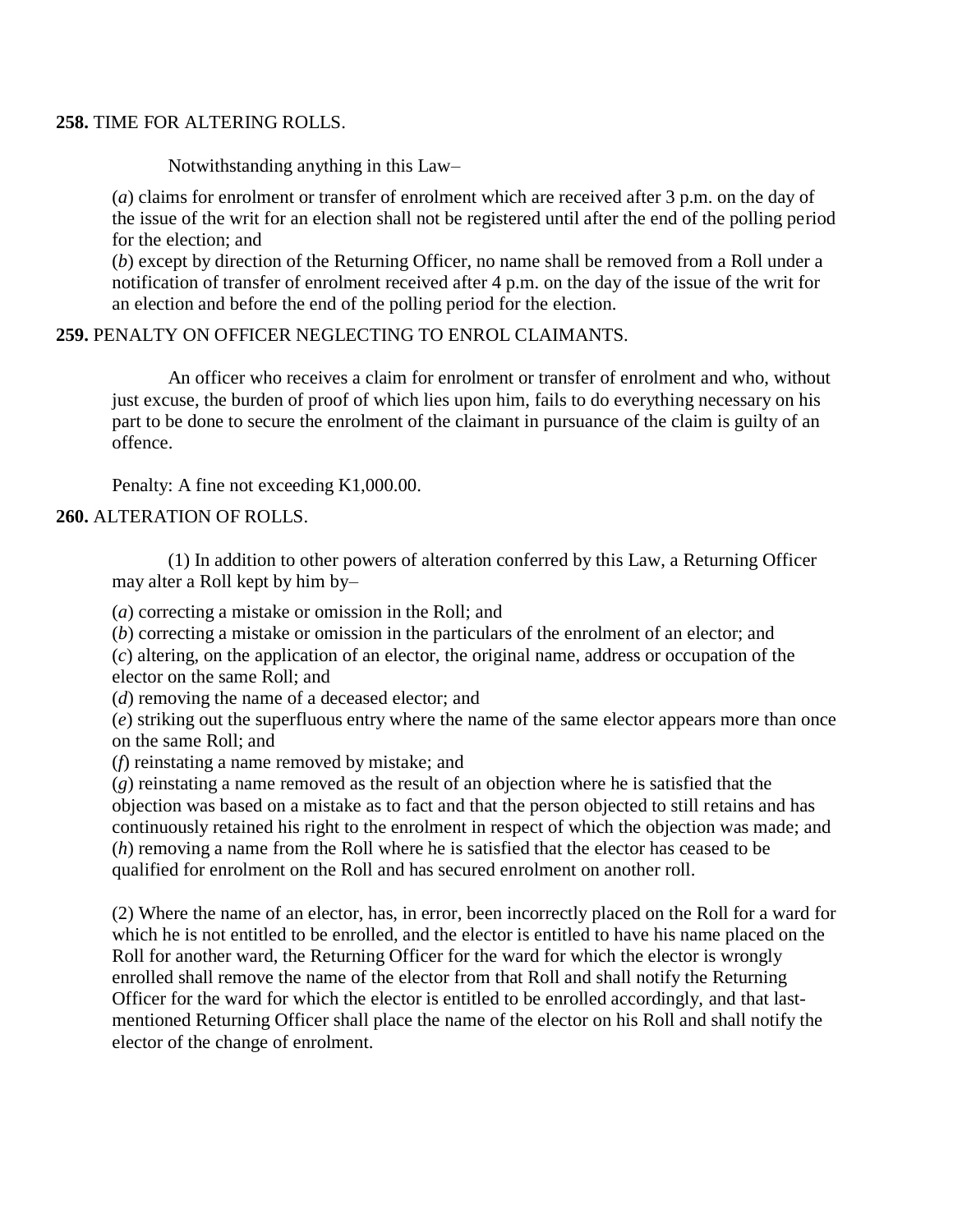**258.** TIME FOR ALTERING ROLLS.

Notwithstanding anything in this Law–

(*a*) claims for enrolment or transfer of enrolment which are received after 3 p.m. on the day of the issue of the writ for an election shall not be registered until after the end of the polling period for the election; and
(*b*) except by direction of the Returning Officer, no name shall be removed from a Roll under a notification of transfer of enrolment received after 4 p.m. on the day of the issue of the writ for an election and before the end of the polling period for the election.

**259.** PENALTY ON OFFICER NEGLECTING TO ENROL CLAIMANTS.

An officer who receives a claim for enrolment or transfer of enrolment and who, without just excuse, the burden of proof of which lies upon him, fails to do everything necessary on his part to be done to secure the enrolment of the claimant in pursuance of the claim is guilty of an offence.

Penalty: A fine not exceeding K1,000.00.

**260.** ALTERATION OF ROLLS.

(1) In addition to other powers of alteration conferred by this Law, a Returning Officer may alter a Roll kept by him by–

(*a*) correcting a mistake or omission in the Roll; and
(*b*) correcting a mistake or omission in the particulars of the enrolment of an elector; and
(*c*) altering, on the application of an elector, the original name, address or occupation of the elector on the same Roll; and
(*d*) removing the name of a deceased elector; and
(*e*) striking out the superfluous entry where the name of the same elector appears more than once on the same Roll; and
(*f*) reinstating a name removed by mistake; and
(*g*) reinstating a name removed as the result of an objection where he is satisfied that the objection was based on a mistake as to fact and that the person objected to still retains and has continuously retained his right to the enrolment in respect of which the objection was made; and
(*h*) removing a name from the Roll where he is satisfied that the elector has ceased to be qualified for enrolment on the Roll and has secured enrolment on another roll.

(2) Where the name of an elector, has, in error, been incorrectly placed on the Roll for a ward for which he is not entitled to be enrolled, and the elector is entitled to have his name placed on the Roll for another ward, the Returning Officer for the ward for which the elector is wrongly enrolled shall remove the name of the elector from that Roll and shall notify the Returning Officer for the ward for which the elector is entitled to be enrolled accordingly, and that last-mentioned Returning Officer shall place the name of the elector on his Roll and shall notify the elector of the change of enrolment.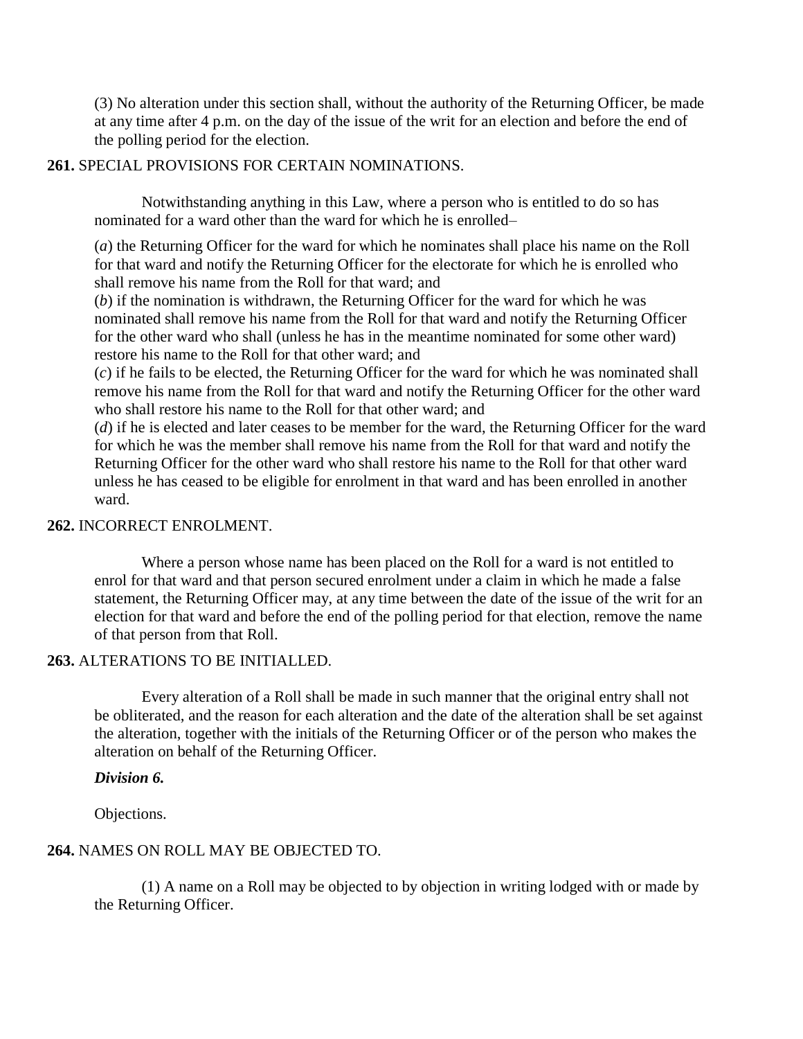(3) No alteration under this section shall, without the authority of the Returning Officer, be made at any time after 4 p.m. on the day of the issue of the writ for an election and before the end of the polling period for the election.

**261.** SPECIAL PROVISIONS FOR CERTAIN NOMINATIONS.

Notwithstanding anything in this Law, where a person who is entitled to do so has nominated for a ward other than the ward for which he is enrolled–

(*a*) the Returning Officer for the ward for which he nominates shall place his name on the Roll for that ward and notify the Returning Officer for the electorate for which he is enrolled who shall remove his name from the Roll for that ward; and

(*b*) if the nomination is withdrawn, the Returning Officer for the ward for which he was nominated shall remove his name from the Roll for that ward and notify the Returning Officer for the other ward who shall (unless he has in the meantime nominated for some other ward) restore his name to the Roll for that other ward; and

(*c*) if he fails to be elected, the Returning Officer for the ward for which he was nominated shall remove his name from the Roll for that ward and notify the Returning Officer for the other ward who shall restore his name to the Roll for that other ward; and

(*d*) if he is elected and later ceases to be member for the ward, the Returning Officer for the ward for which he was the member shall remove his name from the Roll for that ward and notify the Returning Officer for the other ward who shall restore his name to the Roll for that other ward unless he has ceased to be eligible for enrolment in that ward and has been enrolled in another ward.

**262.** INCORRECT ENROLMENT.

Where a person whose name has been placed on the Roll for a ward is not entitled to enrol for that ward and that person secured enrolment under a claim in which he made a false statement, the Returning Officer may, at any time between the date of the issue of the writ for an election for that ward and before the end of the polling period for that election, remove the name of that person from that Roll.

**263.** ALTERATIONS TO BE INITIALLED.

Every alteration of a Roll shall be made in such manner that the original entry shall not be obliterated, and the reason for each alteration and the date of the alteration shall be set against the alteration, together with the initials of the Returning Officer or of the person who makes the alteration on behalf of the Returning Officer.

***Division 6.***

Objections.

**264.** NAMES ON ROLL MAY BE OBJECTED TO.

(1) A name on a Roll may be objected to by objection in writing lodged with or made by the Returning Officer.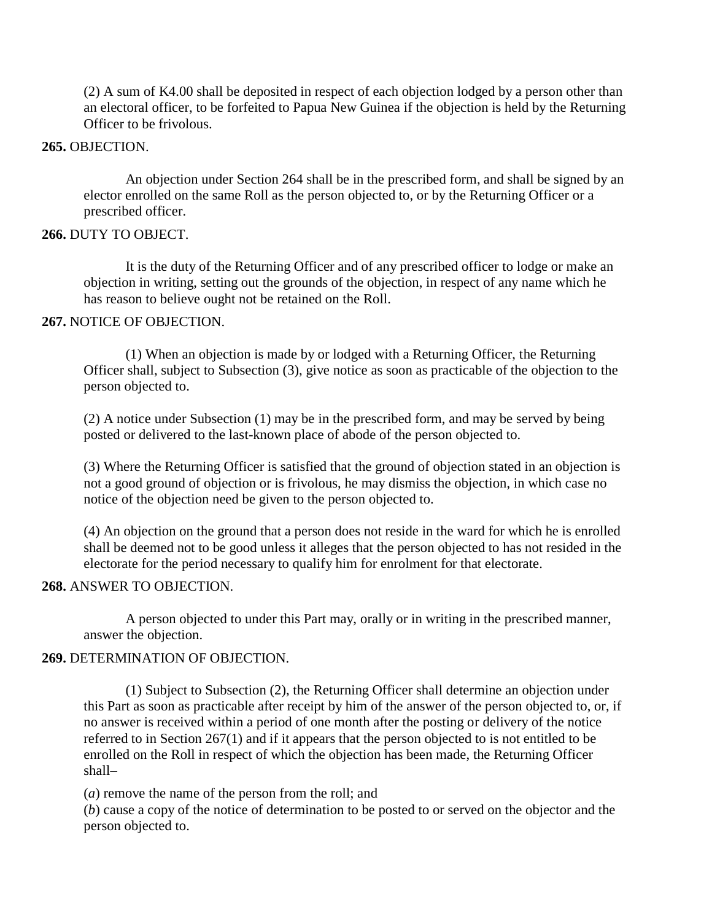(2) A sum of K4.00 shall be deposited in respect of each objection lodged by a person other than an electoral officer, to be forfeited to Papua New Guinea if the objection is held by the Returning Officer to be frivolous.

**265.** OBJECTION.

An objection under Section 264 shall be in the prescribed form, and shall be signed by an elector enrolled on the same Roll as the person objected to, or by the Returning Officer or a prescribed officer.

**266.** DUTY TO OBJECT.

It is the duty of the Returning Officer and of any prescribed officer to lodge or make an objection in writing, setting out the grounds of the objection, in respect of any name which he has reason to believe ought not be retained on the Roll.

**267.** NOTICE OF OBJECTION.

(1) When an objection is made by or lodged with a Returning Officer, the Returning Officer shall, subject to Subsection (3), give notice as soon as practicable of the objection to the person objected to.

(2) A notice under Subsection (1) may be in the prescribed form, and may be served by being posted or delivered to the last-known place of abode of the person objected to.

(3) Where the Returning Officer is satisfied that the ground of objection stated in an objection is not a good ground of objection or is frivolous, he may dismiss the objection, in which case no notice of the objection need be given to the person objected to.

(4) An objection on the ground that a person does not reside in the ward for which he is enrolled shall be deemed not to be good unless it alleges that the person objected to has not resided in the electorate for the period necessary to qualify him for enrolment for that electorate.

**268.** ANSWER TO OBJECTION.

A person objected to under this Part may, orally or in writing in the prescribed manner, answer the objection.

**269.** DETERMINATION OF OBJECTION.

(1) Subject to Subsection (2), the Returning Officer shall determine an objection under this Part as soon as practicable after receipt by him of the answer of the person objected to, or, if no answer is received within a period of one month after the posting or delivery of the notice referred to in Section 267(1) and if it appears that the person objected to is not entitled to be enrolled on the Roll in respect of which the objection has been made, the Returning Officer shall–

(*a*) remove the name of the person from the roll; and
(*b*) cause a copy of the notice of determination to be posted to or served on the objector and the person objected to.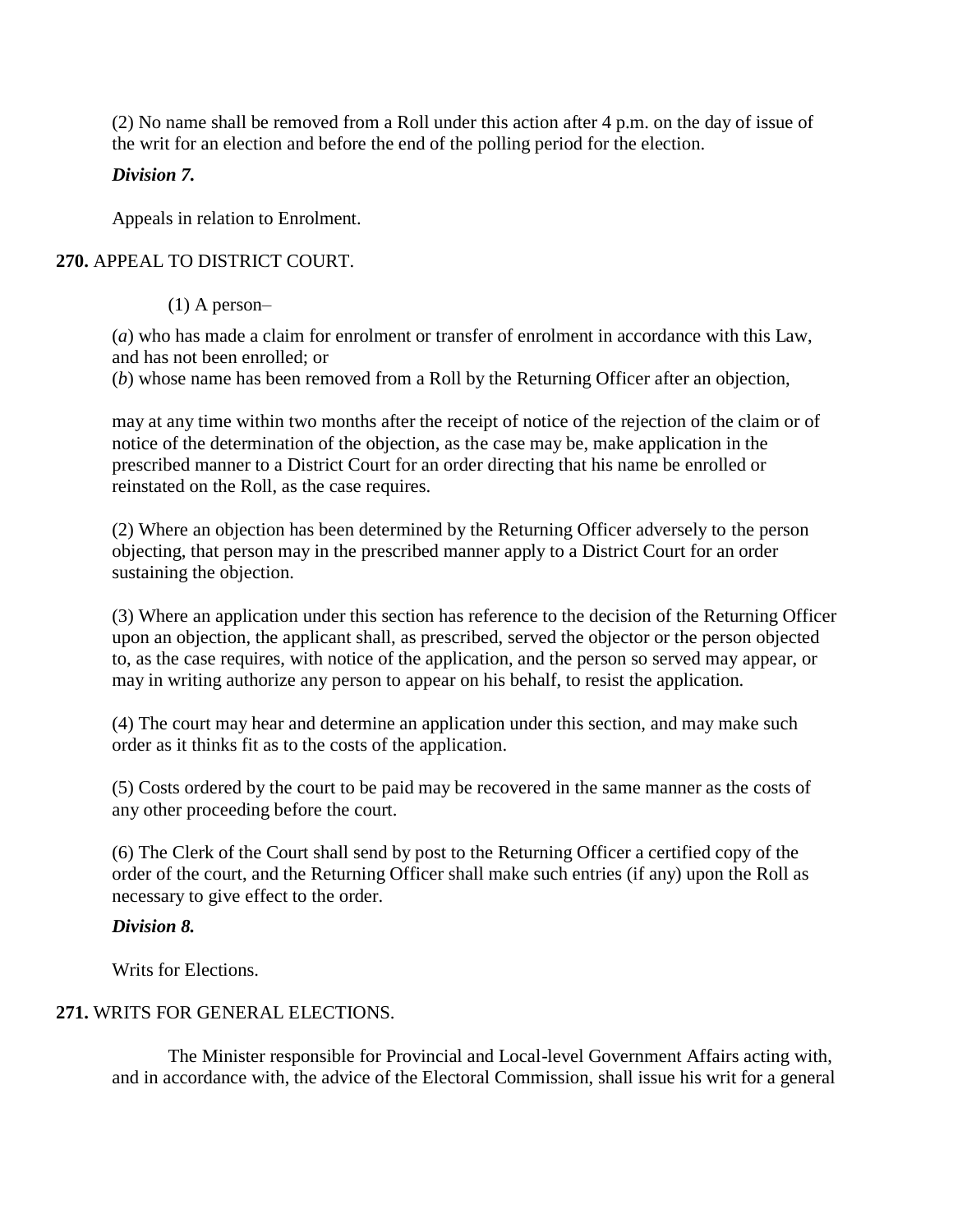(2) No name shall be removed from a Roll under this action after 4 p.m. on the day of issue of the writ for an election and before the end of the polling period for the election.

***Division 7.***

Appeals in relation to Enrolment.

**270.** APPEAL TO DISTRICT COURT.

(1) A person–

(*a*) who has made a claim for enrolment or transfer of enrolment in accordance with this Law, and has not been enrolled; or
(*b*) whose name has been removed from a Roll by the Returning Officer after an objection,

may at any time within two months after the receipt of notice of the rejection of the claim or of notice of the determination of the objection, as the case may be, make application in the prescribed manner to a District Court for an order directing that his name be enrolled or reinstated on the Roll, as the case requires.

(2) Where an objection has been determined by the Returning Officer adversely to the person objecting, that person may in the prescribed manner apply to a District Court for an order sustaining the objection.

(3) Where an application under this section has reference to the decision of the Returning Officer upon an objection, the applicant shall, as prescribed, served the objector or the person objected to, as the case requires, with notice of the application, and the person so served may appear, or may in writing authorize any person to appear on his behalf, to resist the application.

(4) The court may hear and determine an application under this section, and may make such order as it thinks fit as to the costs of the application.

(5) Costs ordered by the court to be paid may be recovered in the same manner as the costs of any other proceeding before the court.

(6) The Clerk of the Court shall send by post to the Returning Officer a certified copy of the order of the court, and the Returning Officer shall make such entries (if any) upon the Roll as necessary to give effect to the order.

***Division 8.***

Writs for Elections.

**271.** WRITS FOR GENERAL ELECTIONS.

The Minister responsible for Provincial and Local-level Government Affairs acting with, and in accordance with, the advice of the Electoral Commission, shall issue his writ for a general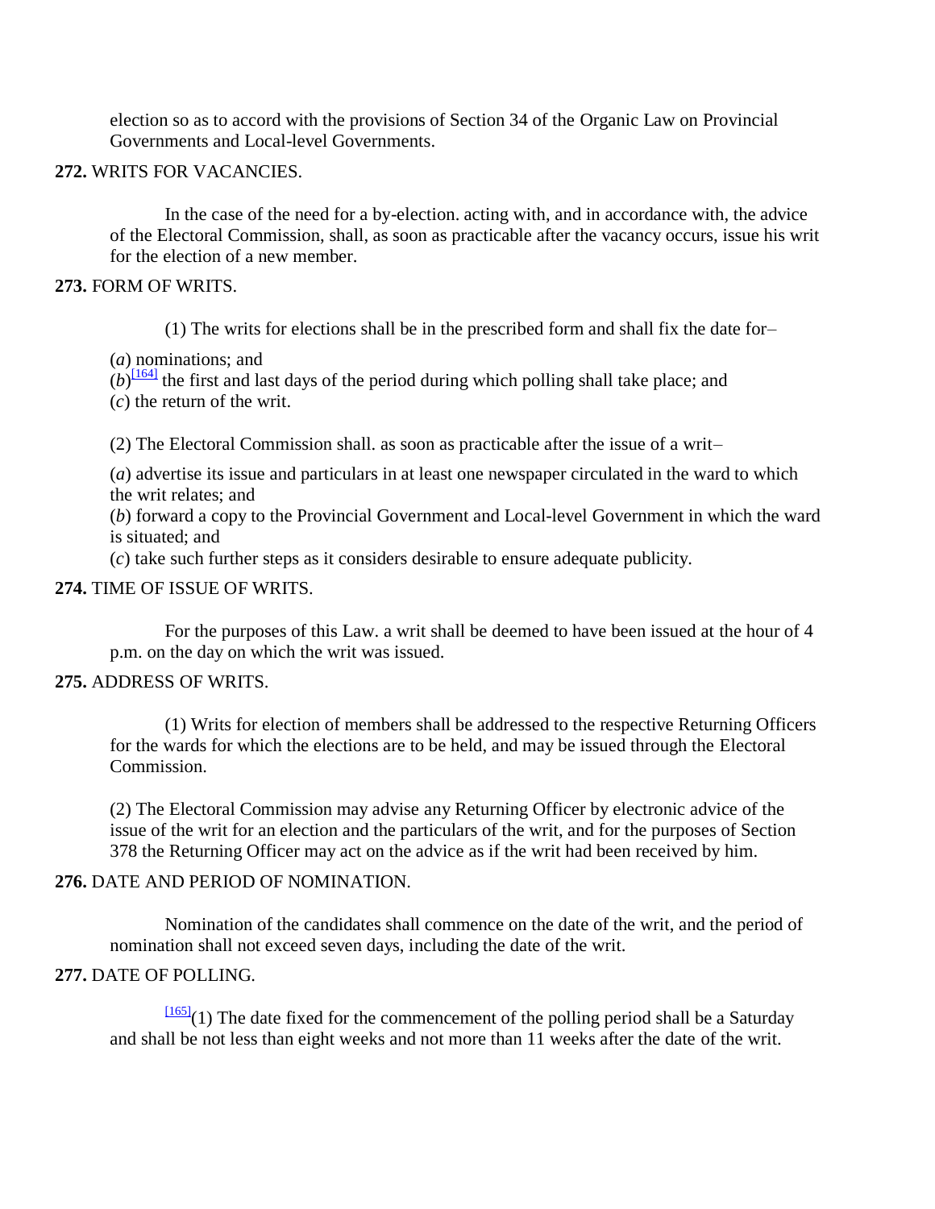election so as to accord with the provisions of Section 34 of the Organic Law on Provincial Governments and Local-level Governments.

**272.** WRITS FOR VACANCIES.

In the case of the need for a by-election. acting with, and in accordance with, the advice of the Electoral Commission, shall, as soon as practicable after the vacancy occurs, issue his writ for the election of a new member.

**273.** FORM OF WRITS.

(1) The writs for elections shall be in the prescribed form and shall fix the date for–

(*a*) nominations; and
(*b*)[164] the first and last days of the period during which polling shall take place; and
(*c*) the return of the writ.

(2) The Electoral Commission shall. as soon as practicable after the issue of a writ–

(*a*) advertise its issue and particulars in at least one newspaper circulated in the ward to which the writ relates; and
(*b*) forward a copy to the Provincial Government and Local-level Government in which the ward is situated; and
(*c*) take such further steps as it considers desirable to ensure adequate publicity.

**274.** TIME OF ISSUE OF WRITS.

For the purposes of this Law. a writ shall be deemed to have been issued at the hour of 4 p.m. on the day on which the writ was issued.

**275.** ADDRESS OF WRITS.

(1) Writs for election of members shall be addressed to the respective Returning Officers for the wards for which the elections are to be held, and may be issued through the Electoral Commission.

(2) The Electoral Commission may advise any Returning Officer by electronic advice of the issue of the writ for an election and the particulars of the writ, and for the purposes of Section 378 the Returning Officer may act on the advice as if the writ had been received by him.

**276.** DATE AND PERIOD OF NOMINATION.

Nomination of the candidates shall commence on the date of the writ, and the period of nomination shall not exceed seven days, including the date of the writ.

**277.** DATE OF POLLING.

[165](1) The date fixed for the commencement of the polling period shall be a Saturday and shall be not less than eight weeks and not more than 11 weeks after the date of the writ.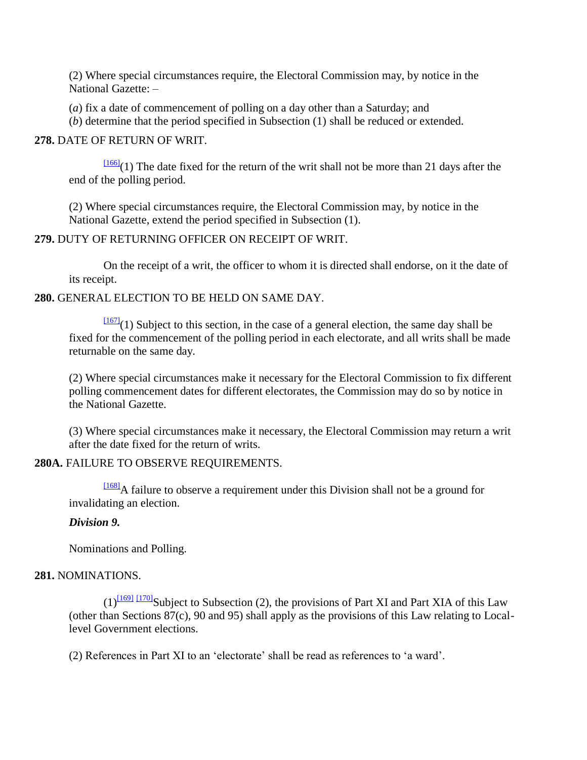(2) Where special circumstances require, the Electoral Commission may, by notice in the National Gazette: –

(*a*) fix a date of commencement of polling on a day other than a Saturday; and
(*b*) determine that the period specified in Subsection (1) shall be reduced or extended.

**278.** DATE OF RETURN OF WRIT.

[166](1) The date fixed for the return of the writ shall not be more than 21 days after the end of the polling period.

(2) Where special circumstances require, the Electoral Commission may, by notice in the National Gazette, extend the period specified in Subsection (1).

**279.** DUTY OF RETURNING OFFICER ON RECEIPT OF WRIT.

On the receipt of a writ, the officer to whom it is directed shall endorse, on it the date of its receipt.

**280.** GENERAL ELECTION TO BE HELD ON SAME DAY.

[167](1) Subject to this section, in the case of a general election, the same day shall be fixed for the commencement of the polling period in each electorate, and all writs shall be made returnable on the same day.

(2) Where special circumstances make it necessary for the Electoral Commission to fix different polling commencement dates for different electorates, the Commission may do so by notice in the National Gazette.

(3) Where special circumstances make it necessary, the Electoral Commission may return a writ after the date fixed for the return of writs.

**280A.** FAILURE TO OBSERVE REQUIREMENTS.

[168]A failure to observe a requirement under this Division shall not be a ground for invalidating an election.

***Division 9.***

Nominations and Polling.

**281.** NOMINATIONS.

(1)[169] [170]Subject to Subsection (2), the provisions of Part XI and Part XIA of this Law (other than Sections 87(c), 90 and 95) shall apply as the provisions of this Law relating to Local-level Government elections.

(2) References in Part XI to an 'electorate' shall be read as references to 'a ward'.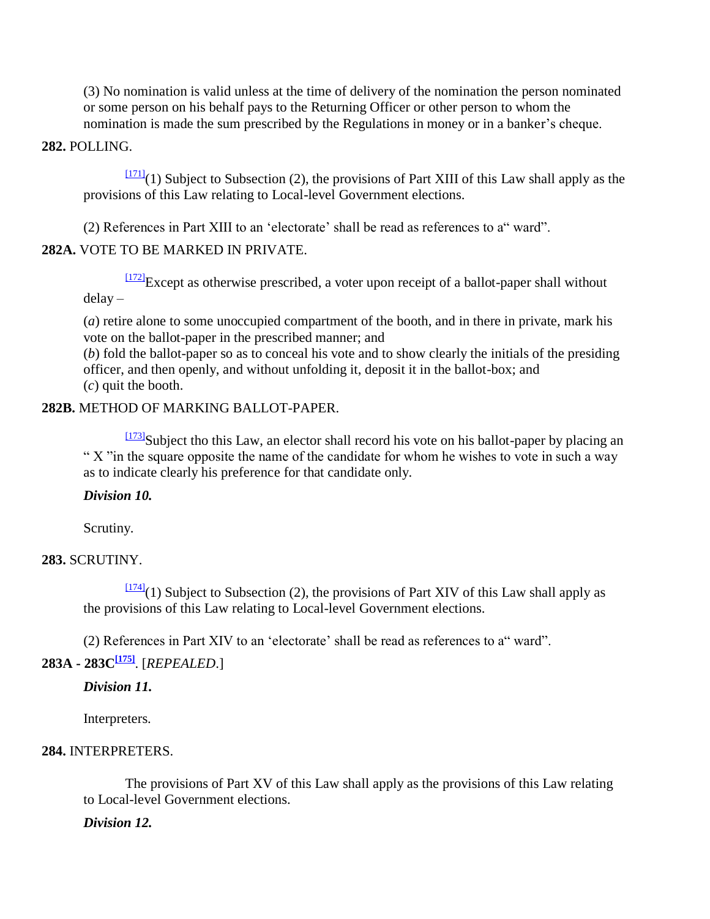(3) No nomination is valid unless at the time of delivery of the nomination the person nominated or some person on his behalf pays to the Returning Officer or other person to whom the nomination is made the sum prescribed by the Regulations in money or in a banker's cheque.

**282.** POLLING.

[171](1) Subject to Subsection (2), the provisions of Part XIII of this Law shall apply as the provisions of this Law relating to Local-level Government elections.

(2) References in Part XIII to an 'electorate' shall be read as references to a" ward".

**282A.** VOTE TO BE MARKED IN PRIVATE.

[172]Except as otherwise prescribed, a voter upon receipt of a ballot-paper shall without delay –

(*a*) retire alone to some unoccupied compartment of the booth, and in there in private, mark his vote on the ballot-paper in the prescribed manner; and
(*b*) fold the ballot-paper so as to conceal his vote and to show clearly the initials of the presiding officer, and then openly, and without unfolding it, deposit it in the ballot-box; and
(*c*) quit the booth.

**282B.** METHOD OF MARKING BALLOT-PAPER.

[173]Subject tho this Law, an elector shall record his vote on his ballot-paper by placing an " X "in the square opposite the name of the candidate for whom he wishes to vote in such a way as to indicate clearly his preference for that candidate only.

***Division 10.***

Scrutiny.

**283.** SCRUTINY.

[174](1) Subject to Subsection (2), the provisions of Part XIV of this Law shall apply as the provisions of this Law relating to Local-level Government elections.

(2) References in Part XIV to an 'electorate' shall be read as references to a" ward".

**283A - 283C[175]**. [*REPEALED*.]

***Division 11.***

Interpreters.

**284.** INTERPRETERS.

The provisions of Part XV of this Law shall apply as the provisions of this Law relating to Local-level Government elections.

***Division 12.***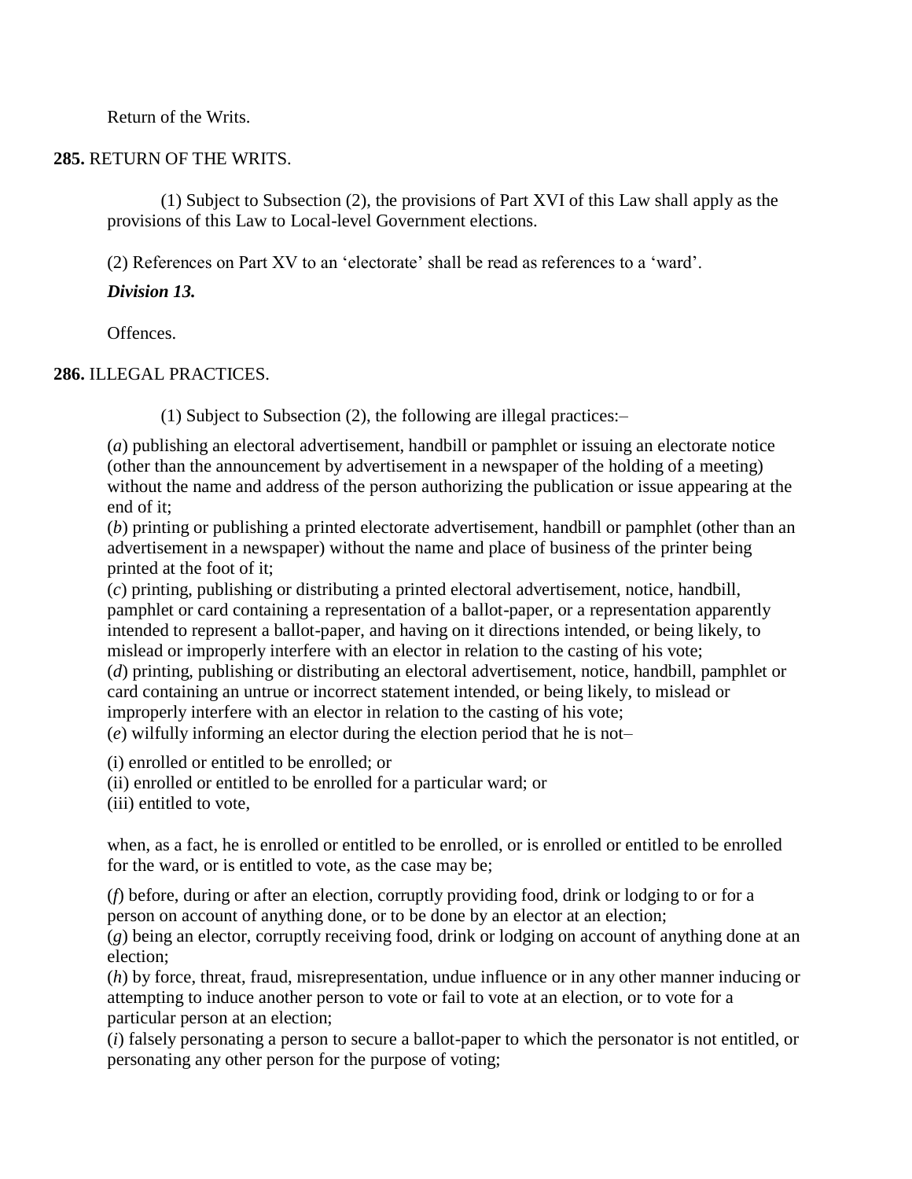Return of the Writs.

**285.** RETURN OF THE WRITS.

(1) Subject to Subsection (2), the provisions of Part XVI of this Law shall apply as the provisions of this Law to Local-level Government elections.

(2) References on Part XV to an 'electorate' shall be read as references to a 'ward'.

***Division 13.***

Offences.

**286.** ILLEGAL PRACTICES.

(1) Subject to Subsection (2), the following are illegal practices:–

(*a*) publishing an electoral advertisement, handbill or pamphlet or issuing an electorate notice (other than the announcement by advertisement in a newspaper of the holding of a meeting) without the name and address of the person authorizing the publication or issue appearing at the end of it;
(*b*) printing or publishing a printed electorate advertisement, handbill or pamphlet (other than an advertisement in a newspaper) without the name and place of business of the printer being printed at the foot of it;
(*c*) printing, publishing or distributing a printed electoral advertisement, notice, handbill, pamphlet or card containing a representation of a ballot-paper, or a representation apparently intended to represent a ballot-paper, and having on it directions intended, or being likely, to mislead or improperly interfere with an elector in relation to the casting of his vote;
(*d*) printing, publishing or distributing an electoral advertisement, notice, handbill, pamphlet or card containing an untrue or incorrect statement intended, or being likely, to mislead or improperly interfere with an elector in relation to the casting of his vote;
(*e*) wilfully informing an elector during the election period that he is not–

(i) enrolled or entitled to be enrolled; or
(ii) enrolled or entitled to be enrolled for a particular ward; or
(iii) entitled to vote,

when, as a fact, he is enrolled or entitled to be enrolled, or is enrolled or entitled to be enrolled for the ward, or is entitled to vote, as the case may be;

(*f*) before, during or after an election, corruptly providing food, drink or lodging to or for a person on account of anything done, or to be done by an elector at an election;
(*g*) being an elector, corruptly receiving food, drink or lodging on account of anything done at an election;
(*h*) by force, threat, fraud, misrepresentation, undue influence or in any other manner inducing or attempting to induce another person to vote or fail to vote at an election, or to vote for a particular person at an election;
(*i*) falsely personating a person to secure a ballot-paper to which the personator is not entitled, or personating any other person for the purpose of voting;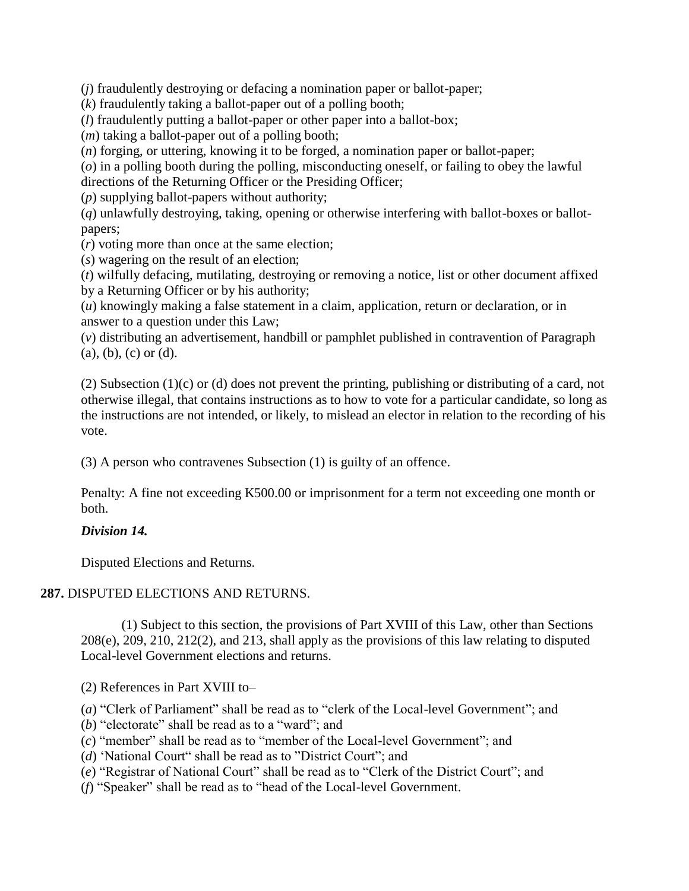(*j*) fraudulently destroying or defacing a nomination paper or ballot-paper;

(*k*) fraudulently taking a ballot-paper out of a polling booth;

(*l*) fraudulently putting a ballot-paper or other paper into a ballot-box;

(*m*) taking a ballot-paper out of a polling booth;

(*n*) forging, or uttering, knowing it to be forged, a nomination paper or ballot-paper;

(*o*) in a polling booth during the polling, misconducting oneself, or failing to obey the lawful directions of the Returning Officer or the Presiding Officer;

(*p*) supplying ballot-papers without authority;

(*q*) unlawfully destroying, taking, opening or otherwise interfering with ballot-boxes or ballot-papers;

(*r*) voting more than once at the same election;

(*s*) wagering on the result of an election;

(*t*) wilfully defacing, mutilating, destroying or removing a notice, list or other document affixed by a Returning Officer or by his authority;

(*u*) knowingly making a false statement in a claim, application, return or declaration, or in answer to a question under this Law;

(*v*) distributing an advertisement, handbill or pamphlet published in contravention of Paragraph (a), (b), (c) or (d).

(2) Subsection (1)(c) or (d) does not prevent the printing, publishing or distributing of a card, not otherwise illegal, that contains instructions as to how to vote for a particular candidate, so long as the instructions are not intended, or likely, to mislead an elector in relation to the recording of his vote.

(3) A person who contravenes Subsection (1) is guilty of an offence.

Penalty: A fine not exceeding K500.00 or imprisonment for a term not exceeding one month or both.

***Division 14.***

Disputed Elections and Returns.

**287.** DISPUTED ELECTIONS AND RETURNS.

(1) Subject to this section, the provisions of Part XVIII of this Law, other than Sections 208(e), 209, 210, 212(2), and 213, shall apply as the provisions of this law relating to disputed Local-level Government elections and returns.

(2) References in Part XVIII to–

(*a*) "Clerk of Parliament" shall be read as to "clerk of the Local-level Government"; and

(*b*) "electorate" shall be read as to a "ward"; and

(*c*) "member" shall be read as to "member of the Local-level Government"; and

(*d*) 'National Court" shall be read as to "District Court"; and

(*e*) "Registrar of National Court" shall be read as to "Clerk of the District Court"; and

(*f*) "Speaker" shall be read as to "head of the Local-level Government.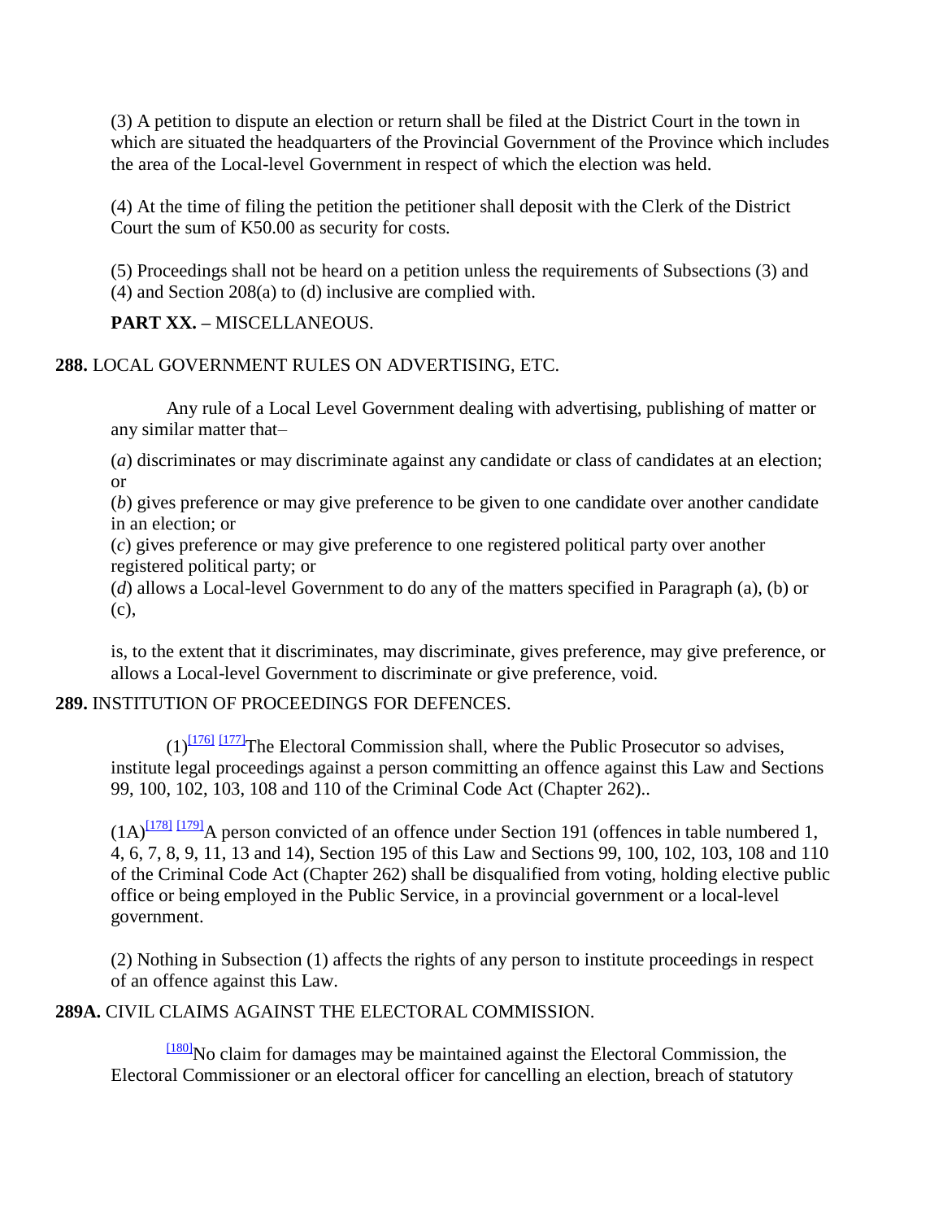(3) A petition to dispute an election or return shall be filed at the District Court in the town in which are situated the headquarters of the Provincial Government of the Province which includes the area of the Local-level Government in respect of which the election was held.

(4) At the time of filing the petition the petitioner shall deposit with the Clerk of the District Court the sum of K50.00 as security for costs.

(5) Proceedings shall not be heard on a petition unless the requirements of Subsections (3) and (4) and Section 208(a) to (d) inclusive are complied with.

**PART XX. –** MISCELLANEOUS.

**288.** LOCAL GOVERNMENT RULES ON ADVERTISING, ETC.

Any rule of a Local Level Government dealing with advertising, publishing of matter or any similar matter that–

(*a*) discriminates or may discriminate against any candidate or class of candidates at an election; or
(*b*) gives preference or may give preference to be given to one candidate over another candidate in an election; or
(*c*) gives preference or may give preference to one registered political party over another registered political party; or
(*d*) allows a Local-level Government to do any of the matters specified in Paragraph (a), (b) or (c),

is, to the extent that it discriminates, may discriminate, gives preference, may give preference, or allows a Local-level Government to discriminate or give preference, void.

**289.** INSTITUTION OF PROCEEDINGS FOR DEFENCES.

(1)[176] [177]The Electoral Commission shall, where the Public Prosecutor so advises, institute legal proceedings against a person committing an offence against this Law and Sections 99, 100, 102, 103, 108 and 110 of the Criminal Code Act (Chapter 262)..

(1A)[178] [179]A person convicted of an offence under Section 191 (offences in table numbered 1, 4, 6, 7, 8, 9, 11, 13 and 14), Section 195 of this Law and Sections 99, 100, 102, 103, 108 and 110 of the Criminal Code Act (Chapter 262) shall be disqualified from voting, holding elective public office or being employed in the Public Service, in a provincial government or a local-level government.

(2) Nothing in Subsection (1) affects the rights of any person to institute proceedings in respect of an offence against this Law.

**289A.** CIVIL CLAIMS AGAINST THE ELECTORAL COMMISSION.

[180]No claim for damages may be maintained against the Electoral Commission, the Electoral Commissioner or an electoral officer for cancelling an election, breach of statutory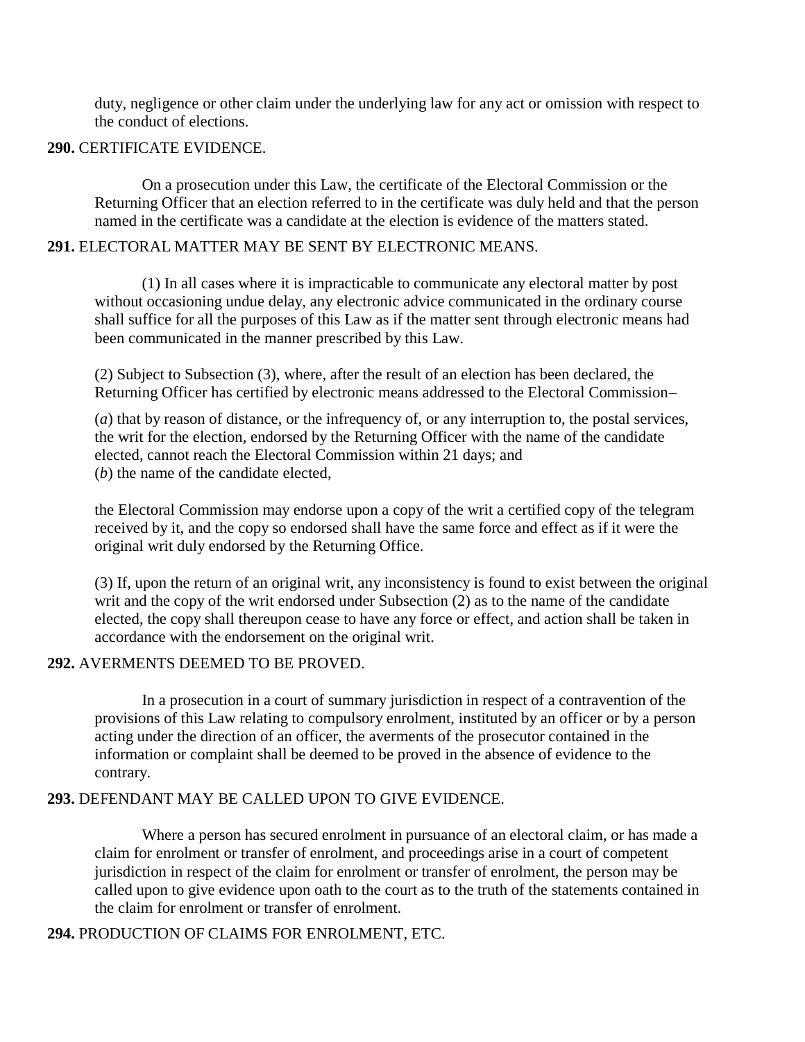duty, negligence or other claim under the underlying law for any act or omission with respect to the conduct of elections.

**290.** CERTIFICATE EVIDENCE.

On a prosecution under this Law, the certificate of the Electoral Commission or the Returning Officer that an election referred to in the certificate was duly held and that the person named in the certificate was a candidate at the election is evidence of the matters stated.

**291.** ELECTORAL MATTER MAY BE SENT BY ELECTRONIC MEANS.

(1) In all cases where it is impracticable to communicate any electoral matter by post without occasioning undue delay, any electronic advice communicated in the ordinary course shall suffice for all the purposes of this Law as if the matter sent through electronic means had been communicated in the manner prescribed by this Law.

(2) Subject to Subsection (3), where, after the result of an election has been declared, the Returning Officer has certified by electronic means addressed to the Electoral Commission–

(*a*) that by reason of distance, or the infrequency of, or any interruption to, the postal services, the writ for the election, endorsed by the Returning Officer with the name of the candidate elected, cannot reach the Electoral Commission within 21 days; and
(*b*) the name of the candidate elected,

the Electoral Commission may endorse upon a copy of the writ a certified copy of the telegram received by it, and the copy so endorsed shall have the same force and effect as if it were the original writ duly endorsed by the Returning Office.

(3) If, upon the return of an original writ, any inconsistency is found to exist between the original writ and the copy of the writ endorsed under Subsection (2) as to the name of the candidate elected, the copy shall thereupon cease to have any force or effect, and action shall be taken in accordance with the endorsement on the original writ.

**292.** AVERMENTS DEEMED TO BE PROVED.

In a prosecution in a court of summary jurisdiction in respect of a contravention of the provisions of this Law relating to compulsory enrolment, instituted by an officer or by a person acting under the direction of an officer, the averments of the prosecutor contained in the information or complaint shall be deemed to be proved in the absence of evidence to the contrary.

**293.** DEFENDANT MAY BE CALLED UPON TO GIVE EVIDENCE.

Where a person has secured enrolment in pursuance of an electoral claim, or has made a claim for enrolment or transfer of enrolment, and proceedings arise in a court of competent jurisdiction in respect of the claim for enrolment or transfer of enrolment, the person may be called upon to give evidence upon oath to the court as to the truth of the statements contained in the claim for enrolment or transfer of enrolment.

**294.** PRODUCTION OF CLAIMS FOR ENROLMENT, ETC.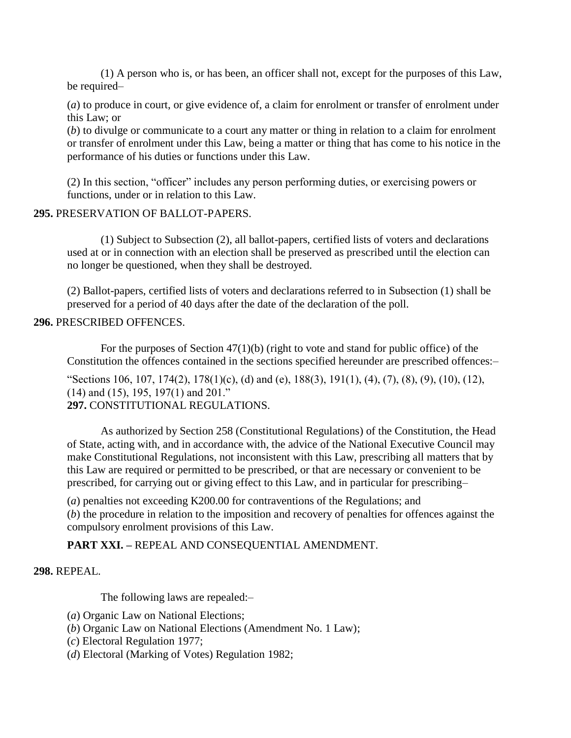(1) A person who is, or has been, an officer shall not, except for the purposes of this Law, be required–

(*a*) to produce in court, or give evidence of, a claim for enrolment or transfer of enrolment under this Law; or
(*b*) to divulge or communicate to a court any matter or thing in relation to a claim for enrolment or transfer of enrolment under this Law, being a matter or thing that has come to his notice in the performance of his duties or functions under this Law.

(2) In this section, "officer" includes any person performing duties, or exercising powers or functions, under or in relation to this Law.

**295.** PRESERVATION OF BALLOT-PAPERS.

(1) Subject to Subsection (2), all ballot-papers, certified lists of voters and declarations used at or in connection with an election shall be preserved as prescribed until the election can no longer be questioned, when they shall be destroyed.

(2) Ballot-papers, certified lists of voters and declarations referred to in Subsection (1) shall be preserved for a period of 40 days after the date of the declaration of the poll.

**296.** PRESCRIBED OFFENCES.

For the purposes of Section 47(1)(b) (right to vote and stand for public office) of the Constitution the offences contained in the sections specified hereunder are prescribed offences:–

"Sections 106, 107, 174(2), 178(1)(c), (d) and (e), 188(3), 191(1), (4), (7), (8), (9), (10), (12), (14) and (15), 195, 197(1) and 201."

**297.** CONSTITUTIONAL REGULATIONS.

As authorized by Section 258 (Constitutional Regulations) of the Constitution, the Head of State, acting with, and in accordance with, the advice of the National Executive Council may make Constitutional Regulations, not inconsistent with this Law, prescribing all matters that by this Law are required or permitted to be prescribed, or that are necessary or convenient to be prescribed, for carrying out or giving effect to this Law, and in particular for prescribing–

(*a*) penalties not exceeding K200.00 for contraventions of the Regulations; and
(*b*) the procedure in relation to the imposition and recovery of penalties for offences against the compulsory enrolment provisions of this Law.

**PART XXI. –** REPEAL AND CONSEQUENTIAL AMENDMENT.

**298.** REPEAL.

The following laws are repealed:–

(*a*) Organic Law on National Elections;
(*b*) Organic Law on National Elections (Amendment No. 1 Law);
(*c*) Electoral Regulation 1977;
(*d*) Electoral (Marking of Votes) Regulation 1982;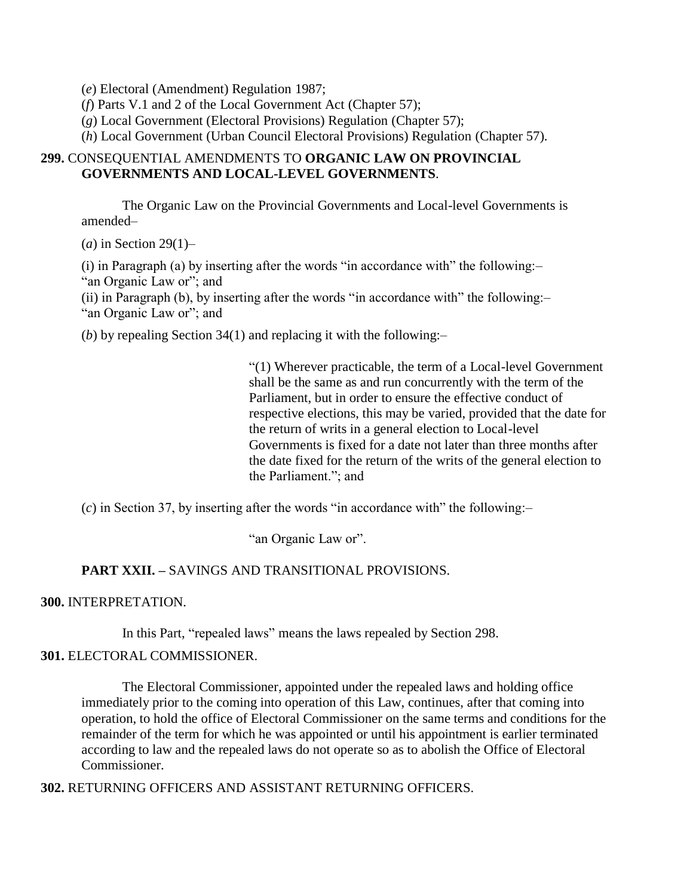(*e*) Electoral (Amendment) Regulation 1987;

(*f*) Parts V.1 and 2 of the Local Government Act (Chapter 57);

(*g*) Local Government (Electoral Provisions) Regulation (Chapter 57);

(*h*) Local Government (Urban Council Electoral Provisions) Regulation (Chapter 57).

**299.** CONSEQUENTIAL AMENDMENTS TO **ORGANIC LAW ON PROVINCIAL GOVERNMENTS AND LOCAL-LEVEL GOVERNMENTS**.

The Organic Law on the Provincial Governments and Local-level Governments is amended–

(*a*) in Section 29(1)–

(i) in Paragraph (a) by inserting after the words "in accordance with" the following:–
"an Organic Law or"; and

(ii) in Paragraph (b), by inserting after the words "in accordance with" the following:–
"an Organic Law or"; and

(*b*) by repealing Section 34(1) and replacing it with the following:–

> "(1) Wherever practicable, the term of a Local-level Government shall be the same as and run concurrently with the term of the Parliament, but in order to ensure the effective conduct of respective elections, this may be varied, provided that the date for the return of writs in a general election to Local-level Governments is fixed for a date not later than three months after the date fixed for the return of the writs of the general election to the Parliament."; and

(*c*) in Section 37, by inserting after the words "in accordance with" the following:–

> "an Organic Law or".

## PART XXII. – SAVINGS AND TRANSITIONAL PROVISIONS.

**300.** INTERPRETATION.

In this Part, "repealed laws" means the laws repealed by Section 298.

**301.** ELECTORAL COMMISSIONER.

The Electoral Commissioner, appointed under the repealed laws and holding office immediately prior to the coming into operation of this Law, continues, after that coming into operation, to hold the office of Electoral Commissioner on the same terms and conditions for the remainder of the term for which he was appointed or until his appointment is earlier terminated according to law and the repealed laws do not operate so as to abolish the Office of Electoral Commissioner.

**302.** RETURNING OFFICERS AND ASSISTANT RETURNING OFFICERS.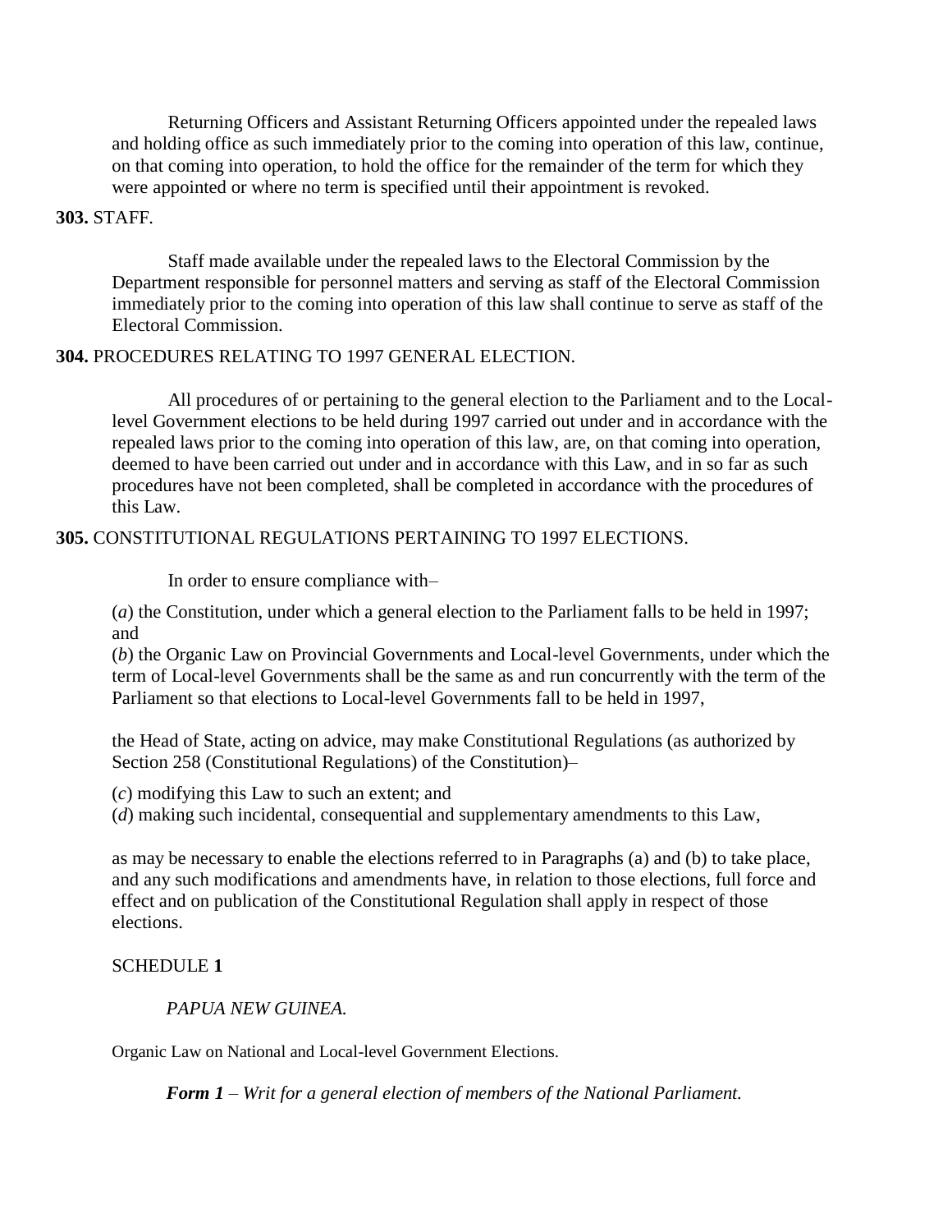Returning Officers and Assistant Returning Officers appointed under the repealed laws and holding office as such immediately prior to the coming into operation of this law, continue, on that coming into operation, to hold the office for the remainder of the term for which they were appointed or where no term is specified until their appointment is revoked.

**303.** STAFF.

Staff made available under the repealed laws to the Electoral Commission by the Department responsible for personnel matters and serving as staff of the Electoral Commission immediately prior to the coming into operation of this law shall continue to serve as staff of the Electoral Commission.

**304.** PROCEDURES RELATING TO 1997 GENERAL ELECTION.

All procedures of or pertaining to the general election to the Parliament and to the Local-level Government elections to be held during 1997 carried out under and in accordance with the repealed laws prior to the coming into operation of this law, are, on that coming into operation, deemed to have been carried out under and in accordance with this Law, and in so far as such procedures have not been completed, shall be completed in accordance with the procedures of this Law.

**305.** CONSTITUTIONAL REGULATIONS PERTAINING TO 1997 ELECTIONS.

In order to ensure compliance with–

(*a*) the Constitution, under which a general election to the Parliament falls to be held in 1997; and

(*b*) the Organic Law on Provincial Governments and Local-level Governments, under which the term of Local-level Governments shall be the same as and run concurrently with the term of the Parliament so that elections to Local-level Governments fall to be held in 1997,

the Head of State, acting on advice, may make Constitutional Regulations (as authorized by Section 258 (Constitutional Regulations) of the Constitution)–

(*c*) modifying this Law to such an extent; and

(*d*) making such incidental, consequential and supplementary amendments to this Law,

as may be necessary to enable the elections referred to in Paragraphs (a) and (b) to take place, and any such modifications and amendments have, in relation to those elections, full force and effect and on publication of the Constitutional Regulation shall apply in respect of those elections.

SCHEDULE **1**

*PAPUA NEW GUINEA.*

Organic Law on National and Local-level Government Elections.

***Form 1*** *– Writ for a general election of members of the National Parliament.*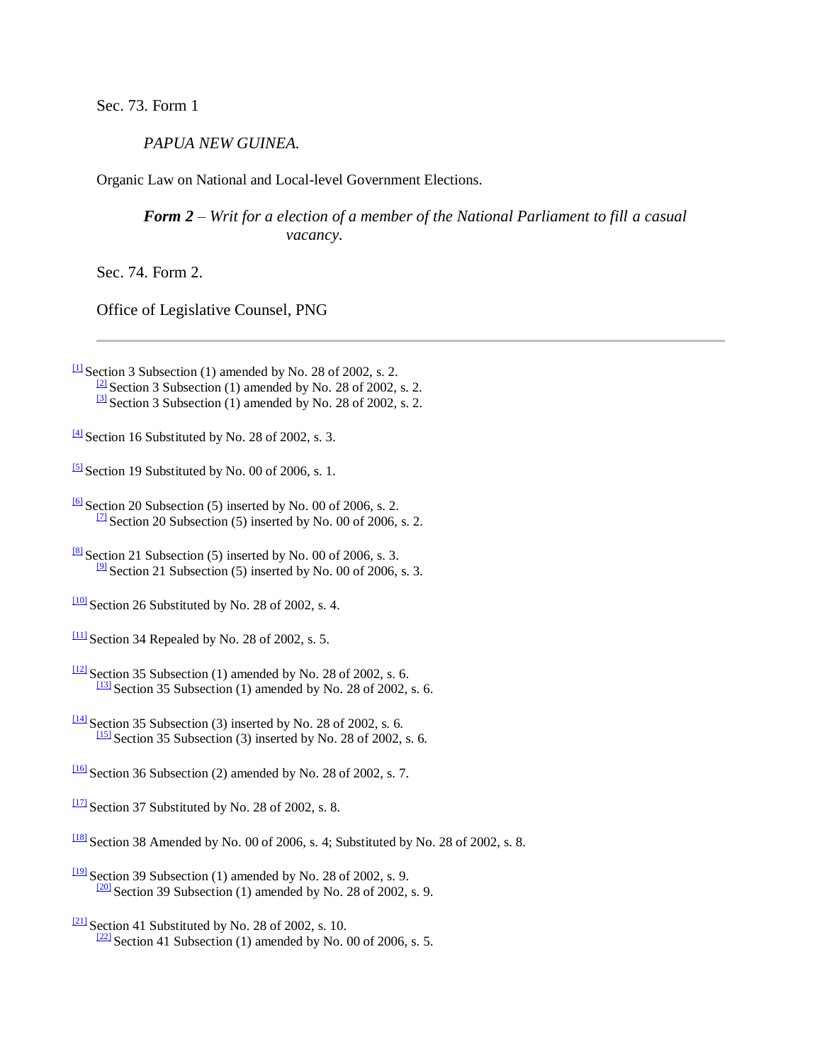Sec. 73. Form 1

*PAPUA NEW GUINEA.*

Organic Law on National and Local-level Government Elections.

***Form 2** – Writ for a election of a member of the National Parliament to fill a casual vacancy.*

Sec. 74. Form 2.

Office of Legislative Counsel, PNG

---

[1] Section 3 Subsection (1) amended by No. 28 of 2002, s. 2.
[2] Section 3 Subsection (1) amended by No. 28 of 2002, s. 2.
[3] Section 3 Subsection (1) amended by No. 28 of 2002, s. 2.

[4] Section 16 Substituted by No. 28 of 2002, s. 3.

[5] Section 19 Substituted by No. 00 of 2006, s. 1.

[6] Section 20 Subsection (5) inserted by No. 00 of 2006, s. 2.
[7] Section 20 Subsection (5) inserted by No. 00 of 2006, s. 2.

[8] Section 21 Subsection (5) inserted by No. 00 of 2006, s. 3.
[9] Section 21 Subsection (5) inserted by No. 00 of 2006, s. 3.

[10] Section 26 Substituted by No. 28 of 2002, s. 4.

[11] Section 34 Repealed by No. 28 of 2002, s. 5.

[12] Section 35 Subsection (1) amended by No. 28 of 2002, s. 6.
[13] Section 35 Subsection (1) amended by No. 28 of 2002, s. 6.

[14] Section 35 Subsection (3) inserted by No. 28 of 2002, s. 6.
[15] Section 35 Subsection (3) inserted by No. 28 of 2002, s. 6.

[16] Section 36 Subsection (2) amended by No. 28 of 2002, s. 7.

[17] Section 37 Substituted by No. 28 of 2002, s. 8.

[18] Section 38 Amended by No. 00 of 2006, s. 4; Substituted by No. 28 of 2002, s. 8.

[19] Section 39 Subsection (1) amended by No. 28 of 2002, s. 9.
[20] Section 39 Subsection (1) amended by No. 28 of 2002, s. 9.

[21] Section 41 Substituted by No. 28 of 2002, s. 10.
[22] Section 41 Subsection (1) amended by No. 00 of 2006, s. 5.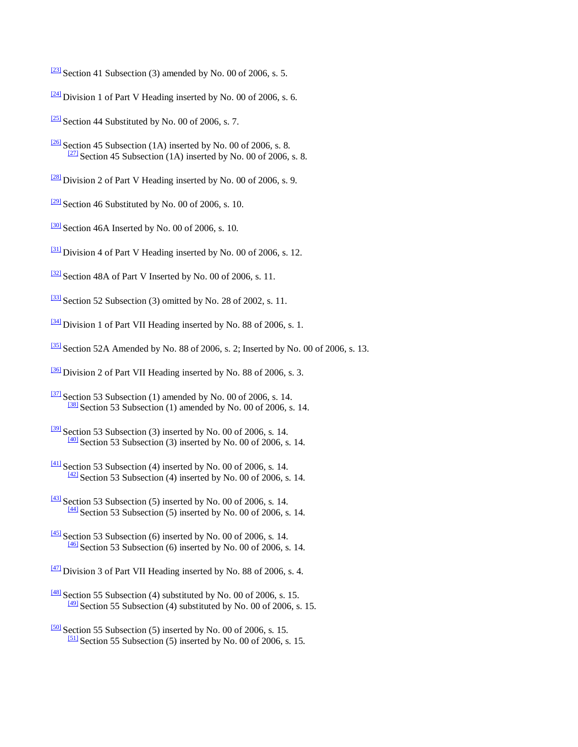[23] Section 41 Subsection (3) amended by No. 00 of 2006, s. 5.

[24] Division 1 of Part V Heading inserted by No. 00 of 2006, s. 6.

[25] Section 44 Substituted by No. 00 of 2006, s. 7.

[26] Section 45 Subsection (1A) inserted by No. 00 of 2006, s. 8.
[27] Section 45 Subsection (1A) inserted by No. 00 of 2006, s. 8.

[28] Division 2 of Part V Heading inserted by No. 00 of 2006, s. 9.

[29] Section 46 Substituted by No. 00 of 2006, s. 10.

[30] Section 46A Inserted by No. 00 of 2006, s. 10.

[31] Division 4 of Part V Heading inserted by No. 00 of 2006, s. 12.

[32] Section 48A of Part V Inserted by No. 00 of 2006, s. 11.

[33] Section 52 Subsection (3) omitted by No. 28 of 2002, s. 11.

[34] Division 1 of Part VII Heading inserted by No. 88 of 2006, s. 1.

[35] Section 52A Amended by No. 88 of 2006, s. 2; Inserted by No. 00 of 2006, s. 13.

[36] Division 2 of Part VII Heading inserted by No. 88 of 2006, s. 3.

[37] Section 53 Subsection (1) amended by No. 00 of 2006, s. 14.
[38] Section 53 Subsection (1) amended by No. 00 of 2006, s. 14.

[39] Section 53 Subsection (3) inserted by No. 00 of 2006, s. 14.
[40] Section 53 Subsection (3) inserted by No. 00 of 2006, s. 14.

[41] Section 53 Subsection (4) inserted by No. 00 of 2006, s. 14.
[42] Section 53 Subsection (4) inserted by No. 00 of 2006, s. 14.

[43] Section 53 Subsection (5) inserted by No. 00 of 2006, s. 14.
[44] Section 53 Subsection (5) inserted by No. 00 of 2006, s. 14.

[45] Section 53 Subsection (6) inserted by No. 00 of 2006, s. 14.
[46] Section 53 Subsection (6) inserted by No. 00 of 2006, s. 14.

[47] Division 3 of Part VII Heading inserted by No. 88 of 2006, s. 4.

[48] Section 55 Subsection (4) substituted by No. 00 of 2006, s. 15.
[49] Section 55 Subsection (4) substituted by No. 00 of 2006, s. 15.

[50] Section 55 Subsection (5) inserted by No. 00 of 2006, s. 15.
[51] Section 55 Subsection (5) inserted by No. 00 of 2006, s. 15.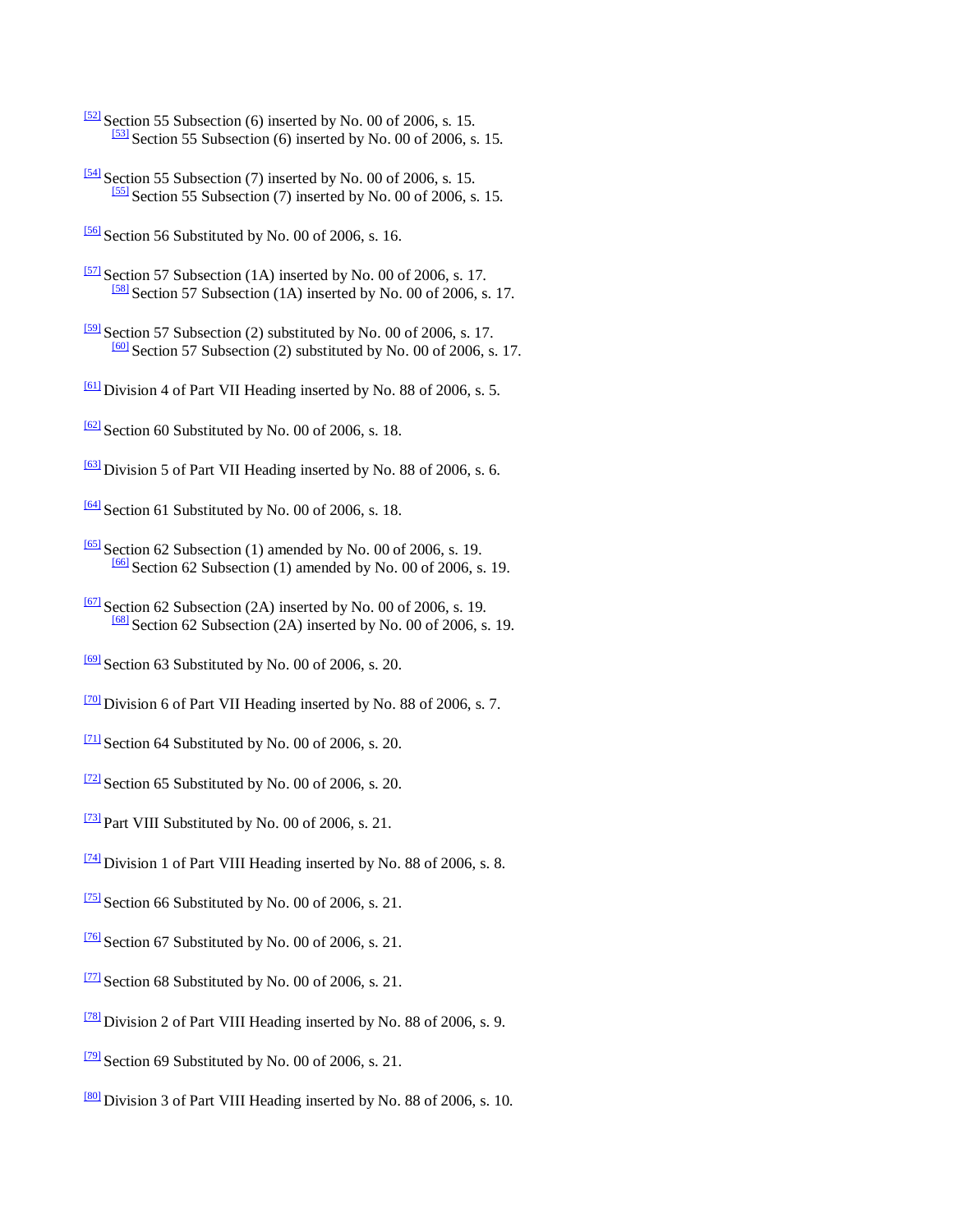[52] Section 55 Subsection (6) inserted by No. 00 of 2006, s. 15.
[53] Section 55 Subsection (6) inserted by No. 00 of 2006, s. 15.

[54] Section 55 Subsection (7) inserted by No. 00 of 2006, s. 15.
[55] Section 55 Subsection (7) inserted by No. 00 of 2006, s. 15.

[56] Section 56 Substituted by No. 00 of 2006, s. 16.

[57] Section 57 Subsection (1A) inserted by No. 00 of 2006, s. 17.
[58] Section 57 Subsection (1A) inserted by No. 00 of 2006, s. 17.

[59] Section 57 Subsection (2) substituted by No. 00 of 2006, s. 17.
[60] Section 57 Subsection (2) substituted by No. 00 of 2006, s. 17.

[61] Division 4 of Part VII Heading inserted by No. 88 of 2006, s. 5.

[62] Section 60 Substituted by No. 00 of 2006, s. 18.

[63] Division 5 of Part VII Heading inserted by No. 88 of 2006, s. 6.

[64] Section 61 Substituted by No. 00 of 2006, s. 18.

[65] Section 62 Subsection (1) amended by No. 00 of 2006, s. 19.
[66] Section 62 Subsection (1) amended by No. 00 of 2006, s. 19.

[67] Section 62 Subsection (2A) inserted by No. 00 of 2006, s. 19.
[68] Section 62 Subsection (2A) inserted by No. 00 of 2006, s. 19.

[69] Section 63 Substituted by No. 00 of 2006, s. 20.

[70] Division 6 of Part VII Heading inserted by No. 88 of 2006, s. 7.

[71] Section 64 Substituted by No. 00 of 2006, s. 20.

[72] Section 65 Substituted by No. 00 of 2006, s. 20.

[73] Part VIII Substituted by No. 00 of 2006, s. 21.

[74] Division 1 of Part VIII Heading inserted by No. 88 of 2006, s. 8.

[75] Section 66 Substituted by No. 00 of 2006, s. 21.

[76] Section 67 Substituted by No. 00 of 2006, s. 21.

[77] Section 68 Substituted by No. 00 of 2006, s. 21.

[78] Division 2 of Part VIII Heading inserted by No. 88 of 2006, s. 9.

[79] Section 69 Substituted by No. 00 of 2006, s. 21.

[80] Division 3 of Part VIII Heading inserted by No. 88 of 2006, s. 10.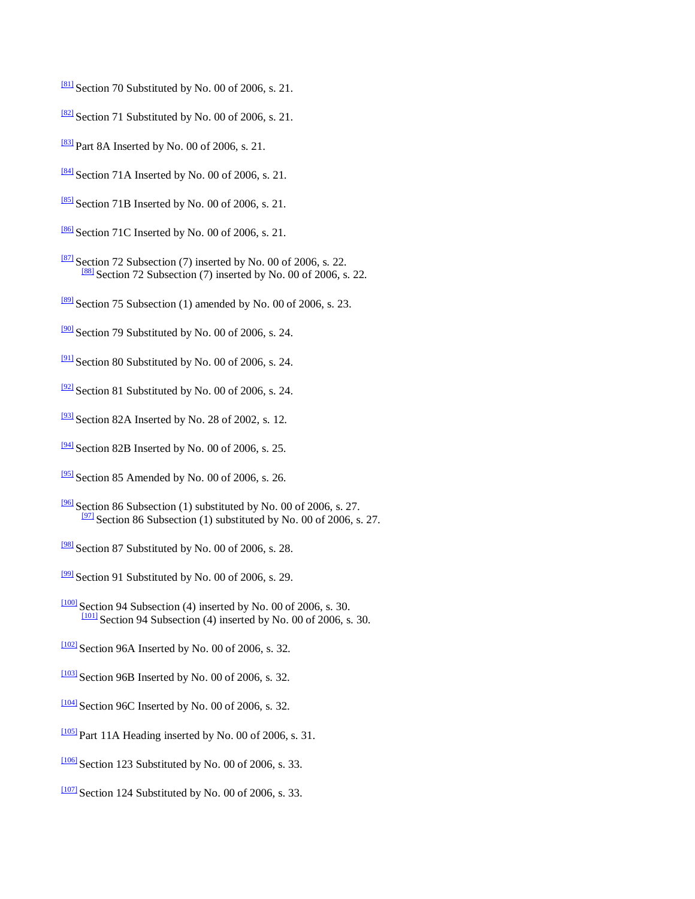[81] Section 70 Substituted by No. 00 of 2006, s. 21.

[82] Section 71 Substituted by No. 00 of 2006, s. 21.

[83] Part 8A Inserted by No. 00 of 2006, s. 21.

[84] Section 71A Inserted by No. 00 of 2006, s. 21.

[85] Section 71B Inserted by No. 00 of 2006, s. 21.

[86] Section 71C Inserted by No. 00 of 2006, s. 21.

[87] Section 72 Subsection (7) inserted by No. 00 of 2006, s. 22.
[88] Section 72 Subsection (7) inserted by No. 00 of 2006, s. 22.

[89] Section 75 Subsection (1) amended by No. 00 of 2006, s. 23.

[90] Section 79 Substituted by No. 00 of 2006, s. 24.

[91] Section 80 Substituted by No. 00 of 2006, s. 24.

[92] Section 81 Substituted by No. 00 of 2006, s. 24.

[93] Section 82A Inserted by No. 28 of 2002, s. 12.

[94] Section 82B Inserted by No. 00 of 2006, s. 25.

[95] Section 85 Amended by No. 00 of 2006, s. 26.

[96] Section 86 Subsection (1) substituted by No. 00 of 2006, s. 27.
[97] Section 86 Subsection (1) substituted by No. 00 of 2006, s. 27.

[98] Section 87 Substituted by No. 00 of 2006, s. 28.

[99] Section 91 Substituted by No. 00 of 2006, s. 29.

[100] Section 94 Subsection (4) inserted by No. 00 of 2006, s. 30.
[101] Section 94 Subsection (4) inserted by No. 00 of 2006, s. 30.

[102] Section 96A Inserted by No. 00 of 2006, s. 32.

[103] Section 96B Inserted by No. 00 of 2006, s. 32.

[104] Section 96C Inserted by No. 00 of 2006, s. 32.

[105] Part 11A Heading inserted by No. 00 of 2006, s. 31.

[106] Section 123 Substituted by No. 00 of 2006, s. 33.

[107] Section 124 Substituted by No. 00 of 2006, s. 33.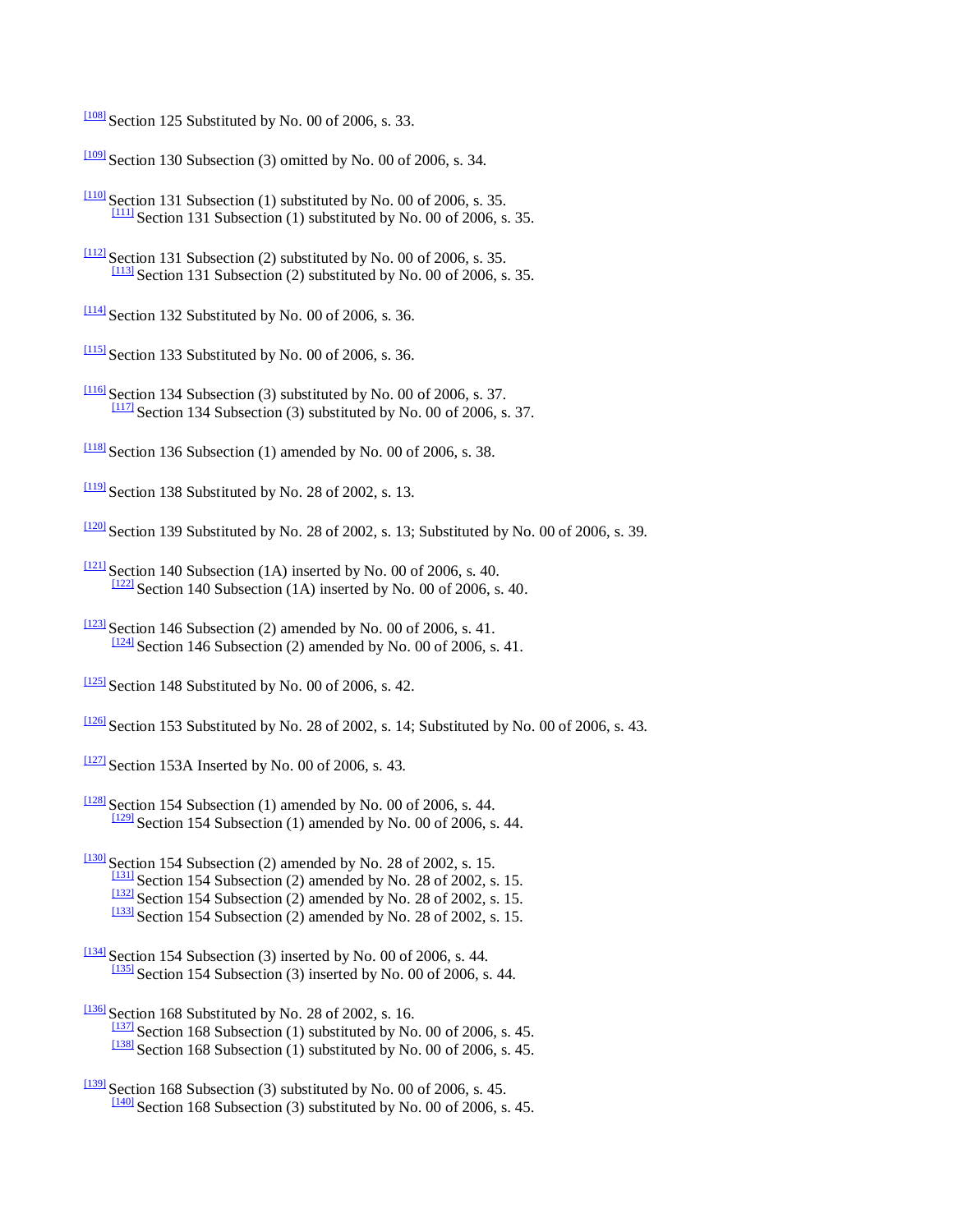[108] Section 125 Substituted by No. 00 of 2006, s. 33.

[109] Section 130 Subsection (3) omitted by No. 00 of 2006, s. 34.

[110] Section 131 Subsection (1) substituted by No. 00 of 2006, s. 35.
[111] Section 131 Subsection (1) substituted by No. 00 of 2006, s. 35.

[112] Section 131 Subsection (2) substituted by No. 00 of 2006, s. 35.
[113] Section 131 Subsection (2) substituted by No. 00 of 2006, s. 35.

[114] Section 132 Substituted by No. 00 of 2006, s. 36.

[115] Section 133 Substituted by No. 00 of 2006, s. 36.

[116] Section 134 Subsection (3) substituted by No. 00 of 2006, s. 37.
[117] Section 134 Subsection (3) substituted by No. 00 of 2006, s. 37.

[118] Section 136 Subsection (1) amended by No. 00 of 2006, s. 38.

[119] Section 138 Substituted by No. 28 of 2002, s. 13.

[120] Section 139 Substituted by No. 28 of 2002, s. 13; Substituted by No. 00 of 2006, s. 39.

[121] Section 140 Subsection (1A) inserted by No. 00 of 2006, s. 40.
[122] Section 140 Subsection (1A) inserted by No. 00 of 2006, s. 40.

[123] Section 146 Subsection (2) amended by No. 00 of 2006, s. 41.
[124] Section 146 Subsection (2) amended by No. 00 of 2006, s. 41.

[125] Section 148 Substituted by No. 00 of 2006, s. 42.

[126] Section 153 Substituted by No. 28 of 2002, s. 14; Substituted by No. 00 of 2006, s. 43.

[127] Section 153A Inserted by No. 00 of 2006, s. 43.

[128] Section 154 Subsection (1) amended by No. 00 of 2006, s. 44.
[129] Section 154 Subsection (1) amended by No. 00 of 2006, s. 44.

[130] Section 154 Subsection (2) amended by No. 28 of 2002, s. 15.
[131] Section 154 Subsection (2) amended by No. 28 of 2002, s. 15.
[132] Section 154 Subsection (2) amended by No. 28 of 2002, s. 15.
[133] Section 154 Subsection (2) amended by No. 28 of 2002, s. 15.

[134] Section 154 Subsection (3) inserted by No. 00 of 2006, s. 44.
[135] Section 154 Subsection (3) inserted by No. 00 of 2006, s. 44.

[136] Section 168 Substituted by No. 28 of 2002, s. 16.
[137] Section 168 Subsection (1) substituted by No. 00 of 2006, s. 45.
[138] Section 168 Subsection (1) substituted by No. 00 of 2006, s. 45.

[139] Section 168 Subsection (3) substituted by No. 00 of 2006, s. 45.
[140] Section 168 Subsection (3) substituted by No. 00 of 2006, s. 45.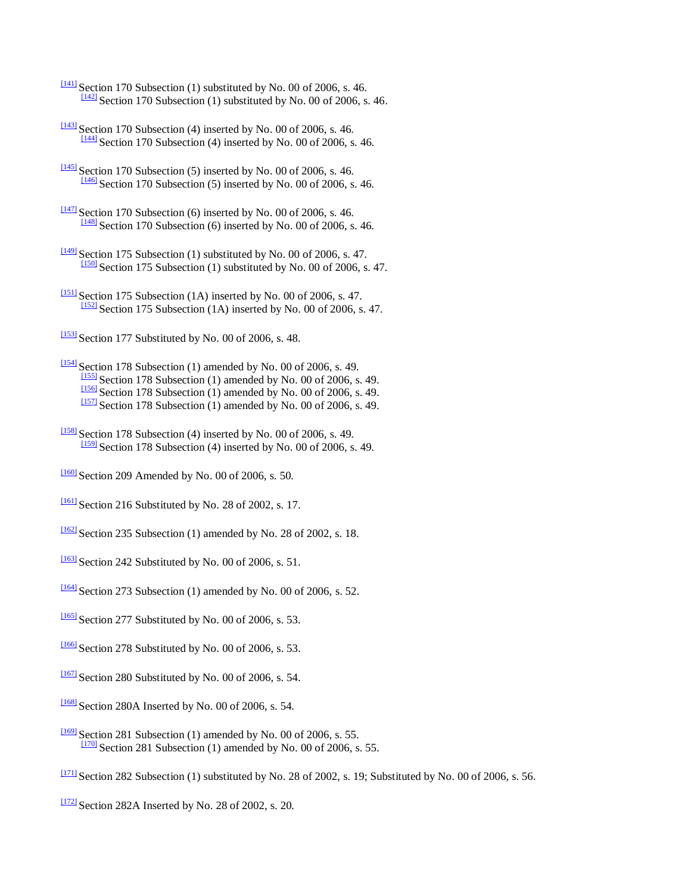[141] Section 170 Subsection (1) substituted by No. 00 of 2006, s. 46.
  [142] Section 170 Subsection (1) substituted by No. 00 of 2006, s. 46.

[143] Section 170 Subsection (4) inserted by No. 00 of 2006, s. 46.
  [144] Section 170 Subsection (4) inserted by No. 00 of 2006, s. 46.

[145] Section 170 Subsection (5) inserted by No. 00 of 2006, s. 46.
  [146] Section 170 Subsection (5) inserted by No. 00 of 2006, s. 46.

[147] Section 170 Subsection (6) inserted by No. 00 of 2006, s. 46.
  [148] Section 170 Subsection (6) inserted by No. 00 of 2006, s. 46.

[149] Section 175 Subsection (1) substituted by No. 00 of 2006, s. 47.
  [150] Section 175 Subsection (1) substituted by No. 00 of 2006, s. 47.

[151] Section 175 Subsection (1A) inserted by No. 00 of 2006, s. 47.
  [152] Section 175 Subsection (1A) inserted by No. 00 of 2006, s. 47.

[153] Section 177 Substituted by No. 00 of 2006, s. 48.

[154] Section 178 Subsection (1) amended by No. 00 of 2006, s. 49.
  [155] Section 178 Subsection (1) amended by No. 00 of 2006, s. 49.
  [156] Section 178 Subsection (1) amended by No. 00 of 2006, s. 49.
  [157] Section 178 Subsection (1) amended by No. 00 of 2006, s. 49.

[158] Section 178 Subsection (4) inserted by No. 00 of 2006, s. 49.
  [159] Section 178 Subsection (4) inserted by No. 00 of 2006, s. 49.

[160] Section 209 Amended by No. 00 of 2006, s. 50.

[161] Section 216 Substituted by No. 28 of 2002, s. 17.

[162] Section 235 Subsection (1) amended by No. 28 of 2002, s. 18.

[163] Section 242 Substituted by No. 00 of 2006, s. 51.

[164] Section 273 Subsection (1) amended by No. 00 of 2006, s. 52.

[165] Section 277 Substituted by No. 00 of 2006, s. 53.

[166] Section 278 Substituted by No. 00 of 2006, s. 53.

[167] Section 280 Substituted by No. 00 of 2006, s. 54.

[168] Section 280A Inserted by No. 00 of 2006, s. 54.

[169] Section 281 Subsection (1) amended by No. 00 of 2006, s. 55.
  [170] Section 281 Subsection (1) amended by No. 00 of 2006, s. 55.

[171] Section 282 Subsection (1) substituted by No. 28 of 2002, s. 19; Substituted by No. 00 of 2006, s. 56.

[172] Section 282A Inserted by No. 28 of 2002, s. 20.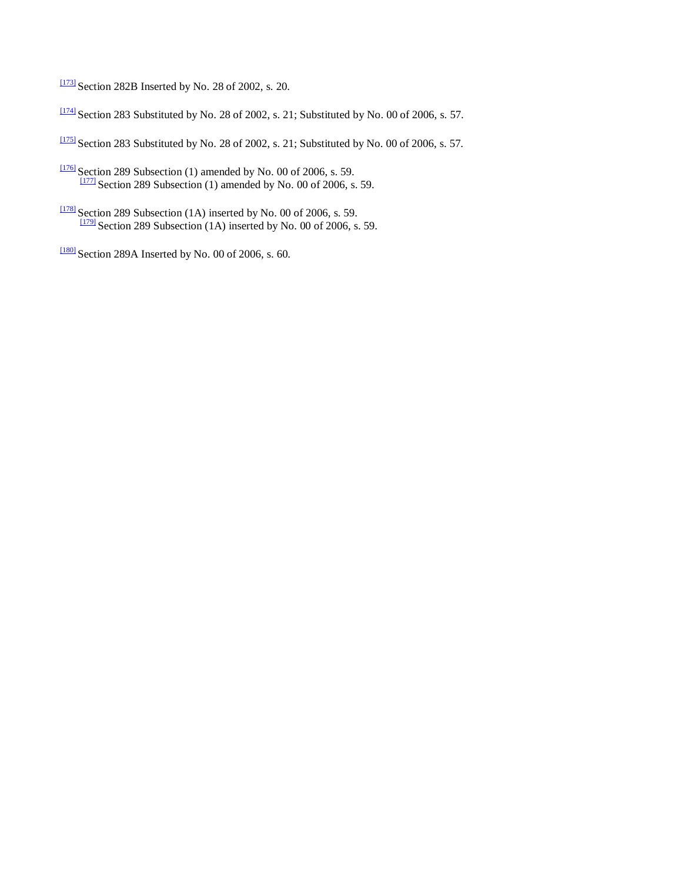[173] Section 282B Inserted by No. 28 of 2002, s. 20.

[174] Section 283 Substituted by No. 28 of 2002, s. 21; Substituted by No. 00 of 2006, s. 57.

[175] Section 283 Substituted by No. 28 of 2002, s. 21; Substituted by No. 00 of 2006, s. 57.

[176] Section 289 Subsection (1) amended by No. 00 of 2006, s. 59.
[177] Section 289 Subsection (1) amended by No. 00 of 2006, s. 59.

[178] Section 289 Subsection (1A) inserted by No. 00 of 2006, s. 59.
[179] Section 289 Subsection (1A) inserted by No. 00 of 2006, s. 59.

[180] Section 289A Inserted by No. 00 of 2006, s. 60.